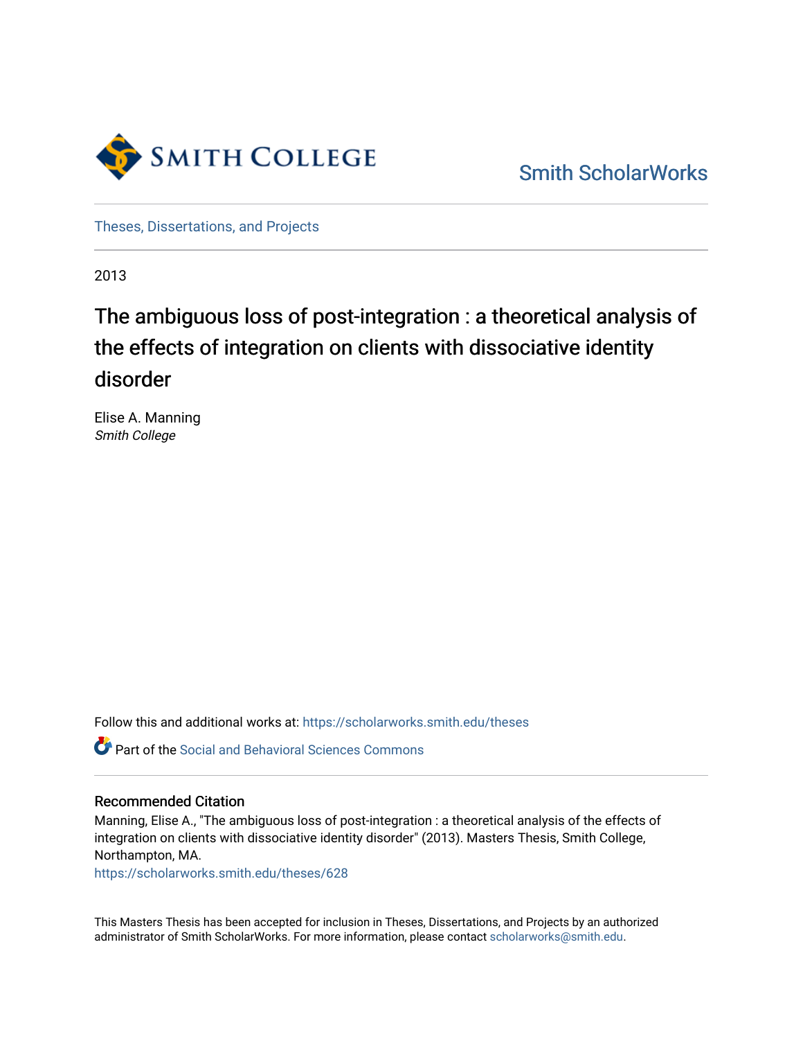Smith College

Smith ScholarWorks

Theses, Dissertations, and Projects

2013

# The ambiguous loss of post-integration : a theoretical analysis of the effects of integration on clients with dissociative identity disorder

Elise A. Manning
*Smith College*

Follow this and additional works at: https://scholarworks.smith.edu/theses

Part of the Social and Behavioral Sciences Commons

## Recommended Citation

Manning, Elise A., "The ambiguous loss of post-integration : a theoretical analysis of the effects of integration on clients with dissociative identity disorder" (2013). Masters Thesis, Smith College, Northampton, MA.
https://scholarworks.smith.edu/theses/628

This Masters Thesis has been accepted for inclusion in Theses, Dissertations, and Projects by an authorized administrator of Smith ScholarWorks. For more information, please contact scholarworks@smith.edu.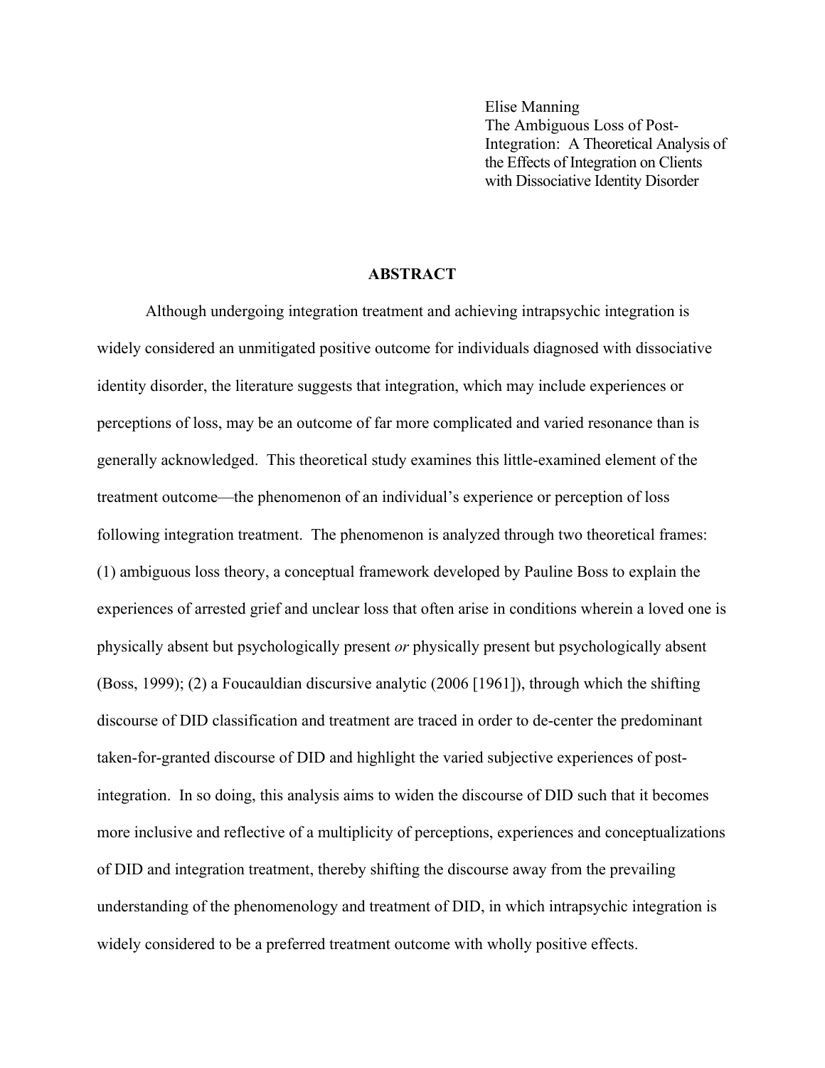Elise Manning
The Ambiguous Loss of Post-Integration: A Theoretical Analysis of the Effects of Integration on Clients with Dissociative Identity Disorder

## ABSTRACT

Although undergoing integration treatment and achieving intrapsychic integration is widely considered an unmitigated positive outcome for individuals diagnosed with dissociative identity disorder, the literature suggests that integration, which may include experiences or perceptions of loss, may be an outcome of far more complicated and varied resonance than is generally acknowledged. This theoretical study examines this little-examined element of the treatment outcome—the phenomenon of an individual's experience or perception of loss following integration treatment. The phenomenon is analyzed through two theoretical frames: (1) ambiguous loss theory, a conceptual framework developed by Pauline Boss to explain the experiences of arrested grief and unclear loss that often arise in conditions wherein a loved one is physically absent but psychologically present *or* physically present but psychologically absent (Boss, 1999); (2) a Foucauldian discursive analytic (2006 [1961]), through which the shifting discourse of DID classification and treatment are traced in order to de-center the predominant taken-for-granted discourse of DID and highlight the varied subjective experiences of post-integration. In so doing, this analysis aims to widen the discourse of DID such that it becomes more inclusive and reflective of a multiplicity of perceptions, experiences and conceptualizations of DID and integration treatment, thereby shifting the discourse away from the prevailing understanding of the phenomenology and treatment of DID, in which intrapsychic integration is widely considered to be a preferred treatment outcome with wholly positive effects.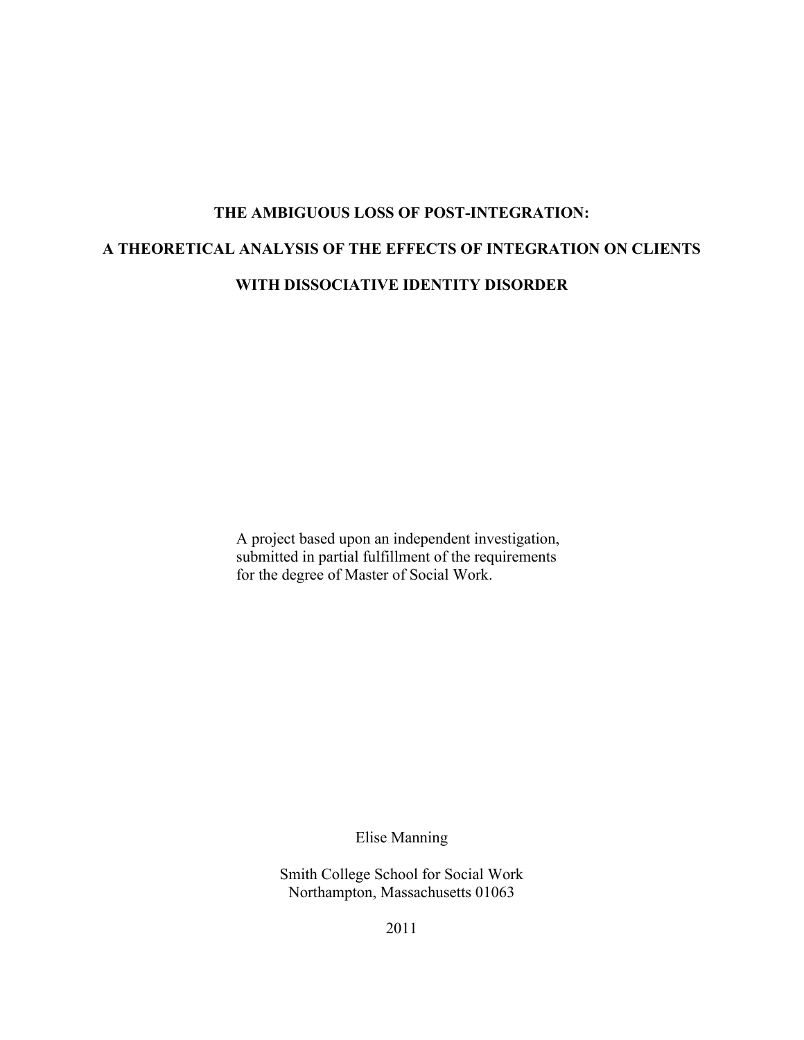# THE AMBIGUOUS LOSS OF POST-INTEGRATION:

# A THEORETICAL ANALYSIS OF THE EFFECTS OF INTEGRATION ON CLIENTS WITH DISSOCIATIVE IDENTITY DISORDER

A project based upon an independent investigation, submitted in partial fulfillment of the requirements for the degree of Master of Social Work.

Elise Manning

Smith College School for Social Work
Northampton, Massachusetts 01063

2011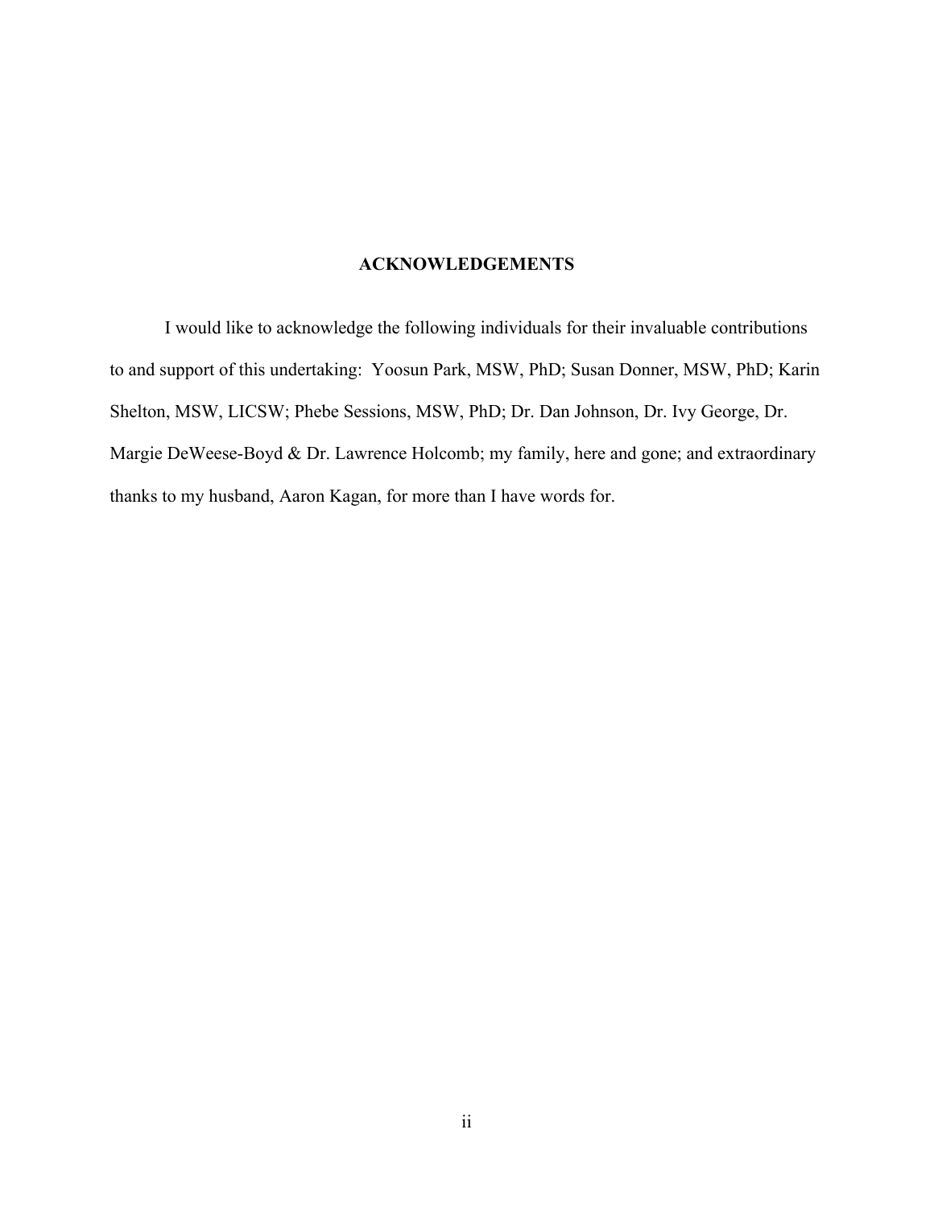## ACKNOWLEDGEMENTS

I would like to acknowledge the following individuals for their invaluable contributions to and support of this undertaking: Yoosun Park, MSW, PhD; Susan Donner, MSW, PhD; Karin Shelton, MSW, LICSW; Phebe Sessions, MSW, PhD; Dr. Dan Johnson, Dr. Ivy George, Dr. Margie DeWeese-Boyd & Dr. Lawrence Holcomb; my family, here and gone; and extraordinary thanks to my husband, Aaron Kagan, for more than I have words for.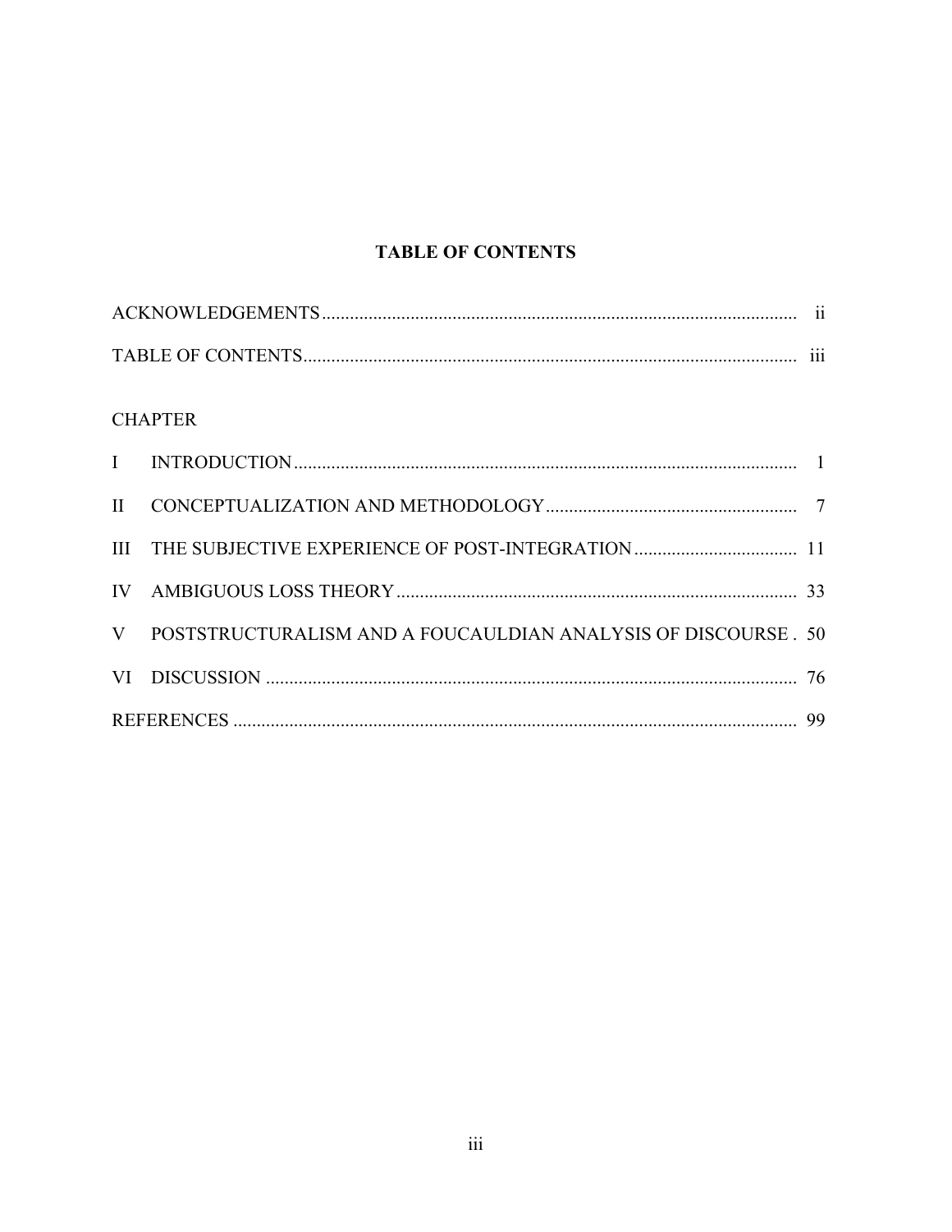# TABLE OF CONTENTS

ACKNOWLEDGEMENTS ..................................................... ii

TABLE OF CONTENTS ..................................................... iii

CHAPTER

I INTRODUCTION ..................................................... 1

II CONCEPTUALIZATION AND METHODOLOGY ..................................................... 7

III THE SUBJECTIVE EXPERIENCE OF POST-INTEGRATION ..................................................... 11

IV AMBIGUOUS LOSS THEORY ..................................................... 33

V POSTSTRUCTURALISM AND A FOUCAULDIAN ANALYSIS OF DISCOURSE . 50

VI DISCUSSION ..................................................... 76

REFERENCES ..................................................... 99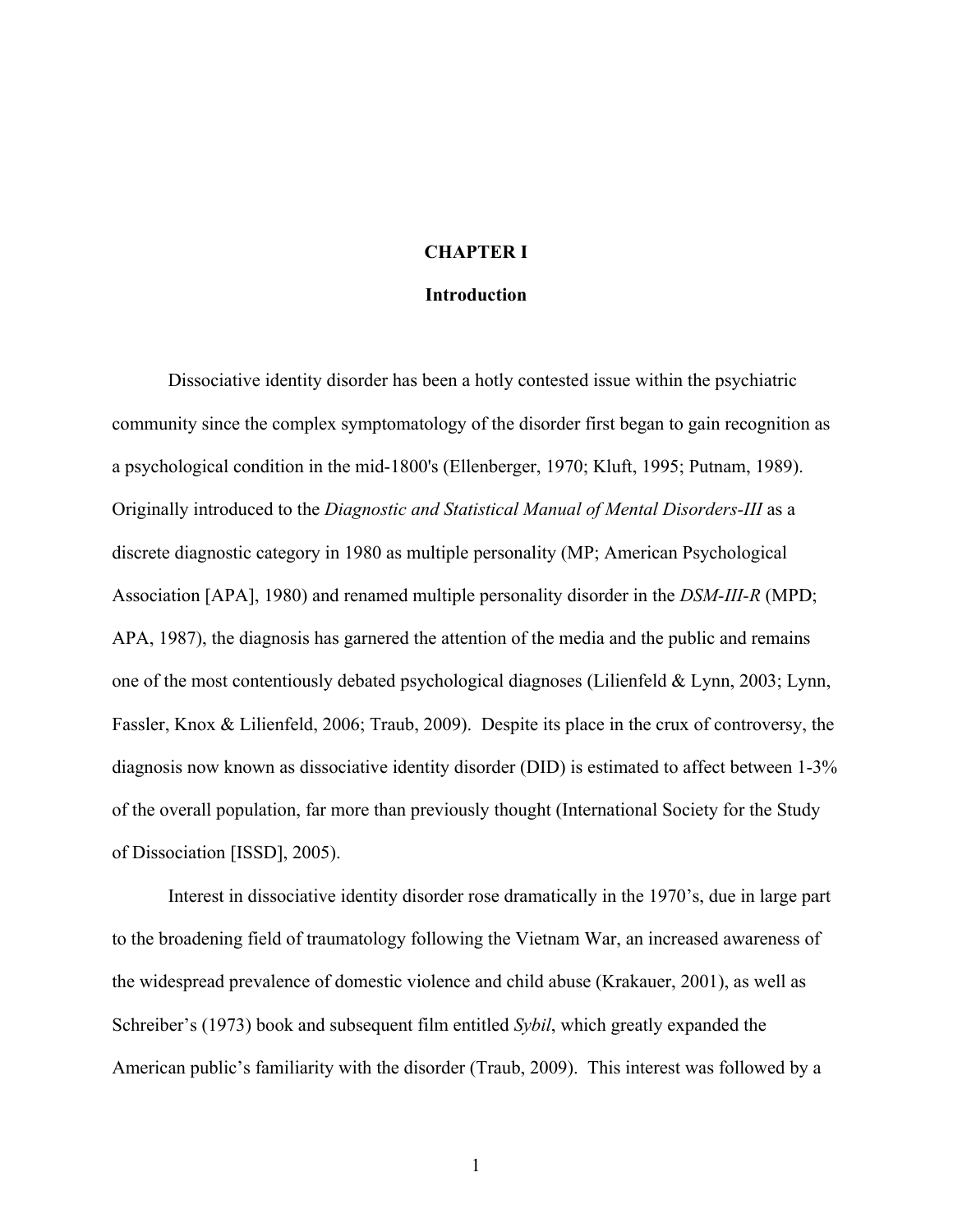# CHAPTER I

## Introduction

Dissociative identity disorder has been a hotly contested issue within the psychiatric community since the complex symptomatology of the disorder first began to gain recognition as a psychological condition in the mid-1800's (Ellenberger, 1970; Kluft, 1995; Putnam, 1989). Originally introduced to the *Diagnostic and Statistical Manual of Mental Disorders-III* as a discrete diagnostic category in 1980 as multiple personality (MP; American Psychological Association [APA], 1980) and renamed multiple personality disorder in the *DSM-III-R* (MPD; APA, 1987), the diagnosis has garnered the attention of the media and the public and remains one of the most contentiously debated psychological diagnoses (Lilienfeld & Lynn, 2003; Lynn, Fassler, Knox & Lilienfeld, 2006; Traub, 2009). Despite its place in the crux of controversy, the diagnosis now known as dissociative identity disorder (DID) is estimated to affect between 1-3% of the overall population, far more than previously thought (International Society for the Study of Dissociation [ISSD], 2005).

Interest in dissociative identity disorder rose dramatically in the 1970's, due in large part to the broadening field of traumatology following the Vietnam War, an increased awareness of the widespread prevalence of domestic violence and child abuse (Krakauer, 2001), as well as Schreiber's (1973) book and subsequent film entitled *Sybil*, which greatly expanded the American public's familiarity with the disorder (Traub, 2009). This interest was followed by a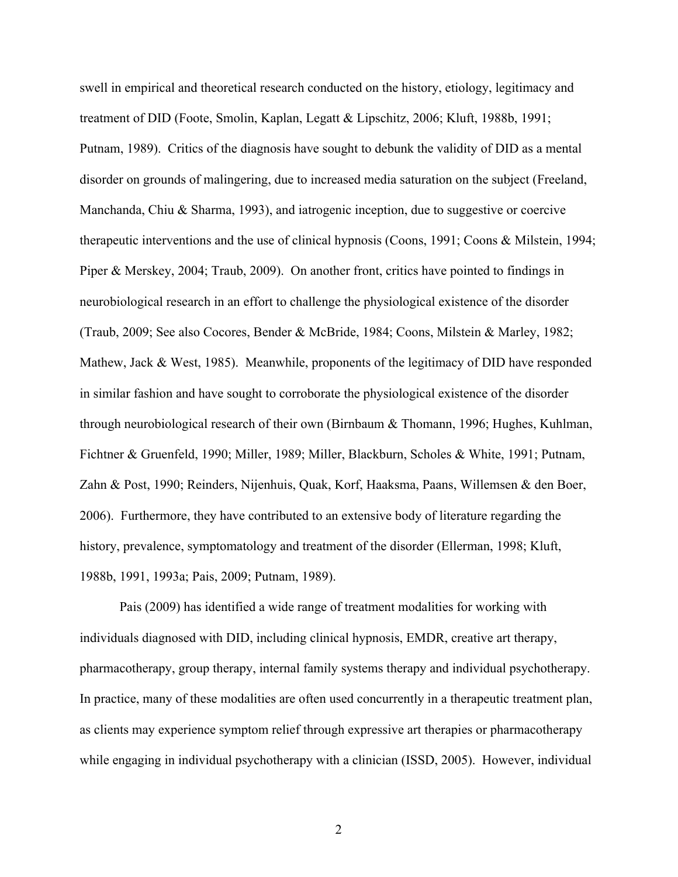swell in empirical and theoretical research conducted on the history, etiology, legitimacy and treatment of DID (Foote, Smolin, Kaplan, Legatt & Lipschitz, 2006; Kluft, 1988b, 1991; Putnam, 1989). Critics of the diagnosis have sought to debunk the validity of DID as a mental disorder on grounds of malingering, due to increased media saturation on the subject (Freeland, Manchanda, Chiu & Sharma, 1993), and iatrogenic inception, due to suggestive or coercive therapeutic interventions and the use of clinical hypnosis (Coons, 1991; Coons & Milstein, 1994; Piper & Merskey, 2004; Traub, 2009). On another front, critics have pointed to findings in neurobiological research in an effort to challenge the physiological existence of the disorder (Traub, 2009; See also Cocores, Bender & McBride, 1984; Coons, Milstein & Marley, 1982; Mathew, Jack & West, 1985). Meanwhile, proponents of the legitimacy of DID have responded in similar fashion and have sought to corroborate the physiological existence of the disorder through neurobiological research of their own (Birnbaum & Thomann, 1996; Hughes, Kuhlman, Fichtner & Gruenfeld, 1990; Miller, 1989; Miller, Blackburn, Scholes & White, 1991; Putnam, Zahn & Post, 1990; Reinders, Nijenhuis, Quak, Korf, Haaksma, Paans, Willemsen & den Boer, 2006). Furthermore, they have contributed to an extensive body of literature regarding the history, prevalence, symptomatology and treatment of the disorder (Ellerman, 1998; Kluft, 1988b, 1991, 1993a; Pais, 2009; Putnam, 1989).

Pais (2009) has identified a wide range of treatment modalities for working with individuals diagnosed with DID, including clinical hypnosis, EMDR, creative art therapy, pharmacotherapy, group therapy, internal family systems therapy and individual psychotherapy. In practice, many of these modalities are often used concurrently in a therapeutic treatment plan, as clients may experience symptom relief through expressive art therapies or pharmacotherapy while engaging in individual psychotherapy with a clinician (ISSD, 2005). However, individual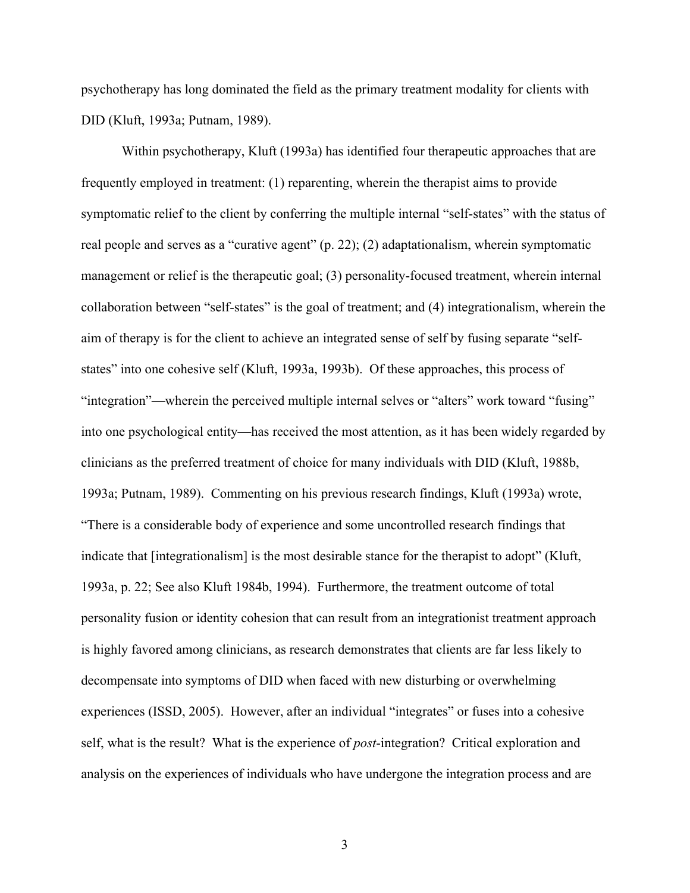psychotherapy has long dominated the field as the primary treatment modality for clients with DID (Kluft, 1993a; Putnam, 1989).

Within psychotherapy, Kluft (1993a) has identified four therapeutic approaches that are frequently employed in treatment: (1) reparenting, wherein the therapist aims to provide symptomatic relief to the client by conferring the multiple internal "self-states" with the status of real people and serves as a "curative agent" (p. 22); (2) adaptationalism, wherein symptomatic management or relief is the therapeutic goal; (3) personality-focused treatment, wherein internal collaboration between "self-states" is the goal of treatment; and (4) integrationalism, wherein the aim of therapy is for the client to achieve an integrated sense of self by fusing separate "self-states" into one cohesive self (Kluft, 1993a, 1993b). Of these approaches, this process of "integration"—wherein the perceived multiple internal selves or "alters" work toward "fusing" into one psychological entity—has received the most attention, as it has been widely regarded by clinicians as the preferred treatment of choice for many individuals with DID (Kluft, 1988b, 1993a; Putnam, 1989). Commenting on his previous research findings, Kluft (1993a) wrote, "There is a considerable body of experience and some uncontrolled research findings that indicate that [integrationalism] is the most desirable stance for the therapist to adopt" (Kluft, 1993a, p. 22; See also Kluft 1984b, 1994). Furthermore, the treatment outcome of total personality fusion or identity cohesion that can result from an integrationist treatment approach is highly favored among clinicians, as research demonstrates that clients are far less likely to decompensate into symptoms of DID when faced with new disturbing or overwhelming experiences (ISSD, 2005). However, after an individual "integrates" or fuses into a cohesive self, what is the result? What is the experience of *post*-integration? Critical exploration and analysis on the experiences of individuals who have undergone the integration process and are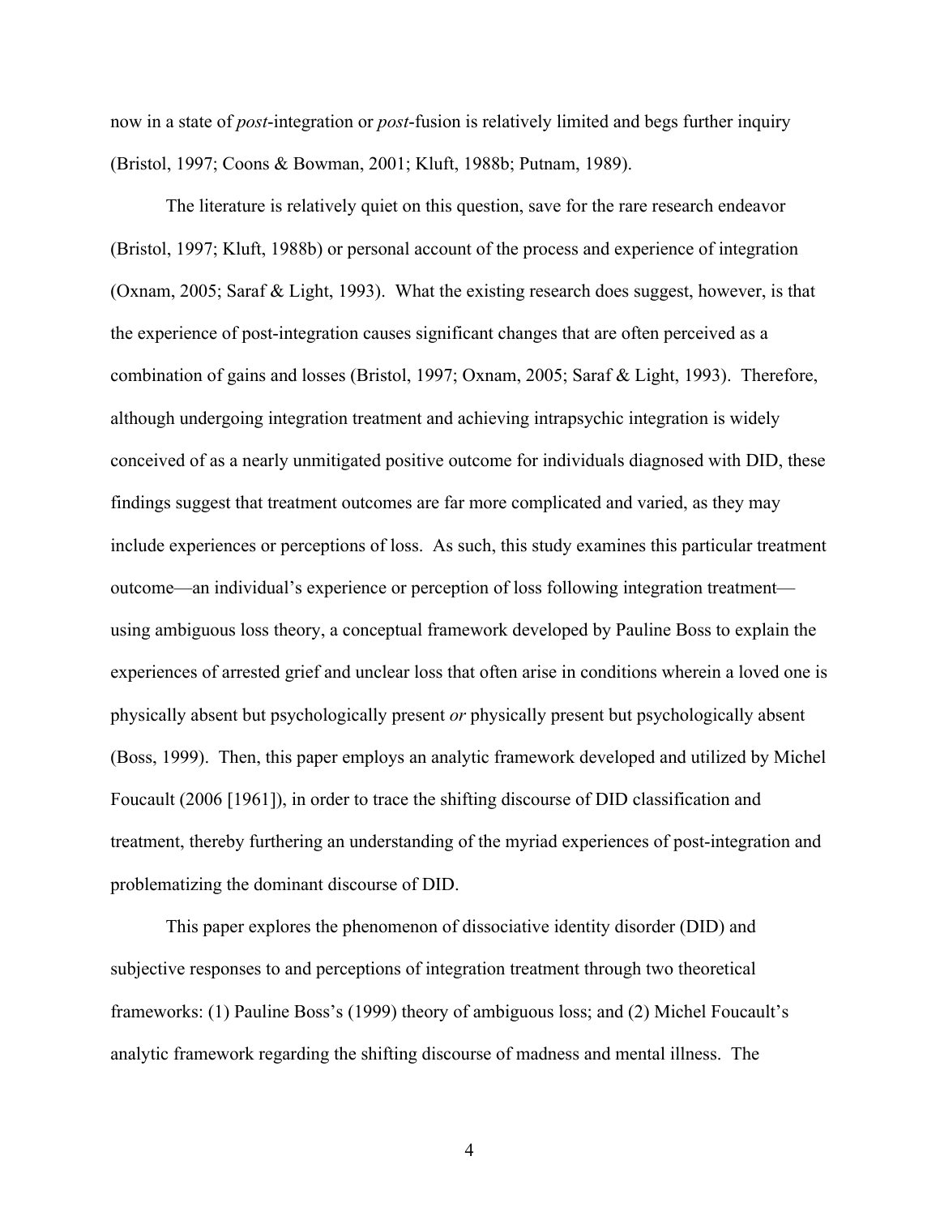now in a state of *post*-integration or *post*-fusion is relatively limited and begs further inquiry (Bristol, 1997; Coons & Bowman, 2001; Kluft, 1988b; Putnam, 1989).

The literature is relatively quiet on this question, save for the rare research endeavor (Bristol, 1997; Kluft, 1988b) or personal account of the process and experience of integration (Oxnam, 2005; Saraf & Light, 1993). What the existing research does suggest, however, is that the experience of post-integration causes significant changes that are often perceived as a combination of gains and losses (Bristol, 1997; Oxnam, 2005; Saraf & Light, 1993). Therefore, although undergoing integration treatment and achieving intrapsychic integration is widely conceived of as a nearly unmitigated positive outcome for individuals diagnosed with DID, these findings suggest that treatment outcomes are far more complicated and varied, as they may include experiences or perceptions of loss. As such, this study examines this particular treatment outcome—an individual's experience or perception of loss following integration treatment—using ambiguous loss theory, a conceptual framework developed by Pauline Boss to explain the experiences of arrested grief and unclear loss that often arise in conditions wherein a loved one is physically absent but psychologically present *or* physically present but psychologically absent (Boss, 1999). Then, this paper employs an analytic framework developed and utilized by Michel Foucault (2006 [1961]), in order to trace the shifting discourse of DID classification and treatment, thereby furthering an understanding of the myriad experiences of post-integration and problematizing the dominant discourse of DID.

This paper explores the phenomenon of dissociative identity disorder (DID) and subjective responses to and perceptions of integration treatment through two theoretical frameworks: (1) Pauline Boss's (1999) theory of ambiguous loss; and (2) Michel Foucault's analytic framework regarding the shifting discourse of madness and mental illness. The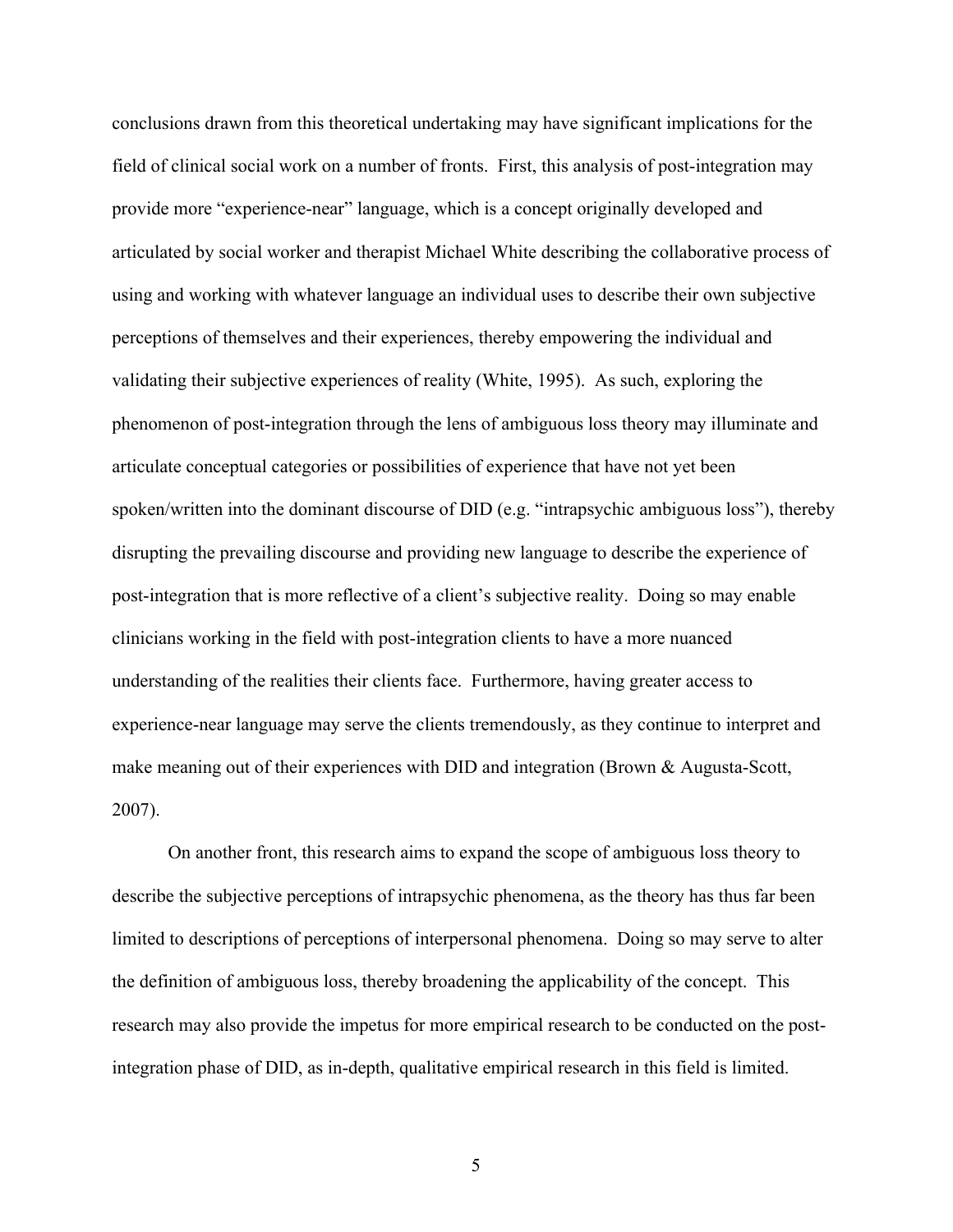conclusions drawn from this theoretical undertaking may have significant implications for the field of clinical social work on a number of fronts. First, this analysis of post-integration may provide more "experience-near" language, which is a concept originally developed and articulated by social worker and therapist Michael White describing the collaborative process of using and working with whatever language an individual uses to describe their own subjective perceptions of themselves and their experiences, thereby empowering the individual and validating their subjective experiences of reality (White, 1995). As such, exploring the phenomenon of post-integration through the lens of ambiguous loss theory may illuminate and articulate conceptual categories or possibilities of experience that have not yet been spoken/written into the dominant discourse of DID (e.g. "intrapsychic ambiguous loss"), thereby disrupting the prevailing discourse and providing new language to describe the experience of post-integration that is more reflective of a client's subjective reality. Doing so may enable clinicians working in the field with post-integration clients to have a more nuanced understanding of the realities their clients face. Furthermore, having greater access to experience-near language may serve the clients tremendously, as they continue to interpret and make meaning out of their experiences with DID and integration (Brown & Augusta-Scott, 2007).

On another front, this research aims to expand the scope of ambiguous loss theory to describe the subjective perceptions of intrapsychic phenomena, as the theory has thus far been limited to descriptions of perceptions of interpersonal phenomena. Doing so may serve to alter the definition of ambiguous loss, thereby broadening the applicability of the concept. This research may also provide the impetus for more empirical research to be conducted on the post-integration phase of DID, as in-depth, qualitative empirical research in this field is limited.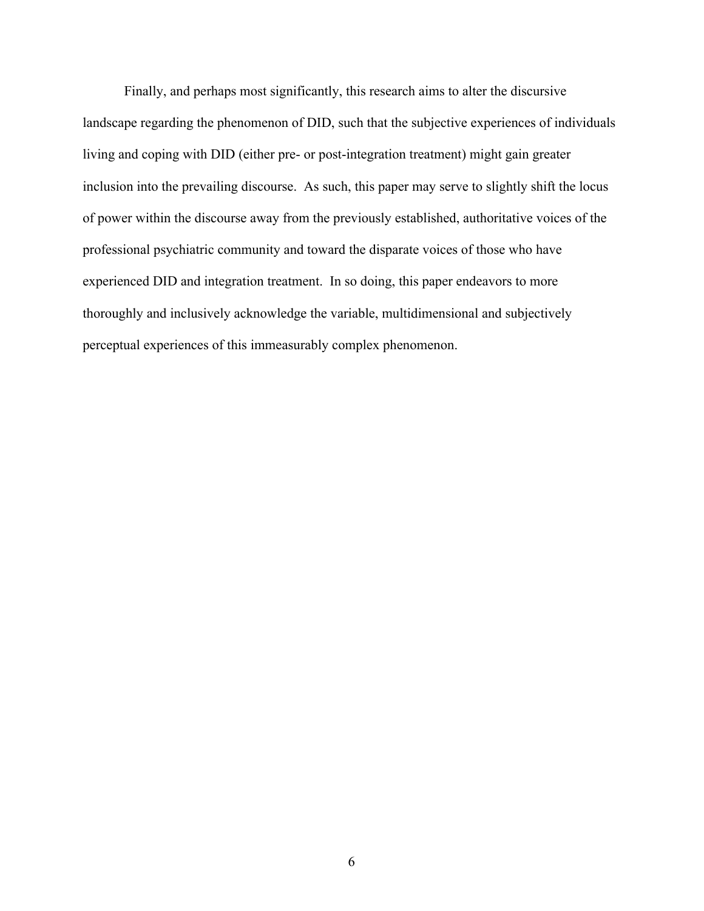Finally, and perhaps most significantly, this research aims to alter the discursive landscape regarding the phenomenon of DID, such that the subjective experiences of individuals living and coping with DID (either pre- or post-integration treatment) might gain greater inclusion into the prevailing discourse. As such, this paper may serve to slightly shift the locus of power within the discourse away from the previously established, authoritative voices of the professional psychiatric community and toward the disparate voices of those who have experienced DID and integration treatment. In so doing, this paper endeavors to more thoroughly and inclusively acknowledge the variable, multidimensional and subjectively perceptual experiences of this immeasurably complex phenomenon.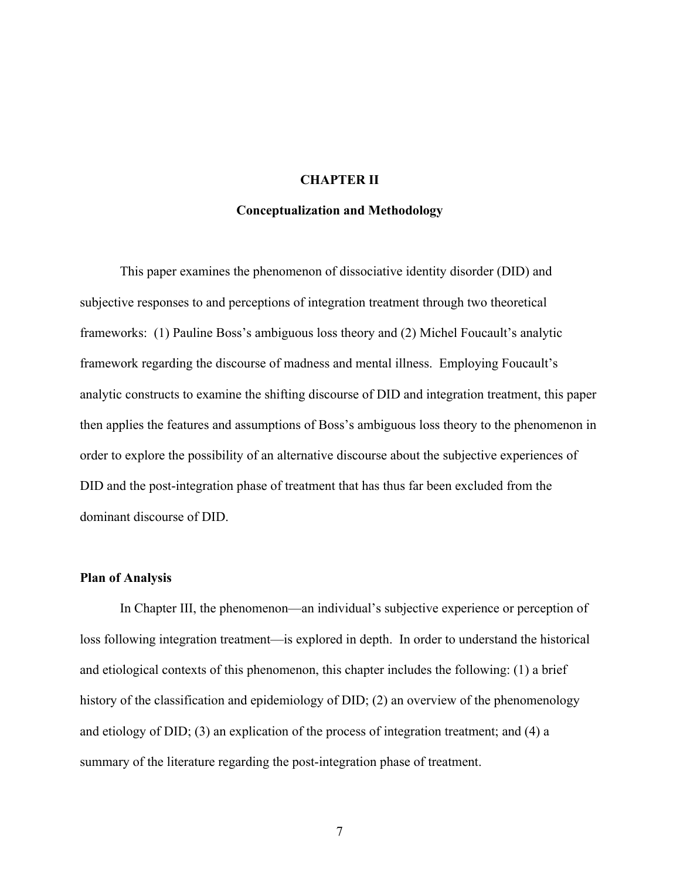# CHAPTER II

## Conceptualization and Methodology

This paper examines the phenomenon of dissociative identity disorder (DID) and subjective responses to and perceptions of integration treatment through two theoretical frameworks: (1) Pauline Boss's ambiguous loss theory and (2) Michel Foucault's analytic framework regarding the discourse of madness and mental illness. Employing Foucault's analytic constructs to examine the shifting discourse of DID and integration treatment, this paper then applies the features and assumptions of Boss's ambiguous loss theory to the phenomenon in order to explore the possibility of an alternative discourse about the subjective experiences of DID and the post-integration phase of treatment that has thus far been excluded from the dominant discourse of DID.

### Plan of Analysis

In Chapter III, the phenomenon—an individual's subjective experience or perception of loss following integration treatment—is explored in depth. In order to understand the historical and etiological contexts of this phenomenon, this chapter includes the following: (1) a brief history of the classification and epidemiology of DID; (2) an overview of the phenomenology and etiology of DID; (3) an explication of the process of integration treatment; and (4) a summary of the literature regarding the post-integration phase of treatment.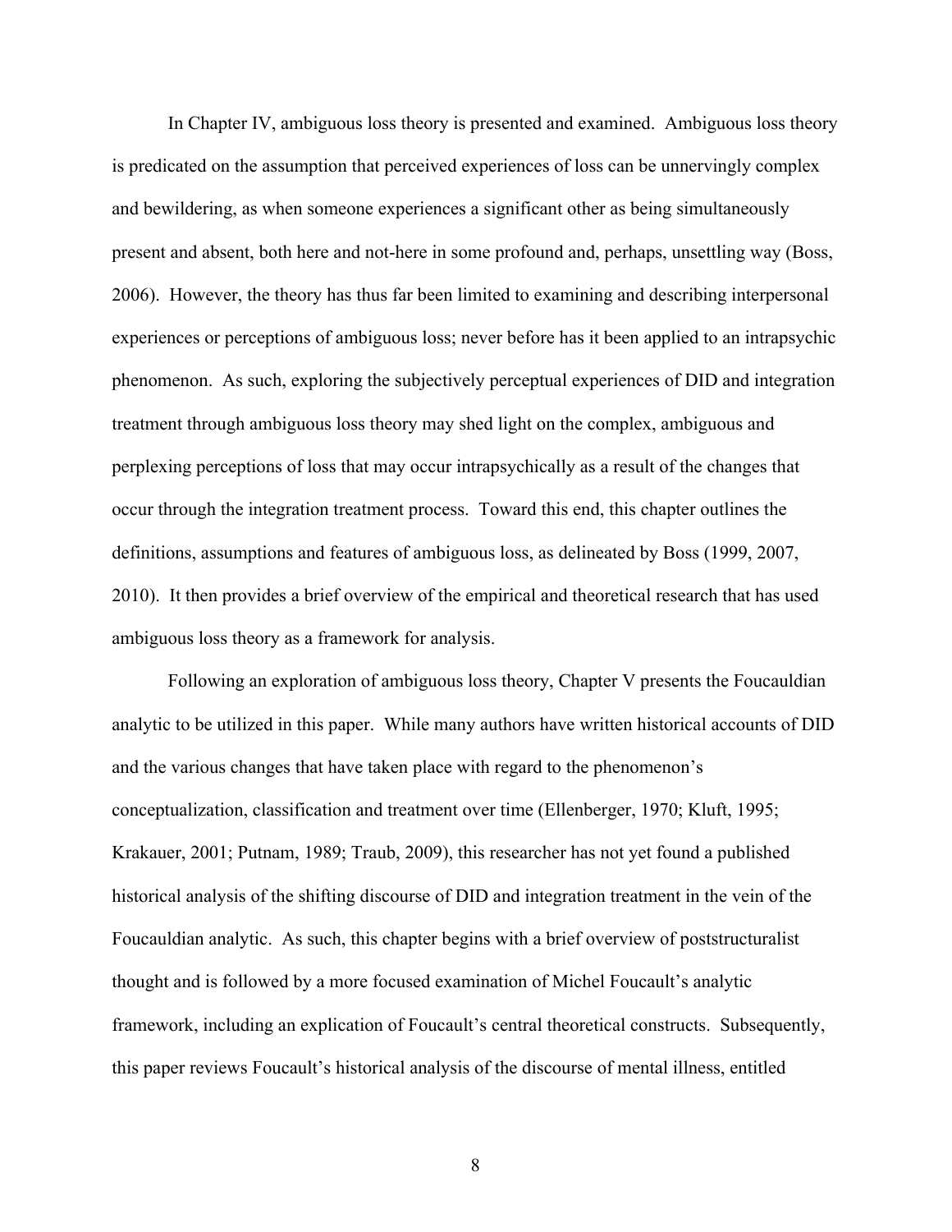In Chapter IV, ambiguous loss theory is presented and examined. Ambiguous loss theory is predicated on the assumption that perceived experiences of loss can be unnervingly complex and bewildering, as when someone experiences a significant other as being simultaneously present and absent, both here and not-here in some profound and, perhaps, unsettling way (Boss, 2006). However, the theory has thus far been limited to examining and describing interpersonal experiences or perceptions of ambiguous loss; never before has it been applied to an intrapsychic phenomenon. As such, exploring the subjectively perceptual experiences of DID and integration treatment through ambiguous loss theory may shed light on the complex, ambiguous and perplexing perceptions of loss that may occur intrapsychically as a result of the changes that occur through the integration treatment process. Toward this end, this chapter outlines the definitions, assumptions and features of ambiguous loss, as delineated by Boss (1999, 2007, 2010). It then provides a brief overview of the empirical and theoretical research that has used ambiguous loss theory as a framework for analysis.

Following an exploration of ambiguous loss theory, Chapter V presents the Foucauldian analytic to be utilized in this paper. While many authors have written historical accounts of DID and the various changes that have taken place with regard to the phenomenon's conceptualization, classification and treatment over time (Ellenberger, 1970; Kluft, 1995; Krakauer, 2001; Putnam, 1989; Traub, 2009), this researcher has not yet found a published historical analysis of the shifting discourse of DID and integration treatment in the vein of the Foucauldian analytic. As such, this chapter begins with a brief overview of poststructuralist thought and is followed by a more focused examination of Michel Foucault's analytic framework, including an explication of Foucault's central theoretical constructs. Subsequently, this paper reviews Foucault's historical analysis of the discourse of mental illness, entitled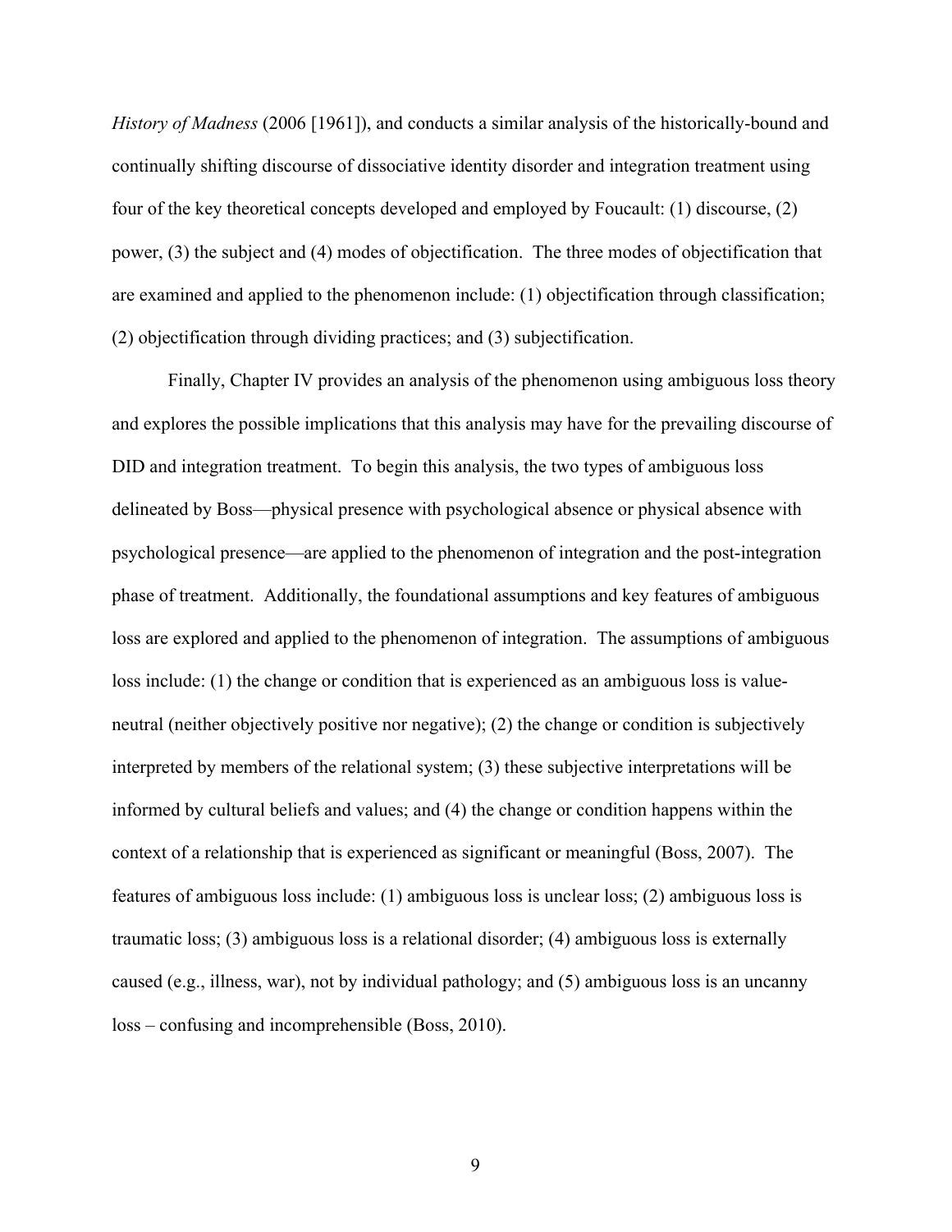*History of Madness* (2006 [1961]), and conducts a similar analysis of the historically-bound and continually shifting discourse of dissociative identity disorder and integration treatment using four of the key theoretical concepts developed and employed by Foucault: (1) discourse, (2) power, (3) the subject and (4) modes of objectification. The three modes of objectification that are examined and applied to the phenomenon include: (1) objectification through classification; (2) objectification through dividing practices; and (3) subjectification.

Finally, Chapter IV provides an analysis of the phenomenon using ambiguous loss theory and explores the possible implications that this analysis may have for the prevailing discourse of DID and integration treatment. To begin this analysis, the two types of ambiguous loss delineated by Boss—physical presence with psychological absence or physical absence with psychological presence—are applied to the phenomenon of integration and the post-integration phase of treatment. Additionally, the foundational assumptions and key features of ambiguous loss are explored and applied to the phenomenon of integration. The assumptions of ambiguous loss include: (1) the change or condition that is experienced as an ambiguous loss is value-neutral (neither objectively positive nor negative); (2) the change or condition is subjectively interpreted by members of the relational system; (3) these subjective interpretations will be informed by cultural beliefs and values; and (4) the change or condition happens within the context of a relationship that is experienced as significant or meaningful (Boss, 2007). The features of ambiguous loss include: (1) ambiguous loss is unclear loss; (2) ambiguous loss is traumatic loss; (3) ambiguous loss is a relational disorder; (4) ambiguous loss is externally caused (e.g., illness, war), not by individual pathology; and (5) ambiguous loss is an uncanny loss – confusing and incomprehensible (Boss, 2010).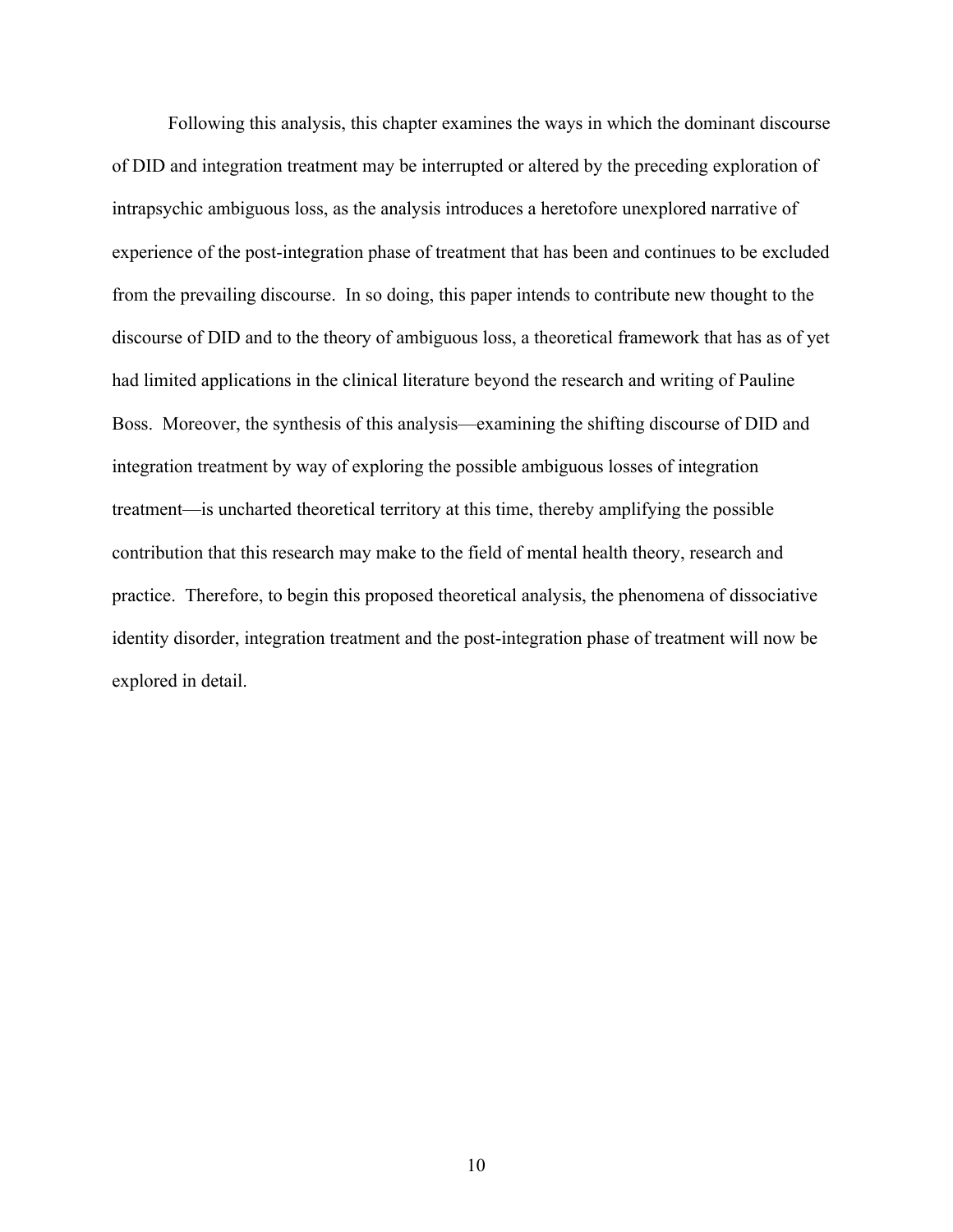Following this analysis, this chapter examines the ways in which the dominant discourse of DID and integration treatment may be interrupted or altered by the preceding exploration of intrapsychic ambiguous loss, as the analysis introduces a heretofore unexplored narrative of experience of the post-integration phase of treatment that has been and continues to be excluded from the prevailing discourse. In so doing, this paper intends to contribute new thought to the discourse of DID and to the theory of ambiguous loss, a theoretical framework that has as of yet had limited applications in the clinical literature beyond the research and writing of Pauline Boss. Moreover, the synthesis of this analysis—examining the shifting discourse of DID and integration treatment by way of exploring the possible ambiguous losses of integration treatment—is uncharted theoretical territory at this time, thereby amplifying the possible contribution that this research may make to the field of mental health theory, research and practice. Therefore, to begin this proposed theoretical analysis, the phenomena of dissociative identity disorder, integration treatment and the post-integration phase of treatment will now be explored in detail.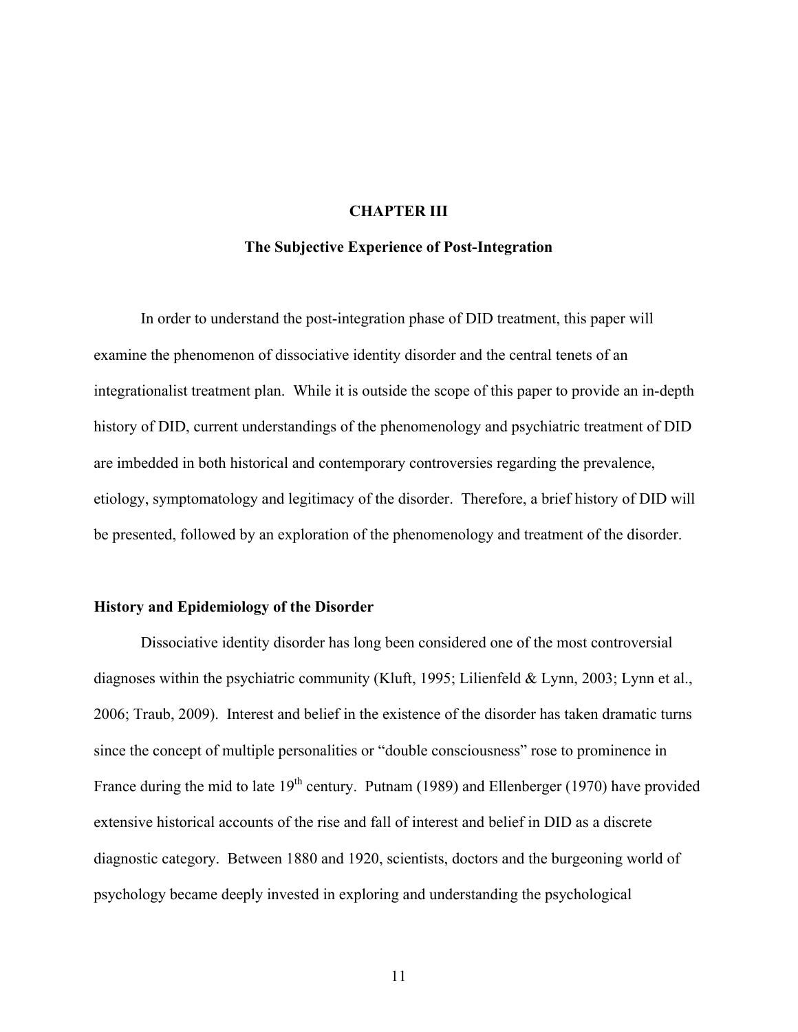# CHAPTER III

## The Subjective Experience of Post-Integration

In order to understand the post-integration phase of DID treatment, this paper will examine the phenomenon of dissociative identity disorder and the central tenets of an integrationalist treatment plan. While it is outside the scope of this paper to provide an in-depth history of DID, current understandings of the phenomenology and psychiatric treatment of DID are imbedded in both historical and contemporary controversies regarding the prevalence, etiology, symptomatology and legitimacy of the disorder. Therefore, a brief history of DID will be presented, followed by an exploration of the phenomenology and treatment of the disorder.

### History and Epidemiology of the Disorder

Dissociative identity disorder has long been considered one of the most controversial diagnoses within the psychiatric community (Kluft, 1995; Lilienfeld & Lynn, 2003; Lynn et al., 2006; Traub, 2009). Interest and belief in the existence of the disorder has taken dramatic turns since the concept of multiple personalities or "double consciousness" rose to prominence in France during the mid to late 19th century. Putnam (1989) and Ellenberger (1970) have provided extensive historical accounts of the rise and fall of interest and belief in DID as a discrete diagnostic category. Between 1880 and 1920, scientists, doctors and the burgeoning world of psychology became deeply invested in exploring and understanding the psychological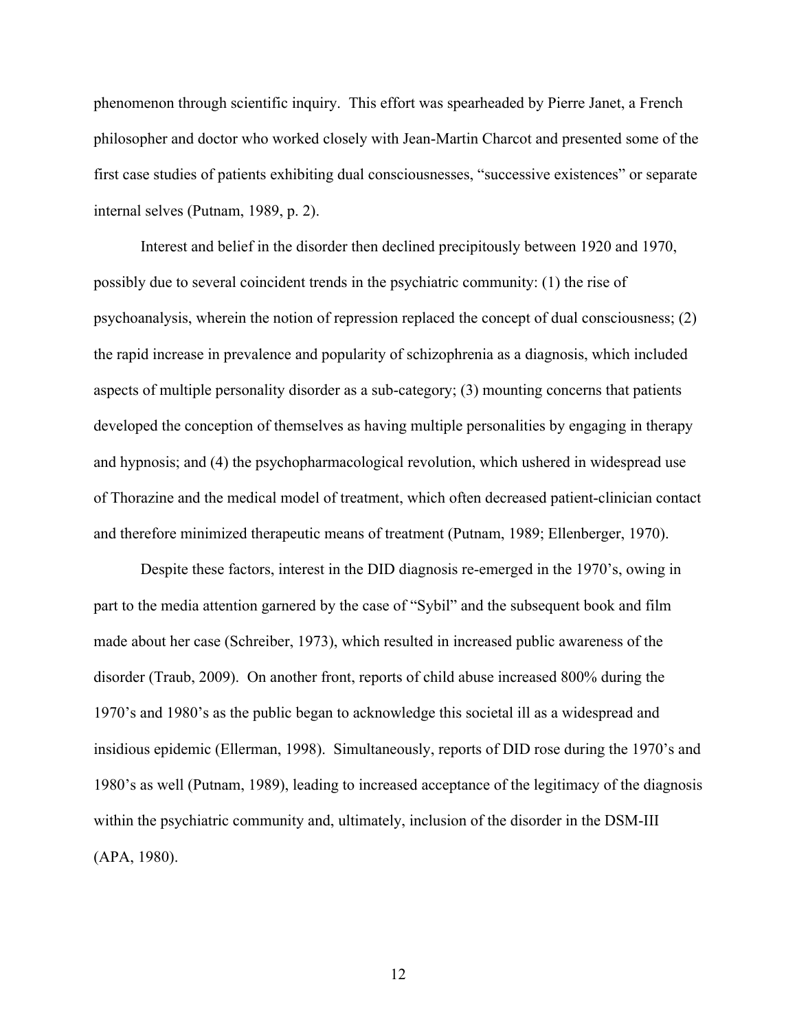phenomenon through scientific inquiry. This effort was spearheaded by Pierre Janet, a French philosopher and doctor who worked closely with Jean-Martin Charcot and presented some of the first case studies of patients exhibiting dual consciousnesses, "successive existences" or separate internal selves (Putnam, 1989, p. 2).

Interest and belief in the disorder then declined precipitously between 1920 and 1970, possibly due to several coincident trends in the psychiatric community: (1) the rise of psychoanalysis, wherein the notion of repression replaced the concept of dual consciousness; (2) the rapid increase in prevalence and popularity of schizophrenia as a diagnosis, which included aspects of multiple personality disorder as a sub-category; (3) mounting concerns that patients developed the conception of themselves as having multiple personalities by engaging in therapy and hypnosis; and (4) the psychopharmacological revolution, which ushered in widespread use of Thorazine and the medical model of treatment, which often decreased patient-clinician contact and therefore minimized therapeutic means of treatment (Putnam, 1989; Ellenberger, 1970).

Despite these factors, interest in the DID diagnosis re-emerged in the 1970's, owing in part to the media attention garnered by the case of "Sybil" and the subsequent book and film made about her case (Schreiber, 1973), which resulted in increased public awareness of the disorder (Traub, 2009). On another front, reports of child abuse increased 800% during the 1970's and 1980's as the public began to acknowledge this societal ill as a widespread and insidious epidemic (Ellerman, 1998). Simultaneously, reports of DID rose during the 1970's and 1980's as well (Putnam, 1989), leading to increased acceptance of the legitimacy of the diagnosis within the psychiatric community and, ultimately, inclusion of the disorder in the DSM-III (APA, 1980).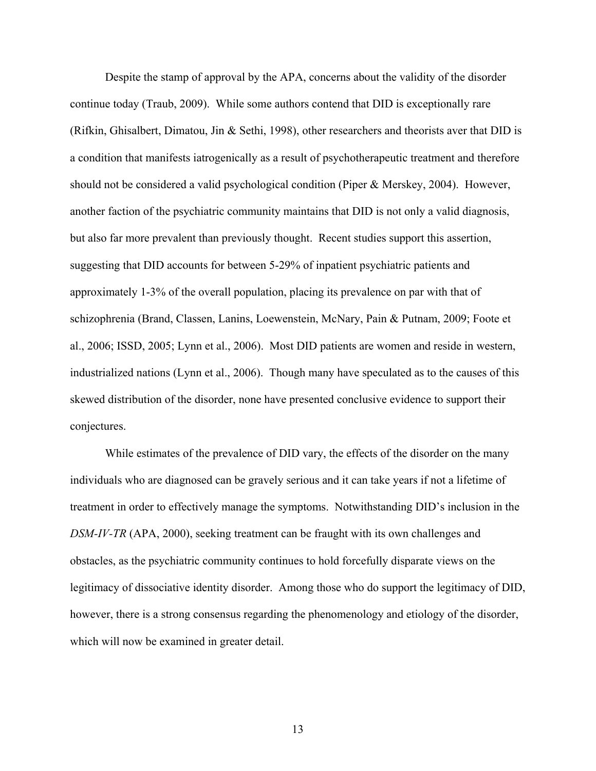Despite the stamp of approval by the APA, concerns about the validity of the disorder continue today (Traub, 2009). While some authors contend that DID is exceptionally rare (Rifkin, Ghisalbert, Dimatou, Jin & Sethi, 1998), other researchers and theorists aver that DID is a condition that manifests iatrogenically as a result of psychotherapeutic treatment and therefore should not be considered a valid psychological condition (Piper & Merskey, 2004). However, another faction of the psychiatric community maintains that DID is not only a valid diagnosis, but also far more prevalent than previously thought. Recent studies support this assertion, suggesting that DID accounts for between 5-29% of inpatient psychiatric patients and approximately 1-3% of the overall population, placing its prevalence on par with that of schizophrenia (Brand, Classen, Lanins, Loewenstein, McNary, Pain & Putnam, 2009; Foote et al., 2006; ISSD, 2005; Lynn et al., 2006). Most DID patients are women and reside in western, industrialized nations (Lynn et al., 2006). Though many have speculated as to the causes of this skewed distribution of the disorder, none have presented conclusive evidence to support their conjectures.

While estimates of the prevalence of DID vary, the effects of the disorder on the many individuals who are diagnosed can be gravely serious and it can take years if not a lifetime of treatment in order to effectively manage the symptoms. Notwithstanding DID's inclusion in the *DSM-IV-TR* (APA, 2000), seeking treatment can be fraught with its own challenges and obstacles, as the psychiatric community continues to hold forcefully disparate views on the legitimacy of dissociative identity disorder. Among those who do support the legitimacy of DID, however, there is a strong consensus regarding the phenomenology and etiology of the disorder, which will now be examined in greater detail.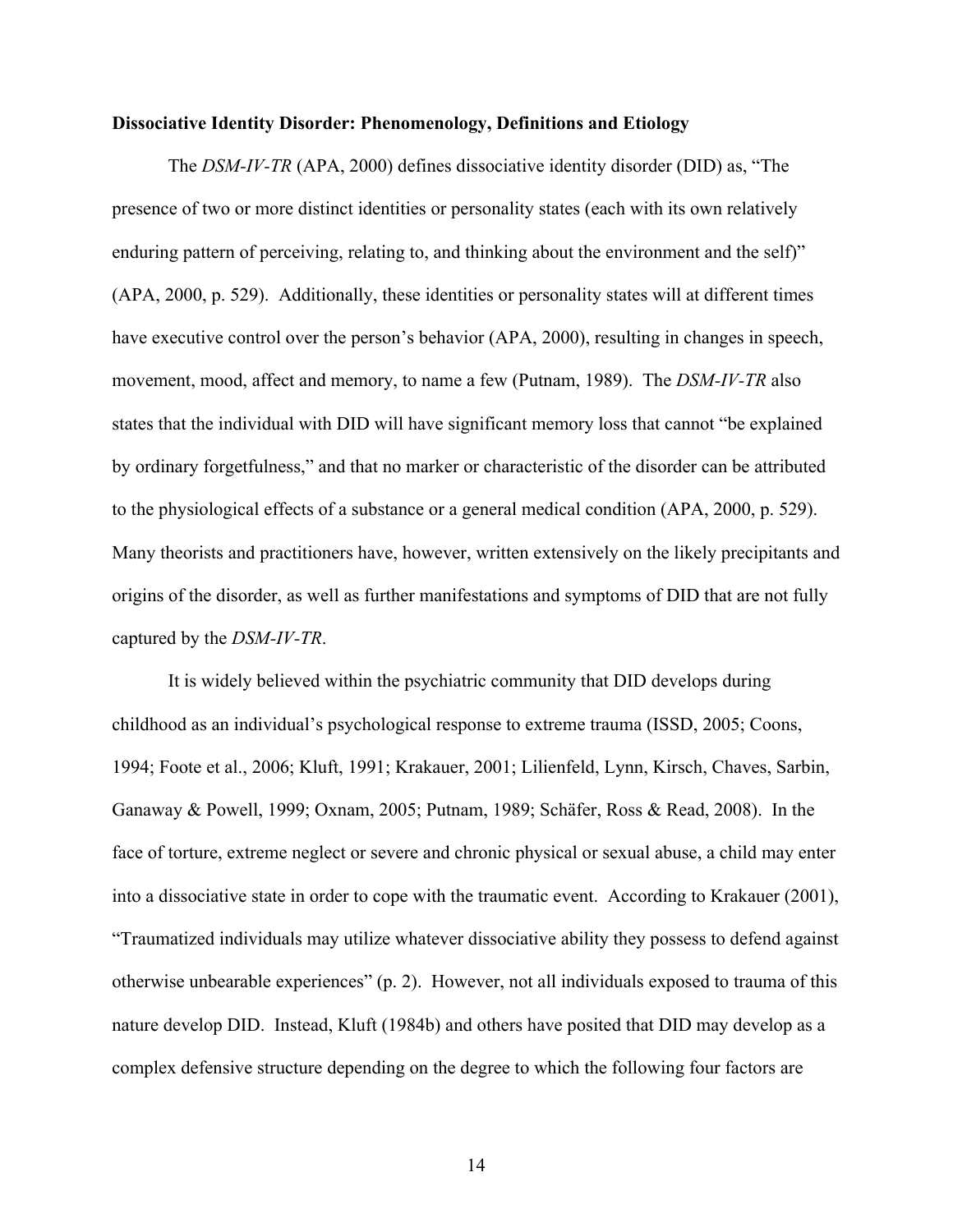**Dissociative Identity Disorder: Phenomenology, Definitions and Etiology**

The *DSM-IV-TR* (APA, 2000) defines dissociative identity disorder (DID) as, "The presence of two or more distinct identities or personality states (each with its own relatively enduring pattern of perceiving, relating to, and thinking about the environment and the self)" (APA, 2000, p. 529). Additionally, these identities or personality states will at different times have executive control over the person's behavior (APA, 2000), resulting in changes in speech, movement, mood, affect and memory, to name a few (Putnam, 1989). The *DSM-IV-TR* also states that the individual with DID will have significant memory loss that cannot "be explained by ordinary forgetfulness," and that no marker or characteristic of the disorder can be attributed to the physiological effects of a substance or a general medical condition (APA, 2000, p. 529). Many theorists and practitioners have, however, written extensively on the likely precipitants and origins of the disorder, as well as further manifestations and symptoms of DID that are not fully captured by the *DSM-IV-TR*.

It is widely believed within the psychiatric community that DID develops during childhood as an individual's psychological response to extreme trauma (ISSD, 2005; Coons, 1994; Foote et al., 2006; Kluft, 1991; Krakauer, 2001; Lilienfeld, Lynn, Kirsch, Chaves, Sarbin, Ganaway & Powell, 1999; Oxnam, 2005; Putnam, 1989; Schäfer, Ross & Read, 2008). In the face of torture, extreme neglect or severe and chronic physical or sexual abuse, a child may enter into a dissociative state in order to cope with the traumatic event. According to Krakauer (2001), "Traumatized individuals may utilize whatever dissociative ability they possess to defend against otherwise unbearable experiences" (p. 2). However, not all individuals exposed to trauma of this nature develop DID. Instead, Kluft (1984b) and others have posited that DID may develop as a complex defensive structure depending on the degree to which the following four factors are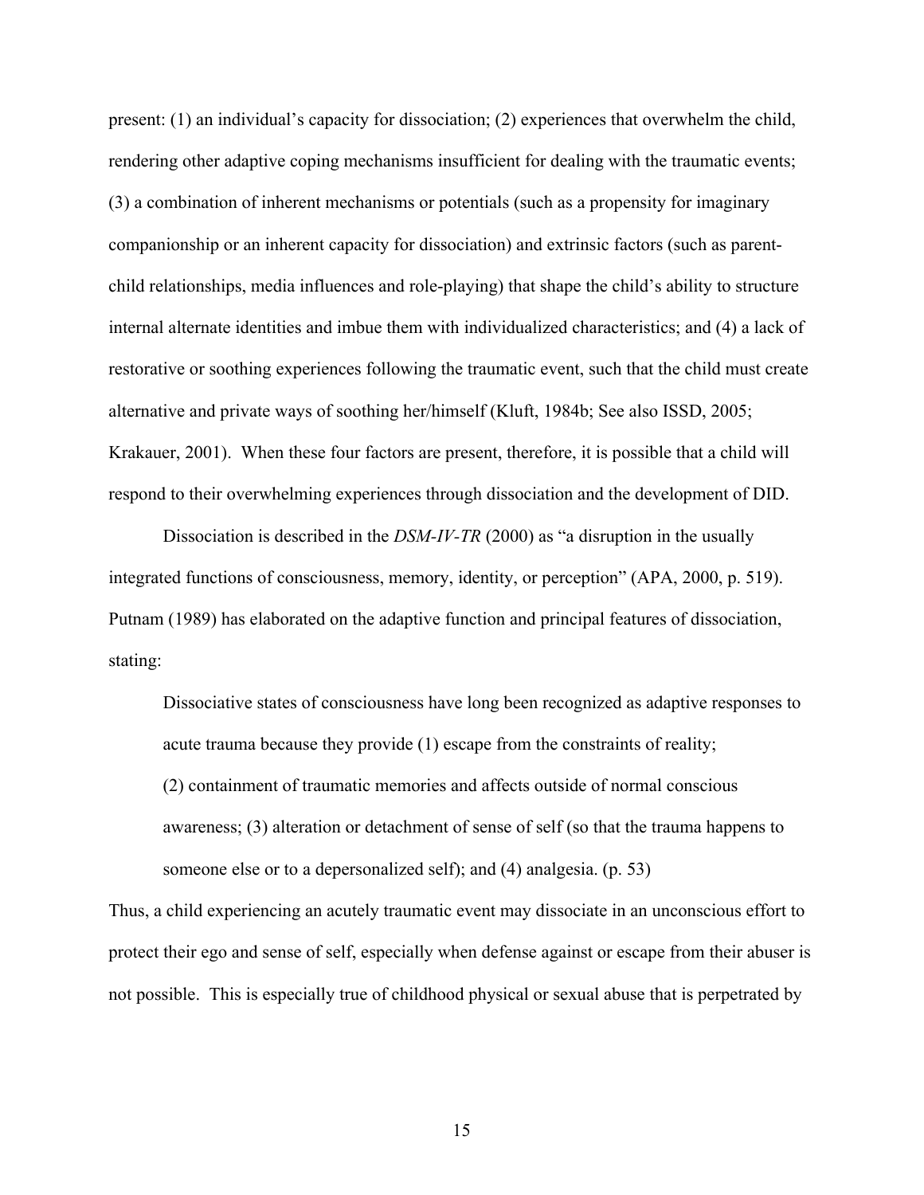present: (1) an individual's capacity for dissociation; (2) experiences that overwhelm the child, rendering other adaptive coping mechanisms insufficient for dealing with the traumatic events; (3) a combination of inherent mechanisms or potentials (such as a propensity for imaginary companionship or an inherent capacity for dissociation) and extrinsic factors (such as parent-child relationships, media influences and role-playing) that shape the child's ability to structure internal alternate identities and imbue them with individualized characteristics; and (4) a lack of restorative or soothing experiences following the traumatic event, such that the child must create alternative and private ways of soothing her/himself (Kluft, 1984b; See also ISSD, 2005; Krakauer, 2001). When these four factors are present, therefore, it is possible that a child will respond to their overwhelming experiences through dissociation and the development of DID.

Dissociation is described in the *DSM-IV-TR* (2000) as "a disruption in the usually integrated functions of consciousness, memory, identity, or perception" (APA, 2000, p. 519). Putnam (1989) has elaborated on the adaptive function and principal features of dissociation, stating:

> Dissociative states of consciousness have long been recognized as adaptive responses to acute trauma because they provide (1) escape from the constraints of reality; (2) containment of traumatic memories and affects outside of normal conscious awareness; (3) alteration or detachment of sense of self (so that the trauma happens to someone else or to a depersonalized self); and (4) analgesia. (p. 53)

Thus, a child experiencing an acutely traumatic event may dissociate in an unconscious effort to protect their ego and sense of self, especially when defense against or escape from their abuser is not possible. This is especially true of childhood physical or sexual abuse that is perpetrated by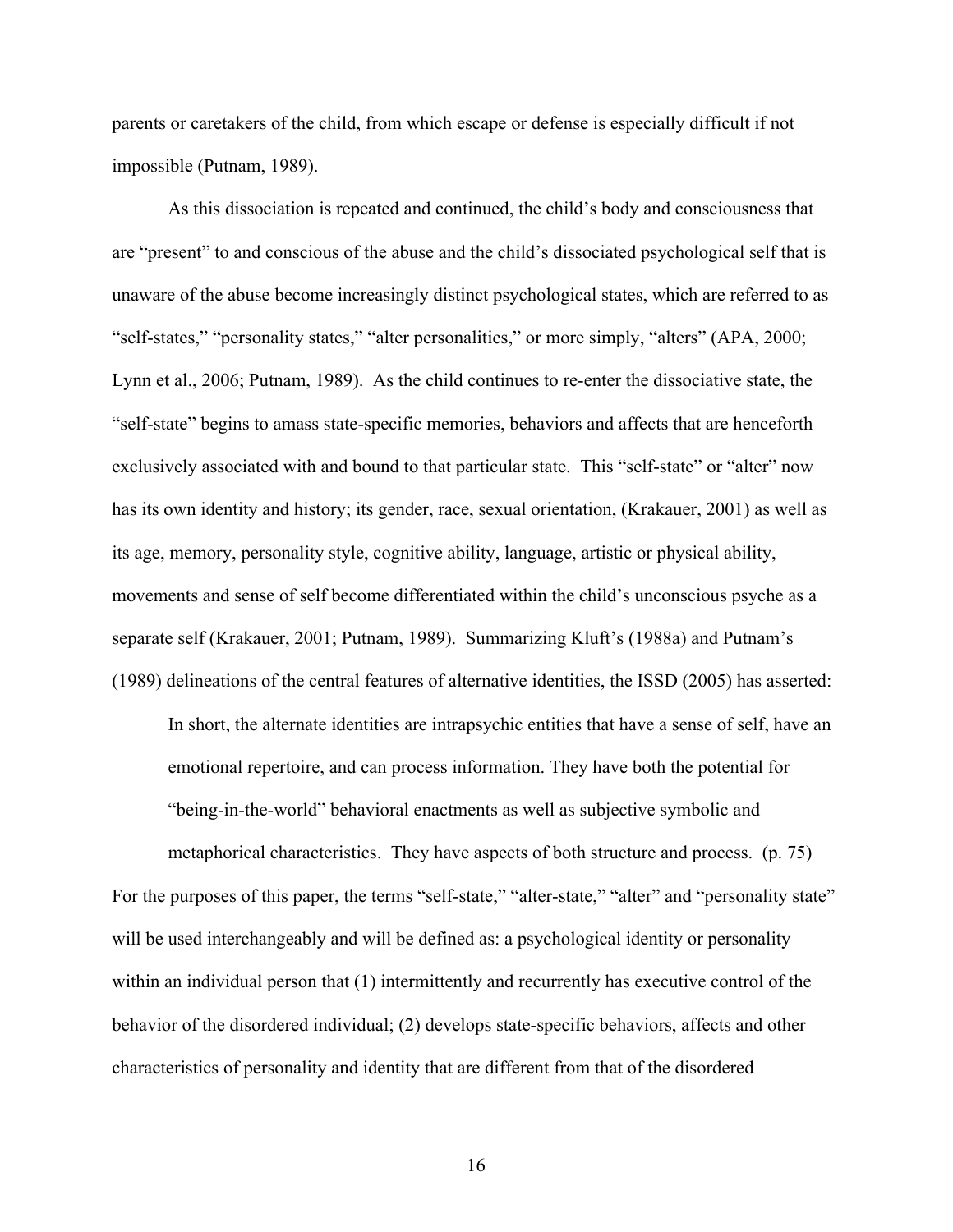parents or caretakers of the child, from which escape or defense is especially difficult if not impossible (Putnam, 1989).

As this dissociation is repeated and continued, the child's body and consciousness that are "present" to and conscious of the abuse and the child's dissociated psychological self that is unaware of the abuse become increasingly distinct psychological states, which are referred to as "self-states," "personality states," "alter personalities," or more simply, "alters" (APA, 2000; Lynn et al., 2006; Putnam, 1989). As the child continues to re-enter the dissociative state, the "self-state" begins to amass state-specific memories, behaviors and affects that are henceforth exclusively associated with and bound to that particular state. This "self-state" or "alter" now has its own identity and history; its gender, race, sexual orientation, (Krakauer, 2001) as well as its age, memory, personality style, cognitive ability, language, artistic or physical ability, movements and sense of self become differentiated within the child's unconscious psyche as a separate self (Krakauer, 2001; Putnam, 1989). Summarizing Kluft's (1988a) and Putnam's (1989) delineations of the central features of alternative identities, the ISSD (2005) has asserted:

> In short, the alternate identities are intrapsychic entities that have a sense of self, have an emotional repertoire, and can process information. They have both the potential for "being-in-the-world" behavioral enactments as well as subjective symbolic and metaphorical characteristics. They have aspects of both structure and process. (p. 75)

For the purposes of this paper, the terms "self-state," "alter-state," "alter" and "personality state" will be used interchangeably and will be defined as: a psychological identity or personality within an individual person that (1) intermittently and recurrently has executive control of the behavior of the disordered individual; (2) develops state-specific behaviors, affects and other characteristics of personality and identity that are different from that of the disordered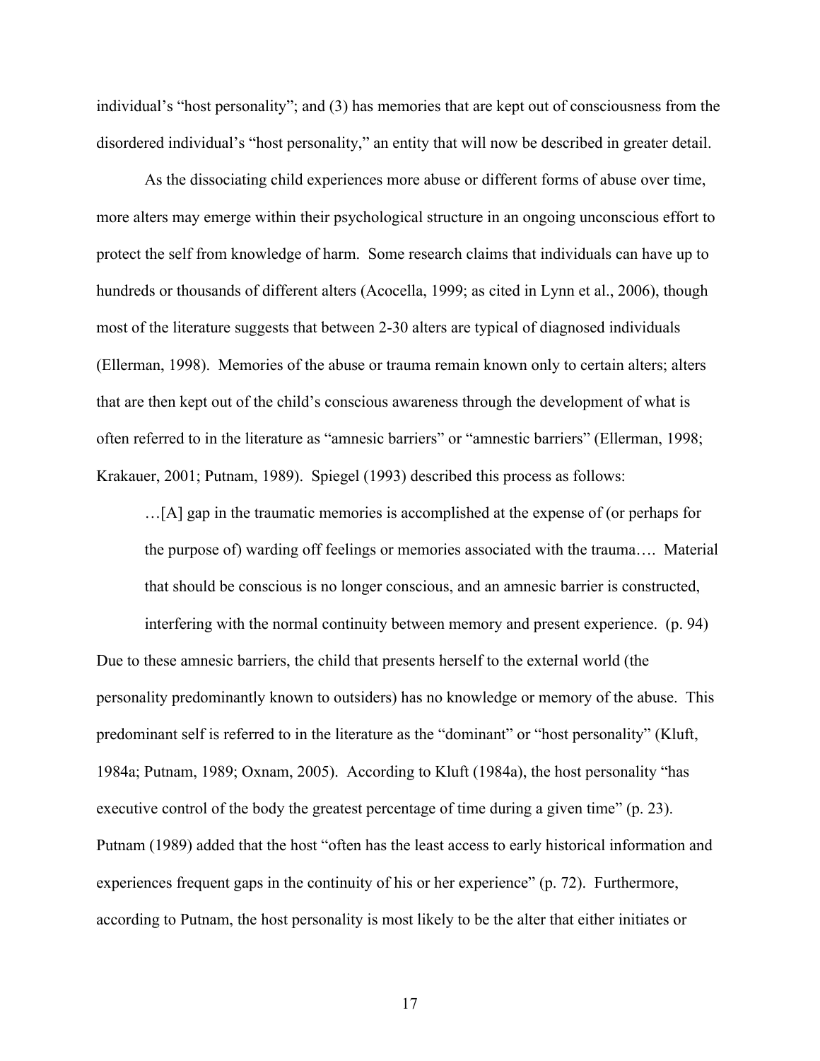individual's "host personality"; and (3) has memories that are kept out of consciousness from the disordered individual's "host personality," an entity that will now be described in greater detail.

As the dissociating child experiences more abuse or different forms of abuse over time, more alters may emerge within their psychological structure in an ongoing unconscious effort to protect the self from knowledge of harm. Some research claims that individuals can have up to hundreds or thousands of different alters (Acocella, 1999; as cited in Lynn et al., 2006), though most of the literature suggests that between 2-30 alters are typical of diagnosed individuals (Ellerman, 1998). Memories of the abuse or trauma remain known only to certain alters; alters that are then kept out of the child's conscious awareness through the development of what is often referred to in the literature as "amnesic barriers" or "amnestic barriers" (Ellerman, 1998; Krakauer, 2001; Putnam, 1989). Spiegel (1993) described this process as follows:

> …[A] gap in the traumatic memories is accomplished at the expense of (or perhaps for the purpose of) warding off feelings or memories associated with the trauma…. Material that should be conscious is no longer conscious, and an amnesic barrier is constructed, interfering with the normal continuity between memory and present experience. (p. 94)

Due to these amnesic barriers, the child that presents herself to the external world (the personality predominantly known to outsiders) has no knowledge or memory of the abuse. This predominant self is referred to in the literature as the "dominant" or "host personality" (Kluft, 1984a; Putnam, 1989; Oxnam, 2005). According to Kluft (1984a), the host personality "has executive control of the body the greatest percentage of time during a given time" (p. 23). Putnam (1989) added that the host "often has the least access to early historical information and experiences frequent gaps in the continuity of his or her experience" (p. 72). Furthermore, according to Putnam, the host personality is most likely to be the alter that either initiates or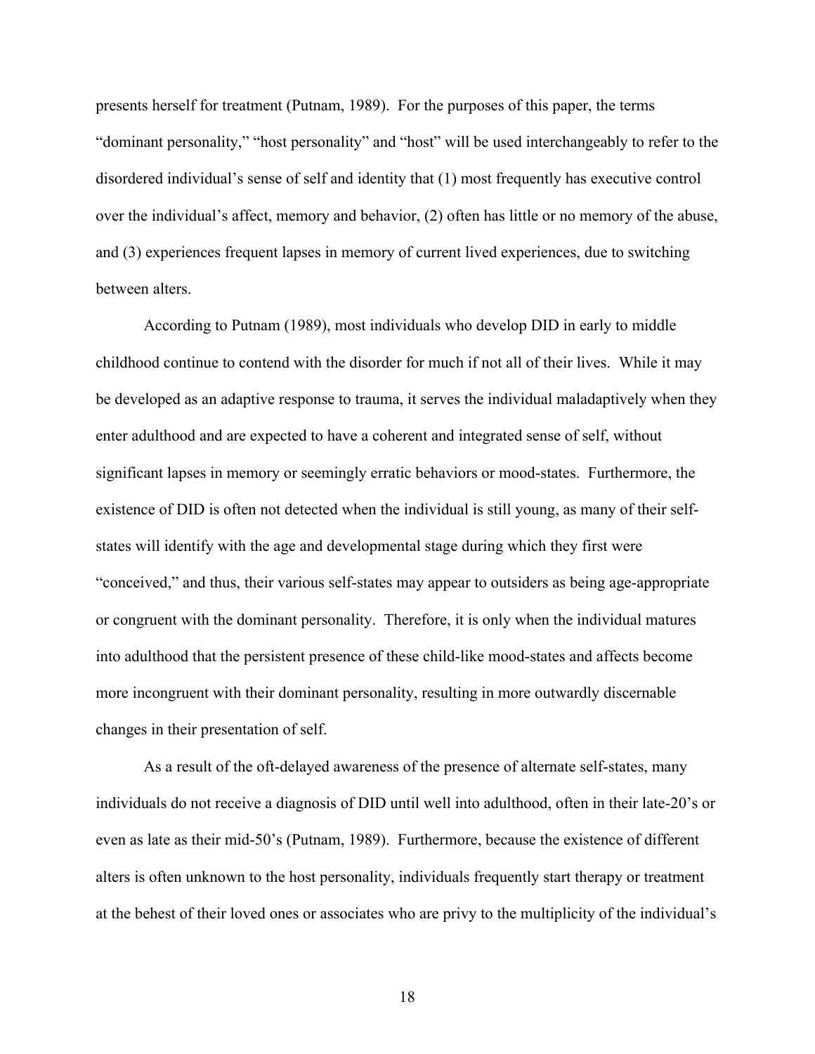presents herself for treatment (Putnam, 1989). For the purposes of this paper, the terms "dominant personality," "host personality" and "host" will be used interchangeably to refer to the disordered individual's sense of self and identity that (1) most frequently has executive control over the individual's affect, memory and behavior, (2) often has little or no memory of the abuse, and (3) experiences frequent lapses in memory of current lived experiences, due to switching between alters.

According to Putnam (1989), most individuals who develop DID in early to middle childhood continue to contend with the disorder for much if not all of their lives. While it may be developed as an adaptive response to trauma, it serves the individual maladaptively when they enter adulthood and are expected to have a coherent and integrated sense of self, without significant lapses in memory or seemingly erratic behaviors or mood-states. Furthermore, the existence of DID is often not detected when the individual is still young, as many of their self-states will identify with the age and developmental stage during which they first were "conceived," and thus, their various self-states may appear to outsiders as being age-appropriate or congruent with the dominant personality. Therefore, it is only when the individual matures into adulthood that the persistent presence of these child-like mood-states and affects become more incongruent with their dominant personality, resulting in more outwardly discernable changes in their presentation of self.

As a result of the oft-delayed awareness of the presence of alternate self-states, many individuals do not receive a diagnosis of DID until well into adulthood, often in their late-20's or even as late as their mid-50's (Putnam, 1989). Furthermore, because the existence of different alters is often unknown to the host personality, individuals frequently start therapy or treatment at the behest of their loved ones or associates who are privy to the multiplicity of the individual's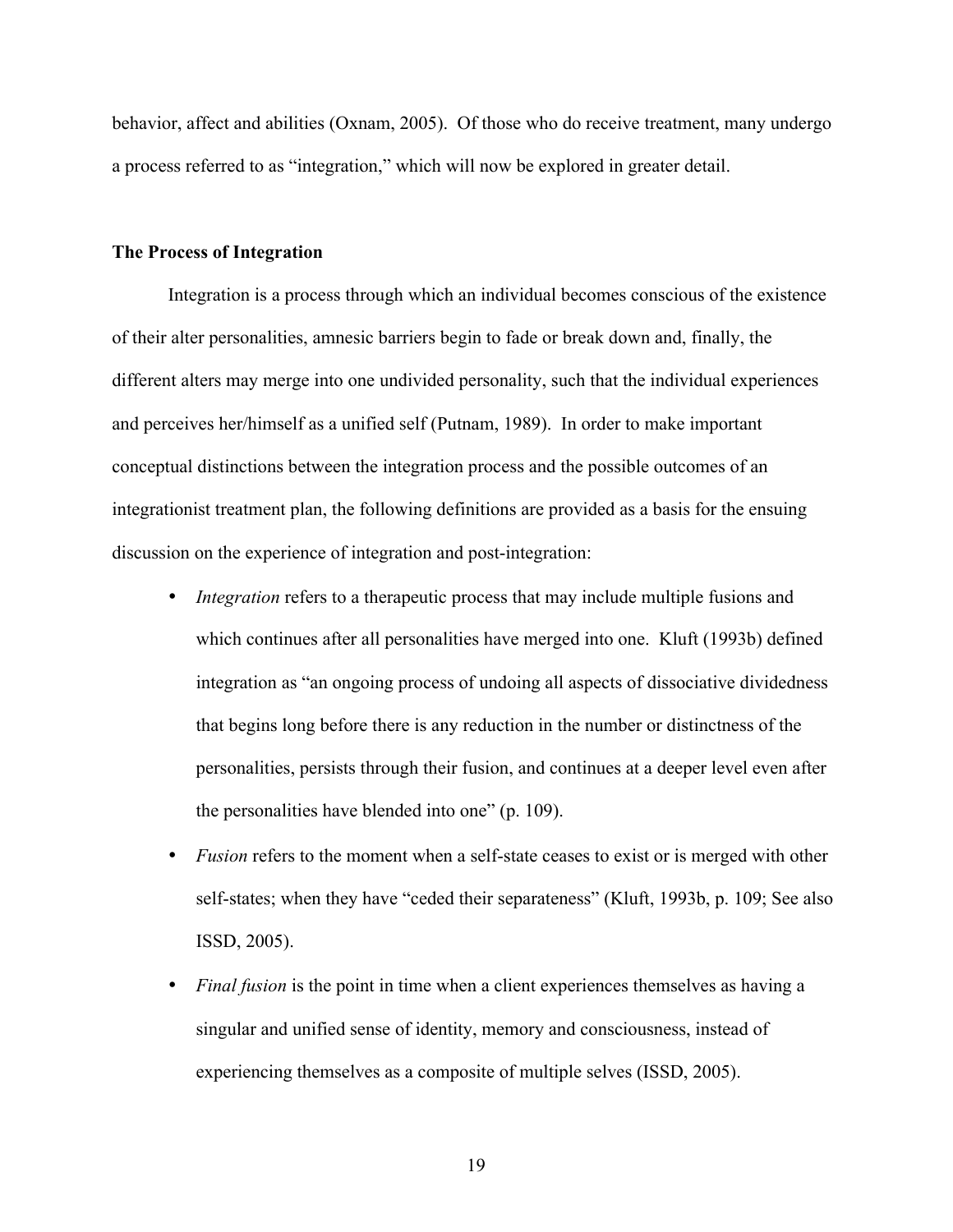behavior, affect and abilities (Oxnam, 2005). Of those who do receive treatment, many undergo a process referred to as "integration," which will now be explored in greater detail.

**The Process of Integration**

Integration is a process through which an individual becomes conscious of the existence of their alter personalities, amnesic barriers begin to fade or break down and, finally, the different alters may merge into one undivided personality, such that the individual experiences and perceives her/himself as a unified self (Putnam, 1989). In order to make important conceptual distinctions between the integration process and the possible outcomes of an integrationist treatment plan, the following definitions are provided as a basis for the ensuing discussion on the experience of integration and post-integration:

- *Integration* refers to a therapeutic process that may include multiple fusions and which continues after all personalities have merged into one. Kluft (1993b) defined integration as "an ongoing process of undoing all aspects of dissociative dividedness that begins long before there is any reduction in the number or distinctness of the personalities, persists through their fusion, and continues at a deeper level even after the personalities have blended into one" (p. 109).
- *Fusion* refers to the moment when a self-state ceases to exist or is merged with other self-states; when they have "ceded their separateness" (Kluft, 1993b, p. 109; See also ISSD, 2005).
- *Final fusion* is the point in time when a client experiences themselves as having a singular and unified sense of identity, memory and consciousness, instead of experiencing themselves as a composite of multiple selves (ISSD, 2005).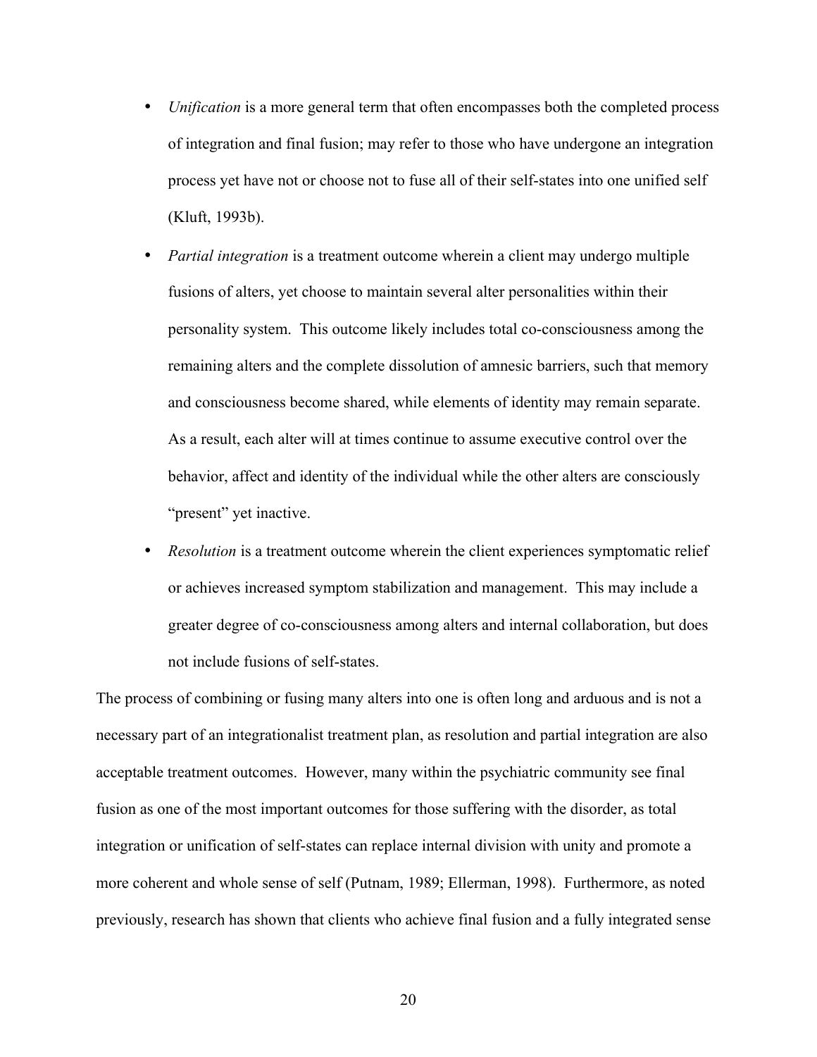- *Unification* is a more general term that often encompasses both the completed process of integration and final fusion; may refer to those who have undergone an integration process yet have not or choose not to fuse all of their self-states into one unified self (Kluft, 1993b).
- *Partial integration* is a treatment outcome wherein a client may undergo multiple fusions of alters, yet choose to maintain several alter personalities within their personality system. This outcome likely includes total co-consciousness among the remaining alters and the complete dissolution of amnesic barriers, such that memory and consciousness become shared, while elements of identity may remain separate. As a result, each alter will at times continue to assume executive control over the behavior, affect and identity of the individual while the other alters are consciously "present" yet inactive.
- *Resolution* is a treatment outcome wherein the client experiences symptomatic relief or achieves increased symptom stabilization and management. This may include a greater degree of co-consciousness among alters and internal collaboration, but does not include fusions of self-states.

The process of combining or fusing many alters into one is often long and arduous and is not a necessary part of an integrationalist treatment plan, as resolution and partial integration are also acceptable treatment outcomes. However, many within the psychiatric community see final fusion as one of the most important outcomes for those suffering with the disorder, as total integration or unification of self-states can replace internal division with unity and promote a more coherent and whole sense of self (Putnam, 1989; Ellerman, 1998). Furthermore, as noted previously, research has shown that clients who achieve final fusion and a fully integrated sense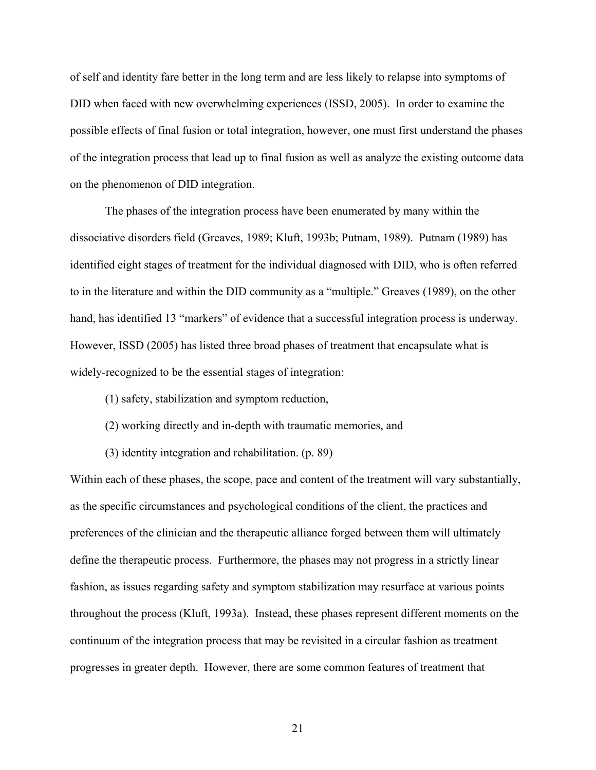of self and identity fare better in the long term and are less likely to relapse into symptoms of DID when faced with new overwhelming experiences (ISSD, 2005). In order to examine the possible effects of final fusion or total integration, however, one must first understand the phases of the integration process that lead up to final fusion as well as analyze the existing outcome data on the phenomenon of DID integration.

The phases of the integration process have been enumerated by many within the dissociative disorders field (Greaves, 1989; Kluft, 1993b; Putnam, 1989). Putnam (1989) has identified eight stages of treatment for the individual diagnosed with DID, who is often referred to in the literature and within the DID community as a "multiple." Greaves (1989), on the other hand, has identified 13 "markers" of evidence that a successful integration process is underway. However, ISSD (2005) has listed three broad phases of treatment that encapsulate what is widely-recognized to be the essential stages of integration:

(1) safety, stabilization and symptom reduction,

(2) working directly and in-depth with traumatic memories, and

(3) identity integration and rehabilitation. (p. 89)

Within each of these phases, the scope, pace and content of the treatment will vary substantially, as the specific circumstances and psychological conditions of the client, the practices and preferences of the clinician and the therapeutic alliance forged between them will ultimately define the therapeutic process. Furthermore, the phases may not progress in a strictly linear fashion, as issues regarding safety and symptom stabilization may resurface at various points throughout the process (Kluft, 1993a). Instead, these phases represent different moments on the continuum of the integration process that may be revisited in a circular fashion as treatment progresses in greater depth. However, there are some common features of treatment that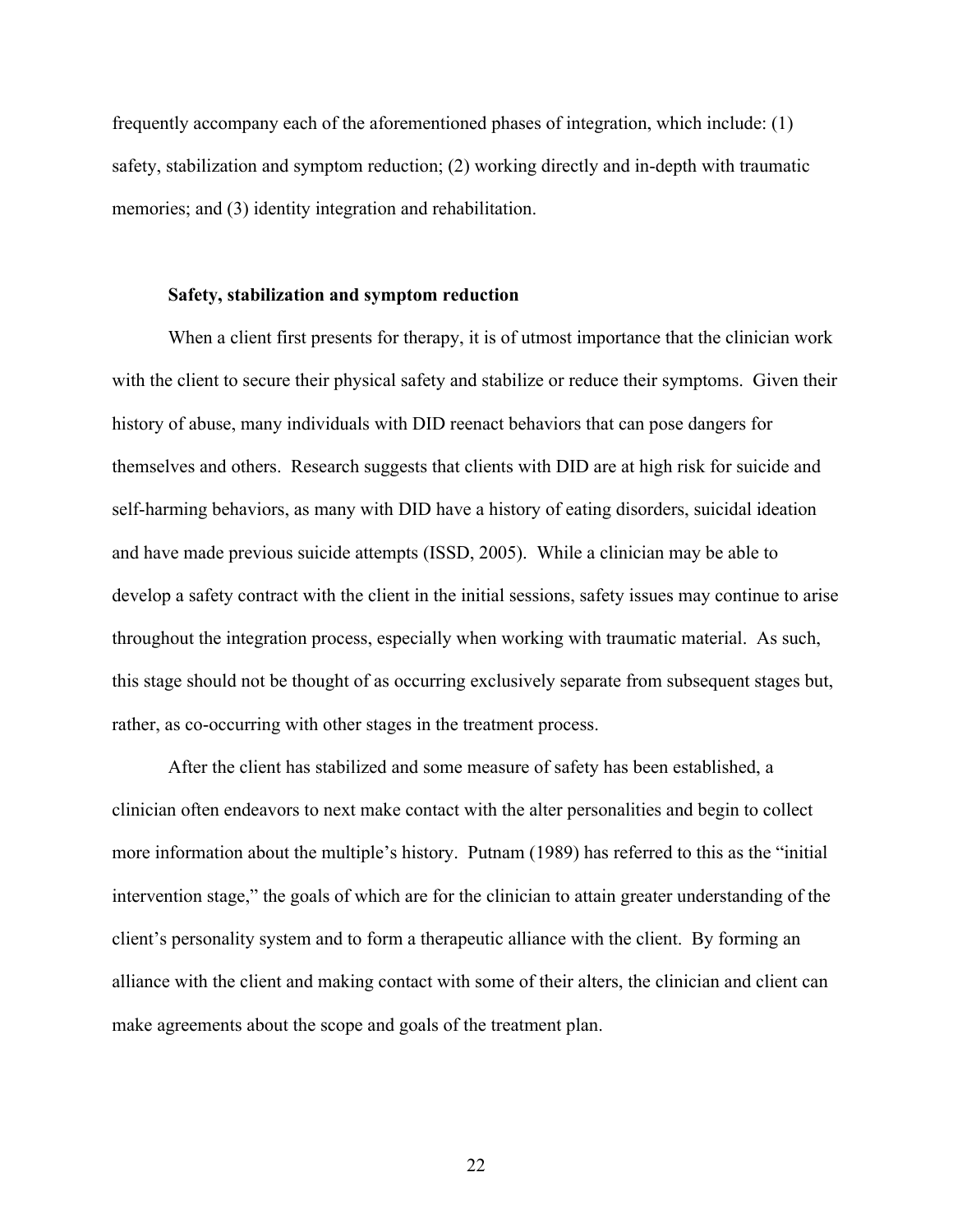frequently accompany each of the aforementioned phases of integration, which include: (1) safety, stabilization and symptom reduction; (2) working directly and in-depth with traumatic memories; and (3) identity integration and rehabilitation.

### Safety, stabilization and symptom reduction

When a client first presents for therapy, it is of utmost importance that the clinician work with the client to secure their physical safety and stabilize or reduce their symptoms. Given their history of abuse, many individuals with DID reenact behaviors that can pose dangers for themselves and others. Research suggests that clients with DID are at high risk for suicide and self-harming behaviors, as many with DID have a history of eating disorders, suicidal ideation and have made previous suicide attempts (ISSD, 2005). While a clinician may be able to develop a safety contract with the client in the initial sessions, safety issues may continue to arise throughout the integration process, especially when working with traumatic material. As such, this stage should not be thought of as occurring exclusively separate from subsequent stages but, rather, as co-occurring with other stages in the treatment process.

After the client has stabilized and some measure of safety has been established, a clinician often endeavors to next make contact with the alter personalities and begin to collect more information about the multiple's history. Putnam (1989) has referred to this as the "initial intervention stage," the goals of which are for the clinician to attain greater understanding of the client's personality system and to form a therapeutic alliance with the client. By forming an alliance with the client and making contact with some of their alters, the clinician and client can make agreements about the scope and goals of the treatment plan.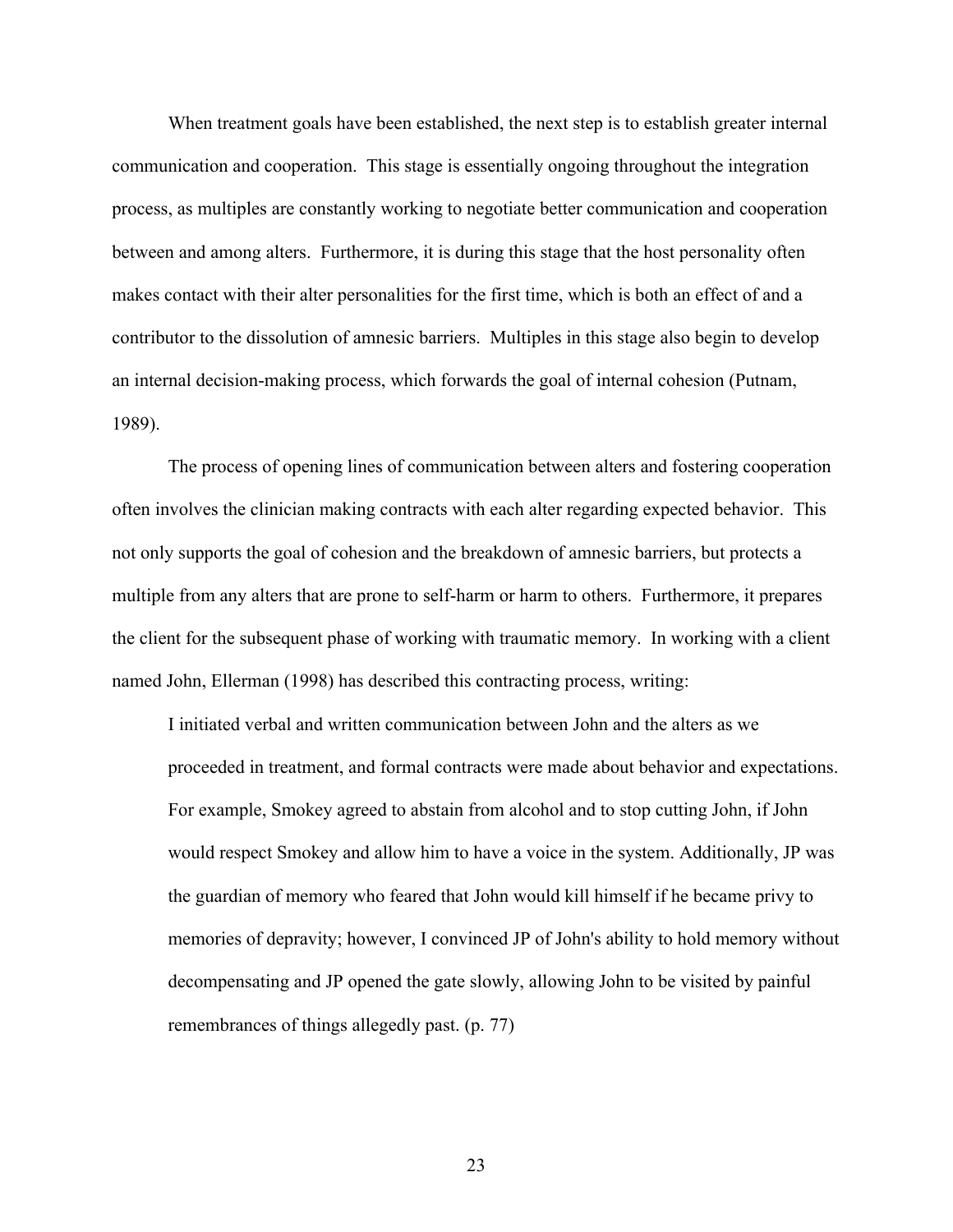When treatment goals have been established, the next step is to establish greater internal communication and cooperation. This stage is essentially ongoing throughout the integration process, as multiples are constantly working to negotiate better communication and cooperation between and among alters. Furthermore, it is during this stage that the host personality often makes contact with their alter personalities for the first time, which is both an effect of and a contributor to the dissolution of amnesic barriers. Multiples in this stage also begin to develop an internal decision-making process, which forwards the goal of internal cohesion (Putnam, 1989).

The process of opening lines of communication between alters and fostering cooperation often involves the clinician making contracts with each alter regarding expected behavior. This not only supports the goal of cohesion and the breakdown of amnesic barriers, but protects a multiple from any alters that are prone to self-harm or harm to others. Furthermore, it prepares the client for the subsequent phase of working with traumatic memory. In working with a client named John, Ellerman (1998) has described this contracting process, writing:

> I initiated verbal and written communication between John and the alters as we proceeded in treatment, and formal contracts were made about behavior and expectations. For example, Smokey agreed to abstain from alcohol and to stop cutting John, if John would respect Smokey and allow him to have a voice in the system. Additionally, JP was the guardian of memory who feared that John would kill himself if he became privy to memories of depravity; however, I convinced JP of John's ability to hold memory without decompensating and JP opened the gate slowly, allowing John to be visited by painful remembrances of things allegedly past. (p. 77)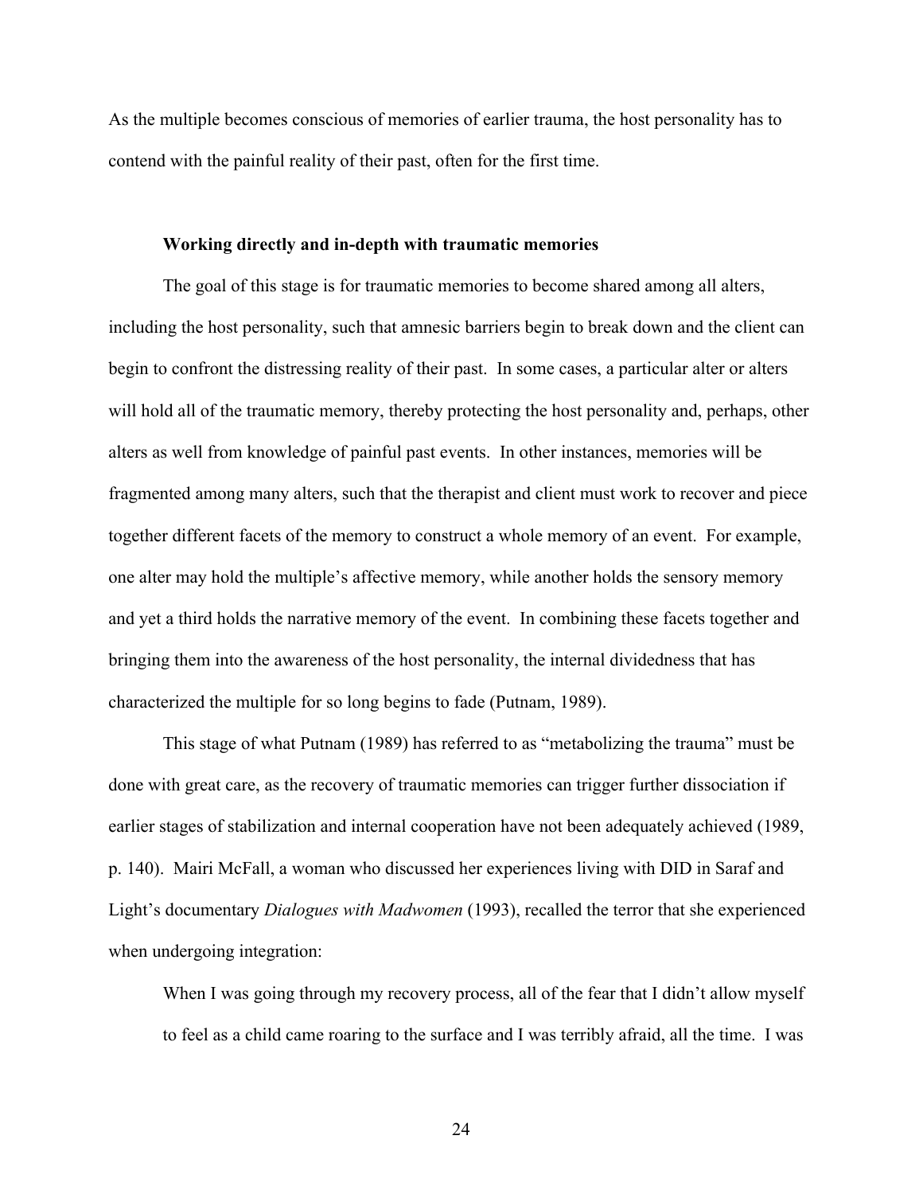As the multiple becomes conscious of memories of earlier trauma, the host personality has to contend with the painful reality of their past, often for the first time.

### Working directly and in-depth with traumatic memories

The goal of this stage is for traumatic memories to become shared among all alters, including the host personality, such that amnesic barriers begin to break down and the client can begin to confront the distressing reality of their past. In some cases, a particular alter or alters will hold all of the traumatic memory, thereby protecting the host personality and, perhaps, other alters as well from knowledge of painful past events. In other instances, memories will be fragmented among many alters, such that the therapist and client must work to recover and piece together different facets of the memory to construct a whole memory of an event. For example, one alter may hold the multiple's affective memory, while another holds the sensory memory and yet a third holds the narrative memory of the event. In combining these facets together and bringing them into the awareness of the host personality, the internal dividedness that has characterized the multiple for so long begins to fade (Putnam, 1989).

This stage of what Putnam (1989) has referred to as "metabolizing the trauma" must be done with great care, as the recovery of traumatic memories can trigger further dissociation if earlier stages of stabilization and internal cooperation have not been adequately achieved (1989, p. 140). Mairi McFall, a woman who discussed her experiences living with DID in Saraf and Light's documentary *Dialogues with Madwomen* (1993), recalled the terror that she experienced when undergoing integration:

> When I was going through my recovery process, all of the fear that I didn't allow myself to feel as a child came roaring to the surface and I was terribly afraid, all the time. I was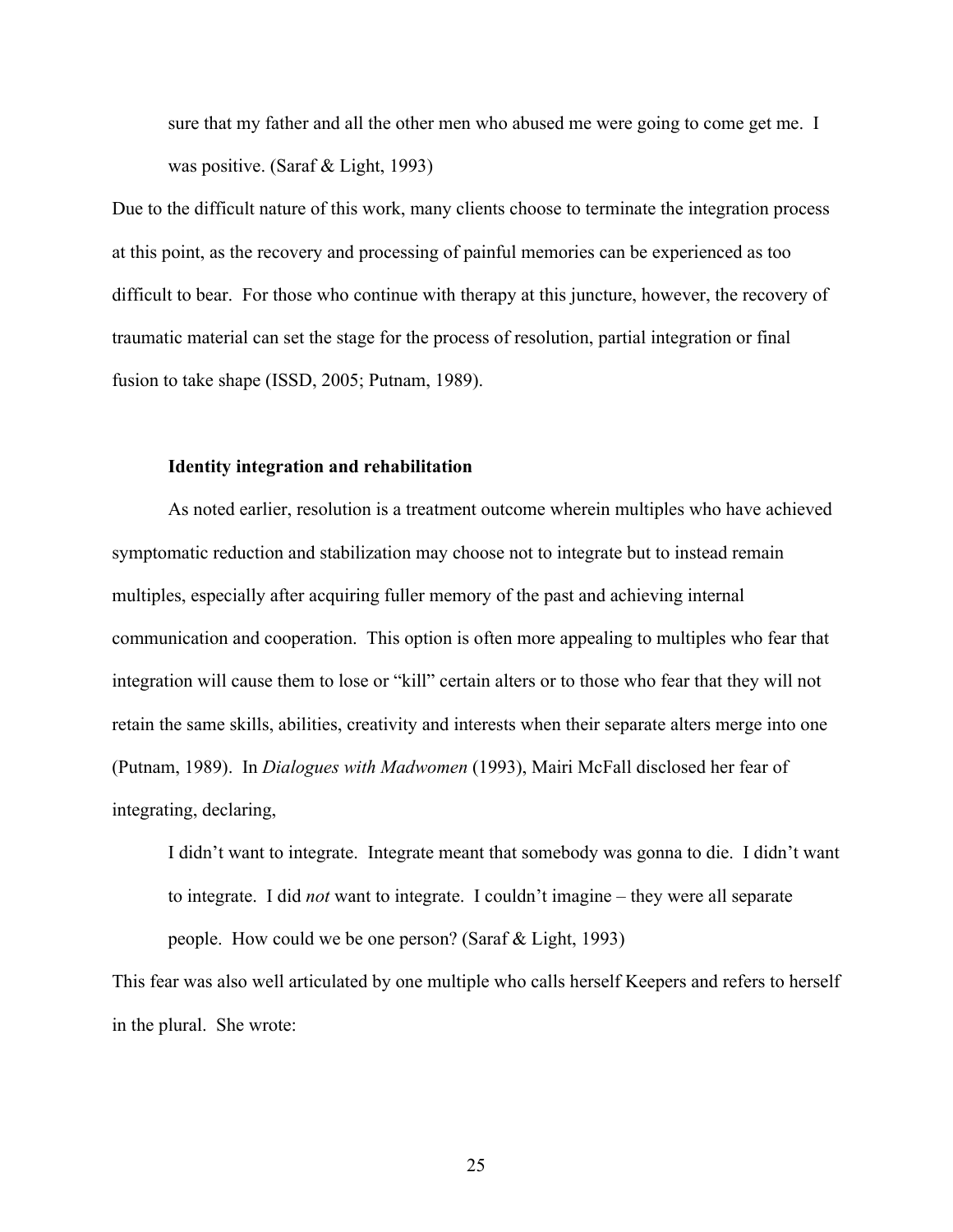> sure that my father and all the other men who abused me were going to come get me. I was positive. (Saraf & Light, 1993)

Due to the difficult nature of this work, many clients choose to terminate the integration process at this point, as the recovery and processing of painful memories can be experienced as too difficult to bear. For those who continue with therapy at this juncture, however, the recovery of traumatic material can set the stage for the process of resolution, partial integration or final fusion to take shape (ISSD, 2005; Putnam, 1989).

### Identity integration and rehabilitation

As noted earlier, resolution is a treatment outcome wherein multiples who have achieved symptomatic reduction and stabilization may choose not to integrate but to instead remain multiples, especially after acquiring fuller memory of the past and achieving internal communication and cooperation. This option is often more appealing to multiples who fear that integration will cause them to lose or "kill" certain alters or to those who fear that they will not retain the same skills, abilities, creativity and interests when their separate alters merge into one (Putnam, 1989). In *Dialogues with Madwomen* (1993), Mairi McFall disclosed her fear of integrating, declaring,

> I didn't want to integrate. Integrate meant that somebody was gonna to die. I didn't want to integrate. I did *not* want to integrate. I couldn't imagine – they were all separate people. How could we be one person? (Saraf & Light, 1993)

This fear was also well articulated by one multiple who calls herself Keepers and refers to herself in the plural. She wrote: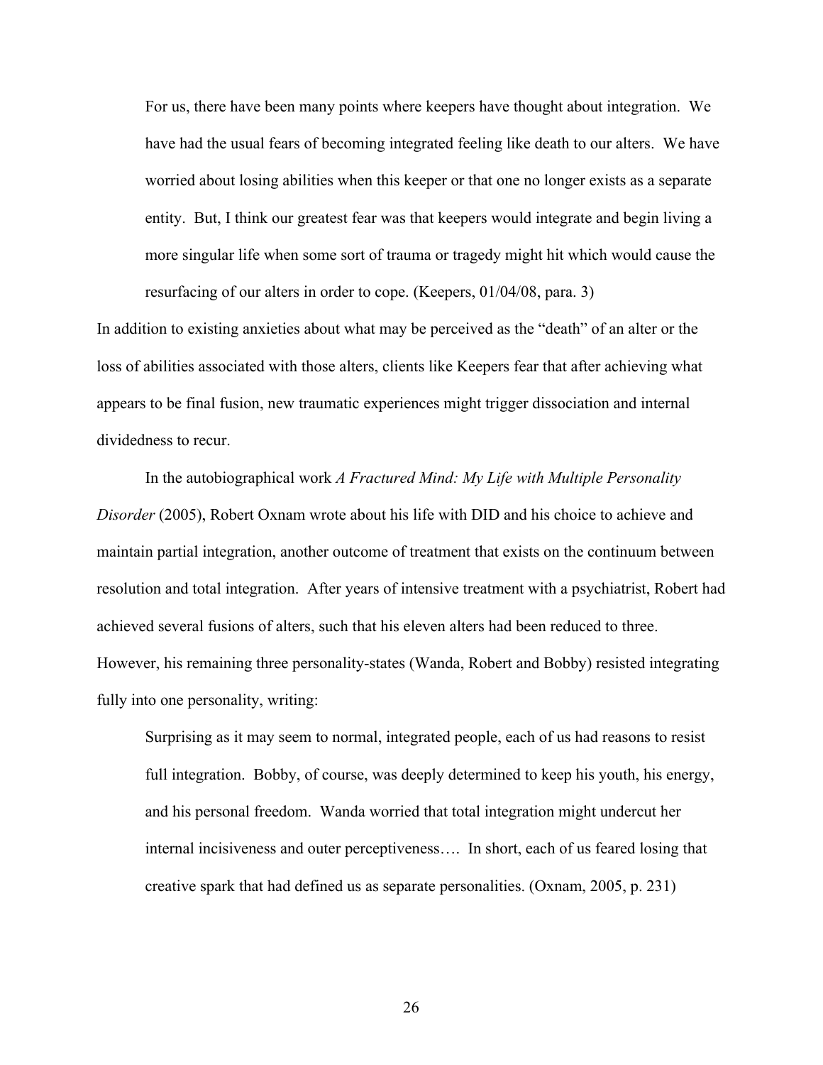> For us, there have been many points where keepers have thought about integration. We have had the usual fears of becoming integrated feeling like death to our alters. We have worried about losing abilities when this keeper or that one no longer exists as a separate entity. But, I think our greatest fear was that keepers would integrate and begin living a more singular life when some sort of trauma or tragedy might hit which would cause the resurfacing of our alters in order to cope. (Keepers, 01/04/08, para. 3)

In addition to existing anxieties about what may be perceived as the "death" of an alter or the loss of abilities associated with those alters, clients like Keepers fear that after achieving what appears to be final fusion, new traumatic experiences might trigger dissociation and internal dividedness to recur.

In the autobiographical work *A Fractured Mind: My Life with Multiple Personality Disorder* (2005), Robert Oxnam wrote about his life with DID and his choice to achieve and maintain partial integration, another outcome of treatment that exists on the continuum between resolution and total integration. After years of intensive treatment with a psychiatrist, Robert had achieved several fusions of alters, such that his eleven alters had been reduced to three. However, his remaining three personality-states (Wanda, Robert and Bobby) resisted integrating fully into one personality, writing:

> Surprising as it may seem to normal, integrated people, each of us had reasons to resist full integration. Bobby, of course, was deeply determined to keep his youth, his energy, and his personal freedom. Wanda worried that total integration might undercut her internal incisiveness and outer perceptiveness…. In short, each of us feared losing that creative spark that had defined us as separate personalities. (Oxnam, 2005, p. 231)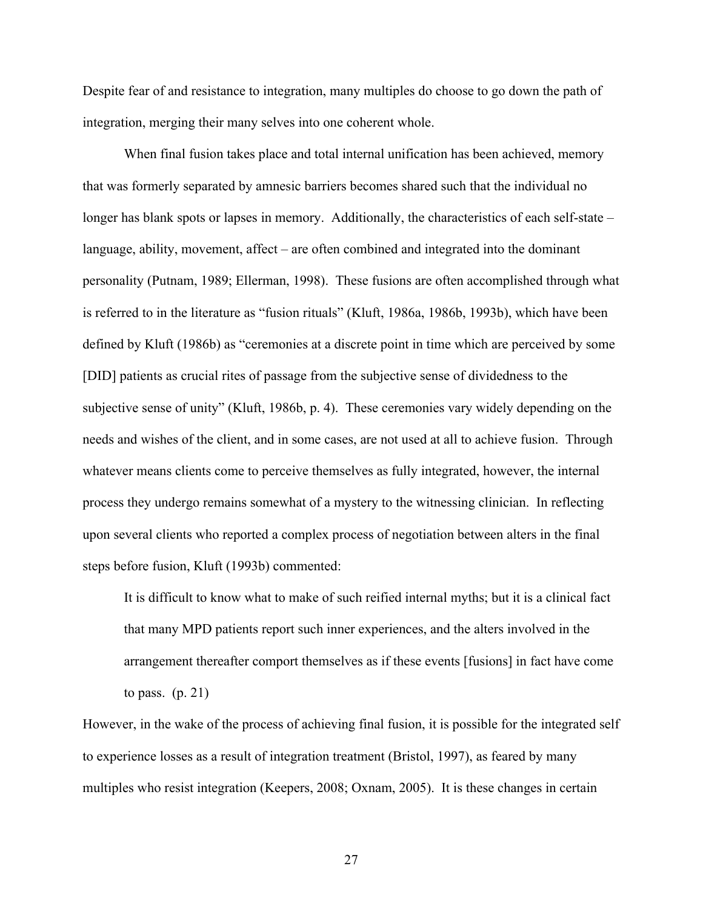Despite fear of and resistance to integration, many multiples do choose to go down the path of integration, merging their many selves into one coherent whole.

When final fusion takes place and total internal unification has been achieved, memory that was formerly separated by amnesic barriers becomes shared such that the individual no longer has blank spots or lapses in memory. Additionally, the characteristics of each self-state – language, ability, movement, affect – are often combined and integrated into the dominant personality (Putnam, 1989; Ellerman, 1998). These fusions are often accomplished through what is referred to in the literature as "fusion rituals" (Kluft, 1986a, 1986b, 1993b), which have been defined by Kluft (1986b) as "ceremonies at a discrete point in time which are perceived by some [DID] patients as crucial rites of passage from the subjective sense of dividedness to the subjective sense of unity" (Kluft, 1986b, p. 4). These ceremonies vary widely depending on the needs and wishes of the client, and in some cases, are not used at all to achieve fusion. Through whatever means clients come to perceive themselves as fully integrated, however, the internal process they undergo remains somewhat of a mystery to the witnessing clinician. In reflecting upon several clients who reported a complex process of negotiation between alters in the final steps before fusion, Kluft (1993b) commented:

> It is difficult to know what to make of such reified internal myths; but it is a clinical fact that many MPD patients report such inner experiences, and the alters involved in the arrangement thereafter comport themselves as if these events [fusions] in fact have come to pass. (p. 21)

However, in the wake of the process of achieving final fusion, it is possible for the integrated self to experience losses as a result of integration treatment (Bristol, 1997), as feared by many multiples who resist integration (Keepers, 2008; Oxnam, 2005). It is these changes in certain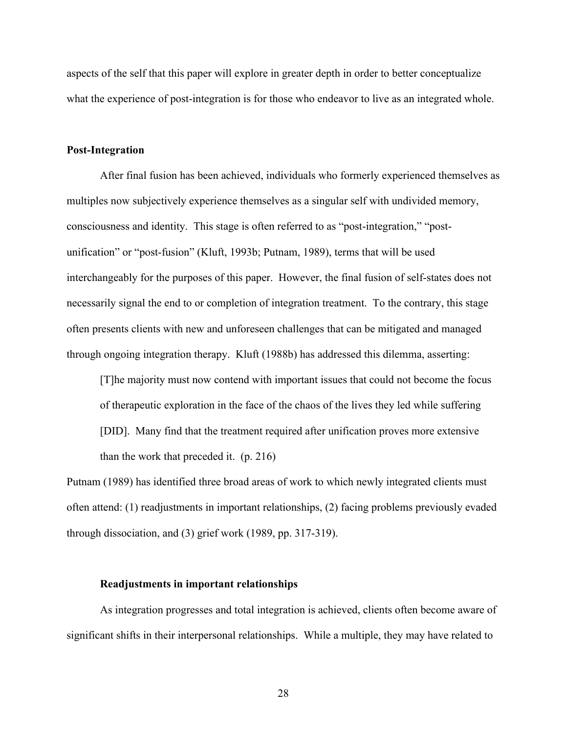aspects of the self that this paper will explore in greater depth in order to better conceptualize what the experience of post-integration is for those who endeavor to live as an integrated whole.

## Post-Integration

After final fusion has been achieved, individuals who formerly experienced themselves as multiples now subjectively experience themselves as a singular self with undivided memory, consciousness and identity. This stage is often referred to as "post-integration," "post-unification" or "post-fusion" (Kluft, 1993b; Putnam, 1989), terms that will be used interchangeably for the purposes of this paper. However, the final fusion of self-states does not necessarily signal the end to or completion of integration treatment. To the contrary, this stage often presents clients with new and unforeseen challenges that can be mitigated and managed through ongoing integration therapy. Kluft (1988b) has addressed this dilemma, asserting:

> [T]he majority must now contend with important issues that could not become the focus of therapeutic exploration in the face of the chaos of the lives they led while suffering [DID]. Many find that the treatment required after unification proves more extensive than the work that preceded it. (p. 216)

Putnam (1989) has identified three broad areas of work to which newly integrated clients must often attend: (1) readjustments in important relationships, (2) facing problems previously evaded through dissociation, and (3) grief work (1989, pp. 317-319).

### Readjustments in important relationships

As integration progresses and total integration is achieved, clients often become aware of significant shifts in their interpersonal relationships. While a multiple, they may have related to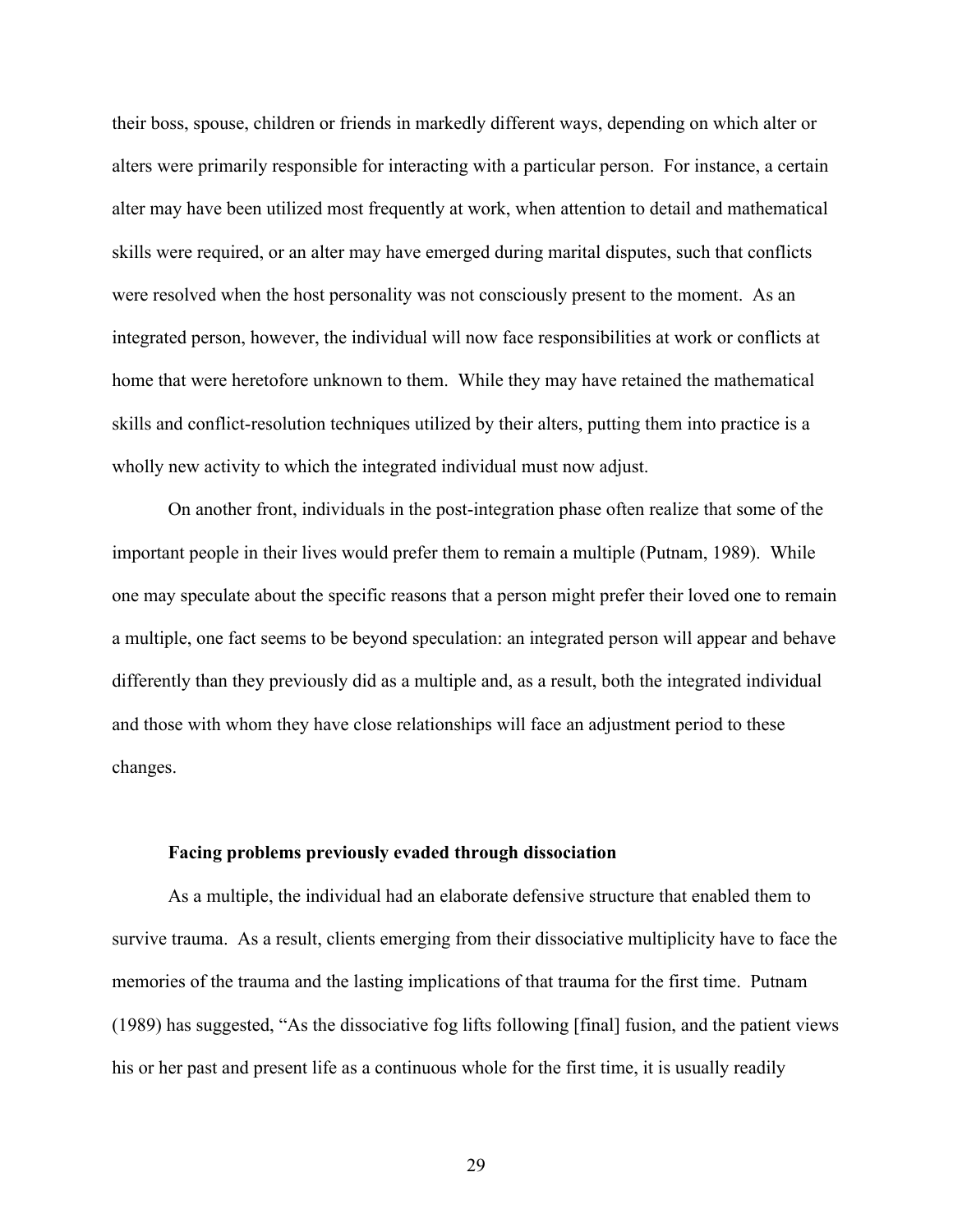their boss, spouse, children or friends in markedly different ways, depending on which alter or alters were primarily responsible for interacting with a particular person. For instance, a certain alter may have been utilized most frequently at work, when attention to detail and mathematical skills were required, or an alter may have emerged during marital disputes, such that conflicts were resolved when the host personality was not consciously present to the moment. As an integrated person, however, the individual will now face responsibilities at work or conflicts at home that were heretofore unknown to them. While they may have retained the mathematical skills and conflict-resolution techniques utilized by their alters, putting them into practice is a wholly new activity to which the integrated individual must now adjust.

On another front, individuals in the post-integration phase often realize that some of the important people in their lives would prefer them to remain a multiple (Putnam, 1989). While one may speculate about the specific reasons that a person might prefer their loved one to remain a multiple, one fact seems to be beyond speculation: an integrated person will appear and behave differently than they previously did as a multiple and, as a result, both the integrated individual and those with whom they have close relationships will face an adjustment period to these changes.

**Facing problems previously evaded through dissociation**

As a multiple, the individual had an elaborate defensive structure that enabled them to survive trauma. As a result, clients emerging from their dissociative multiplicity have to face the memories of the trauma and the lasting implications of that trauma for the first time. Putnam (1989) has suggested, "As the dissociative fog lifts following [final] fusion, and the patient views his or her past and present life as a continuous whole for the first time, it is usually readily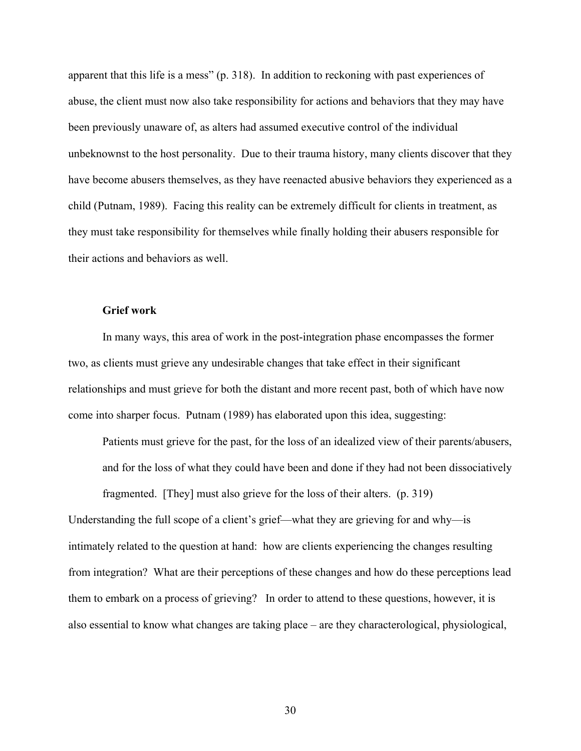apparent that this life is a mess" (p. 318). In addition to reckoning with past experiences of abuse, the client must now also take responsibility for actions and behaviors that they may have been previously unaware of, as alters had assumed executive control of the individual unbeknownst to the host personality. Due to their trauma history, many clients discover that they have become abusers themselves, as they have reenacted abusive behaviors they experienced as a child (Putnam, 1989). Facing this reality can be extremely difficult for clients in treatment, as they must take responsibility for themselves while finally holding their abusers responsible for their actions and behaviors as well.

### Grief work

In many ways, this area of work in the post-integration phase encompasses the former two, as clients must grieve any undesirable changes that take effect in their significant relationships and must grieve for both the distant and more recent past, both of which have now come into sharper focus. Putnam (1989) has elaborated upon this idea, suggesting:

> Patients must grieve for the past, for the loss of an idealized view of their parents/abusers, and for the loss of what they could have been and done if they had not been dissociatively fragmented. [They] must also grieve for the loss of their alters. (p. 319)

Understanding the full scope of a client's grief—what they are grieving for and why—is intimately related to the question at hand: how are clients experiencing the changes resulting from integration? What are their perceptions of these changes and how do these perceptions lead them to embark on a process of grieving? In order to attend to these questions, however, it is also essential to know what changes are taking place – are they characterological, physiological,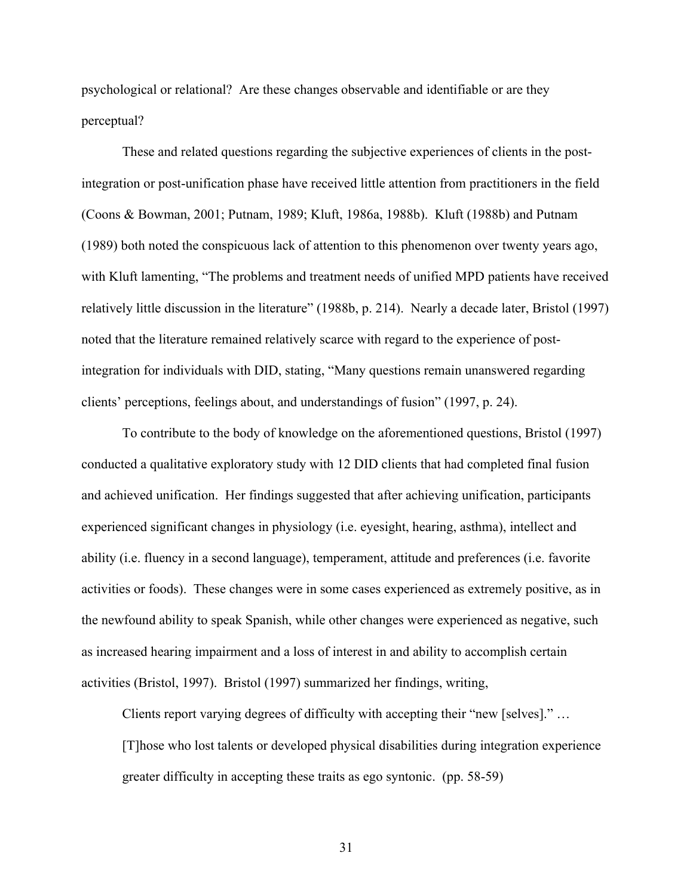psychological or relational? Are these changes observable and identifiable or are they perceptual?

These and related questions regarding the subjective experiences of clients in the post-integration or post-unification phase have received little attention from practitioners in the field (Coons & Bowman, 2001; Putnam, 1989; Kluft, 1986a, 1988b). Kluft (1988b) and Putnam (1989) both noted the conspicuous lack of attention to this phenomenon over twenty years ago, with Kluft lamenting, "The problems and treatment needs of unified MPD patients have received relatively little discussion in the literature" (1988b, p. 214). Nearly a decade later, Bristol (1997) noted that the literature remained relatively scarce with regard to the experience of post-integration for individuals with DID, stating, "Many questions remain unanswered regarding clients' perceptions, feelings about, and understandings of fusion" (1997, p. 24).

To contribute to the body of knowledge on the aforementioned questions, Bristol (1997) conducted a qualitative exploratory study with 12 DID clients that had completed final fusion and achieved unification. Her findings suggested that after achieving unification, participants experienced significant changes in physiology (i.e. eyesight, hearing, asthma), intellect and ability (i.e. fluency in a second language), temperament, attitude and preferences (i.e. favorite activities or foods). These changes were in some cases experienced as extremely positive, as in the newfound ability to speak Spanish, while other changes were experienced as negative, such as increased hearing impairment and a loss of interest in and ability to accomplish certain activities (Bristol, 1997). Bristol (1997) summarized her findings, writing,

> Clients report varying degrees of difficulty with accepting their "new [selves]." … [T]hose who lost talents or developed physical disabilities during integration experience greater difficulty in accepting these traits as ego syntonic. (pp. 58-59)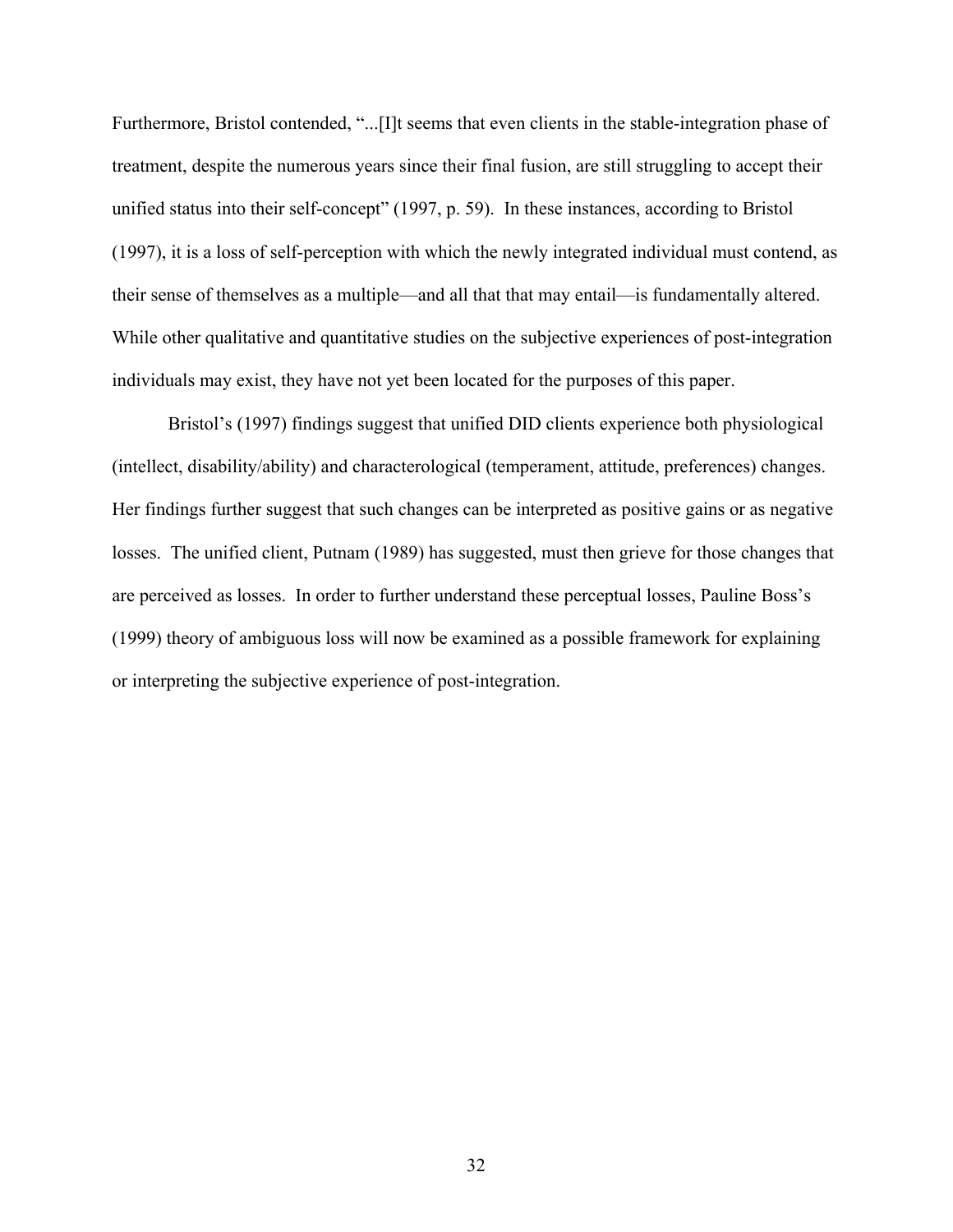Furthermore, Bristol contended, "...[I]t seems that even clients in the stable-integration phase of treatment, despite the numerous years since their final fusion, are still struggling to accept their unified status into their self-concept" (1997, p. 59). In these instances, according to Bristol (1997), it is a loss of self-perception with which the newly integrated individual must contend, as their sense of themselves as a multiple—and all that that may entail—is fundamentally altered. While other qualitative and quantitative studies on the subjective experiences of post-integration individuals may exist, they have not yet been located for the purposes of this paper.

Bristol's (1997) findings suggest that unified DID clients experience both physiological (intellect, disability/ability) and characterological (temperament, attitude, preferences) changes. Her findings further suggest that such changes can be interpreted as positive gains or as negative losses. The unified client, Putnam (1989) has suggested, must then grieve for those changes that are perceived as losses. In order to further understand these perceptual losses, Pauline Boss's (1999) theory of ambiguous loss will now be examined as a possible framework for explaining or interpreting the subjective experience of post-integration.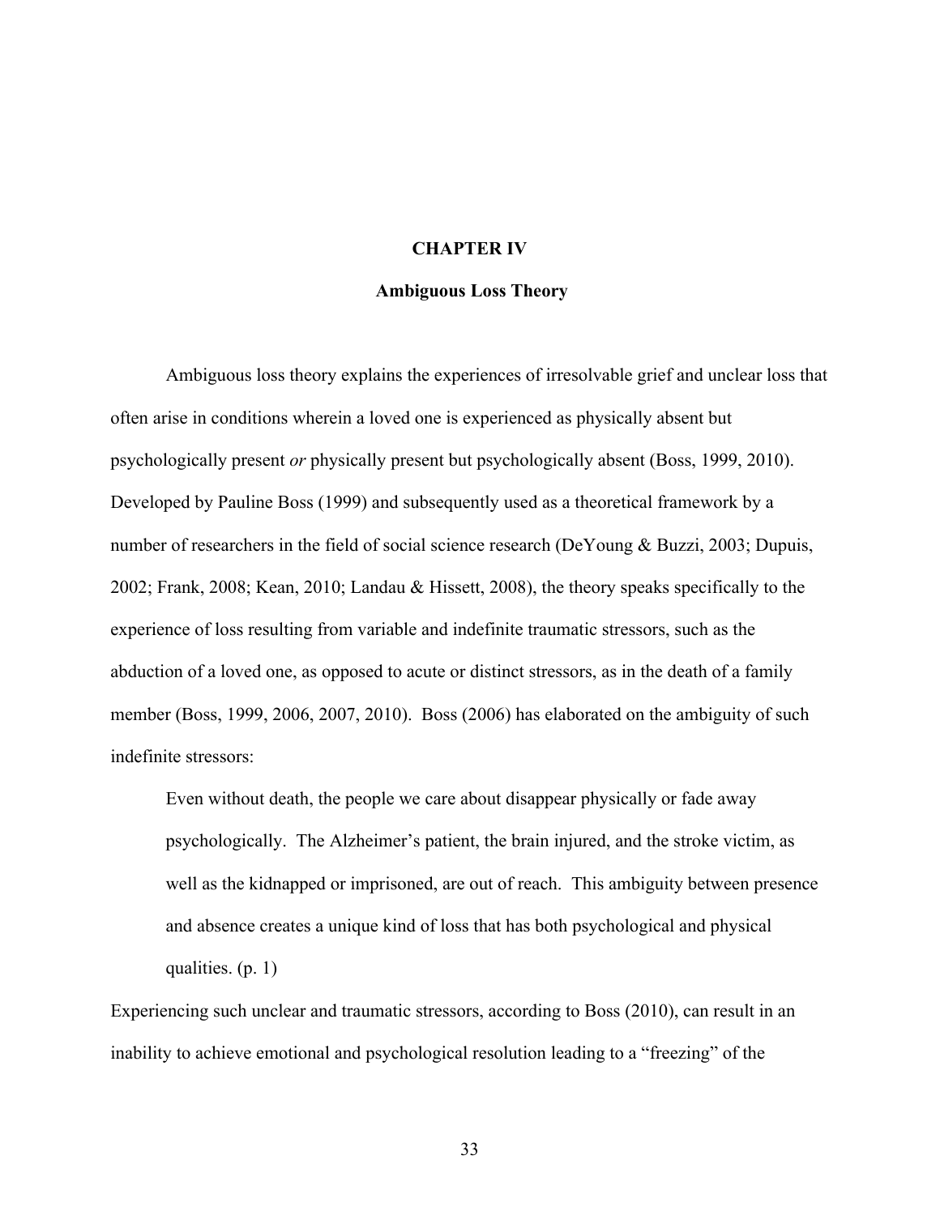# CHAPTER IV

## Ambiguous Loss Theory

Ambiguous loss theory explains the experiences of irresolvable grief and unclear loss that often arise in conditions wherein a loved one is experienced as physically absent but psychologically present *or* physically present but psychologically absent (Boss, 1999, 2010). Developed by Pauline Boss (1999) and subsequently used as a theoretical framework by a number of researchers in the field of social science research (DeYoung & Buzzi, 2003; Dupuis, 2002; Frank, 2008; Kean, 2010; Landau & Hissett, 2008), the theory speaks specifically to the experience of loss resulting from variable and indefinite traumatic stressors, such as the abduction of a loved one, as opposed to acute or distinct stressors, as in the death of a family member (Boss, 1999, 2006, 2007, 2010). Boss (2006) has elaborated on the ambiguity of such indefinite stressors:

> Even without death, the people we care about disappear physically or fade away psychologically. The Alzheimer's patient, the brain injured, and the stroke victim, as well as the kidnapped or imprisoned, are out of reach. This ambiguity between presence and absence creates a unique kind of loss that has both psychological and physical qualities. (p. 1)

Experiencing such unclear and traumatic stressors, according to Boss (2010), can result in an inability to achieve emotional and psychological resolution leading to a "freezing" of the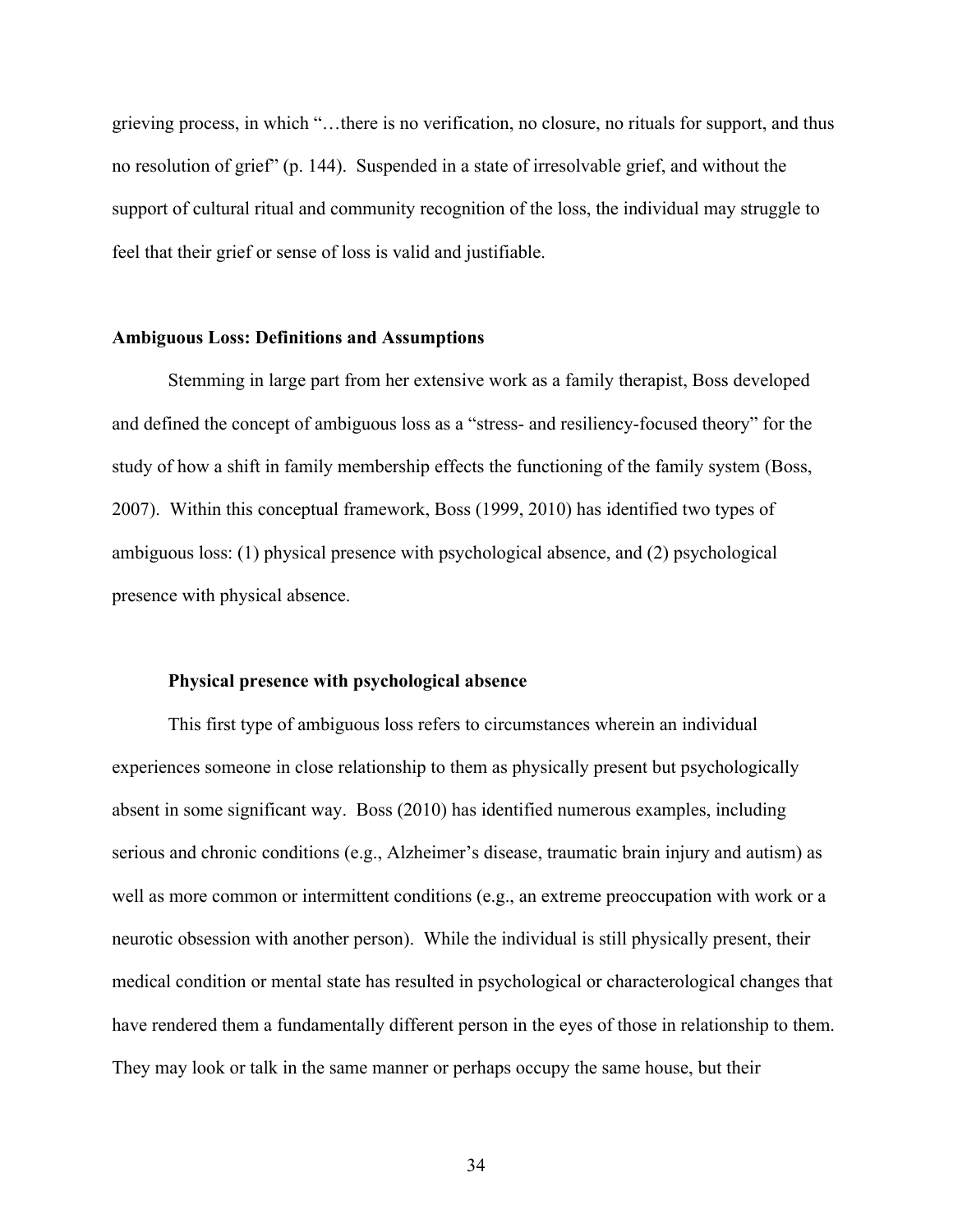grieving process, in which "…there is no verification, no closure, no rituals for support, and thus no resolution of grief" (p. 144). Suspended in a state of irresolvable grief, and without the support of cultural ritual and community recognition of the loss, the individual may struggle to feel that their grief or sense of loss is valid and justifiable.

## Ambiguous Loss: Definitions and Assumptions

Stemming in large part from her extensive work as a family therapist, Boss developed and defined the concept of ambiguous loss as a "stress- and resiliency-focused theory" for the study of how a shift in family membership effects the functioning of the family system (Boss, 2007). Within this conceptual framework, Boss (1999, 2010) has identified two types of ambiguous loss: (1) physical presence with psychological absence, and (2) psychological presence with physical absence.

### Physical presence with psychological absence

This first type of ambiguous loss refers to circumstances wherein an individual experiences someone in close relationship to them as physically present but psychologically absent in some significant way. Boss (2010) has identified numerous examples, including serious and chronic conditions (e.g., Alzheimer's disease, traumatic brain injury and autism) as well as more common or intermittent conditions (e.g., an extreme preoccupation with work or a neurotic obsession with another person). While the individual is still physically present, their medical condition or mental state has resulted in psychological or characterological changes that have rendered them a fundamentally different person in the eyes of those in relationship to them. They may look or talk in the same manner or perhaps occupy the same house, but their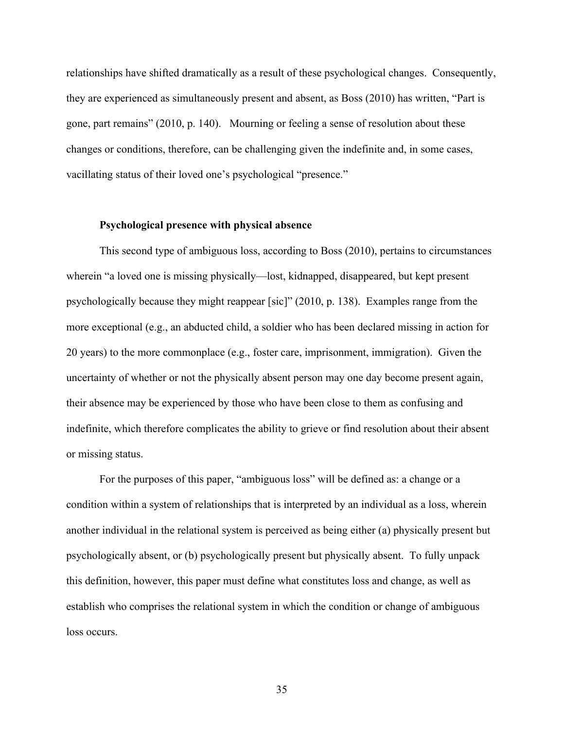relationships have shifted dramatically as a result of these psychological changes. Consequently, they are experienced as simultaneously present and absent, as Boss (2010) has written, "Part is gone, part remains" (2010, p. 140). Mourning or feeling a sense of resolution about these changes or conditions, therefore, can be challenging given the indefinite and, in some cases, vacillating status of their loved one's psychological "presence."

**Psychological presence with physical absence**

This second type of ambiguous loss, according to Boss (2010), pertains to circumstances wherein "a loved one is missing physically—lost, kidnapped, disappeared, but kept present psychologically because they might reappear [sic]" (2010, p. 138). Examples range from the more exceptional (e.g., an abducted child, a soldier who has been declared missing in action for 20 years) to the more commonplace (e.g., foster care, imprisonment, immigration). Given the uncertainty of whether or not the physically absent person may one day become present again, their absence may be experienced by those who have been close to them as confusing and indefinite, which therefore complicates the ability to grieve or find resolution about their absent or missing status.

For the purposes of this paper, "ambiguous loss" will be defined as: a change or a condition within a system of relationships that is interpreted by an individual as a loss, wherein another individual in the relational system is perceived as being either (a) physically present but psychologically absent, or (b) psychologically present but physically absent. To fully unpack this definition, however, this paper must define what constitutes loss and change, as well as establish who comprises the relational system in which the condition or change of ambiguous loss occurs.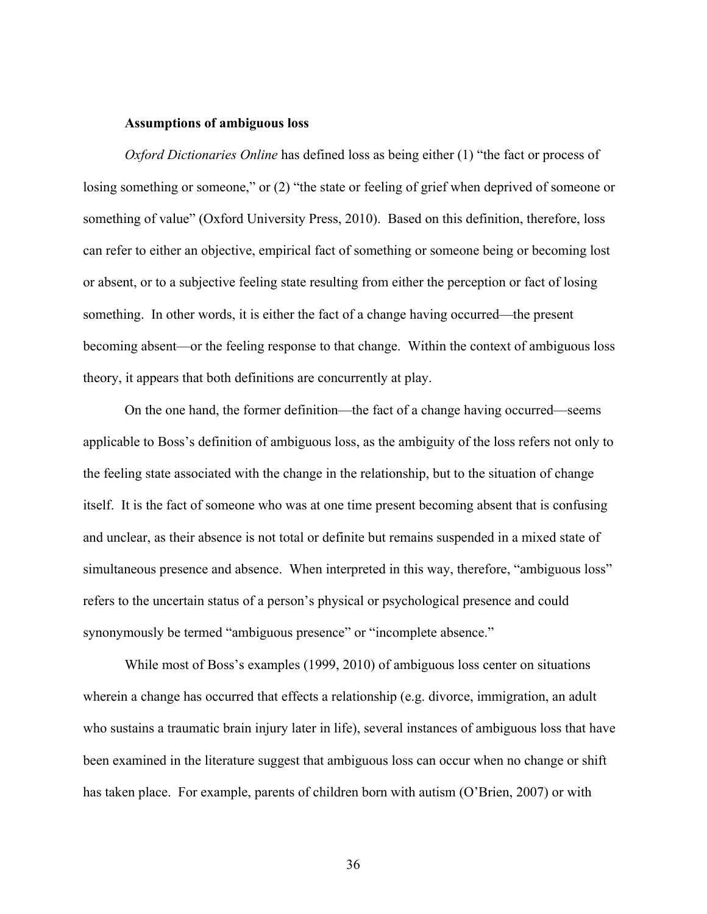**Assumptions of ambiguous loss**

*Oxford Dictionaries Online* has defined loss as being either (1) "the fact or process of losing something or someone," or (2) "the state or feeling of grief when deprived of someone or something of value" (Oxford University Press, 2010). Based on this definition, therefore, loss can refer to either an objective, empirical fact of something or someone being or becoming lost or absent, or to a subjective feeling state resulting from either the perception or fact of losing something. In other words, it is either the fact of a change having occurred—the present becoming absent—or the feeling response to that change. Within the context of ambiguous loss theory, it appears that both definitions are concurrently at play.

On the one hand, the former definition—the fact of a change having occurred—seems applicable to Boss's definition of ambiguous loss, as the ambiguity of the loss refers not only to the feeling state associated with the change in the relationship, but to the situation of change itself. It is the fact of someone who was at one time present becoming absent that is confusing and unclear, as their absence is not total or definite but remains suspended in a mixed state of simultaneous presence and absence. When interpreted in this way, therefore, "ambiguous loss" refers to the uncertain status of a person's physical or psychological presence and could synonymously be termed "ambiguous presence" or "incomplete absence."

While most of Boss's examples (1999, 2010) of ambiguous loss center on situations wherein a change has occurred that effects a relationship (e.g. divorce, immigration, an adult who sustains a traumatic brain injury later in life), several instances of ambiguous loss that have been examined in the literature suggest that ambiguous loss can occur when no change or shift has taken place. For example, parents of children born with autism (O'Brien, 2007) or with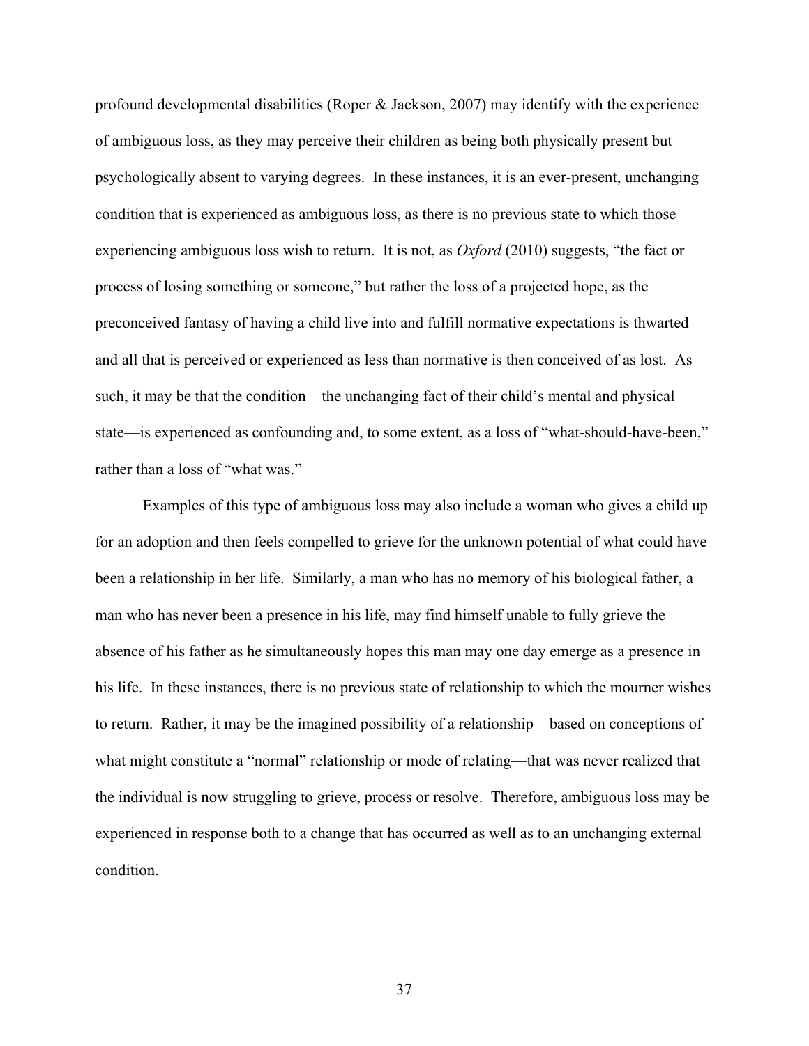profound developmental disabilities (Roper & Jackson, 2007) may identify with the experience of ambiguous loss, as they may perceive their children as being both physically present but psychologically absent to varying degrees. In these instances, it is an ever-present, unchanging condition that is experienced as ambiguous loss, as there is no previous state to which those experiencing ambiguous loss wish to return. It is not, as *Oxford* (2010) suggests, "the fact or process of losing something or someone," but rather the loss of a projected hope, as the preconceived fantasy of having a child live into and fulfill normative expectations is thwarted and all that is perceived or experienced as less than normative is then conceived of as lost. As such, it may be that the condition—the unchanging fact of their child's mental and physical state—is experienced as confounding and, to some extent, as a loss of "what-should-have-been," rather than a loss of "what was."

Examples of this type of ambiguous loss may also include a woman who gives a child up for an adoption and then feels compelled to grieve for the unknown potential of what could have been a relationship in her life. Similarly, a man who has no memory of his biological father, a man who has never been a presence in his life, may find himself unable to fully grieve the absence of his father as he simultaneously hopes this man may one day emerge as a presence in his life. In these instances, there is no previous state of relationship to which the mourner wishes to return. Rather, it may be the imagined possibility of a relationship—based on conceptions of what might constitute a "normal" relationship or mode of relating—that was never realized that the individual is now struggling to grieve, process or resolve. Therefore, ambiguous loss may be experienced in response both to a change that has occurred as well as to an unchanging external condition.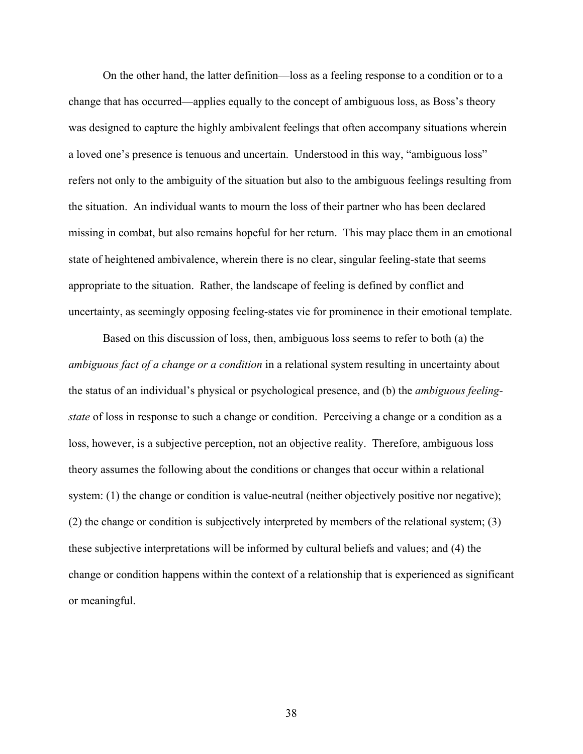On the other hand, the latter definition—loss as a feeling response to a condition or to a change that has occurred—applies equally to the concept of ambiguous loss, as Boss's theory was designed to capture the highly ambivalent feelings that often accompany situations wherein a loved one's presence is tenuous and uncertain. Understood in this way, "ambiguous loss" refers not only to the ambiguity of the situation but also to the ambiguous feelings resulting from the situation. An individual wants to mourn the loss of their partner who has been declared missing in combat, but also remains hopeful for her return. This may place them in an emotional state of heightened ambivalence, wherein there is no clear, singular feeling-state that seems appropriate to the situation. Rather, the landscape of feeling is defined by conflict and uncertainty, as seemingly opposing feeling-states vie for prominence in their emotional template.

Based on this discussion of loss, then, ambiguous loss seems to refer to both (a) the *ambiguous fact of a change or a condition* in a relational system resulting in uncertainty about the status of an individual's physical or psychological presence, and (b) the *ambiguous feeling-state* of loss in response to such a change or condition. Perceiving a change or a condition as a loss, however, is a subjective perception, not an objective reality. Therefore, ambiguous loss theory assumes the following about the conditions or changes that occur within a relational system: (1) the change or condition is value-neutral (neither objectively positive nor negative); (2) the change or condition is subjectively interpreted by members of the relational system; (3) these subjective interpretations will be informed by cultural beliefs and values; and (4) the change or condition happens within the context of a relationship that is experienced as significant or meaningful.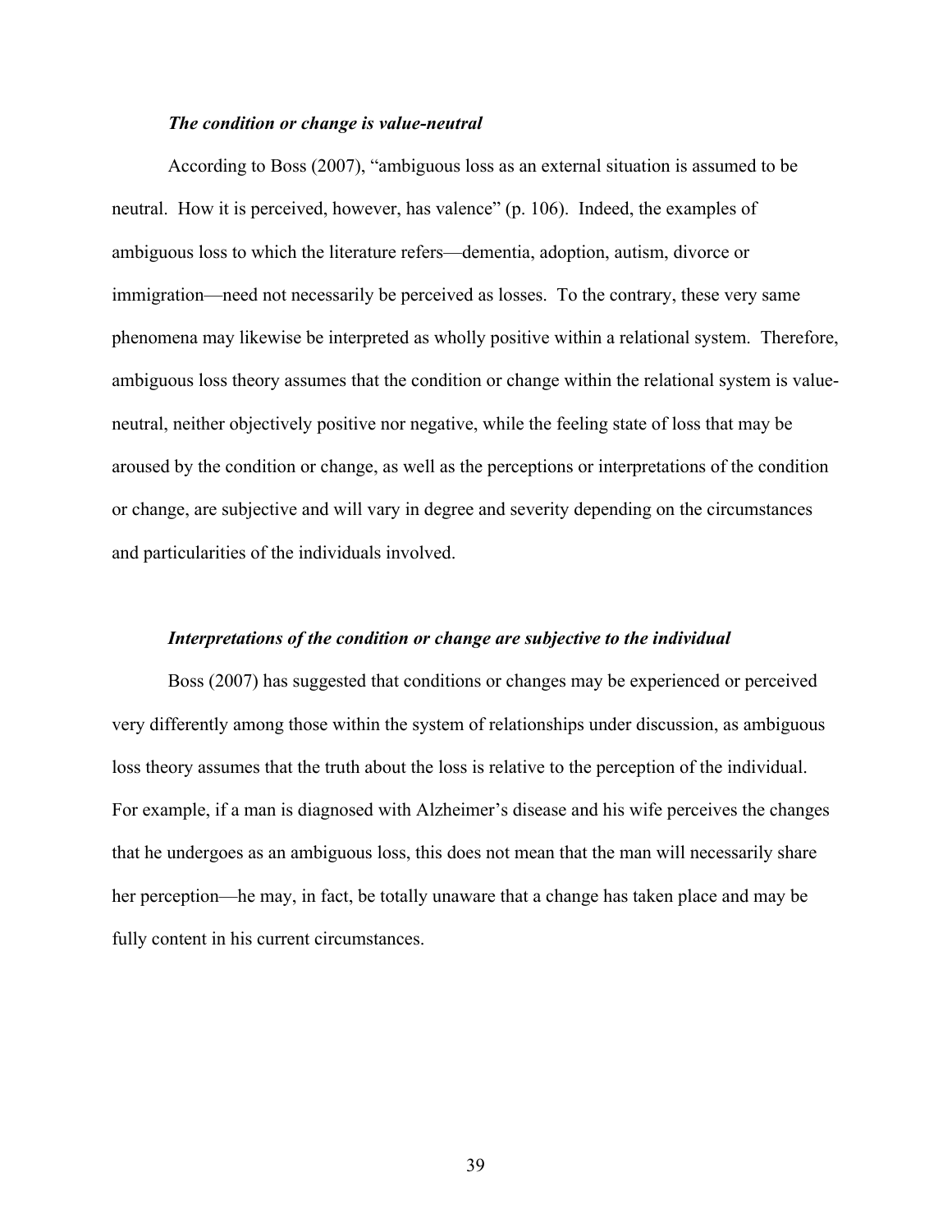***The condition or change is value-neutral***

According to Boss (2007), "ambiguous loss as an external situation is assumed to be neutral. How it is perceived, however, has valence" (p. 106). Indeed, the examples of ambiguous loss to which the literature refers—dementia, adoption, autism, divorce or immigration—need not necessarily be perceived as losses. To the contrary, these very same phenomena may likewise be interpreted as wholly positive within a relational system. Therefore, ambiguous loss theory assumes that the condition or change within the relational system is value-neutral, neither objectively positive nor negative, while the feeling state of loss that may be aroused by the condition or change, as well as the perceptions or interpretations of the condition or change, are subjective and will vary in degree and severity depending on the circumstances and particularities of the individuals involved.

***Interpretations of the condition or change are subjective to the individual***

Boss (2007) has suggested that conditions or changes may be experienced or perceived very differently among those within the system of relationships under discussion, as ambiguous loss theory assumes that the truth about the loss is relative to the perception of the individual. For example, if a man is diagnosed with Alzheimer's disease and his wife perceives the changes that he undergoes as an ambiguous loss, this does not mean that the man will necessarily share her perception—he may, in fact, be totally unaware that a change has taken place and may be fully content in his current circumstances.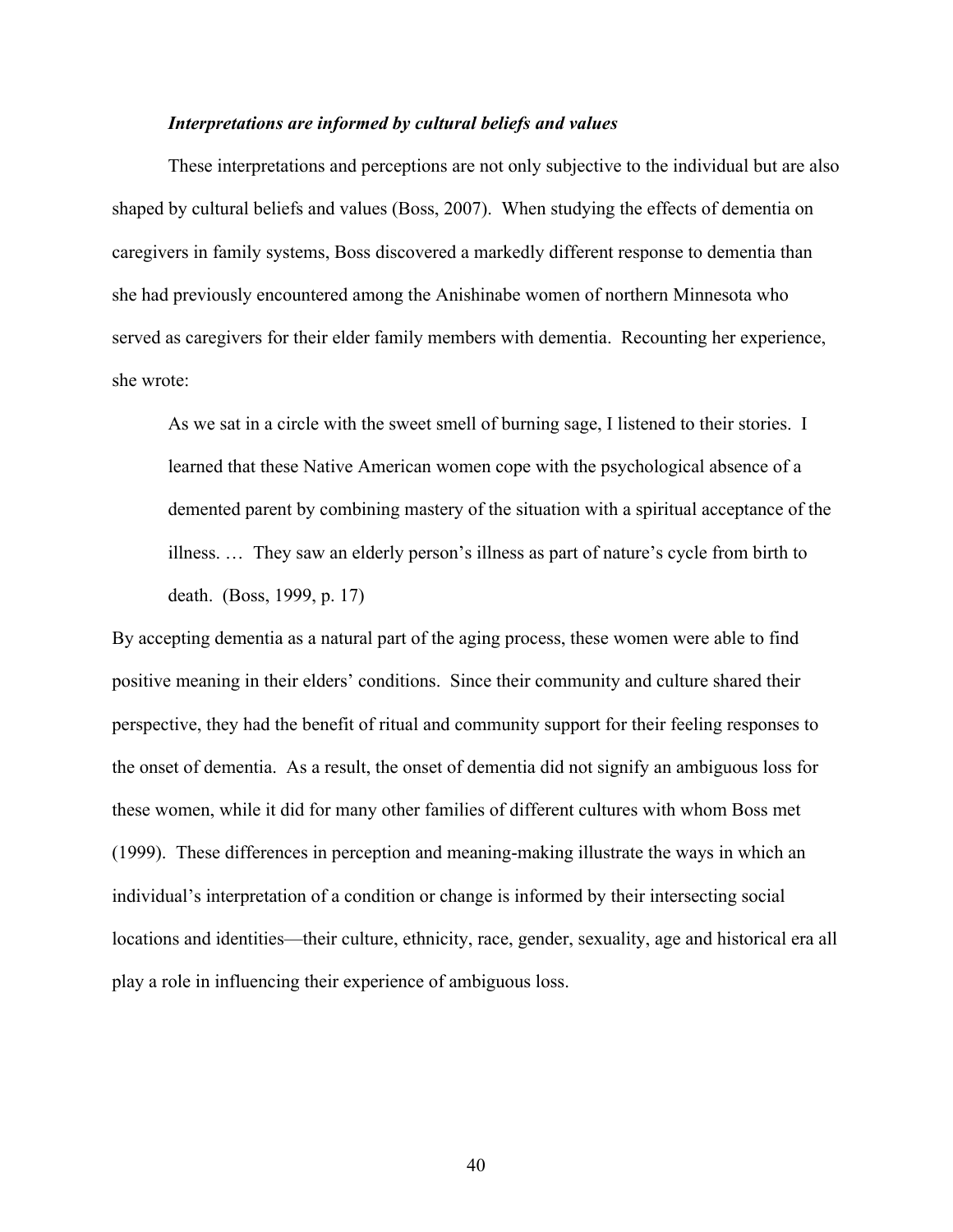*Interpretations are informed by cultural beliefs and values*

These interpretations and perceptions are not only subjective to the individual but are also shaped by cultural beliefs and values (Boss, 2007). When studying the effects of dementia on caregivers in family systems, Boss discovered a markedly different response to dementia than she had previously encountered among the Anishinabe women of northern Minnesota who served as caregivers for their elder family members with dementia. Recounting her experience, she wrote:

> As we sat in a circle with the sweet smell of burning sage, I listened to their stories. I learned that these Native American women cope with the psychological absence of a demented parent by combining mastery of the situation with a spiritual acceptance of the illness. … They saw an elderly person's illness as part of nature's cycle from birth to death. (Boss, 1999, p. 17)

By accepting dementia as a natural part of the aging process, these women were able to find positive meaning in their elders' conditions. Since their community and culture shared their perspective, they had the benefit of ritual and community support for their feeling responses to the onset of dementia. As a result, the onset of dementia did not signify an ambiguous loss for these women, while it did for many other families of different cultures with whom Boss met (1999). These differences in perception and meaning-making illustrate the ways in which an individual's interpretation of a condition or change is informed by their intersecting social locations and identities—their culture, ethnicity, race, gender, sexuality, age and historical era all play a role in influencing their experience of ambiguous loss.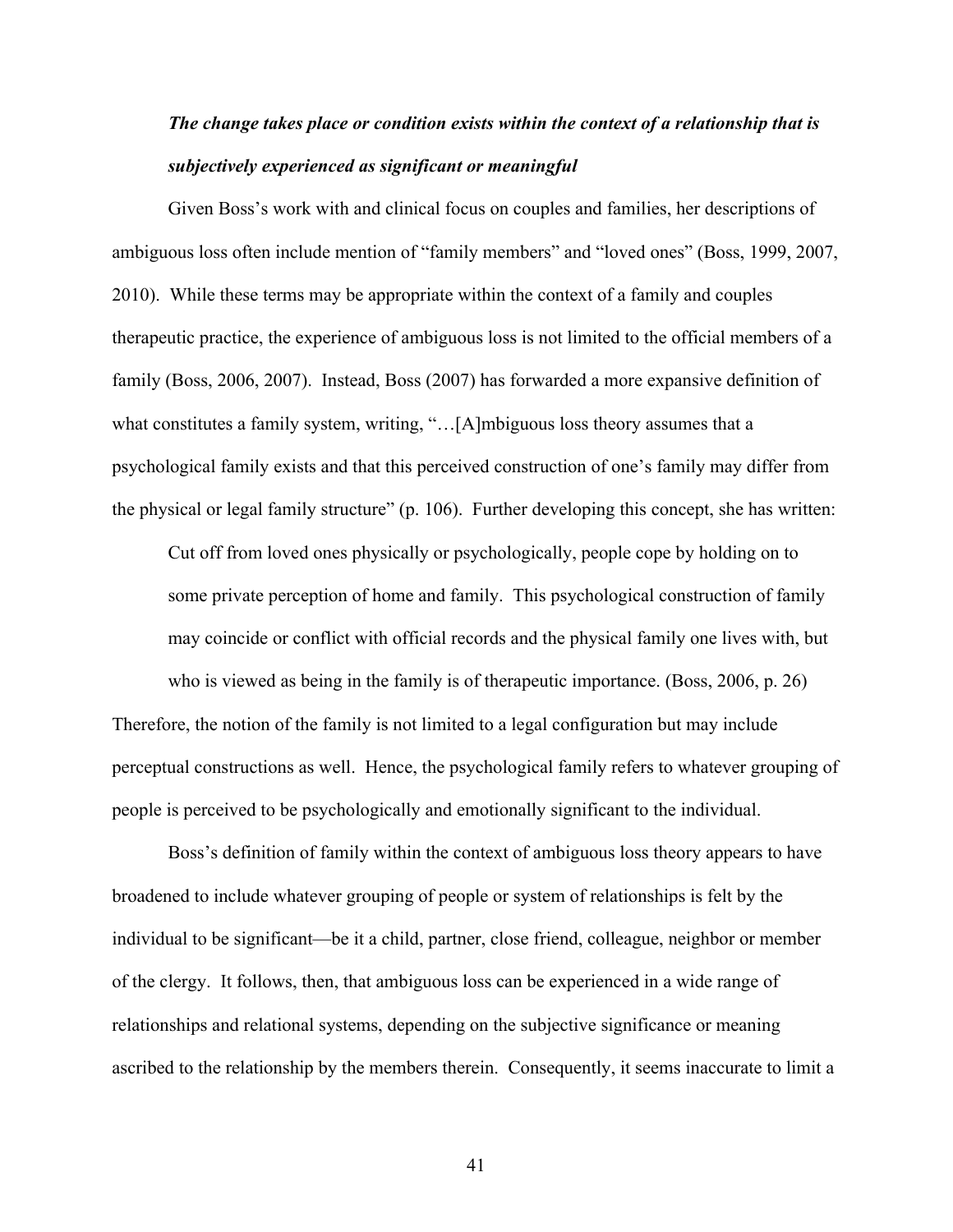***The change takes place or condition exists within the context of a relationship that is subjectively experienced as significant or meaningful***

Given Boss's work with and clinical focus on couples and families, her descriptions of ambiguous loss often include mention of "family members" and "loved ones" (Boss, 1999, 2007, 2010). While these terms may be appropriate within the context of a family and couples therapeutic practice, the experience of ambiguous loss is not limited to the official members of a family (Boss, 2006, 2007). Instead, Boss (2007) has forwarded a more expansive definition of what constitutes a family system, writing, "…[A]mbiguous loss theory assumes that a psychological family exists and that this perceived construction of one's family may differ from the physical or legal family structure" (p. 106). Further developing this concept, she has written:

> Cut off from loved ones physically or psychologically, people cope by holding on to some private perception of home and family. This psychological construction of family may coincide or conflict with official records and the physical family one lives with, but who is viewed as being in the family is of therapeutic importance. (Boss, 2006, p. 26)

Therefore, the notion of the family is not limited to a legal configuration but may include perceptual constructions as well. Hence, the psychological family refers to whatever grouping of people is perceived to be psychologically and emotionally significant to the individual.

Boss's definition of family within the context of ambiguous loss theory appears to have broadened to include whatever grouping of people or system of relationships is felt by the individual to be significant—be it a child, partner, close friend, colleague, neighbor or member of the clergy. It follows, then, that ambiguous loss can be experienced in a wide range of relationships and relational systems, depending on the subjective significance or meaning ascribed to the relationship by the members therein. Consequently, it seems inaccurate to limit a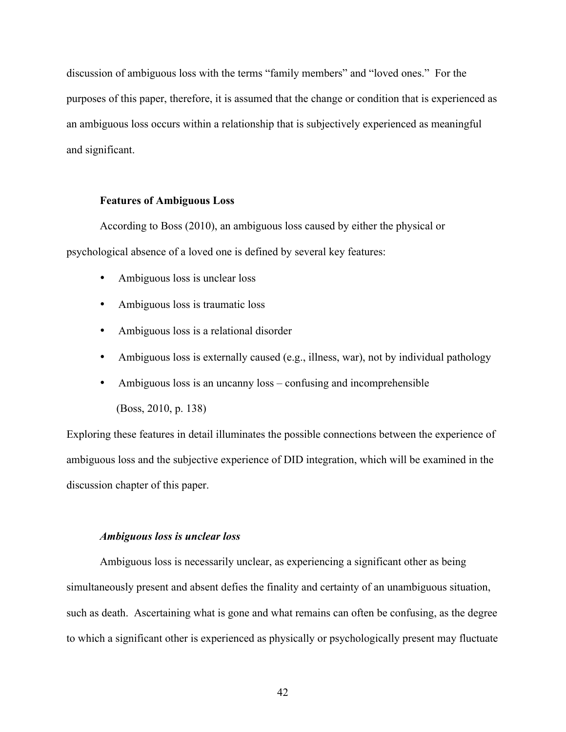discussion of ambiguous loss with the terms "family members" and "loved ones." For the purposes of this paper, therefore, it is assumed that the change or condition that is experienced as an ambiguous loss occurs within a relationship that is subjectively experienced as meaningful and significant.

### Features of Ambiguous Loss

According to Boss (2010), an ambiguous loss caused by either the physical or psychological absence of a loved one is defined by several key features:

- Ambiguous loss is unclear loss
- Ambiguous loss is traumatic loss
- Ambiguous loss is a relational disorder
- Ambiguous loss is externally caused (e.g., illness, war), not by individual pathology
- Ambiguous loss is an uncanny loss – confusing and incomprehensible

(Boss, 2010, p. 138)

Exploring these features in detail illuminates the possible connections between the experience of ambiguous loss and the subjective experience of DID integration, which will be examined in the discussion chapter of this paper.

#### *Ambiguous loss is unclear loss*

Ambiguous loss is necessarily unclear, as experiencing a significant other as being simultaneously present and absent defies the finality and certainty of an unambiguous situation, such as death. Ascertaining what is gone and what remains can often be confusing, as the degree to which a significant other is experienced as physically or psychologically present may fluctuate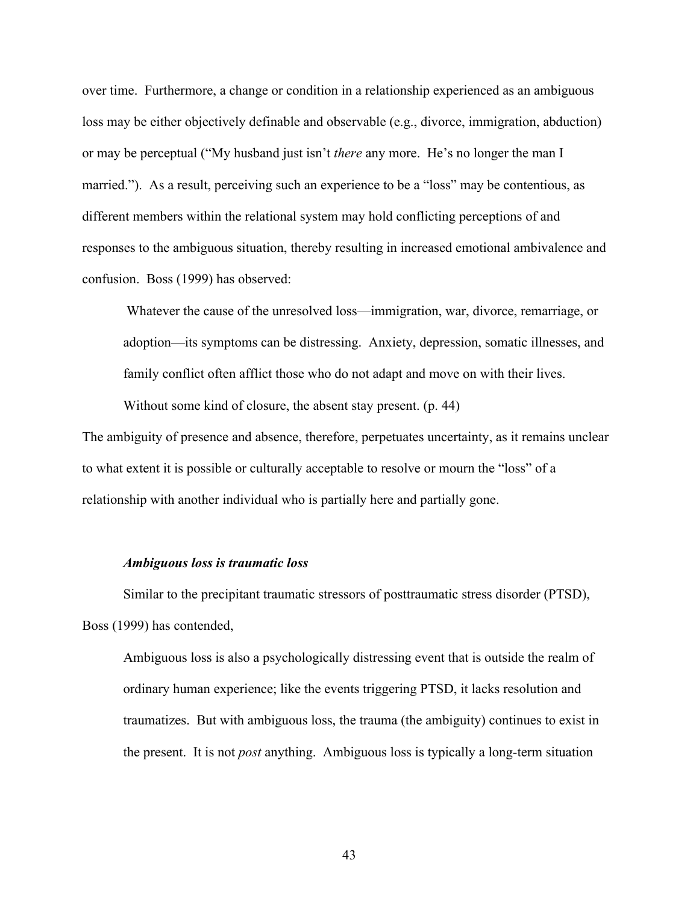over time. Furthermore, a change or condition in a relationship experienced as an ambiguous loss may be either objectively definable and observable (e.g., divorce, immigration, abduction) or may be perceptual ("My husband just isn't *there* any more. He's no longer the man I married."). As a result, perceiving such an experience to be a "loss" may be contentious, as different members within the relational system may hold conflicting perceptions of and responses to the ambiguous situation, thereby resulting in increased emotional ambivalence and confusion. Boss (1999) has observed:

> Whatever the cause of the unresolved loss—immigration, war, divorce, remarriage, or adoption—its symptoms can be distressing. Anxiety, depression, somatic illnesses, and family conflict often afflict those who do not adapt and move on with their lives. Without some kind of closure, the absent stay present. (p. 44)

The ambiguity of presence and absence, therefore, perpetuates uncertainty, as it remains unclear to what extent it is possible or culturally acceptable to resolve or mourn the "loss" of a relationship with another individual who is partially here and partially gone.

#### ***Ambiguous loss is traumatic loss***

Similar to the precipitant traumatic stressors of posttraumatic stress disorder (PTSD), Boss (1999) has contended,

> Ambiguous loss is also a psychologically distressing event that is outside the realm of ordinary human experience; like the events triggering PTSD, it lacks resolution and traumatizes. But with ambiguous loss, the trauma (the ambiguity) continues to exist in the present. It is not *post* anything. Ambiguous loss is typically a long-term situation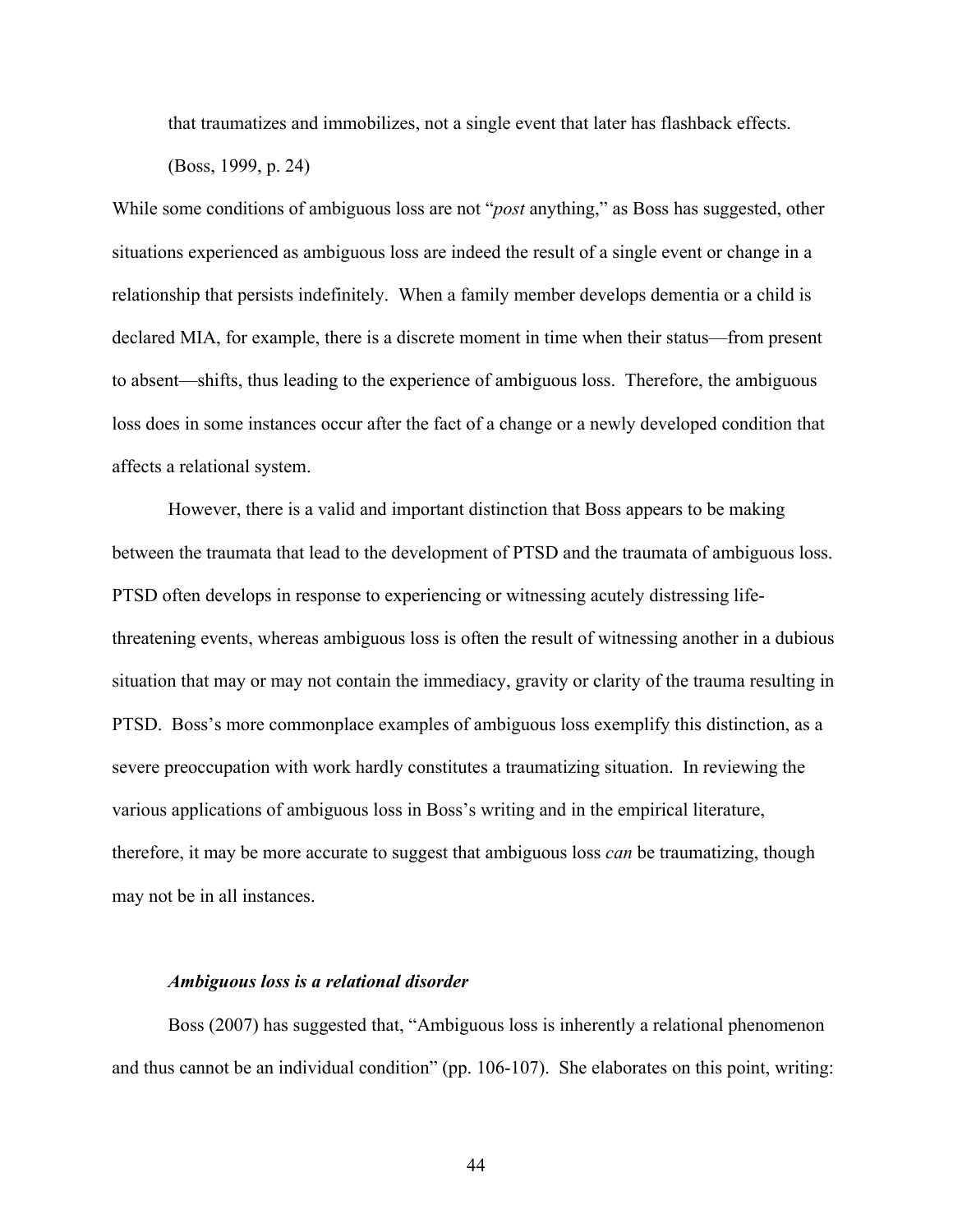> that traumatizes and immobilizes, not a single event that later has flashback effects. (Boss, 1999, p. 24)

While some conditions of ambiguous loss are not "*post* anything," as Boss has suggested, other situations experienced as ambiguous loss are indeed the result of a single event or change in a relationship that persists indefinitely. When a family member develops dementia or a child is declared MIA, for example, there is a discrete moment in time when their status—from present to absent—shifts, thus leading to the experience of ambiguous loss. Therefore, the ambiguous loss does in some instances occur after the fact of a change or a newly developed condition that affects a relational system.

However, there is a valid and important distinction that Boss appears to be making between the traumata that lead to the development of PTSD and the traumata of ambiguous loss. PTSD often develops in response to experiencing or witnessing acutely distressing life-threatening events, whereas ambiguous loss is often the result of witnessing another in a dubious situation that may or may not contain the immediacy, gravity or clarity of the trauma resulting in PTSD. Boss's more commonplace examples of ambiguous loss exemplify this distinction, as a severe preoccupation with work hardly constitutes a traumatizing situation. In reviewing the various applications of ambiguous loss in Boss's writing and in the empirical literature, therefore, it may be more accurate to suggest that ambiguous loss *can* be traumatizing, though may not be in all instances.

### *Ambiguous loss is a relational disorder*

Boss (2007) has suggested that, "Ambiguous loss is inherently a relational phenomenon and thus cannot be an individual condition" (pp. 106-107). She elaborates on this point, writing: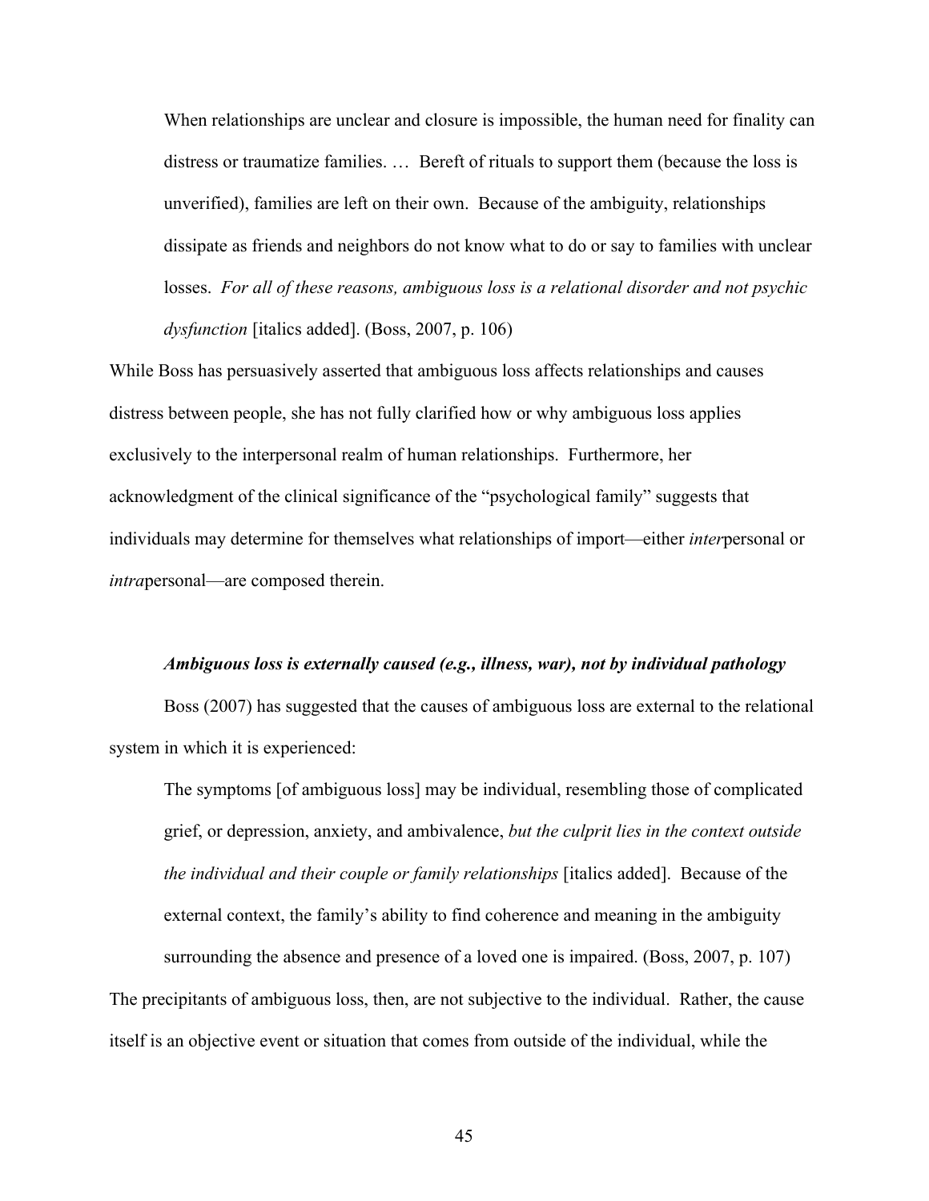> When relationships are unclear and closure is impossible, the human need for finality can distress or traumatize families. … Bereft of rituals to support them (because the loss is unverified), families are left on their own. Because of the ambiguity, relationships dissipate as friends and neighbors do not know what to do or say to families with unclear losses. *For all of these reasons, ambiguous loss is a relational disorder and not psychic dysfunction* [italics added]. (Boss, 2007, p. 106)

While Boss has persuasively asserted that ambiguous loss affects relationships and causes distress between people, she has not fully clarified how or why ambiguous loss applies exclusively to the interpersonal realm of human relationships. Furthermore, her acknowledgment of the clinical significance of the "psychological family" suggests that individuals may determine for themselves what relationships of import—either *inter*personal or *intra*personal—are composed therein.

***Ambiguous loss is externally caused (e.g., illness, war), not by individual pathology***

Boss (2007) has suggested that the causes of ambiguous loss are external to the relational system in which it is experienced:

> The symptoms [of ambiguous loss] may be individual, resembling those of complicated grief, or depression, anxiety, and ambivalence, *but the culprit lies in the context outside the individual and their couple or family relationships* [italics added]. Because of the external context, the family's ability to find coherence and meaning in the ambiguity surrounding the absence and presence of a loved one is impaired. (Boss, 2007, p. 107)

The precipitants of ambiguous loss, then, are not subjective to the individual. Rather, the cause itself is an objective event or situation that comes from outside of the individual, while the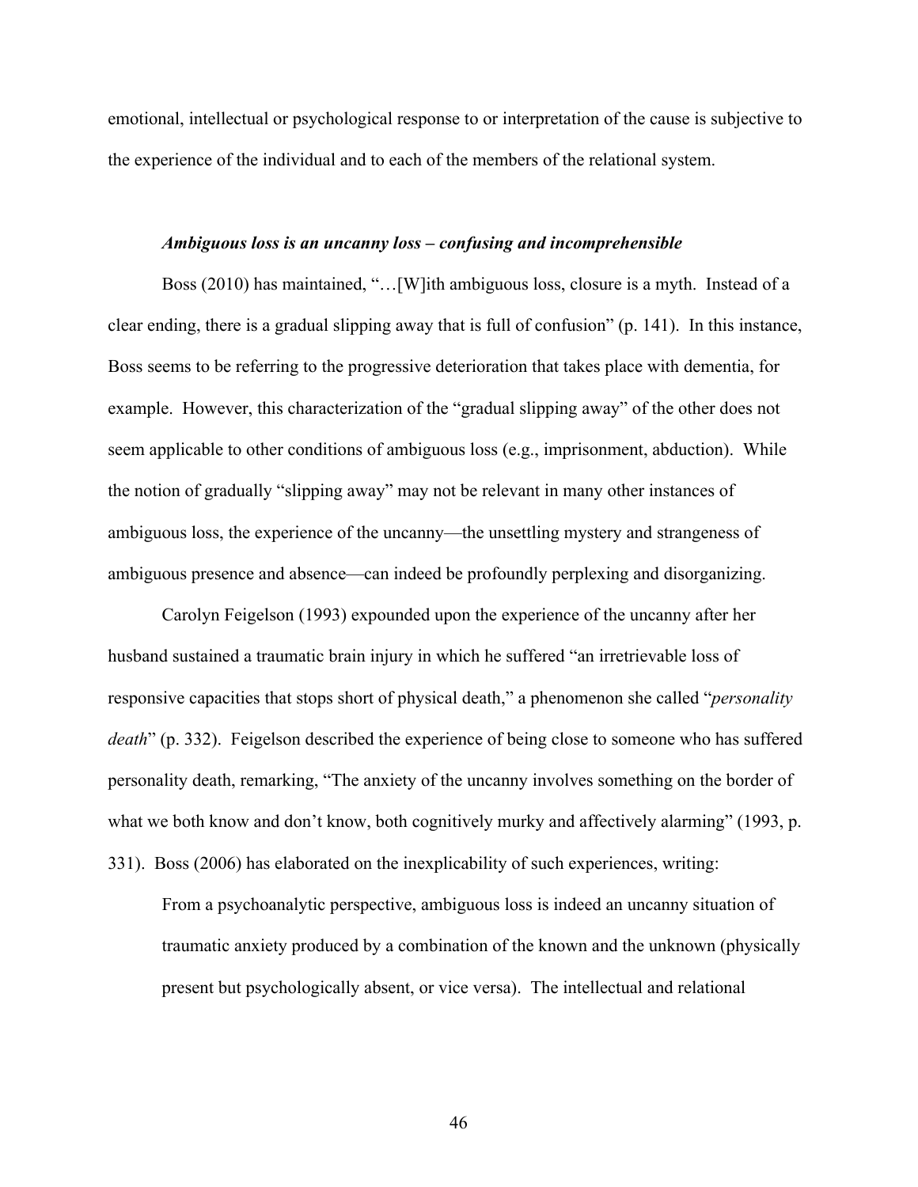emotional, intellectual or psychological response to or interpretation of the cause is subjective to the experience of the individual and to each of the members of the relational system.

### *Ambiguous loss is an uncanny loss – confusing and incomprehensible*

Boss (2010) has maintained, "…[W]ith ambiguous loss, closure is a myth. Instead of a clear ending, there is a gradual slipping away that is full of confusion" (p. 141). In this instance, Boss seems to be referring to the progressive deterioration that takes place with dementia, for example. However, this characterization of the "gradual slipping away" of the other does not seem applicable to other conditions of ambiguous loss (e.g., imprisonment, abduction). While the notion of gradually "slipping away" may not be relevant in many other instances of ambiguous loss, the experience of the uncanny—the unsettling mystery and strangeness of ambiguous presence and absence—can indeed be profoundly perplexing and disorganizing.

Carolyn Feigelson (1993) expounded upon the experience of the uncanny after her husband sustained a traumatic brain injury in which he suffered "an irretrievable loss of responsive capacities that stops short of physical death," a phenomenon she called "*personality death*" (p. 332). Feigelson described the experience of being close to someone who has suffered personality death, remarking, "The anxiety of the uncanny involves something on the border of what we both know and don't know, both cognitively murky and affectively alarming" (1993, p. 331). Boss (2006) has elaborated on the inexplicability of such experiences, writing:

> From a psychoanalytic perspective, ambiguous loss is indeed an uncanny situation of traumatic anxiety produced by a combination of the known and the unknown (physically present but psychologically absent, or vice versa). The intellectual and relational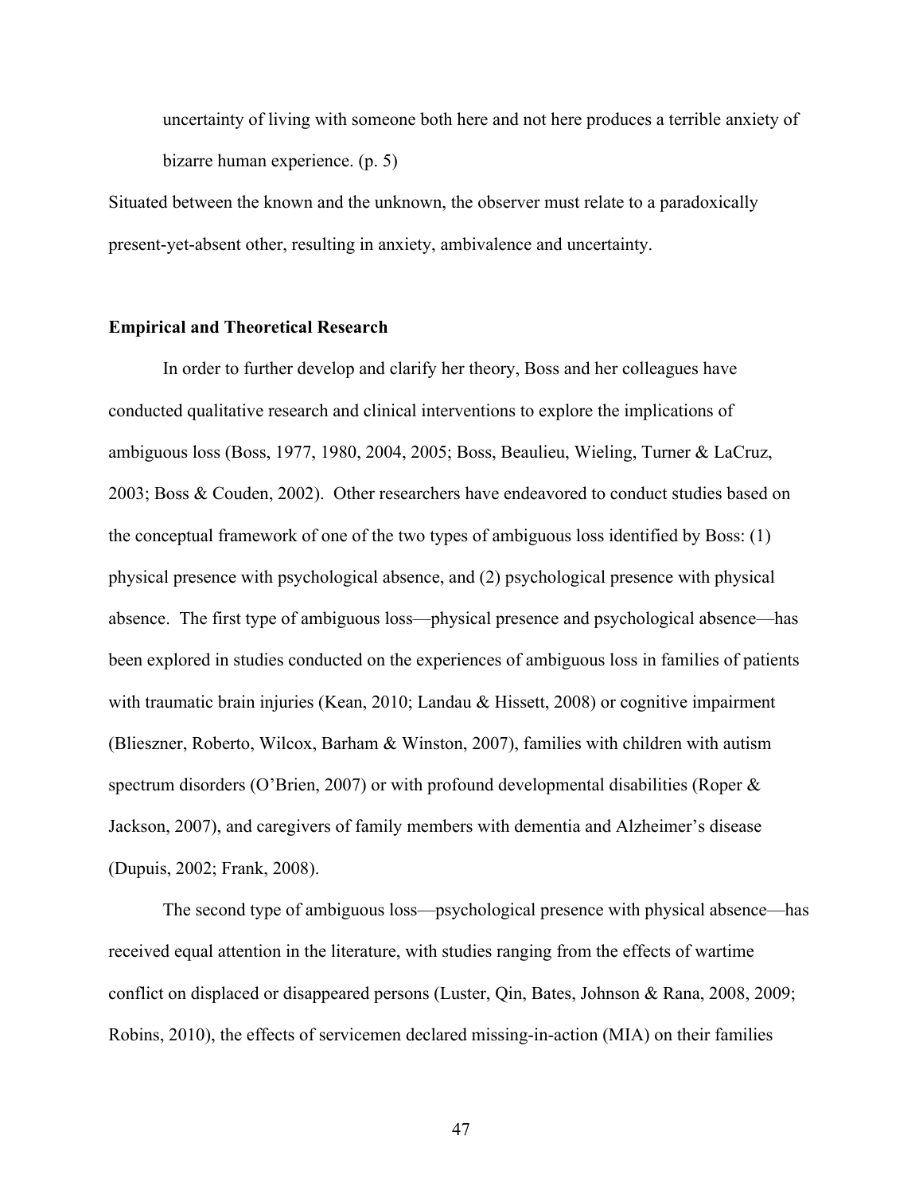> uncertainty of living with someone both here and not here produces a terrible anxiety of bizarre human experience. (p. 5)

Situated between the known and the unknown, the observer must relate to a paradoxically present-yet-absent other, resulting in anxiety, ambivalence and uncertainty.

**Empirical and Theoretical Research**

In order to further develop and clarify her theory, Boss and her colleagues have conducted qualitative research and clinical interventions to explore the implications of ambiguous loss (Boss, 1977, 1980, 2004, 2005; Boss, Beaulieu, Wieling, Turner & LaCruz, 2003; Boss & Couden, 2002). Other researchers have endeavored to conduct studies based on the conceptual framework of one of the two types of ambiguous loss identified by Boss: (1) physical presence with psychological absence, and (2) psychological presence with physical absence. The first type of ambiguous loss—physical presence and psychological absence—has been explored in studies conducted on the experiences of ambiguous loss in families of patients with traumatic brain injuries (Kean, 2010; Landau & Hissett, 2008) or cognitive impairment (Blieszner, Roberto, Wilcox, Barham & Winston, 2007), families with children with autism spectrum disorders (O'Brien, 2007) or with profound developmental disabilities (Roper & Jackson, 2007), and caregivers of family members with dementia and Alzheimer's disease (Dupuis, 2002; Frank, 2008).

The second type of ambiguous loss—psychological presence with physical absence—has received equal attention in the literature, with studies ranging from the effects of wartime conflict on displaced or disappeared persons (Luster, Qin, Bates, Johnson & Rana, 2008, 2009; Robins, 2010), the effects of servicemen declared missing-in-action (MIA) on their families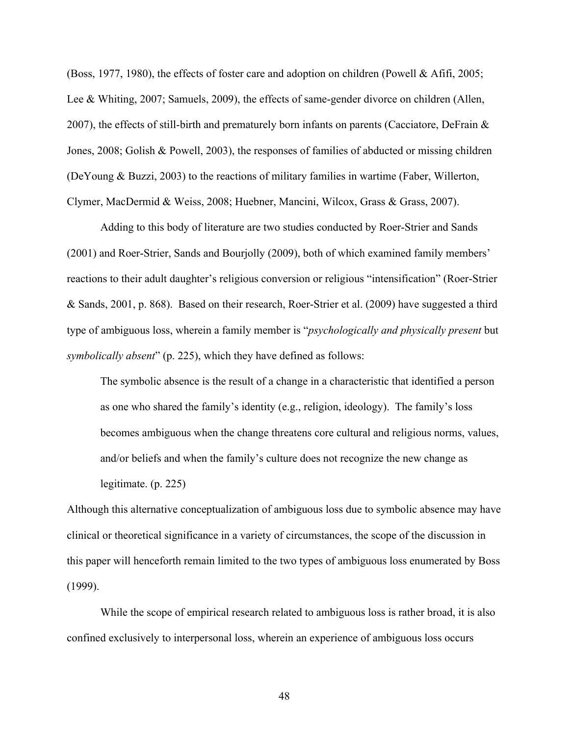(Boss, 1977, 1980), the effects of foster care and adoption on children (Powell & Afifi, 2005; Lee & Whiting, 2007; Samuels, 2009), the effects of same-gender divorce on children (Allen, 2007), the effects of still-birth and prematurely born infants on parents (Cacciatore, DeFrain & Jones, 2008; Golish & Powell, 2003), the responses of families of abducted or missing children (DeYoung & Buzzi, 2003) to the reactions of military families in wartime (Faber, Willerton, Clymer, MacDermid & Weiss, 2008; Huebner, Mancini, Wilcox, Grass & Grass, 2007).

Adding to this body of literature are two studies conducted by Roer-Strier and Sands (2001) and Roer-Strier, Sands and Bourjolly (2009), both of which examined family members' reactions to their adult daughter's religious conversion or religious "intensification" (Roer-Strier & Sands, 2001, p. 868). Based on their research, Roer-Strier et al. (2009) have suggested a third type of ambiguous loss, wherein a family member is "*psychologically and physically present* but *symbolically absent*" (p. 225), which they have defined as follows:

> The symbolic absence is the result of a change in a characteristic that identified a person as one who shared the family's identity (e.g., religion, ideology). The family's loss becomes ambiguous when the change threatens core cultural and religious norms, values, and/or beliefs and when the family's culture does not recognize the new change as legitimate. (p. 225)

Although this alternative conceptualization of ambiguous loss due to symbolic absence may have clinical or theoretical significance in a variety of circumstances, the scope of the discussion in this paper will henceforth remain limited to the two types of ambiguous loss enumerated by Boss (1999).

While the scope of empirical research related to ambiguous loss is rather broad, it is also confined exclusively to interpersonal loss, wherein an experience of ambiguous loss occurs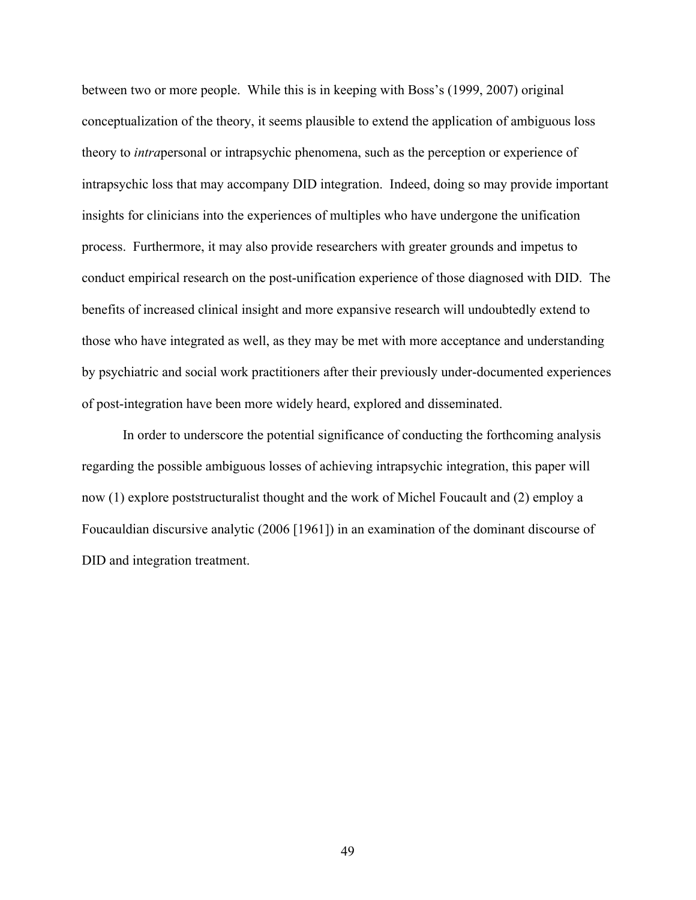between two or more people. While this is in keeping with Boss's (1999, 2007) original conceptualization of the theory, it seems plausible to extend the application of ambiguous loss theory to *intra*personal or intrapsychic phenomena, such as the perception or experience of intrapsychic loss that may accompany DID integration. Indeed, doing so may provide important insights for clinicians into the experiences of multiples who have undergone the unification process. Furthermore, it may also provide researchers with greater grounds and impetus to conduct empirical research on the post-unification experience of those diagnosed with DID. The benefits of increased clinical insight and more expansive research will undoubtedly extend to those who have integrated as well, as they may be met with more acceptance and understanding by psychiatric and social work practitioners after their previously under-documented experiences of post-integration have been more widely heard, explored and disseminated.

In order to underscore the potential significance of conducting the forthcoming analysis regarding the possible ambiguous losses of achieving intrapsychic integration, this paper will now (1) explore poststructuralist thought and the work of Michel Foucault and (2) employ a Foucauldian discursive analytic (2006 [1961]) in an examination of the dominant discourse of DID and integration treatment.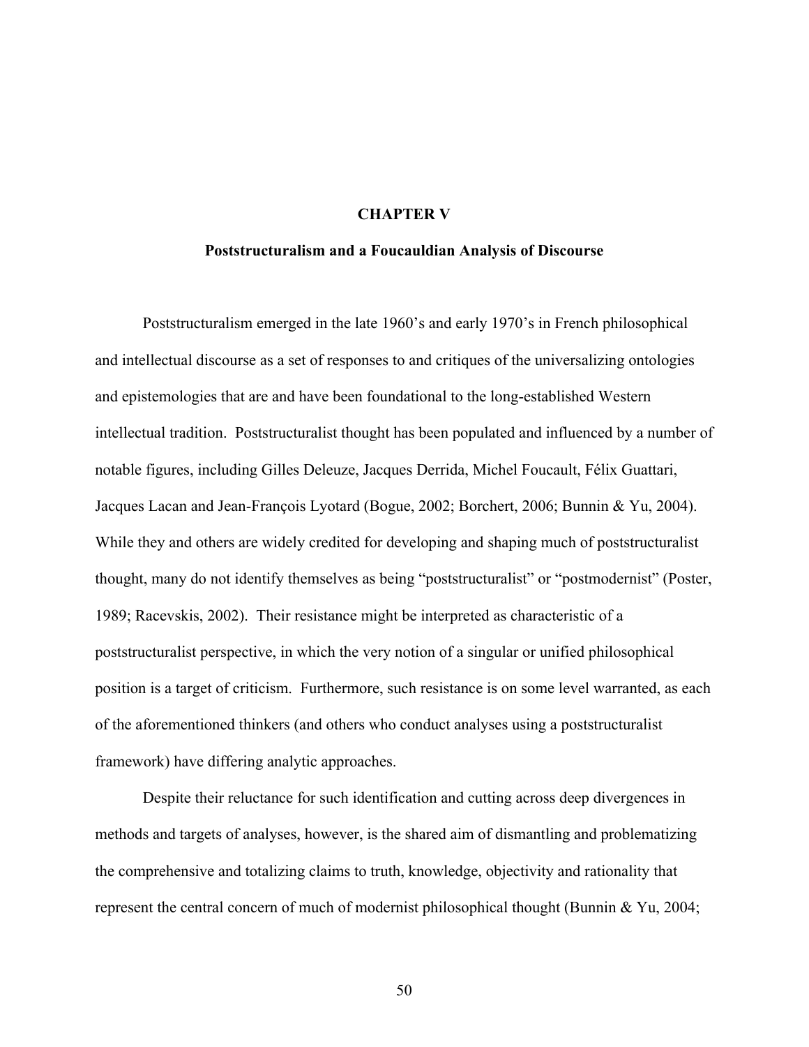# CHAPTER V

## Poststructuralism and a Foucauldian Analysis of Discourse

Poststructuralism emerged in the late 1960's and early 1970's in French philosophical and intellectual discourse as a set of responses to and critiques of the universalizing ontologies and epistemologies that are and have been foundational to the long-established Western intellectual tradition. Poststructuralist thought has been populated and influenced by a number of notable figures, including Gilles Deleuze, Jacques Derrida, Michel Foucault, Félix Guattari, Jacques Lacan and Jean-François Lyotard (Bogue, 2002; Borchert, 2006; Bunnin & Yu, 2004). While they and others are widely credited for developing and shaping much of poststructuralist thought, many do not identify themselves as being "poststructuralist" or "postmodernist" (Poster, 1989; Racevskis, 2002). Their resistance might be interpreted as characteristic of a poststructuralist perspective, in which the very notion of a singular or unified philosophical position is a target of criticism. Furthermore, such resistance is on some level warranted, as each of the aforementioned thinkers (and others who conduct analyses using a poststructuralist framework) have differing analytic approaches.

Despite their reluctance for such identification and cutting across deep divergences in methods and targets of analyses, however, is the shared aim of dismantling and problematizing the comprehensive and totalizing claims to truth, knowledge, objectivity and rationality that represent the central concern of much of modernist philosophical thought (Bunnin & Yu, 2004;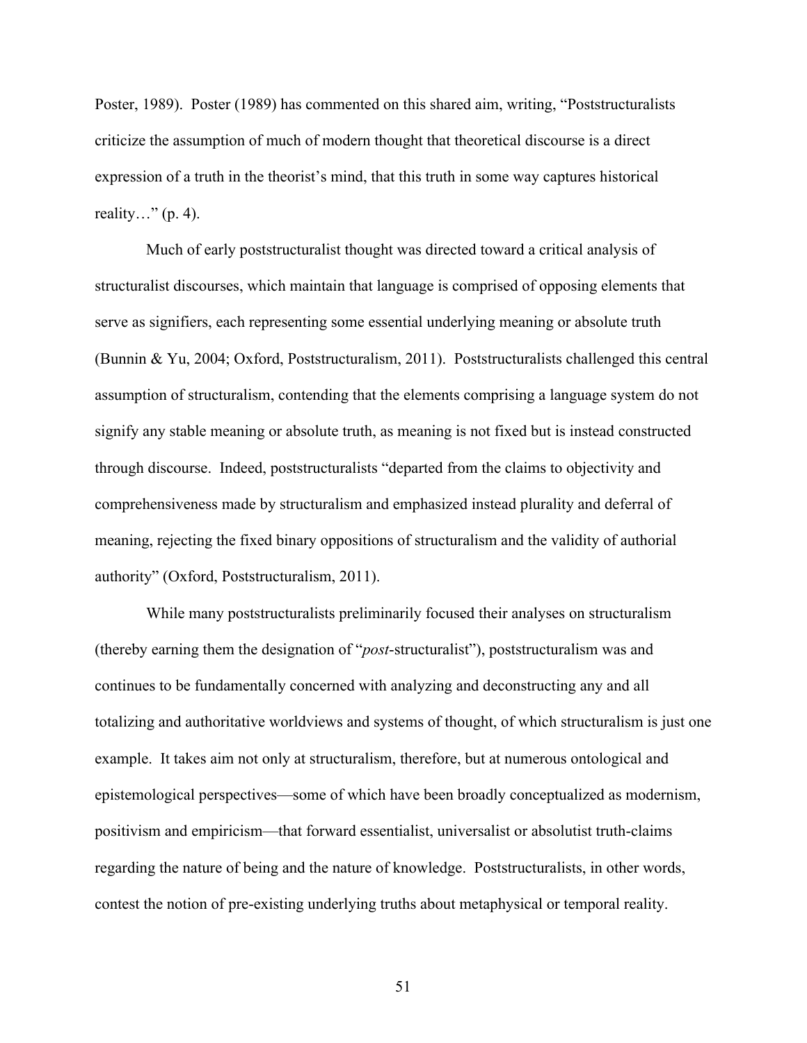Poster, 1989). Poster (1989) has commented on this shared aim, writing, "Poststructuralists criticize the assumption of much of modern thought that theoretical discourse is a direct expression of a truth in the theorist's mind, that this truth in some way captures historical reality…" (p. 4).

Much of early poststructuralist thought was directed toward a critical analysis of structuralist discourses, which maintain that language is comprised of opposing elements that serve as signifiers, each representing some essential underlying meaning or absolute truth (Bunnin & Yu, 2004; Oxford, Poststructuralism, 2011). Poststructuralists challenged this central assumption of structuralism, contending that the elements comprising a language system do not signify any stable meaning or absolute truth, as meaning is not fixed but is instead constructed through discourse. Indeed, poststructuralists "departed from the claims to objectivity and comprehensiveness made by structuralism and emphasized instead plurality and deferral of meaning, rejecting the fixed binary oppositions of structuralism and the validity of authorial authority" (Oxford, Poststructuralism, 2011).

While many poststructuralists preliminarily focused their analyses on structuralism (thereby earning them the designation of "*post*-structuralist"), poststructuralism was and continues to be fundamentally concerned with analyzing and deconstructing any and all totalizing and authoritative worldviews and systems of thought, of which structuralism is just one example. It takes aim not only at structuralism, therefore, but at numerous ontological and epistemological perspectives—some of which have been broadly conceptualized as modernism, positivism and empiricism—that forward essentialist, universalist or absolutist truth-claims regarding the nature of being and the nature of knowledge. Poststructuralists, in other words, contest the notion of pre-existing underlying truths about metaphysical or temporal reality.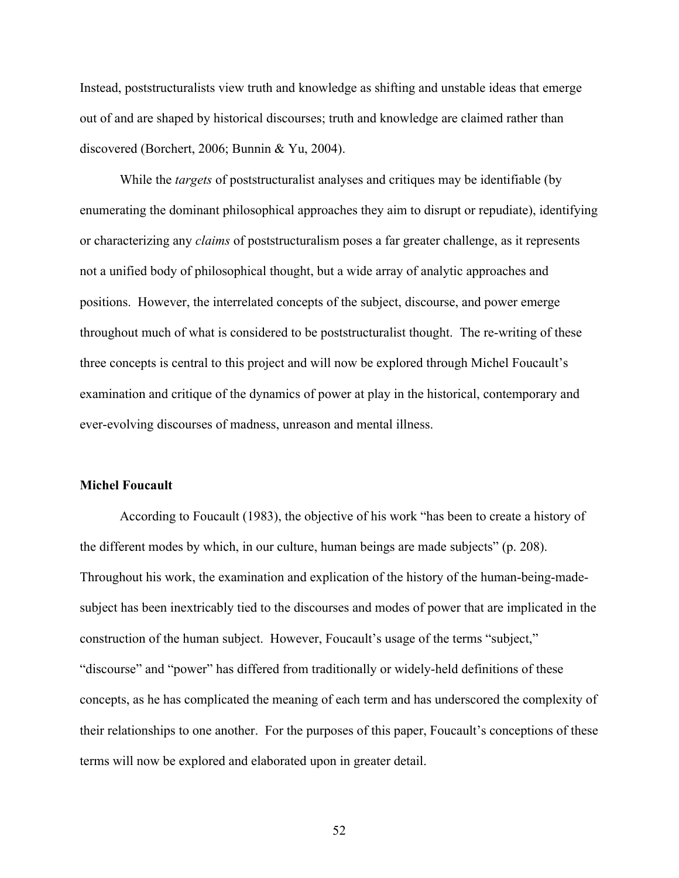Instead, poststructuralists view truth and knowledge as shifting and unstable ideas that emerge out of and are shaped by historical discourses; truth and knowledge are claimed rather than discovered (Borchert, 2006; Bunnin & Yu, 2004).

While the *targets* of poststructuralist analyses and critiques may be identifiable (by enumerating the dominant philosophical approaches they aim to disrupt or repudiate), identifying or characterizing any *claims* of poststructuralism poses a far greater challenge, as it represents not a unified body of philosophical thought, but a wide array of analytic approaches and positions. However, the interrelated concepts of the subject, discourse, and power emerge throughout much of what is considered to be poststructuralist thought. The re-writing of these three concepts is central to this project and will now be explored through Michel Foucault's examination and critique of the dynamics of power at play in the historical, contemporary and ever-evolving discourses of madness, unreason and mental illness.

**Michel Foucault**

According to Foucault (1983), the objective of his work "has been to create a history of the different modes by which, in our culture, human beings are made subjects" (p. 208). Throughout his work, the examination and explication of the history of the human-being-made-subject has been inextricably tied to the discourses and modes of power that are implicated in the construction of the human subject. However, Foucault's usage of the terms "subject," "discourse" and "power" has differed from traditionally or widely-held definitions of these concepts, as he has complicated the meaning of each term and has underscored the complexity of their relationships to one another. For the purposes of this paper, Foucault's conceptions of these terms will now be explored and elaborated upon in greater detail.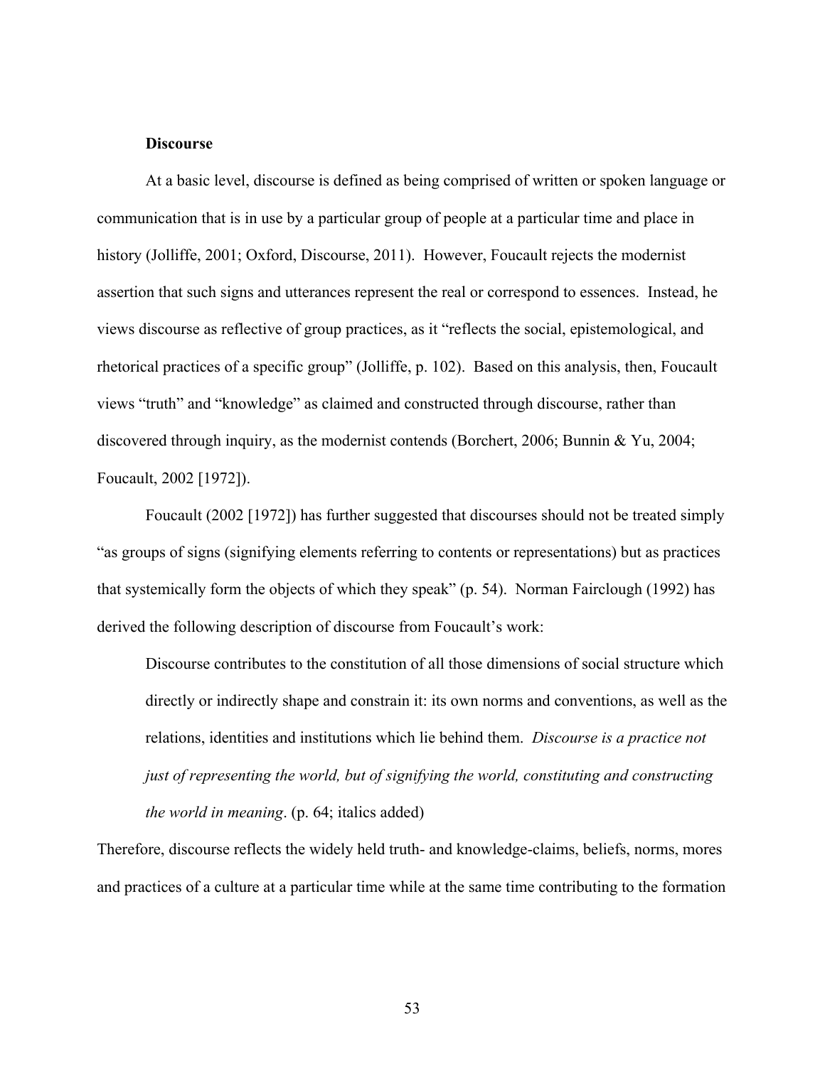**Discourse**

At a basic level, discourse is defined as being comprised of written or spoken language or communication that is in use by a particular group of people at a particular time and place in history (Jolliffe, 2001; Oxford, Discourse, 2011). However, Foucault rejects the modernist assertion that such signs and utterances represent the real or correspond to essences. Instead, he views discourse as reflective of group practices, as it "reflects the social, epistemological, and rhetorical practices of a specific group" (Jolliffe, p. 102). Based on this analysis, then, Foucault views "truth" and "knowledge" as claimed and constructed through discourse, rather than discovered through inquiry, as the modernist contends (Borchert, 2006; Bunnin & Yu, 2004; Foucault, 2002 [1972]).

Foucault (2002 [1972]) has further suggested that discourses should not be treated simply "as groups of signs (signifying elements referring to contents or representations) but as practices that systemically form the objects of which they speak" (p. 54). Norman Fairclough (1992) has derived the following description of discourse from Foucault's work:

> Discourse contributes to the constitution of all those dimensions of social structure which directly or indirectly shape and constrain it: its own norms and conventions, as well as the relations, identities and institutions which lie behind them. *Discourse is a practice not just of representing the world, but of signifying the world, constituting and constructing the world in meaning*. (p. 64; italics added)

Therefore, discourse reflects the widely held truth- and knowledge-claims, beliefs, norms, mores and practices of a culture at a particular time while at the same time contributing to the formation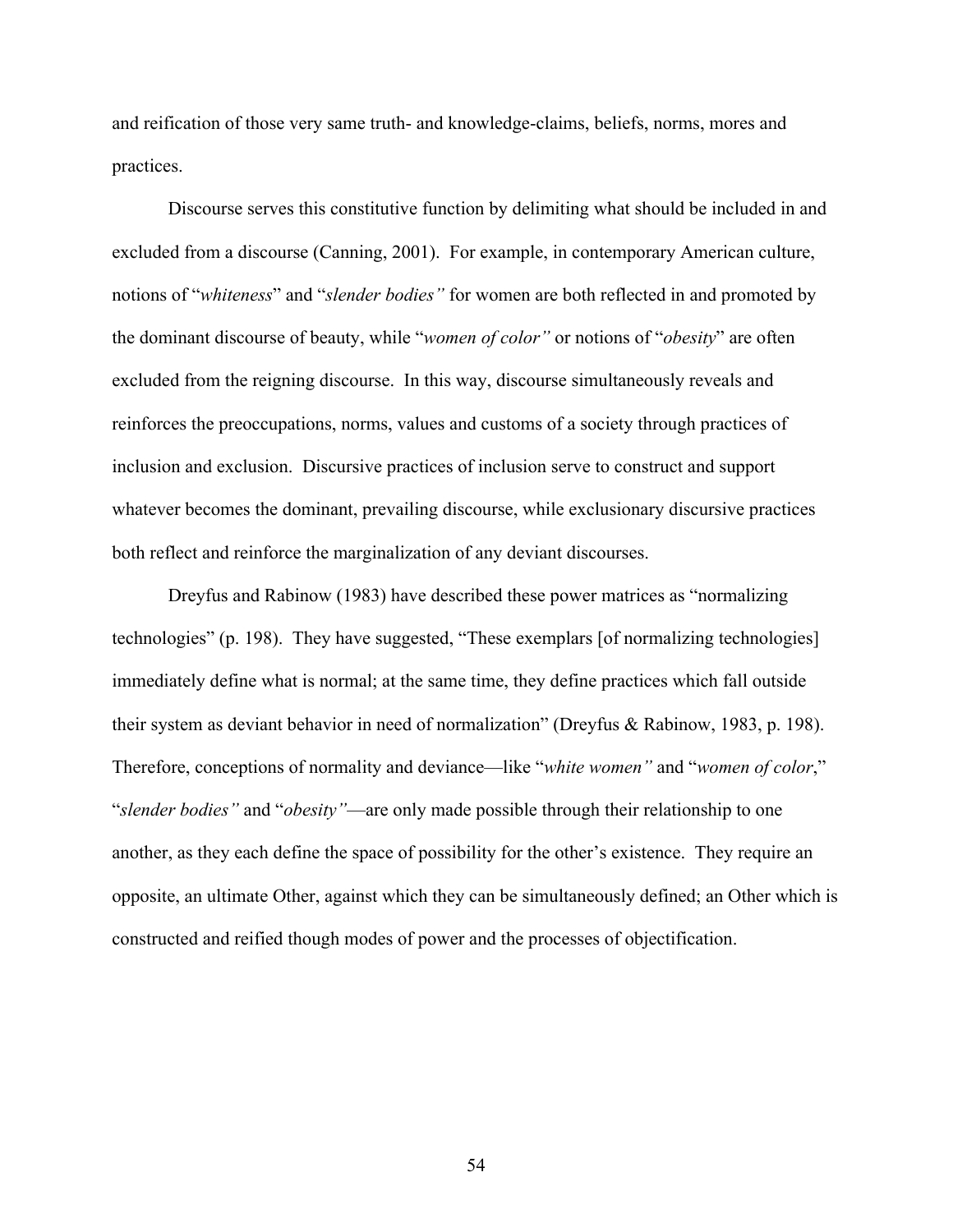and reification of those very same truth- and knowledge-claims, beliefs, norms, mores and practices.

Discourse serves this constitutive function by delimiting what should be included in and excluded from a discourse (Canning, 2001). For example, in contemporary American culture, notions of "*whiteness*" and "*slender bodies"* for women are both reflected in and promoted by the dominant discourse of beauty, while "*women of color"* or notions of "*obesity*" are often excluded from the reigning discourse. In this way, discourse simultaneously reveals and reinforces the preoccupations, norms, values and customs of a society through practices of inclusion and exclusion. Discursive practices of inclusion serve to construct and support whatever becomes the dominant, prevailing discourse, while exclusionary discursive practices both reflect and reinforce the marginalization of any deviant discourses.

Dreyfus and Rabinow (1983) have described these power matrices as "normalizing technologies" (p. 198). They have suggested, "These exemplars [of normalizing technologies] immediately define what is normal; at the same time, they define practices which fall outside their system as deviant behavior in need of normalization" (Dreyfus & Rabinow, 1983, p. 198). Therefore, conceptions of normality and deviance—like "*white women"* and "*women of color*," "*slender bodies"* and "*obesity"*—are only made possible through their relationship to one another, as they each define the space of possibility for the other's existence. They require an opposite, an ultimate Other, against which they can be simultaneously defined; an Other which is constructed and reified though modes of power and the processes of objectification.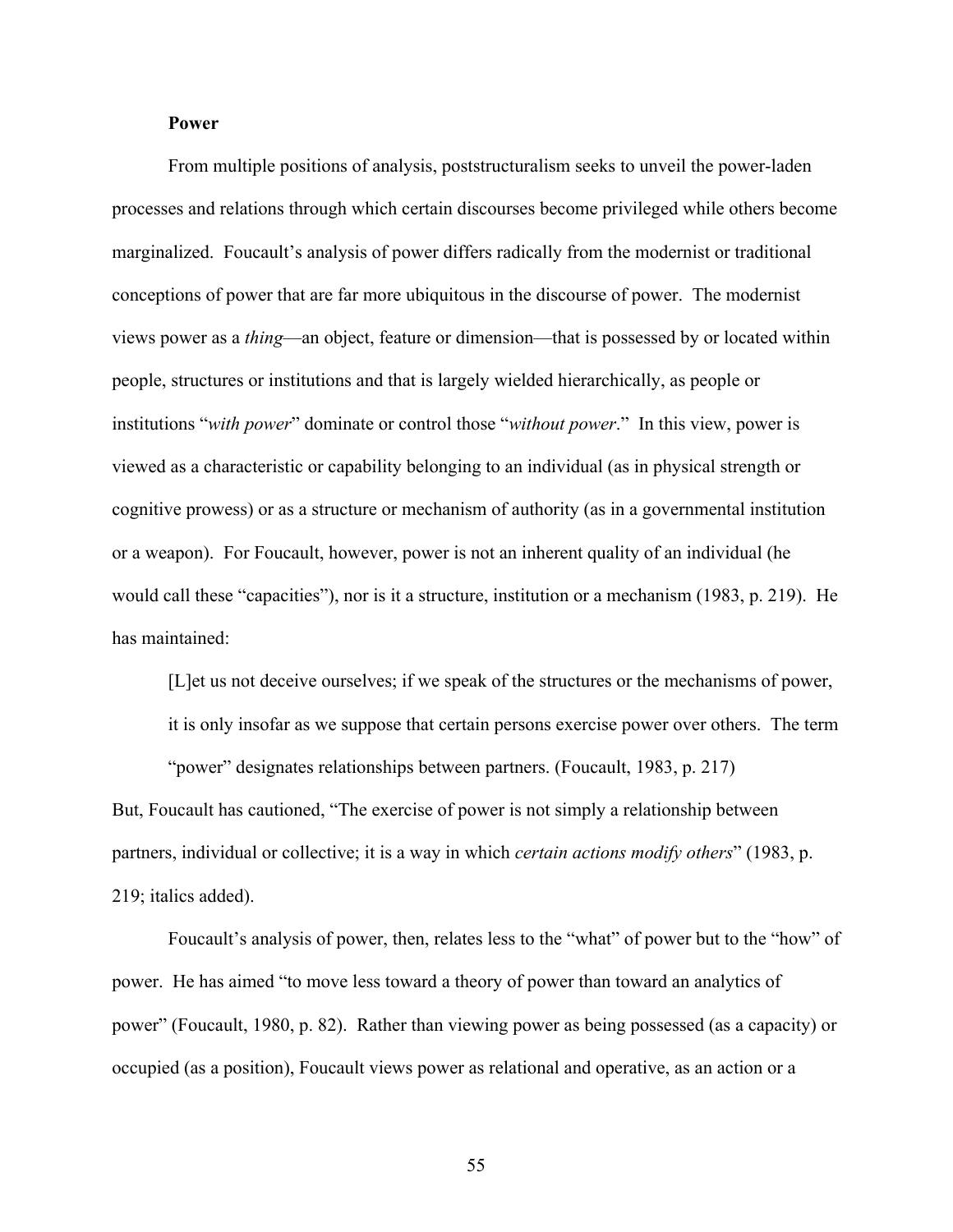**Power**

From multiple positions of analysis, poststructuralism seeks to unveil the power-laden processes and relations through which certain discourses become privileged while others become marginalized. Foucault's analysis of power differs radically from the modernist or traditional conceptions of power that are far more ubiquitous in the discourse of power. The modernist views power as a *thing*—an object, feature or dimension—that is possessed by or located within people, structures or institutions and that is largely wielded hierarchically, as people or institutions "*with power*" dominate or control those "*without power*." In this view, power is viewed as a characteristic or capability belonging to an individual (as in physical strength or cognitive prowess) or as a structure or mechanism of authority (as in a governmental institution or a weapon). For Foucault, however, power is not an inherent quality of an individual (he would call these "capacities"), nor is it a structure, institution or a mechanism (1983, p. 219). He has maintained:

> [L]et us not deceive ourselves; if we speak of the structures or the mechanisms of power, it is only insofar as we suppose that certain persons exercise power over others. The term "power" designates relationships between partners. (Foucault, 1983, p. 217)

But, Foucault has cautioned, "The exercise of power is not simply a relationship between partners, individual or collective; it is a way in which *certain actions modify others*" (1983, p. 219; italics added).

Foucault's analysis of power, then, relates less to the "what" of power but to the "how" of power. He has aimed "to move less toward a theory of power than toward an analytics of power" (Foucault, 1980, p. 82). Rather than viewing power as being possessed (as a capacity) or occupied (as a position), Foucault views power as relational and operative, as an action or a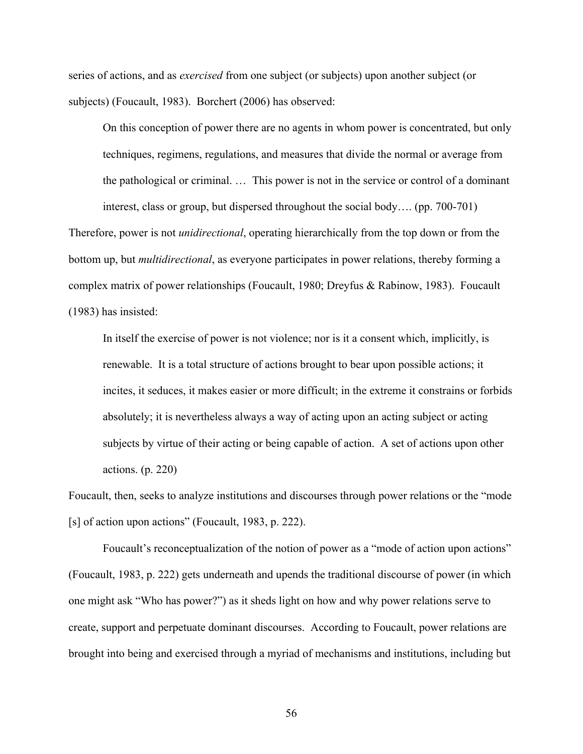series of actions, and as *exercised* from one subject (or subjects) upon another subject (or subjects) (Foucault, 1983). Borchert (2006) has observed:

> On this conception of power there are no agents in whom power is concentrated, but only techniques, regimens, regulations, and measures that divide the normal or average from the pathological or criminal. … This power is not in the service or control of a dominant interest, class or group, but dispersed throughout the social body…. (pp. 700-701)

Therefore, power is not *unidirectional*, operating hierarchically from the top down or from the bottom up, but *multidirectional*, as everyone participates in power relations, thereby forming a complex matrix of power relationships (Foucault, 1980; Dreyfus & Rabinow, 1983). Foucault (1983) has insisted:

> In itself the exercise of power is not violence; nor is it a consent which, implicitly, is renewable. It is a total structure of actions brought to bear upon possible actions; it incites, it seduces, it makes easier or more difficult; in the extreme it constrains or forbids absolutely; it is nevertheless always a way of acting upon an acting subject or acting subjects by virtue of their acting or being capable of action. A set of actions upon other actions. (p. 220)

Foucault, then, seeks to analyze institutions and discourses through power relations or the "mode [s] of action upon actions" (Foucault, 1983, p. 222).

Foucault's reconceptualization of the notion of power as a "mode of action upon actions" (Foucault, 1983, p. 222) gets underneath and upends the traditional discourse of power (in which one might ask "Who has power?") as it sheds light on how and why power relations serve to create, support and perpetuate dominant discourses. According to Foucault, power relations are brought into being and exercised through a myriad of mechanisms and institutions, including but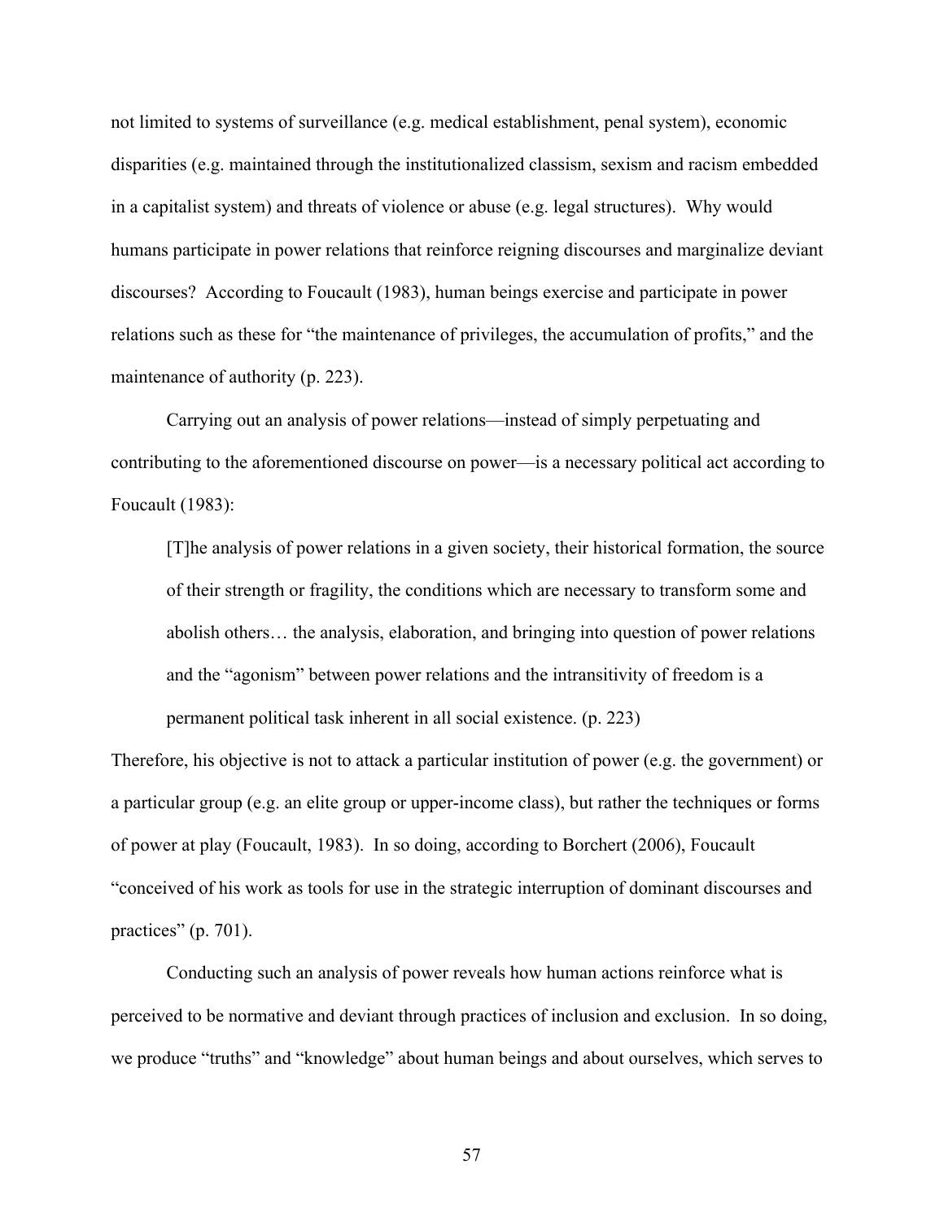not limited to systems of surveillance (e.g. medical establishment, penal system), economic disparities (e.g. maintained through the institutionalized classism, sexism and racism embedded in a capitalist system) and threats of violence or abuse (e.g. legal structures). Why would humans participate in power relations that reinforce reigning discourses and marginalize deviant discourses? According to Foucault (1983), human beings exercise and participate in power relations such as these for "the maintenance of privileges, the accumulation of profits," and the maintenance of authority (p. 223).

Carrying out an analysis of power relations—instead of simply perpetuating and contributing to the aforementioned discourse on power—is a necessary political act according to Foucault (1983):

> [T]he analysis of power relations in a given society, their historical formation, the source of their strength or fragility, the conditions which are necessary to transform some and abolish others… the analysis, elaboration, and bringing into question of power relations and the "agonism" between power relations and the intransitivity of freedom is a permanent political task inherent in all social existence. (p. 223)

Therefore, his objective is not to attack a particular institution of power (e.g. the government) or a particular group (e.g. an elite group or upper-income class), but rather the techniques or forms of power at play (Foucault, 1983). In so doing, according to Borchert (2006), Foucault "conceived of his work as tools for use in the strategic interruption of dominant discourses and practices" (p. 701).

Conducting such an analysis of power reveals how human actions reinforce what is perceived to be normative and deviant through practices of inclusion and exclusion. In so doing, we produce "truths" and "knowledge" about human beings and about ourselves, which serves to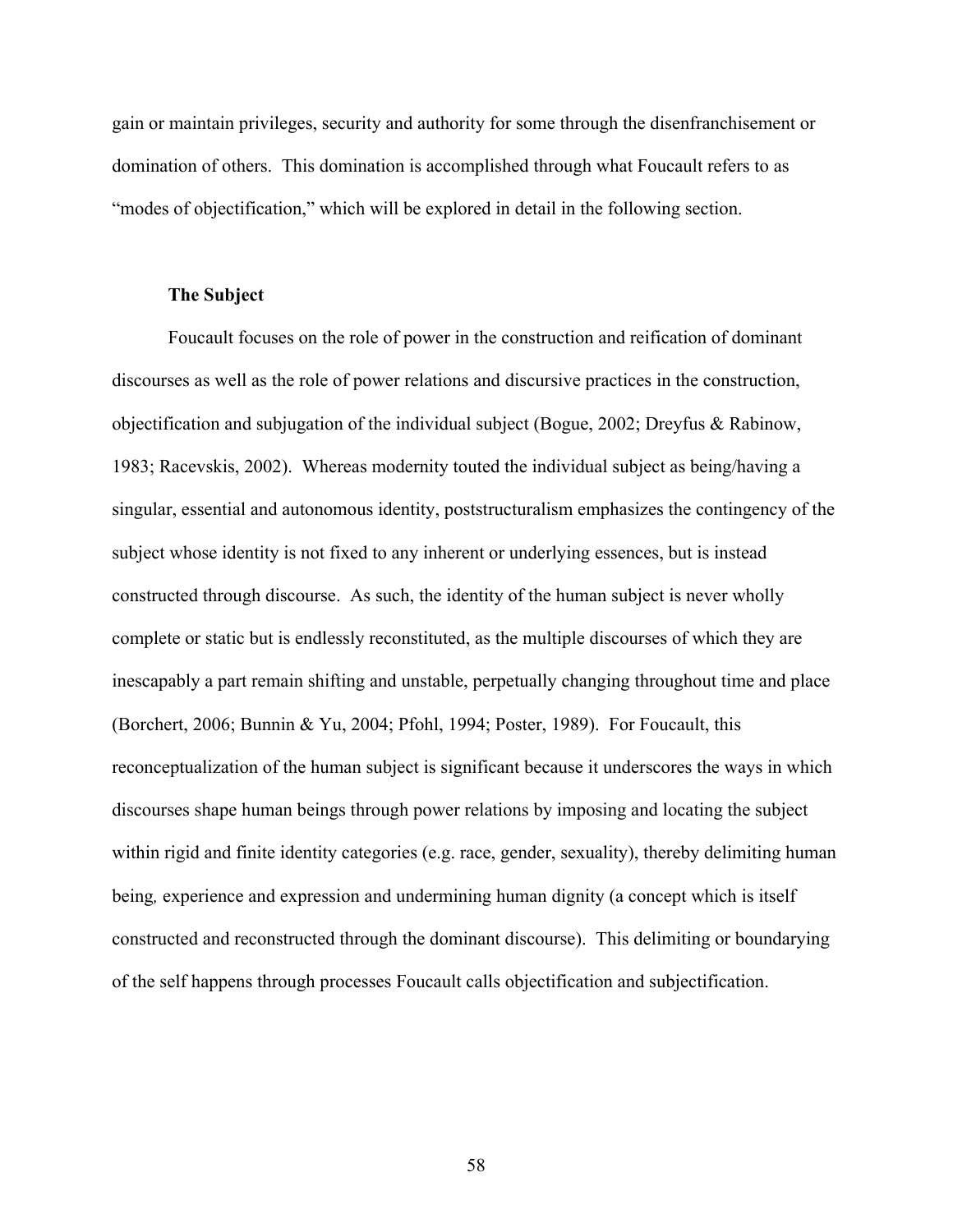gain or maintain privileges, security and authority for some through the disenfranchisement or domination of others. This domination is accomplished through what Foucault refers to as "modes of objectification," which will be explored in detail in the following section.

### The Subject

Foucault focuses on the role of power in the construction and reification of dominant discourses as well as the role of power relations and discursive practices in the construction, objectification and subjugation of the individual subject (Bogue, 2002; Dreyfus & Rabinow, 1983; Racevskis, 2002). Whereas modernity touted the individual subject as being/having a singular, essential and autonomous identity, poststructuralism emphasizes the contingency of the subject whose identity is not fixed to any inherent or underlying essences, but is instead constructed through discourse. As such, the identity of the human subject is never wholly complete or static but is endlessly reconstituted, as the multiple discourses of which they are inescapably a part remain shifting and unstable, perpetually changing throughout time and place (Borchert, 2006; Bunnin & Yu, 2004; Pfohl, 1994; Poster, 1989). For Foucault, this reconceptualization of the human subject is significant because it underscores the ways in which discourses shape human beings through power relations by imposing and locating the subject within rigid and finite identity categories (e.g. race, gender, sexuality), thereby delimiting human being*,* experience and expression and undermining human dignity (a concept which is itself constructed and reconstructed through the dominant discourse). This delimiting or boundarying of the self happens through processes Foucault calls objectification and subjectification.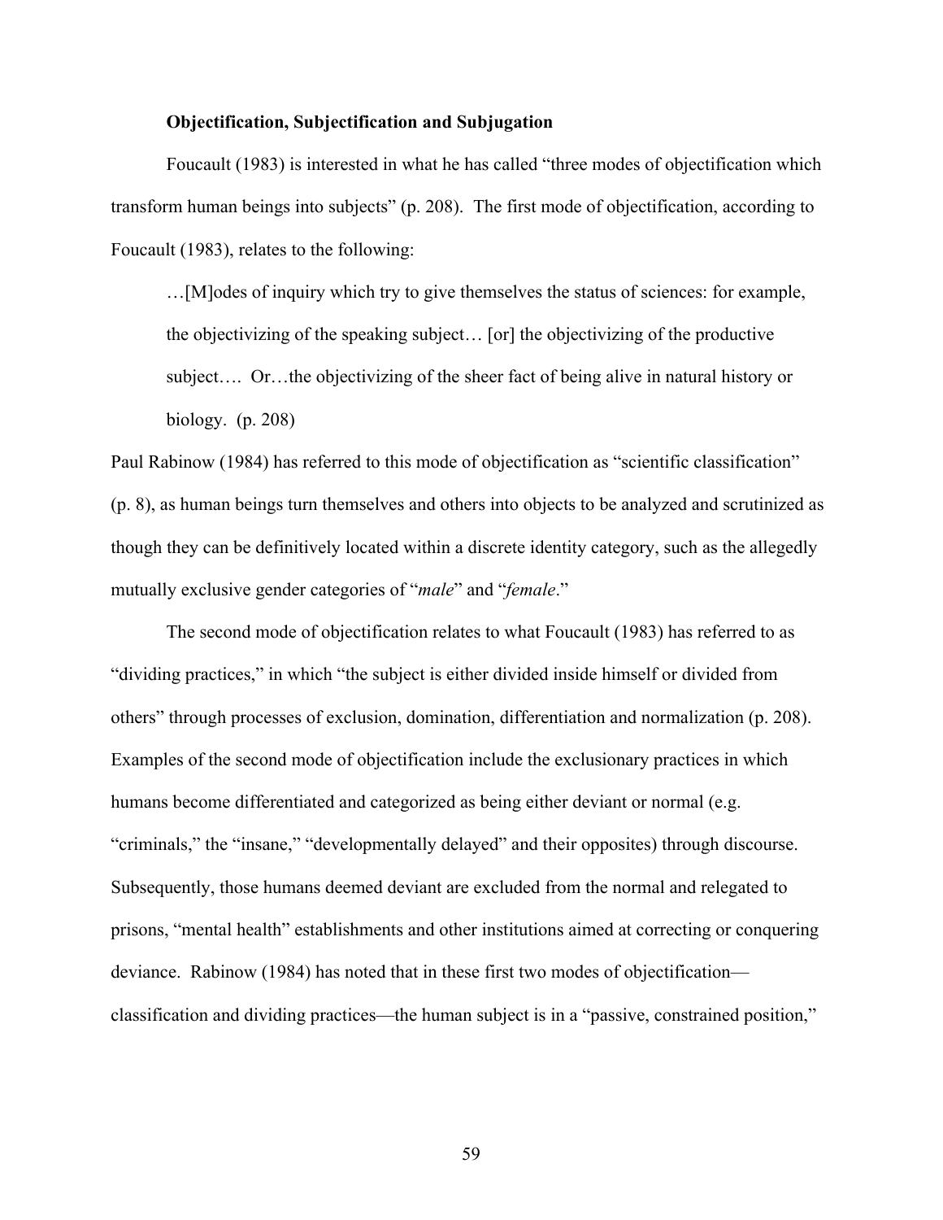### **Objectification, Subjectification and Subjugation**

Foucault (1983) is interested in what he has called "three modes of objectification which transform human beings into subjects" (p. 208). The first mode of objectification, according to Foucault (1983), relates to the following:

> …[M]odes of inquiry which try to give themselves the status of sciences: for example, the objectivizing of the speaking subject… [or] the objectivizing of the productive subject…. Or…the objectivizing of the sheer fact of being alive in natural history or biology. (p. 208)

Paul Rabinow (1984) has referred to this mode of objectification as "scientific classification" (p. 8), as human beings turn themselves and others into objects to be analyzed and scrutinized as though they can be definitively located within a discrete identity category, such as the allegedly mutually exclusive gender categories of "*male*" and "*female*."

The second mode of objectification relates to what Foucault (1983) has referred to as "dividing practices," in which "the subject is either divided inside himself or divided from others" through processes of exclusion, domination, differentiation and normalization (p. 208). Examples of the second mode of objectification include the exclusionary practices in which humans become differentiated and categorized as being either deviant or normal (e.g. "criminals," the "insane," "developmentally delayed" and their opposites) through discourse. Subsequently, those humans deemed deviant are excluded from the normal and relegated to prisons, "mental health" establishments and other institutions aimed at correcting or conquering deviance. Rabinow (1984) has noted that in these first two modes of objectification—classification and dividing practices—the human subject is in a "passive, constrained position,"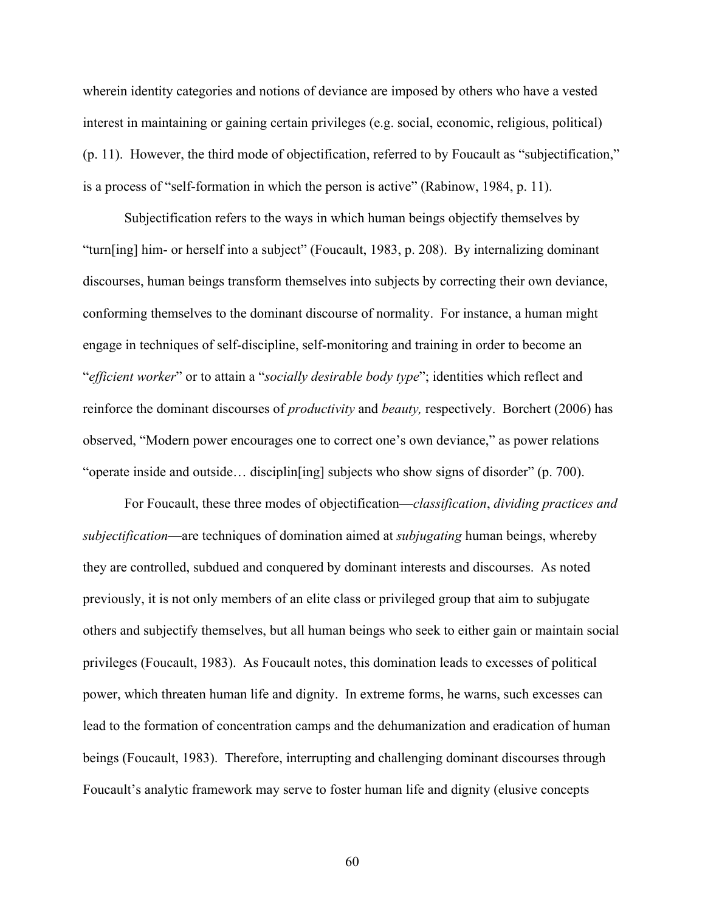wherein identity categories and notions of deviance are imposed by others who have a vested interest in maintaining or gaining certain privileges (e.g. social, economic, religious, political) (p. 11). However, the third mode of objectification, referred to by Foucault as "subjectification," is a process of "self-formation in which the person is active" (Rabinow, 1984, p. 11).

Subjectification refers to the ways in which human beings objectify themselves by "turn[ing] him- or herself into a subject" (Foucault, 1983, p. 208). By internalizing dominant discourses, human beings transform themselves into subjects by correcting their own deviance, conforming themselves to the dominant discourse of normality. For instance, a human might engage in techniques of self-discipline, self-monitoring and training in order to become an "*efficient worker*" or to attain a "*socially desirable body type*"; identities which reflect and reinforce the dominant discourses of *productivity* and *beauty,* respectively. Borchert (2006) has observed, "Modern power encourages one to correct one's own deviance," as power relations "operate inside and outside… disciplin[ing] subjects who show signs of disorder" (p. 700).

For Foucault, these three modes of objectification—*classification*, *dividing practices and subjectification*—are techniques of domination aimed at *subjugating* human beings, whereby they are controlled, subdued and conquered by dominant interests and discourses. As noted previously, it is not only members of an elite class or privileged group that aim to subjugate others and subjectify themselves, but all human beings who seek to either gain or maintain social privileges (Foucault, 1983). As Foucault notes, this domination leads to excesses of political power, which threaten human life and dignity. In extreme forms, he warns, such excesses can lead to the formation of concentration camps and the dehumanization and eradication of human beings (Foucault, 1983). Therefore, interrupting and challenging dominant discourses through Foucault's analytic framework may serve to foster human life and dignity (elusive concepts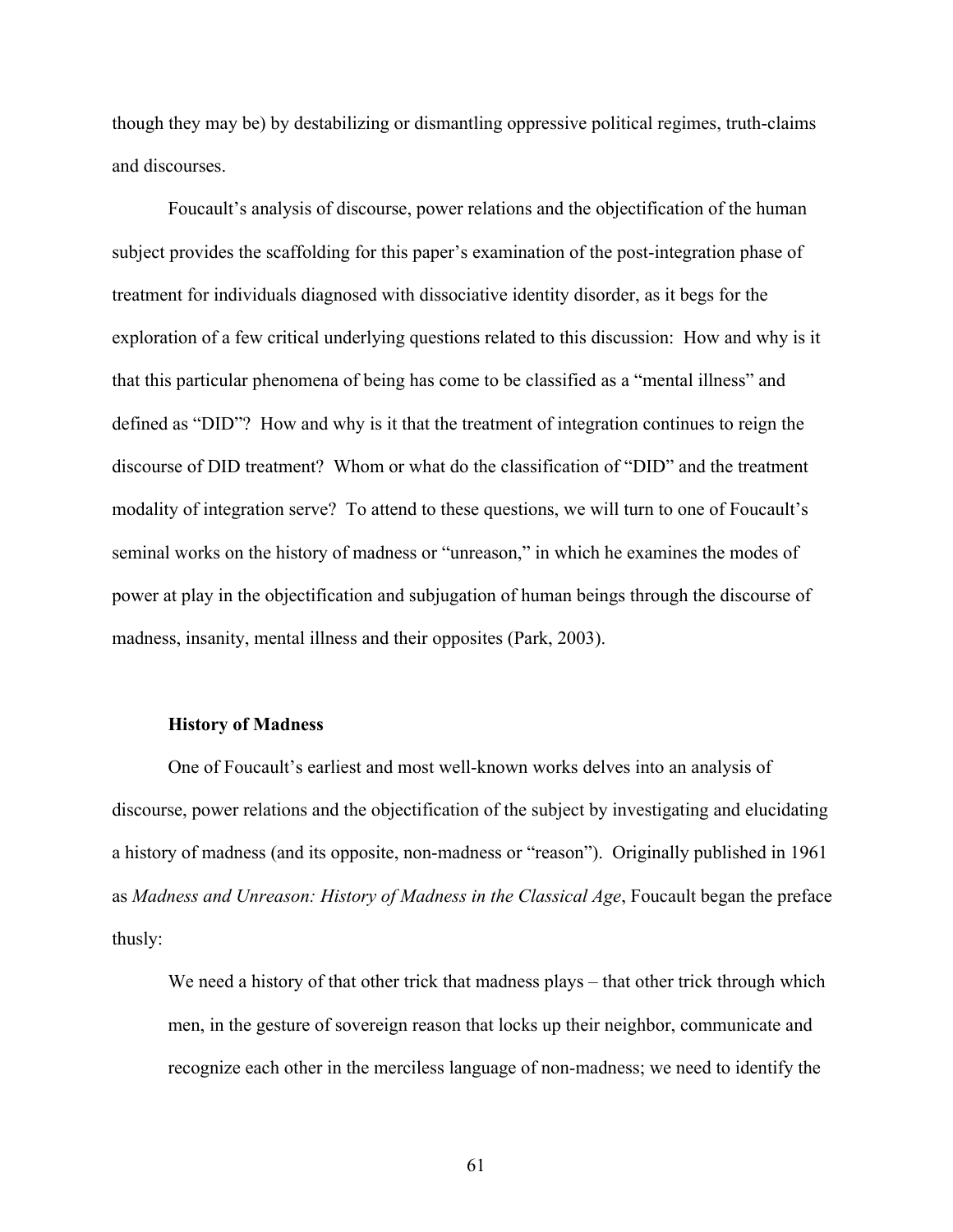though they may be) by destabilizing or dismantling oppressive political regimes, truth-claims and discourses.

Foucault's analysis of discourse, power relations and the objectification of the human subject provides the scaffolding for this paper's examination of the post-integration phase of treatment for individuals diagnosed with dissociative identity disorder, as it begs for the exploration of a few critical underlying questions related to this discussion: How and why is it that this particular phenomena of being has come to be classified as a "mental illness" and defined as "DID"? How and why is it that the treatment of integration continues to reign the discourse of DID treatment? Whom or what do the classification of "DID" and the treatment modality of integration serve? To attend to these questions, we will turn to one of Foucault's seminal works on the history of madness or "unreason," in which he examines the modes of power at play in the objectification and subjugation of human beings through the discourse of madness, insanity, mental illness and their opposites (Park, 2003).

### History of Madness

One of Foucault's earliest and most well-known works delves into an analysis of discourse, power relations and the objectification of the subject by investigating and elucidating a history of madness (and its opposite, non-madness or "reason"). Originally published in 1961 as *Madness and Unreason: History of Madness in the Classical Age*, Foucault began the preface thusly:

> We need a history of that other trick that madness plays – that other trick through which men, in the gesture of sovereign reason that locks up their neighbor, communicate and recognize each other in the merciless language of non-madness; we need to identify the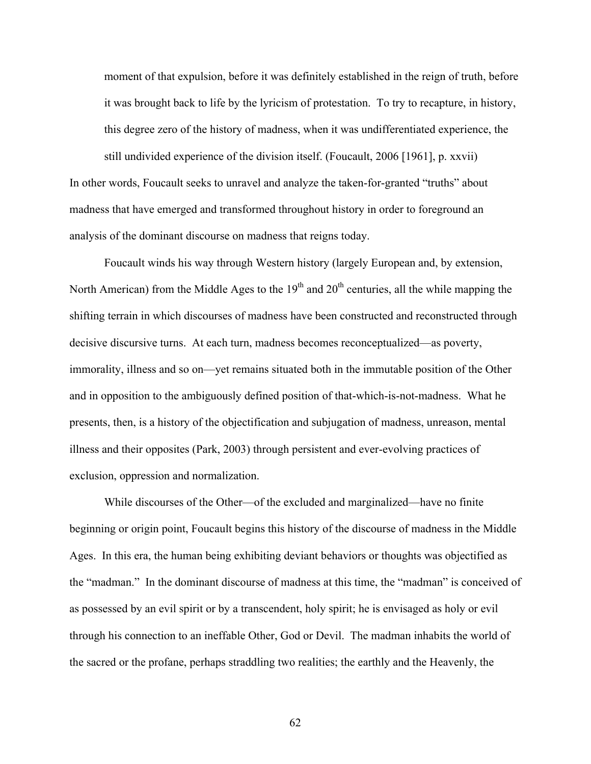> moment of that expulsion, before it was definitely established in the reign of truth, before it was brought back to life by the lyricism of protestation. To try to recapture, in history, this degree zero of the history of madness, when it was undifferentiated experience, the still undivided experience of the division itself. (Foucault, 2006 [1961], p. xxvii)

In other words, Foucault seeks to unravel and analyze the taken-for-granted "truths" about madness that have emerged and transformed throughout history in order to foreground an analysis of the dominant discourse on madness that reigns today.

Foucault winds his way through Western history (largely European and, by extension, North American) from the Middle Ages to the 19th and 20th centuries, all the while mapping the shifting terrain in which discourses of madness have been constructed and reconstructed through decisive discursive turns. At each turn, madness becomes reconceptualized—as poverty, immorality, illness and so on—yet remains situated both in the immutable position of the Other and in opposition to the ambiguously defined position of that-which-is-not-madness. What he presents, then, is a history of the objectification and subjugation of madness, unreason, mental illness and their opposites (Park, 2003) through persistent and ever-evolving practices of exclusion, oppression and normalization.

While discourses of the Other—of the excluded and marginalized—have no finite beginning or origin point, Foucault begins this history of the discourse of madness in the Middle Ages. In this era, the human being exhibiting deviant behaviors or thoughts was objectified as the "madman." In the dominant discourse of madness at this time, the "madman" is conceived of as possessed by an evil spirit or by a transcendent, holy spirit; he is envisaged as holy or evil through his connection to an ineffable Other, God or Devil. The madman inhabits the world of the sacred or the profane, perhaps straddling two realities; the earthly and the Heavenly, the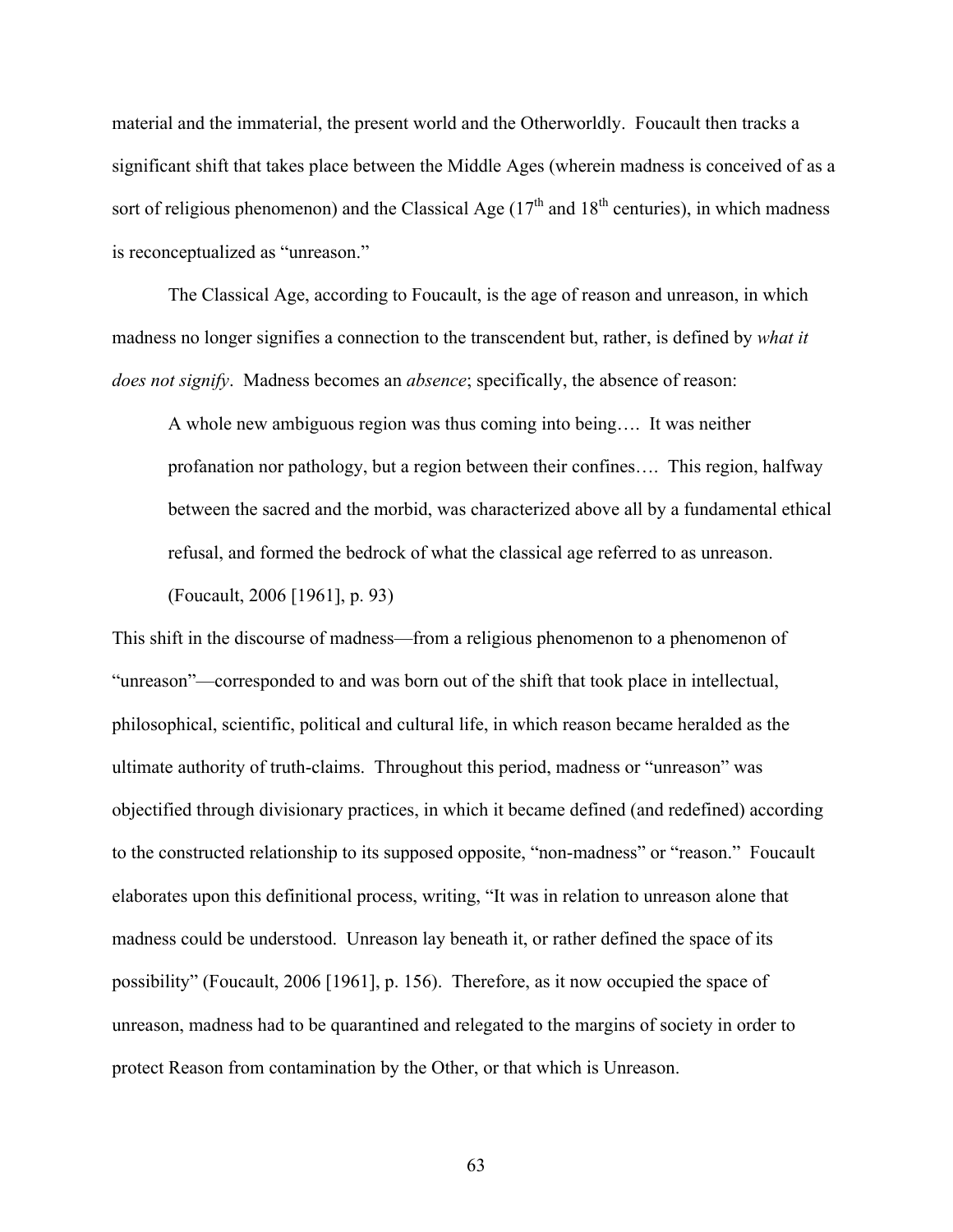material and the immaterial, the present world and the Otherworldly. Foucault then tracks a significant shift that takes place between the Middle Ages (wherein madness is conceived of as a sort of religious phenomenon) and the Classical Age (17th and 18th centuries), in which madness is reconceptualized as "unreason."

The Classical Age, according to Foucault, is the age of reason and unreason, in which madness no longer signifies a connection to the transcendent but, rather, is defined by *what it does not signify*. Madness becomes an *absence*; specifically, the absence of reason:

> A whole new ambiguous region was thus coming into being…. It was neither profanation nor pathology, but a region between their confines…. This region, halfway between the sacred and the morbid, was characterized above all by a fundamental ethical refusal, and formed the bedrock of what the classical age referred to as unreason. (Foucault, 2006 [1961], p. 93)

This shift in the discourse of madness—from a religious phenomenon to a phenomenon of "unreason"—corresponded to and was born out of the shift that took place in intellectual, philosophical, scientific, political and cultural life, in which reason became heralded as the ultimate authority of truth-claims. Throughout this period, madness or "unreason" was objectified through divisionary practices, in which it became defined (and redefined) according to the constructed relationship to its supposed opposite, "non-madness" or "reason." Foucault elaborates upon this definitional process, writing, "It was in relation to unreason alone that madness could be understood. Unreason lay beneath it, or rather defined the space of its possibility" (Foucault, 2006 [1961], p. 156). Therefore, as it now occupied the space of unreason, madness had to be quarantined and relegated to the margins of society in order to protect Reason from contamination by the Other, or that which is Unreason.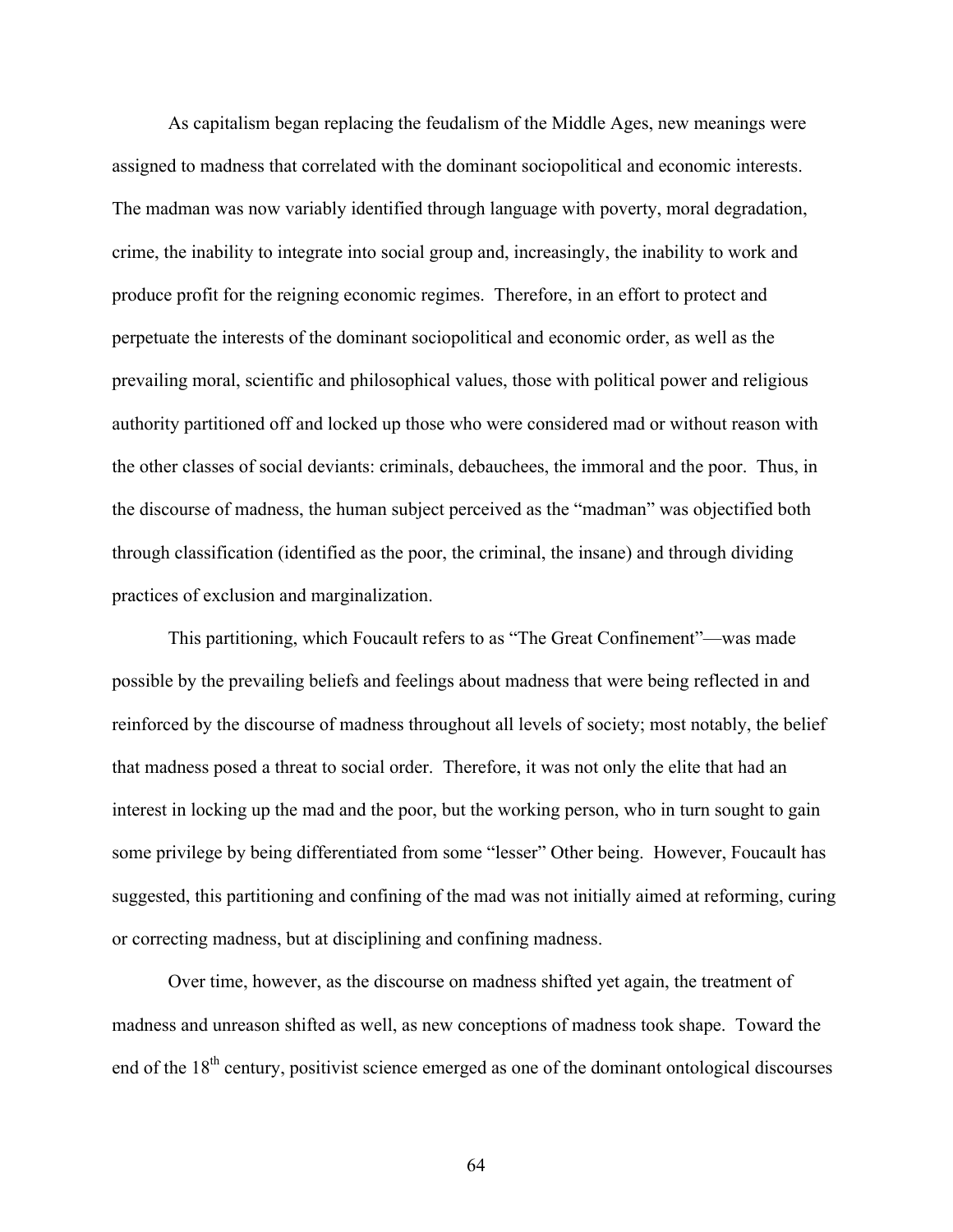As capitalism began replacing the feudalism of the Middle Ages, new meanings were assigned to madness that correlated with the dominant sociopolitical and economic interests. The madman was now variably identified through language with poverty, moral degradation, crime, the inability to integrate into social group and, increasingly, the inability to work and produce profit for the reigning economic regimes. Therefore, in an effort to protect and perpetuate the interests of the dominant sociopolitical and economic order, as well as the prevailing moral, scientific and philosophical values, those with political power and religious authority partitioned off and locked up those who were considered mad or without reason with the other classes of social deviants: criminals, debauchees, the immoral and the poor. Thus, in the discourse of madness, the human subject perceived as the "madman" was objectified both through classification (identified as the poor, the criminal, the insane) and through dividing practices of exclusion and marginalization.

This partitioning, which Foucault refers to as "The Great Confinement"—was made possible by the prevailing beliefs and feelings about madness that were being reflected in and reinforced by the discourse of madness throughout all levels of society; most notably, the belief that madness posed a threat to social order. Therefore, it was not only the elite that had an interest in locking up the mad and the poor, but the working person, who in turn sought to gain some privilege by being differentiated from some "lesser" Other being. However, Foucault has suggested, this partitioning and confining of the mad was not initially aimed at reforming, curing or correcting madness, but at disciplining and confining madness.

Over time, however, as the discourse on madness shifted yet again, the treatment of madness and unreason shifted as well, as new conceptions of madness took shape. Toward the end of the 18th century, positivist science emerged as one of the dominant ontological discourses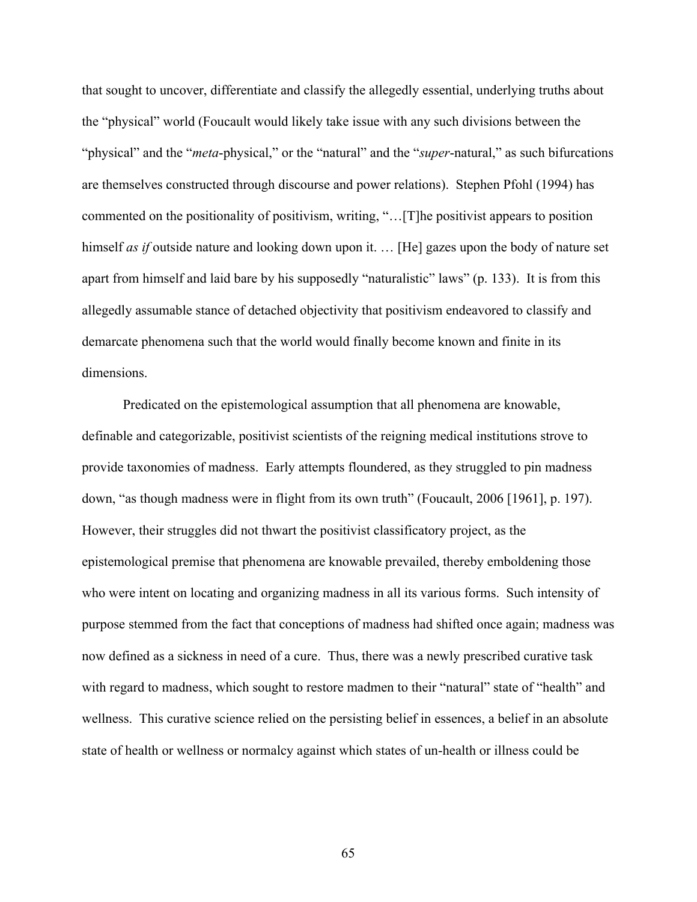that sought to uncover, differentiate and classify the allegedly essential, underlying truths about the "physical" world (Foucault would likely take issue with any such divisions between the "physical" and the "*meta*-physical," or the "natural" and the "*super*-natural," as such bifurcations are themselves constructed through discourse and power relations). Stephen Pfohl (1994) has commented on the positionality of positivism, writing, "…[T]he positivist appears to position himself *as if* outside nature and looking down upon it. … [He] gazes upon the body of nature set apart from himself and laid bare by his supposedly "naturalistic" laws" (p. 133). It is from this allegedly assumable stance of detached objectivity that positivism endeavored to classify and demarcate phenomena such that the world would finally become known and finite in its dimensions.

Predicated on the epistemological assumption that all phenomena are knowable, definable and categorizable, positivist scientists of the reigning medical institutions strove to provide taxonomies of madness. Early attempts floundered, as they struggled to pin madness down, "as though madness were in flight from its own truth" (Foucault, 2006 [1961], p. 197). However, their struggles did not thwart the positivist classificatory project, as the epistemological premise that phenomena are knowable prevailed, thereby emboldening those who were intent on locating and organizing madness in all its various forms. Such intensity of purpose stemmed from the fact that conceptions of madness had shifted once again; madness was now defined as a sickness in need of a cure. Thus, there was a newly prescribed curative task with regard to madness, which sought to restore madmen to their "natural" state of "health" and wellness. This curative science relied on the persisting belief in essences, a belief in an absolute state of health or wellness or normalcy against which states of un-health or illness could be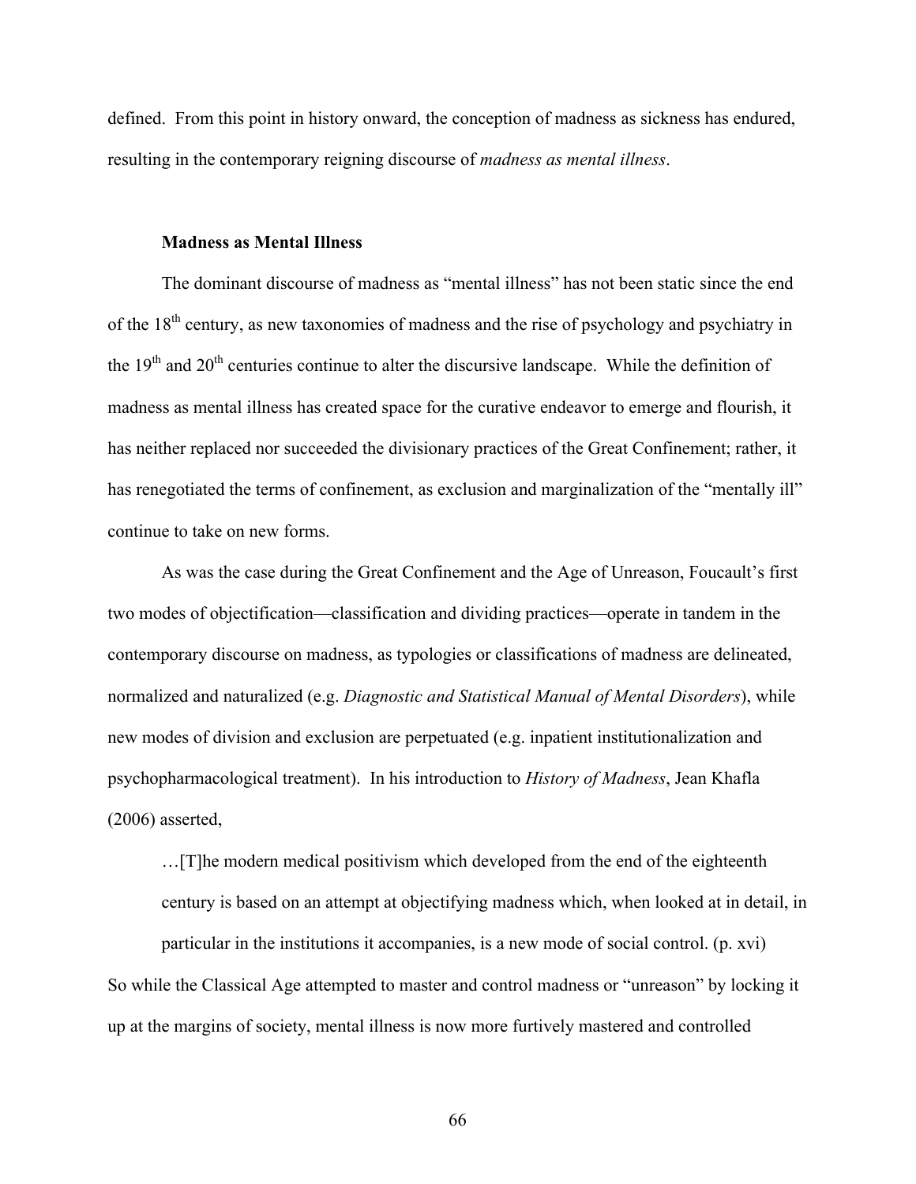defined. From this point in history onward, the conception of madness as sickness has endured, resulting in the contemporary reigning discourse of *madness as mental illness*.

### Madness as Mental Illness

The dominant discourse of madness as "mental illness" has not been static since the end of the 18th century, as new taxonomies of madness and the rise of psychology and psychiatry in the 19th and 20th centuries continue to alter the discursive landscape. While the definition of madness as mental illness has created space for the curative endeavor to emerge and flourish, it has neither replaced nor succeeded the divisionary practices of the Great Confinement; rather, it has renegotiated the terms of confinement, as exclusion and marginalization of the "mentally ill" continue to take on new forms.

As was the case during the Great Confinement and the Age of Unreason, Foucault's first two modes of objectification—classification and dividing practices—operate in tandem in the contemporary discourse on madness, as typologies or classifications of madness are delineated, normalized and naturalized (e.g. *Diagnostic and Statistical Manual of Mental Disorders*), while new modes of division and exclusion are perpetuated (e.g. inpatient institutionalization and psychopharmacological treatment). In his introduction to *History of Madness*, Jean Khafla (2006) asserted,

> …[T]he modern medical positivism which developed from the end of the eighteenth century is based on an attempt at objectifying madness which, when looked at in detail, in particular in the institutions it accompanies, is a new mode of social control. (p. xvi)

So while the Classical Age attempted to master and control madness or "unreason" by locking it up at the margins of society, mental illness is now more furtively mastered and controlled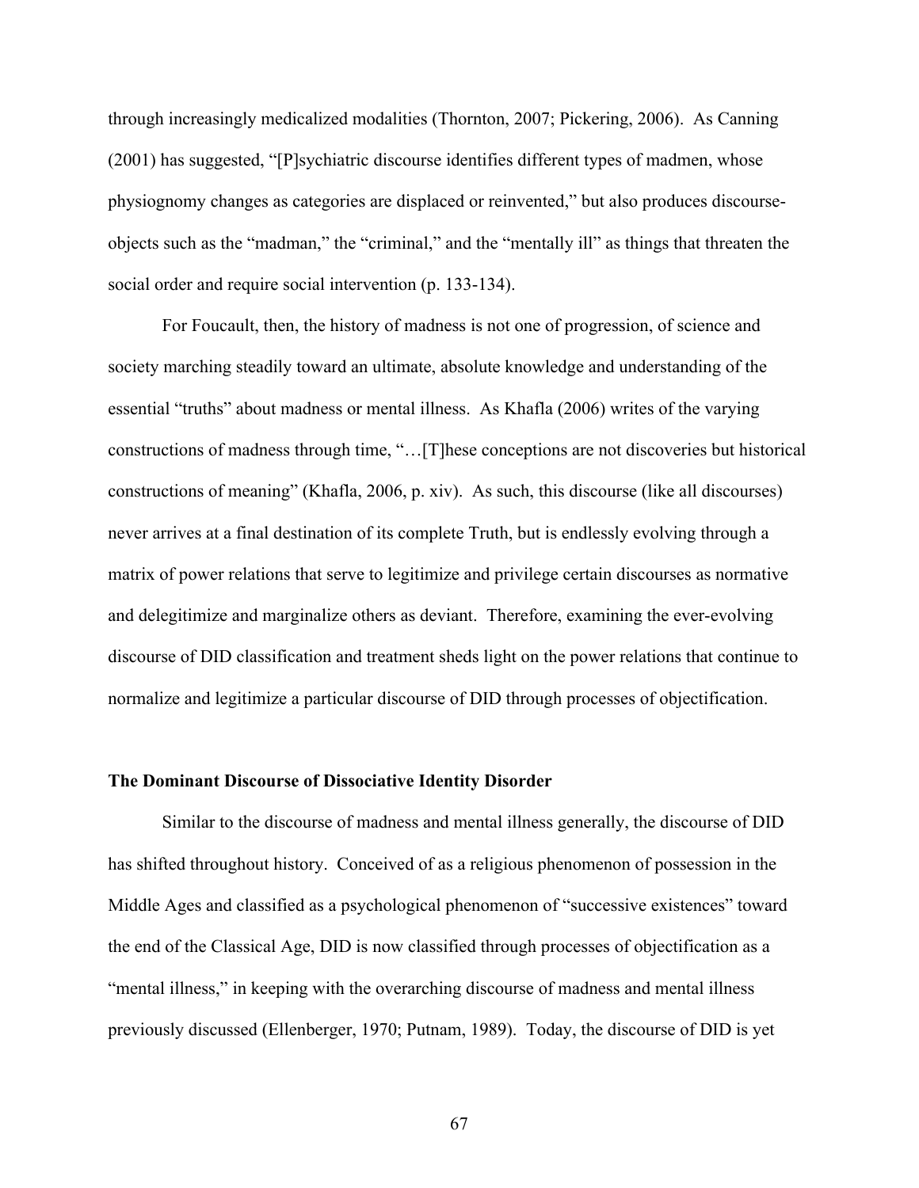through increasingly medicalized modalities (Thornton, 2007; Pickering, 2006). As Canning (2001) has suggested, "[P]sychiatric discourse identifies different types of madmen, whose physiognomy changes as categories are displaced or reinvented," but also produces discourse-objects such as the "madman," the "criminal," and the "mentally ill" as things that threaten the social order and require social intervention (p. 133-134).

For Foucault, then, the history of madness is not one of progression, of science and society marching steadily toward an ultimate, absolute knowledge and understanding of the essential "truths" about madness or mental illness. As Khafla (2006) writes of the varying constructions of madness through time, "…[T]hese conceptions are not discoveries but historical constructions of meaning" (Khafla, 2006, p. xiv). As such, this discourse (like all discourses) never arrives at a final destination of its complete Truth, but is endlessly evolving through a matrix of power relations that serve to legitimize and privilege certain discourses as normative and delegitimize and marginalize others as deviant. Therefore, examining the ever-evolving discourse of DID classification and treatment sheds light on the power relations that continue to normalize and legitimize a particular discourse of DID through processes of objectification.

**The Dominant Discourse of Dissociative Identity Disorder**

Similar to the discourse of madness and mental illness generally, the discourse of DID has shifted throughout history. Conceived of as a religious phenomenon of possession in the Middle Ages and classified as a psychological phenomenon of "successive existences" toward the end of the Classical Age, DID is now classified through processes of objectification as a "mental illness," in keeping with the overarching discourse of madness and mental illness previously discussed (Ellenberger, 1970; Putnam, 1989). Today, the discourse of DID is yet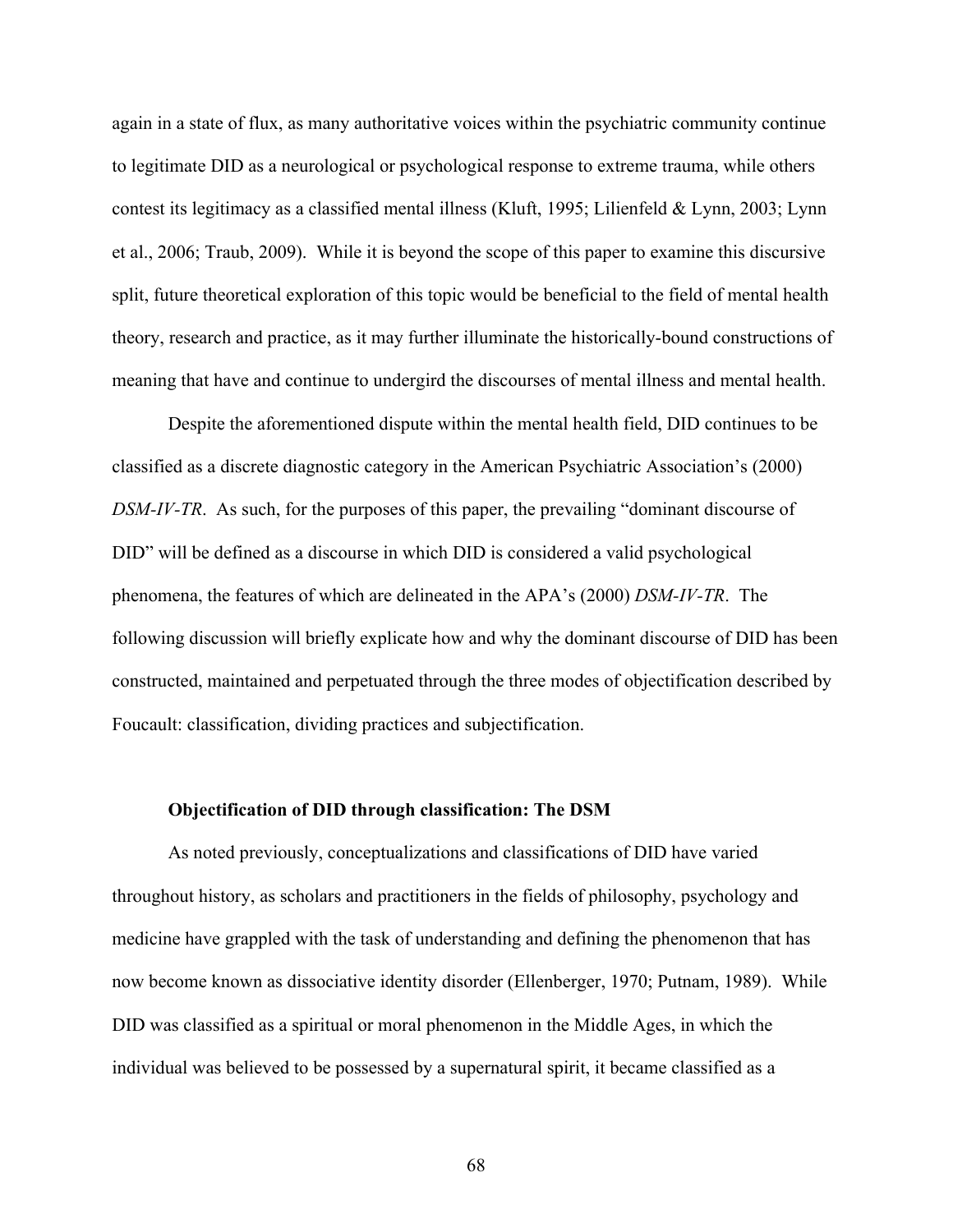again in a state of flux, as many authoritative voices within the psychiatric community continue to legitimate DID as a neurological or psychological response to extreme trauma, while others contest its legitimacy as a classified mental illness (Kluft, 1995; Lilienfeld & Lynn, 2003; Lynn et al., 2006; Traub, 2009). While it is beyond the scope of this paper to examine this discursive split, future theoretical exploration of this topic would be beneficial to the field of mental health theory, research and practice, as it may further illuminate the historically-bound constructions of meaning that have and continue to undergird the discourses of mental illness and mental health.

Despite the aforementioned dispute within the mental health field, DID continues to be classified as a discrete diagnostic category in the American Psychiatric Association's (2000) *DSM-IV-TR*. As such, for the purposes of this paper, the prevailing "dominant discourse of DID" will be defined as a discourse in which DID is considered a valid psychological phenomena, the features of which are delineated in the APA's (2000) *DSM-IV-TR*. The following discussion will briefly explicate how and why the dominant discourse of DID has been constructed, maintained and perpetuated through the three modes of objectification described by Foucault: classification, dividing practices and subjectification.

### Objectification of DID through classification: The DSM

As noted previously, conceptualizations and classifications of DID have varied throughout history, as scholars and practitioners in the fields of philosophy, psychology and medicine have grappled with the task of understanding and defining the phenomenon that has now become known as dissociative identity disorder (Ellenberger, 1970; Putnam, 1989). While DID was classified as a spiritual or moral phenomenon in the Middle Ages, in which the individual was believed to be possessed by a supernatural spirit, it became classified as a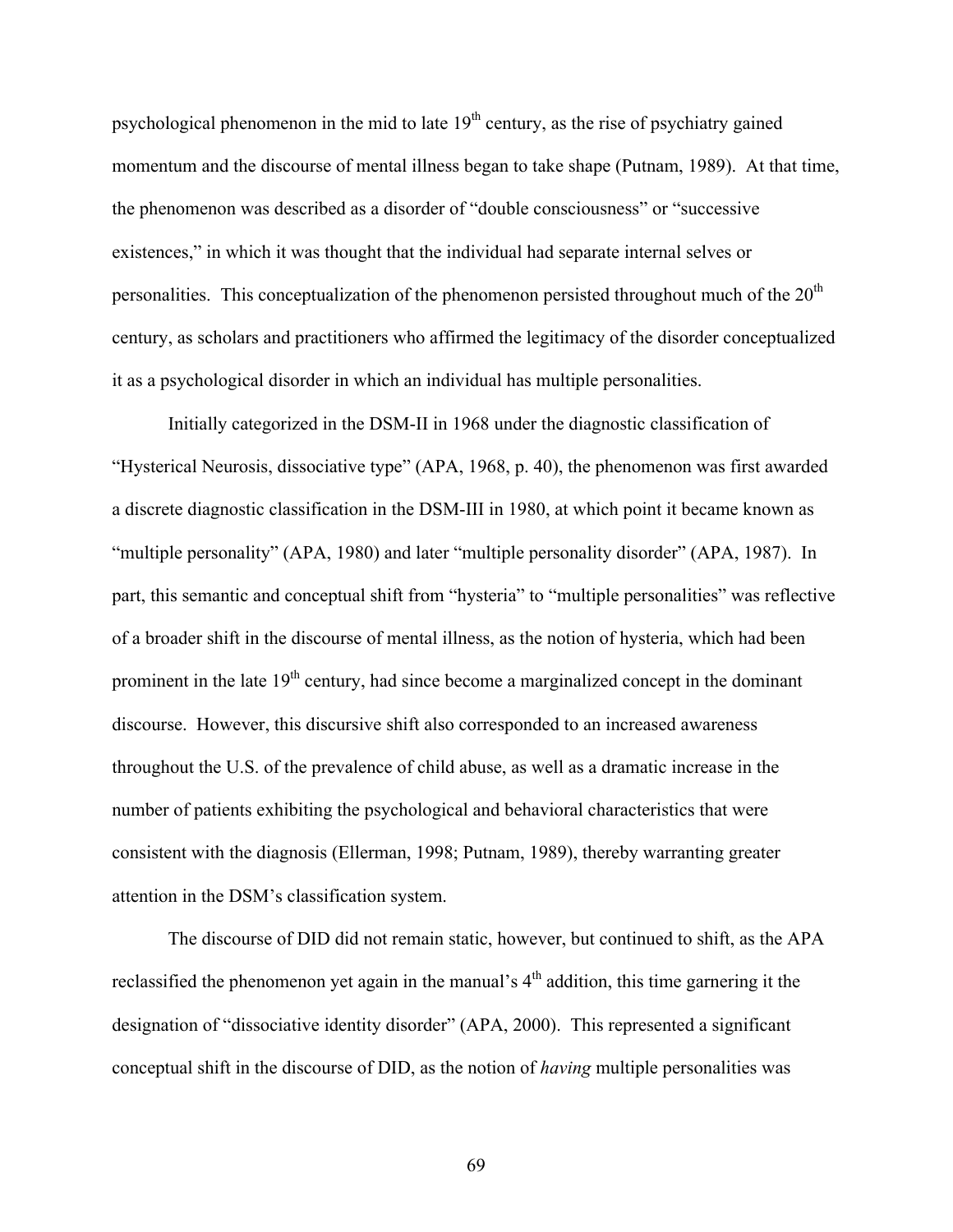psychological phenomenon in the mid to late 19th century, as the rise of psychiatry gained momentum and the discourse of mental illness began to take shape (Putnam, 1989). At that time, the phenomenon was described as a disorder of "double consciousness" or "successive existences," in which it was thought that the individual had separate internal selves or personalities. This conceptualization of the phenomenon persisted throughout much of the 20th century, as scholars and practitioners who affirmed the legitimacy of the disorder conceptualized it as a psychological disorder in which an individual has multiple personalities.

Initially categorized in the DSM-II in 1968 under the diagnostic classification of "Hysterical Neurosis, dissociative type" (APA, 1968, p. 40), the phenomenon was first awarded a discrete diagnostic classification in the DSM-III in 1980, at which point it became known as "multiple personality" (APA, 1980) and later "multiple personality disorder" (APA, 1987). In part, this semantic and conceptual shift from "hysteria" to "multiple personalities" was reflective of a broader shift in the discourse of mental illness, as the notion of hysteria, which had been prominent in the late 19th century, had since become a marginalized concept in the dominant discourse. However, this discursive shift also corresponded to an increased awareness throughout the U.S. of the prevalence of child abuse, as well as a dramatic increase in the number of patients exhibiting the psychological and behavioral characteristics that were consistent with the diagnosis (Ellerman, 1998; Putnam, 1989), thereby warranting greater attention in the DSM's classification system.

The discourse of DID did not remain static, however, but continued to shift, as the APA reclassified the phenomenon yet again in the manual's 4th addition, this time garnering it the designation of "dissociative identity disorder" (APA, 2000). This represented a significant conceptual shift in the discourse of DID, as the notion of *having* multiple personalities was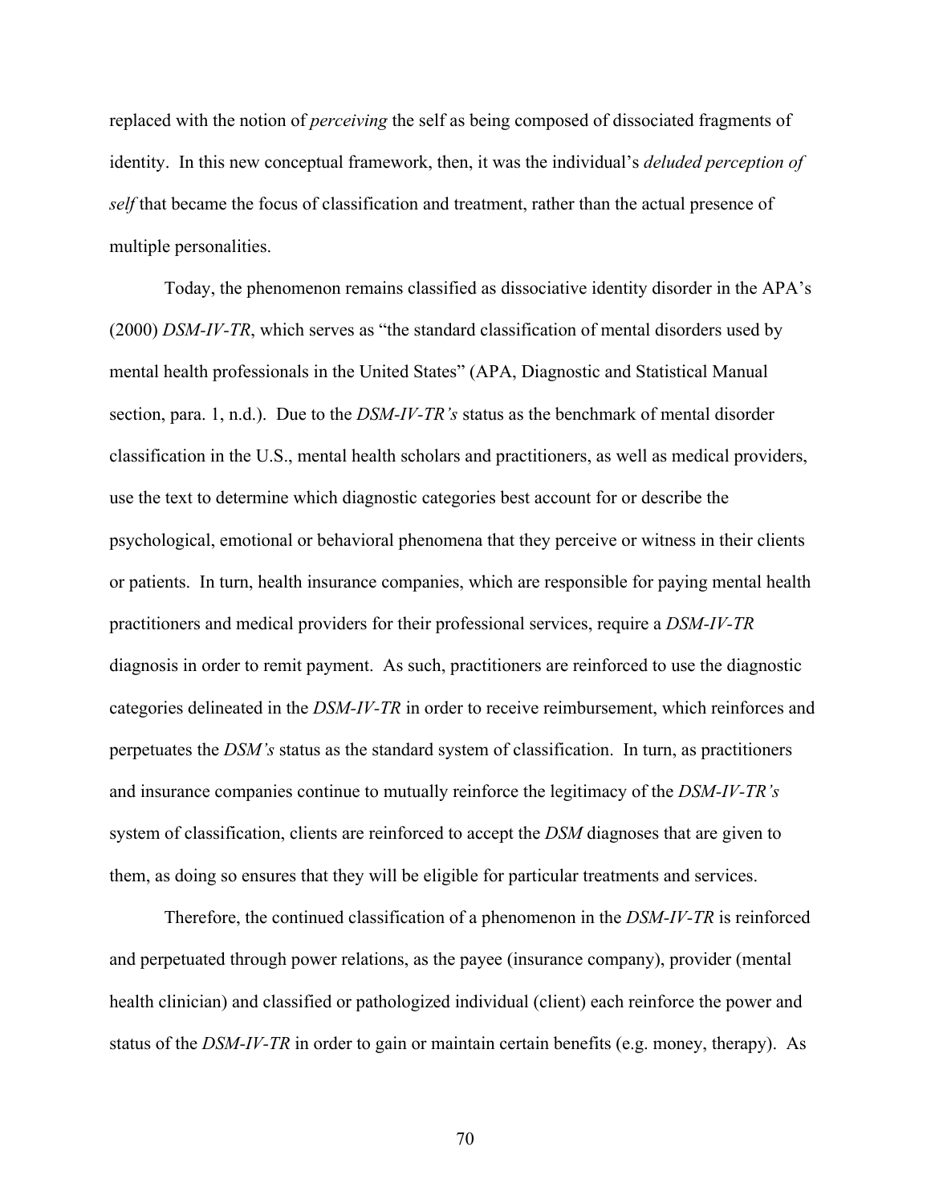replaced with the notion of *perceiving* the self as being composed of dissociated fragments of identity. In this new conceptual framework, then, it was the individual's *deluded perception of self* that became the focus of classification and treatment, rather than the actual presence of multiple personalities.

Today, the phenomenon remains classified as dissociative identity disorder in the APA's (2000) *DSM-IV-TR*, which serves as "the standard classification of mental disorders used by mental health professionals in the United States" (APA, Diagnostic and Statistical Manual section, para. 1, n.d.). Due to the *DSM-IV-TR's* status as the benchmark of mental disorder classification in the U.S., mental health scholars and practitioners, as well as medical providers, use the text to determine which diagnostic categories best account for or describe the psychological, emotional or behavioral phenomena that they perceive or witness in their clients or patients. In turn, health insurance companies, which are responsible for paying mental health practitioners and medical providers for their professional services, require a *DSM-IV-TR* diagnosis in order to remit payment. As such, practitioners are reinforced to use the diagnostic categories delineated in the *DSM-IV-TR* in order to receive reimbursement, which reinforces and perpetuates the *DSM's* status as the standard system of classification. In turn, as practitioners and insurance companies continue to mutually reinforce the legitimacy of the *DSM-IV-TR's* system of classification, clients are reinforced to accept the *DSM* diagnoses that are given to them, as doing so ensures that they will be eligible for particular treatments and services.

Therefore, the continued classification of a phenomenon in the *DSM-IV-TR* is reinforced and perpetuated through power relations, as the payee (insurance company), provider (mental health clinician) and classified or pathologized individual (client) each reinforce the power and status of the *DSM-IV-TR* in order to gain or maintain certain benefits (e.g. money, therapy). As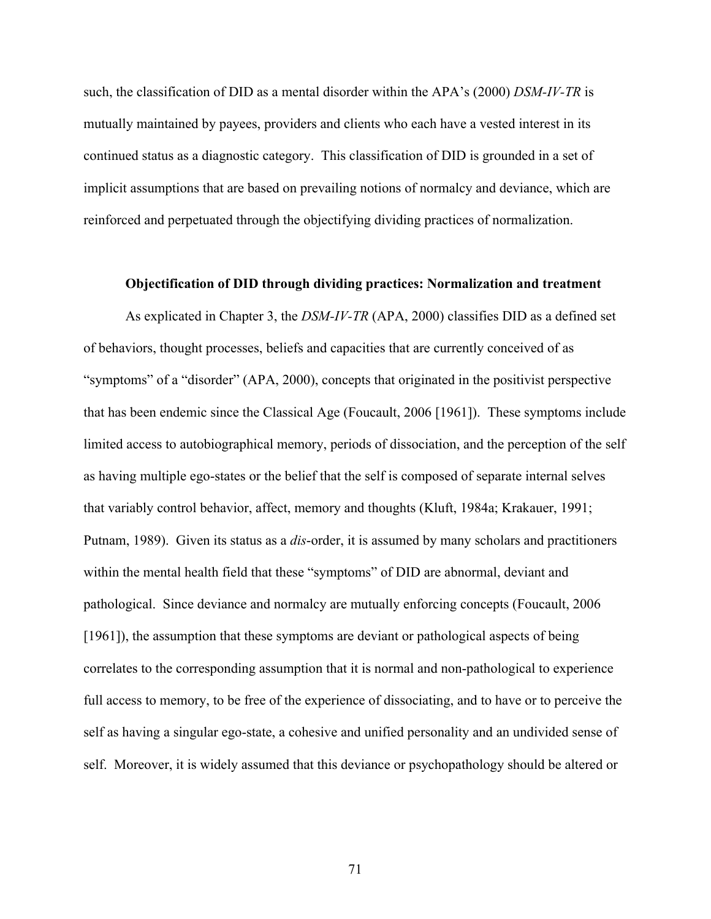such, the classification of DID as a mental disorder within the APA's (2000) *DSM-IV-TR* is mutually maintained by payees, providers and clients who each have a vested interest in its continued status as a diagnostic category. This classification of DID is grounded in a set of implicit assumptions that are based on prevailing notions of normalcy and deviance, which are reinforced and perpetuated through the objectifying dividing practices of normalization.

### Objectification of DID through dividing practices: Normalization and treatment

As explicated in Chapter 3, the *DSM-IV-TR* (APA, 2000) classifies DID as a defined set of behaviors, thought processes, beliefs and capacities that are currently conceived of as "symptoms" of a "disorder" (APA, 2000), concepts that originated in the positivist perspective that has been endemic since the Classical Age (Foucault, 2006 [1961]). These symptoms include limited access to autobiographical memory, periods of dissociation, and the perception of the self as having multiple ego-states or the belief that the self is composed of separate internal selves that variably control behavior, affect, memory and thoughts (Kluft, 1984a; Krakauer, 1991; Putnam, 1989). Given its status as a *dis*-order, it is assumed by many scholars and practitioners within the mental health field that these "symptoms" of DID are abnormal, deviant and pathological. Since deviance and normalcy are mutually enforcing concepts (Foucault, 2006 [1961]), the assumption that these symptoms are deviant or pathological aspects of being correlates to the corresponding assumption that it is normal and non-pathological to experience full access to memory, to be free of the experience of dissociating, and to have or to perceive the self as having a singular ego-state, a cohesive and unified personality and an undivided sense of self. Moreover, it is widely assumed that this deviance or psychopathology should be altered or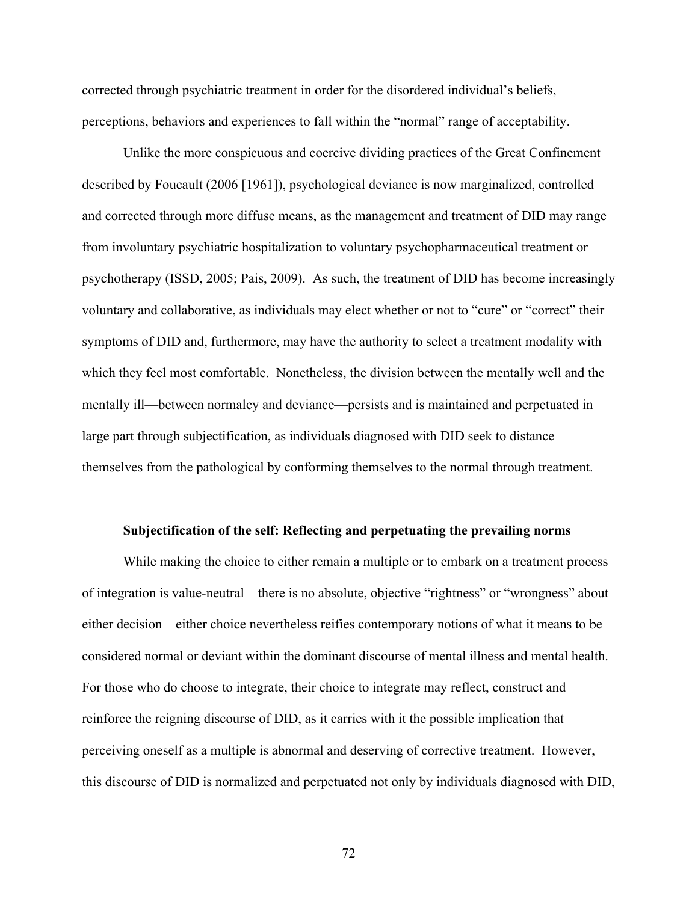corrected through psychiatric treatment in order for the disordered individual's beliefs, perceptions, behaviors and experiences to fall within the "normal" range of acceptability.

Unlike the more conspicuous and coercive dividing practices of the Great Confinement described by Foucault (2006 [1961]), psychological deviance is now marginalized, controlled and corrected through more diffuse means, as the management and treatment of DID may range from involuntary psychiatric hospitalization to voluntary psychopharmaceutical treatment or psychotherapy (ISSD, 2005; Pais, 2009). As such, the treatment of DID has become increasingly voluntary and collaborative, as individuals may elect whether or not to "cure" or "correct" their symptoms of DID and, furthermore, may have the authority to select a treatment modality with which they feel most comfortable. Nonetheless, the division between the mentally well and the mentally ill—between normalcy and deviance—persists and is maintained and perpetuated in large part through subjectification, as individuals diagnosed with DID seek to distance themselves from the pathological by conforming themselves to the normal through treatment.

**Subjectification of the self: Reflecting and perpetuating the prevailing norms**

While making the choice to either remain a multiple or to embark on a treatment process of integration is value-neutral—there is no absolute, objective "rightness" or "wrongness" about either decision—either choice nevertheless reifies contemporary notions of what it means to be considered normal or deviant within the dominant discourse of mental illness and mental health. For those who do choose to integrate, their choice to integrate may reflect, construct and reinforce the reigning discourse of DID, as it carries with it the possible implication that perceiving oneself as a multiple is abnormal and deserving of corrective treatment. However, this discourse of DID is normalized and perpetuated not only by individuals diagnosed with DID,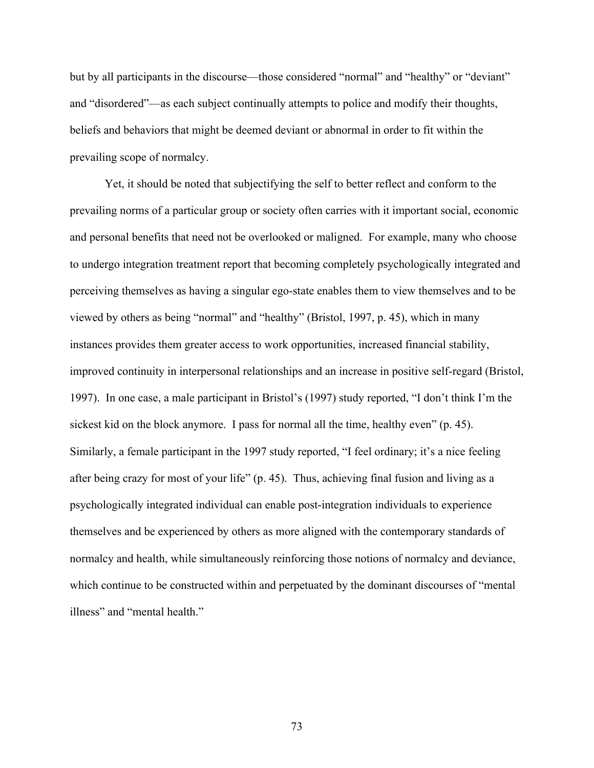but by all participants in the discourse—those considered "normal" and "healthy" or "deviant" and "disordered"—as each subject continually attempts to police and modify their thoughts, beliefs and behaviors that might be deemed deviant or abnormal in order to fit within the prevailing scope of normalcy.

Yet, it should be noted that subjectifying the self to better reflect and conform to the prevailing norms of a particular group or society often carries with it important social, economic and personal benefits that need not be overlooked or maligned. For example, many who choose to undergo integration treatment report that becoming completely psychologically integrated and perceiving themselves as having a singular ego-state enables them to view themselves and to be viewed by others as being "normal" and "healthy" (Bristol, 1997, p. 45), which in many instances provides them greater access to work opportunities, increased financial stability, improved continuity in interpersonal relationships and an increase in positive self-regard (Bristol, 1997). In one case, a male participant in Bristol's (1997) study reported, "I don't think I'm the sickest kid on the block anymore. I pass for normal all the time, healthy even" (p. 45). Similarly, a female participant in the 1997 study reported, "I feel ordinary; it's a nice feeling after being crazy for most of your life" (p. 45). Thus, achieving final fusion and living as a psychologically integrated individual can enable post-integration individuals to experience themselves and be experienced by others as more aligned with the contemporary standards of normalcy and health, while simultaneously reinforcing those notions of normalcy and deviance, which continue to be constructed within and perpetuated by the dominant discourses of "mental illness" and "mental health."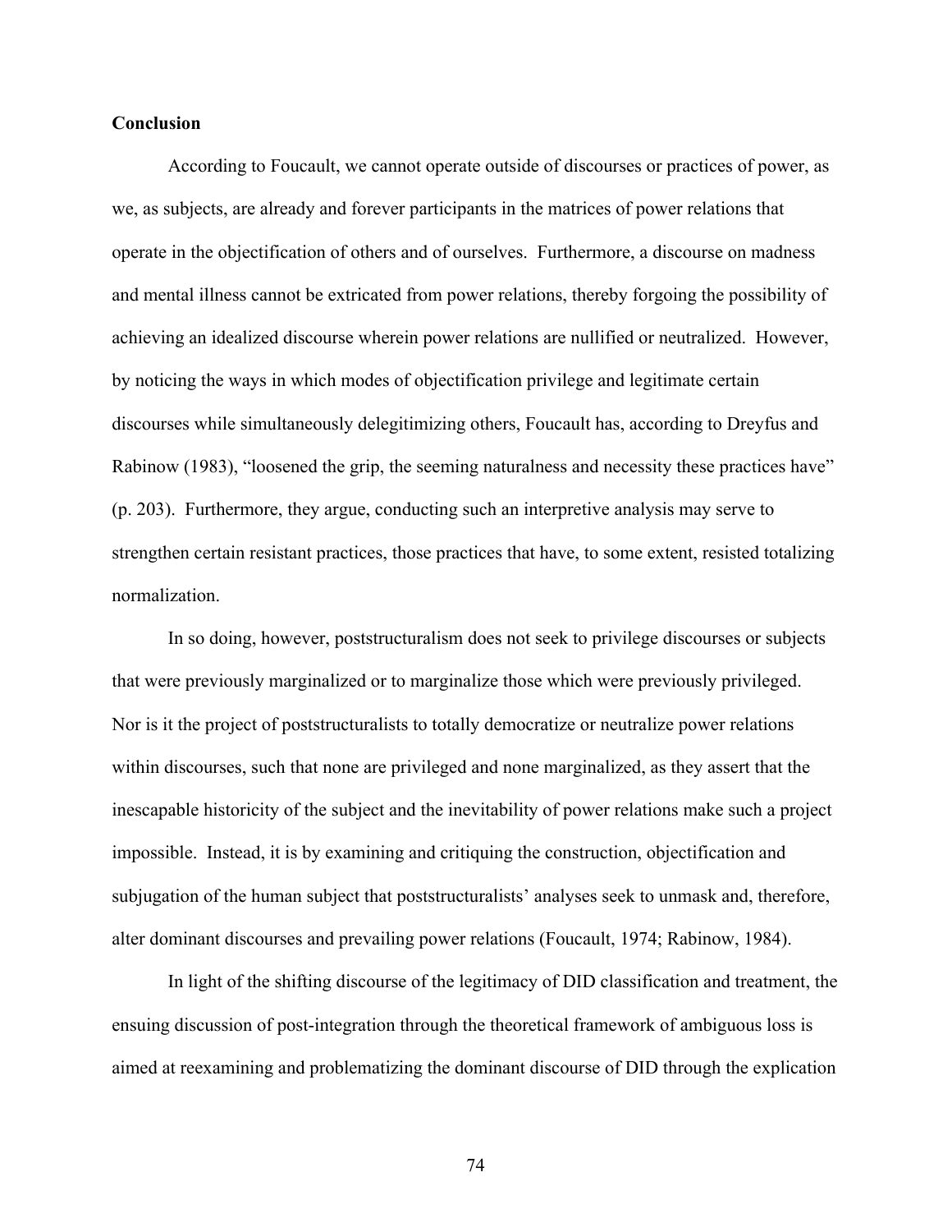**Conclusion**

According to Foucault, we cannot operate outside of discourses or practices of power, as we, as subjects, are already and forever participants in the matrices of power relations that operate in the objectification of others and of ourselves. Furthermore, a discourse on madness and mental illness cannot be extricated from power relations, thereby forgoing the possibility of achieving an idealized discourse wherein power relations are nullified or neutralized. However, by noticing the ways in which modes of objectification privilege and legitimate certain discourses while simultaneously delegitimizing others, Foucault has, according to Dreyfus and Rabinow (1983), "loosened the grip, the seeming naturalness and necessity these practices have" (p. 203). Furthermore, they argue, conducting such an interpretive analysis may serve to strengthen certain resistant practices, those practices that have, to some extent, resisted totalizing normalization.

In so doing, however, poststructuralism does not seek to privilege discourses or subjects that were previously marginalized or to marginalize those which were previously privileged. Nor is it the project of poststructuralists to totally democratize or neutralize power relations within discourses, such that none are privileged and none marginalized, as they assert that the inescapable historicity of the subject and the inevitability of power relations make such a project impossible. Instead, it is by examining and critiquing the construction, objectification and subjugation of the human subject that poststructuralists' analyses seek to unmask and, therefore, alter dominant discourses and prevailing power relations (Foucault, 1974; Rabinow, 1984).

In light of the shifting discourse of the legitimacy of DID classification and treatment, the ensuing discussion of post-integration through the theoretical framework of ambiguous loss is aimed at reexamining and problematizing the dominant discourse of DID through the explication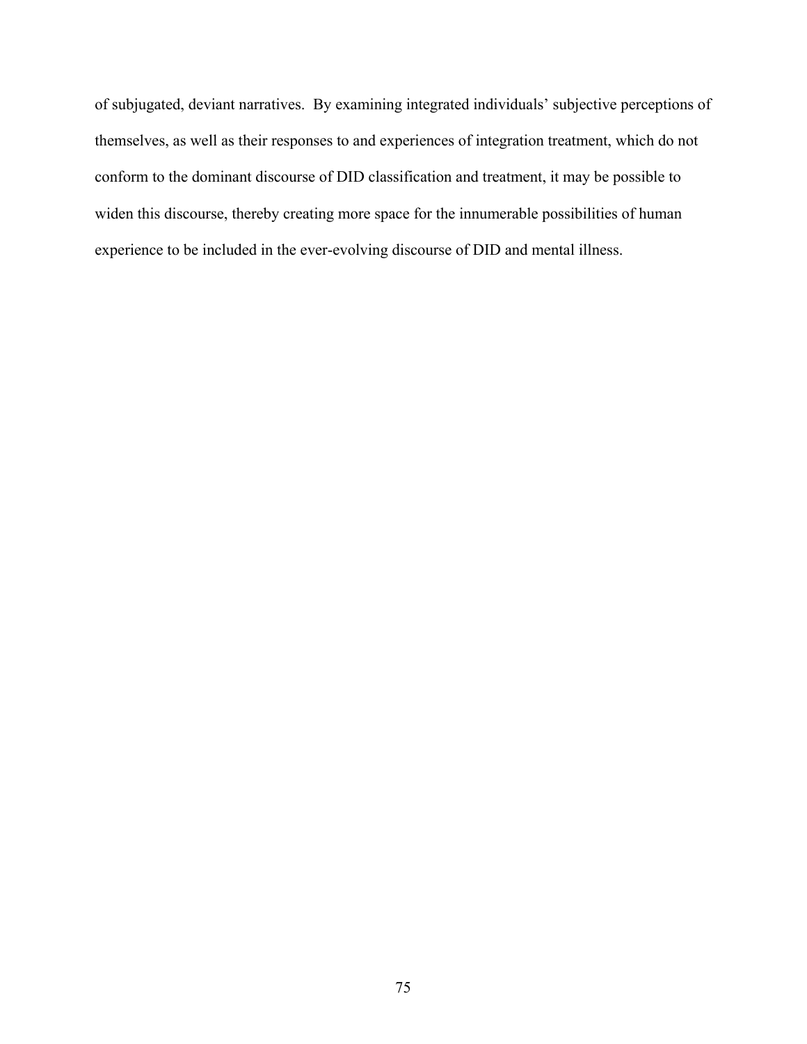of subjugated, deviant narratives. By examining integrated individuals' subjective perceptions of themselves, as well as their responses to and experiences of integration treatment, which do not conform to the dominant discourse of DID classification and treatment, it may be possible to widen this discourse, thereby creating more space for the innumerable possibilities of human experience to be included in the ever-evolving discourse of DID and mental illness.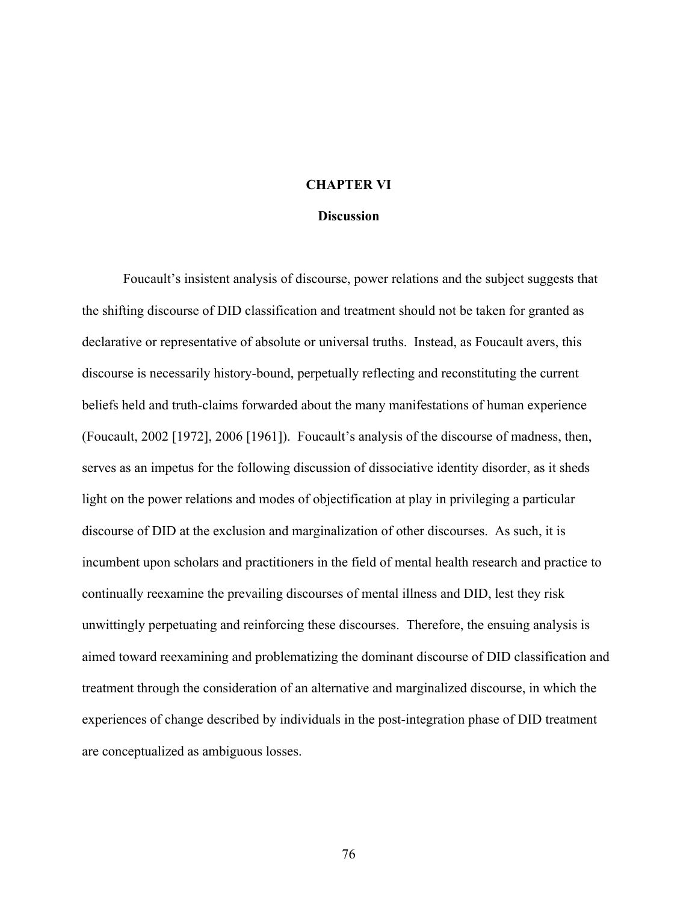# CHAPTER VI

## Discussion

Foucault's insistent analysis of discourse, power relations and the subject suggests that the shifting discourse of DID classification and treatment should not be taken for granted as declarative or representative of absolute or universal truths. Instead, as Foucault avers, this discourse is necessarily history-bound, perpetually reflecting and reconstituting the current beliefs held and truth-claims forwarded about the many manifestations of human experience (Foucault, 2002 [1972], 2006 [1961]). Foucault's analysis of the discourse of madness, then, serves as an impetus for the following discussion of dissociative identity disorder, as it sheds light on the power relations and modes of objectification at play in privileging a particular discourse of DID at the exclusion and marginalization of other discourses. As such, it is incumbent upon scholars and practitioners in the field of mental health research and practice to continually reexamine the prevailing discourses of mental illness and DID, lest they risk unwittingly perpetuating and reinforcing these discourses. Therefore, the ensuing analysis is aimed toward reexamining and problematizing the dominant discourse of DID classification and treatment through the consideration of an alternative and marginalized discourse, in which the experiences of change described by individuals in the post-integration phase of DID treatment are conceptualized as ambiguous losses.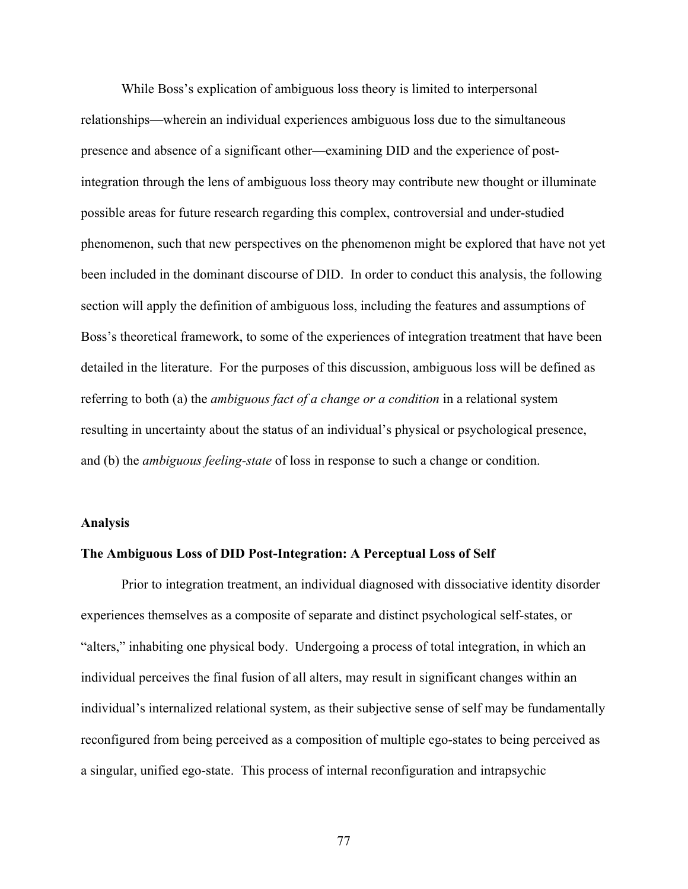While Boss's explication of ambiguous loss theory is limited to interpersonal relationships—wherein an individual experiences ambiguous loss due to the simultaneous presence and absence of a significant other—examining DID and the experience of post-integration through the lens of ambiguous loss theory may contribute new thought or illuminate possible areas for future research regarding this complex, controversial and under-studied phenomenon, such that new perspectives on the phenomenon might be explored that have not yet been included in the dominant discourse of DID. In order to conduct this analysis, the following section will apply the definition of ambiguous loss, including the features and assumptions of Boss's theoretical framework, to some of the experiences of integration treatment that have been detailed in the literature. For the purposes of this discussion, ambiguous loss will be defined as referring to both (a) the *ambiguous fact of a change or a condition* in a relational system resulting in uncertainty about the status of an individual's physical or psychological presence, and (b) the *ambiguous feeling-state* of loss in response to such a change or condition.

## Analysis

### The Ambiguous Loss of DID Post-Integration: A Perceptual Loss of Self

Prior to integration treatment, an individual diagnosed with dissociative identity disorder experiences themselves as a composite of separate and distinct psychological self-states, or "alters," inhabiting one physical body. Undergoing a process of total integration, in which an individual perceives the final fusion of all alters, may result in significant changes within an individual's internalized relational system, as their subjective sense of self may be fundamentally reconfigured from being perceived as a composition of multiple ego-states to being perceived as a singular, unified ego-state. This process of internal reconfiguration and intrapsychic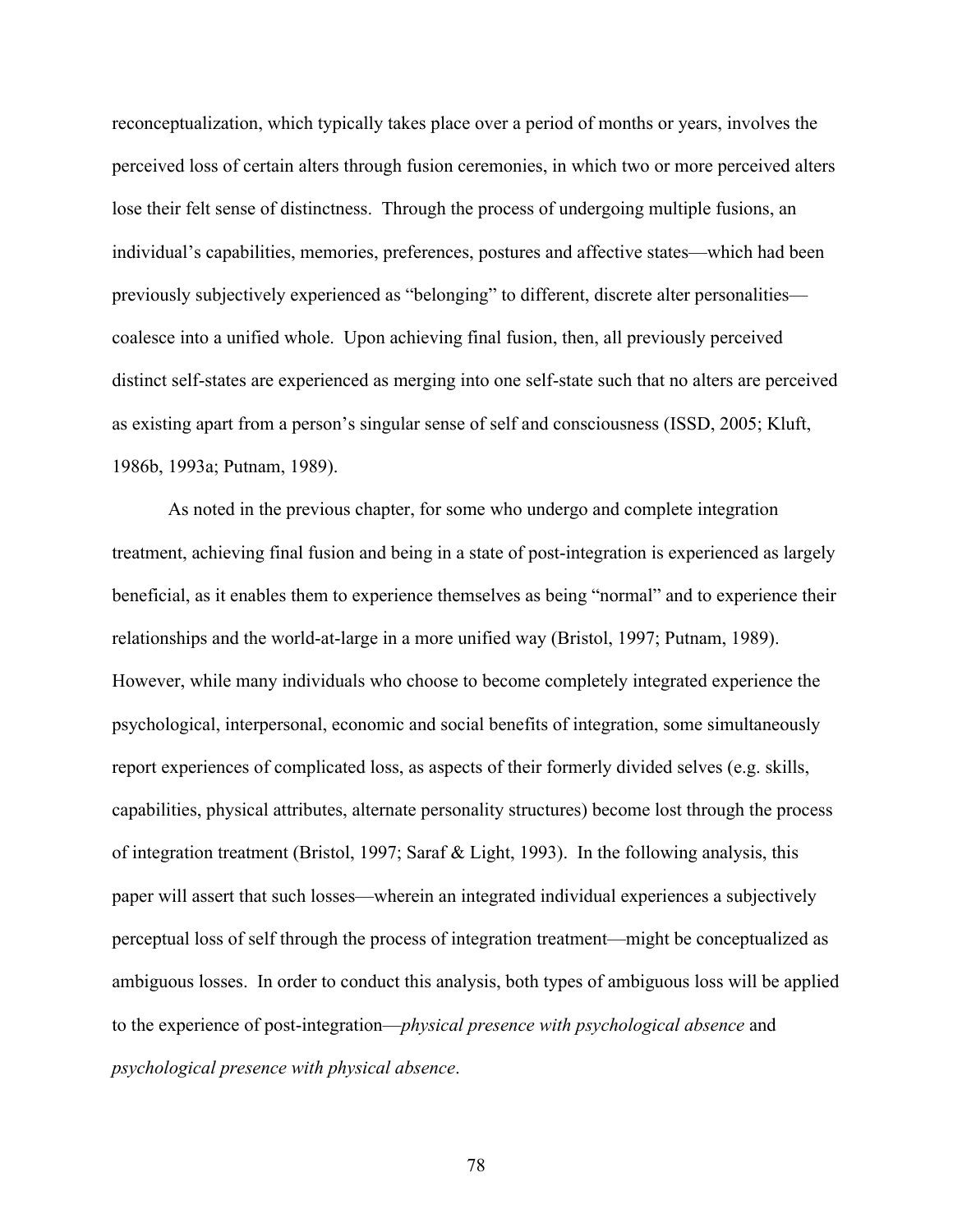reconceptualization, which typically takes place over a period of months or years, involves the perceived loss of certain alters through fusion ceremonies, in which two or more perceived alters lose their felt sense of distinctness. Through the process of undergoing multiple fusions, an individual's capabilities, memories, preferences, postures and affective states—which had been previously subjectively experienced as "belonging" to different, discrete alter personalities—coalesce into a unified whole. Upon achieving final fusion, then, all previously perceived distinct self-states are experienced as merging into one self-state such that no alters are perceived as existing apart from a person's singular sense of self and consciousness (ISSD, 2005; Kluft, 1986b, 1993a; Putnam, 1989).

As noted in the previous chapter, for some who undergo and complete integration treatment, achieving final fusion and being in a state of post-integration is experienced as largely beneficial, as it enables them to experience themselves as being "normal" and to experience their relationships and the world-at-large in a more unified way (Bristol, 1997; Putnam, 1989). However, while many individuals who choose to become completely integrated experience the psychological, interpersonal, economic and social benefits of integration, some simultaneously report experiences of complicated loss, as aspects of their formerly divided selves (e.g. skills, capabilities, physical attributes, alternate personality structures) become lost through the process of integration treatment (Bristol, 1997; Saraf & Light, 1993). In the following analysis, this paper will assert that such losses—wherein an integrated individual experiences a subjectively perceptual loss of self through the process of integration treatment—might be conceptualized as ambiguous losses. In order to conduct this analysis, both types of ambiguous loss will be applied to the experience of post-integration—*physical presence with psychological absence* and *psychological presence with physical absence*.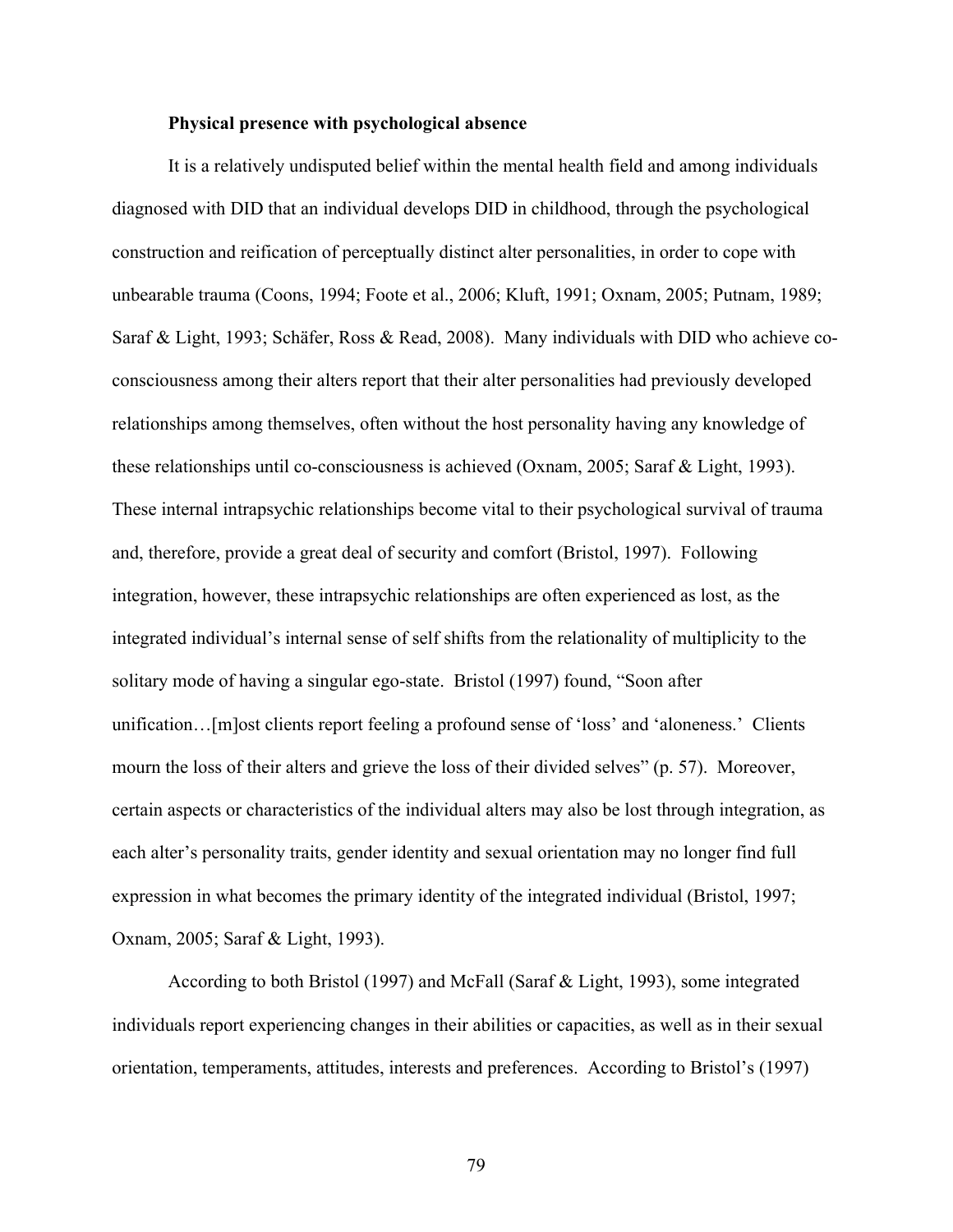**Physical presence with psychological absence**

It is a relatively undisputed belief within the mental health field and among individuals diagnosed with DID that an individual develops DID in childhood, through the psychological construction and reification of perceptually distinct alter personalities, in order to cope with unbearable trauma (Coons, 1994; Foote et al., 2006; Kluft, 1991; Oxnam, 2005; Putnam, 1989; Saraf & Light, 1993; Schäfer, Ross & Read, 2008). Many individuals with DID who achieve co-consciousness among their alters report that their alter personalities had previously developed relationships among themselves, often without the host personality having any knowledge of these relationships until co-consciousness is achieved (Oxnam, 2005; Saraf & Light, 1993). These internal intrapsychic relationships become vital to their psychological survival of trauma and, therefore, provide a great deal of security and comfort (Bristol, 1997). Following integration, however, these intrapsychic relationships are often experienced as lost, as the integrated individual's internal sense of self shifts from the relationality of multiplicity to the solitary mode of having a singular ego-state. Bristol (1997) found, "Soon after unification…[m]ost clients report feeling a profound sense of 'loss' and 'aloneness.' Clients mourn the loss of their alters and grieve the loss of their divided selves" (p. 57). Moreover, certain aspects or characteristics of the individual alters may also be lost through integration, as each alter's personality traits, gender identity and sexual orientation may no longer find full expression in what becomes the primary identity of the integrated individual (Bristol, 1997; Oxnam, 2005; Saraf & Light, 1993).

According to both Bristol (1997) and McFall (Saraf & Light, 1993), some integrated individuals report experiencing changes in their abilities or capacities, as well as in their sexual orientation, temperaments, attitudes, interests and preferences. According to Bristol's (1997)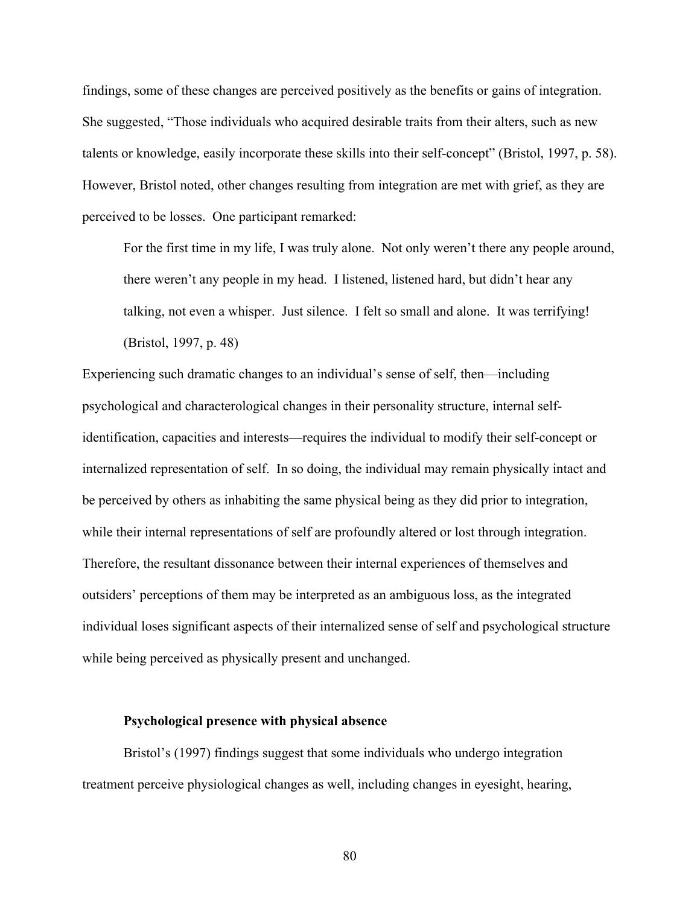findings, some of these changes are perceived positively as the benefits or gains of integration. She suggested, "Those individuals who acquired desirable traits from their alters, such as new talents or knowledge, easily incorporate these skills into their self-concept" (Bristol, 1997, p. 58). However, Bristol noted, other changes resulting from integration are met with grief, as they are perceived to be losses. One participant remarked:

> For the first time in my life, I was truly alone. Not only weren't there any people around, there weren't any people in my head. I listened, listened hard, but didn't hear any talking, not even a whisper. Just silence. I felt so small and alone. It was terrifying! (Bristol, 1997, p. 48)

Experiencing such dramatic changes to an individual's sense of self, then—including psychological and characterological changes in their personality structure, internal self-identification, capacities and interests—requires the individual to modify their self-concept or internalized representation of self. In so doing, the individual may remain physically intact and be perceived by others as inhabiting the same physical being as they did prior to integration, while their internal representations of self are profoundly altered or lost through integration. Therefore, the resultant dissonance between their internal experiences of themselves and outsiders' perceptions of them may be interpreted as an ambiguous loss, as the integrated individual loses significant aspects of their internalized sense of self and psychological structure while being perceived as physically present and unchanged.

### Psychological presence with physical absence

Bristol's (1997) findings suggest that some individuals who undergo integration treatment perceive physiological changes as well, including changes in eyesight, hearing,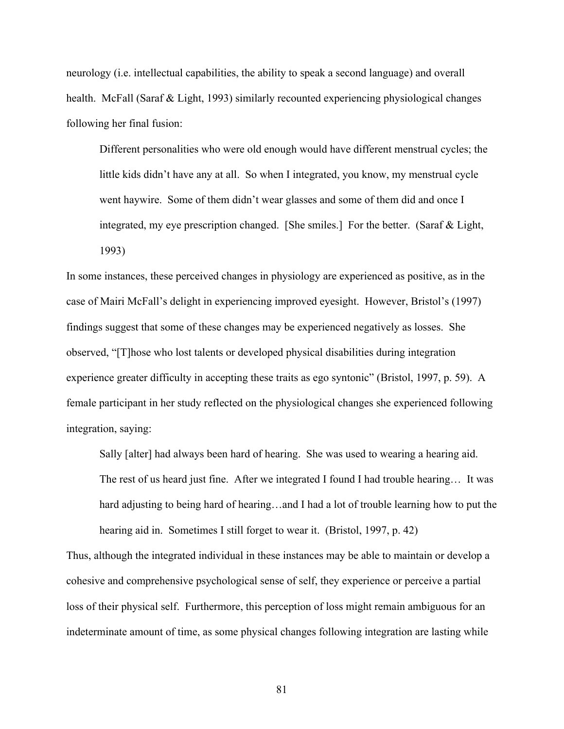neurology (i.e. intellectual capabilities, the ability to speak a second language) and overall health. McFall (Saraf & Light, 1993) similarly recounted experiencing physiological changes following her final fusion:

> Different personalities who were old enough would have different menstrual cycles; the little kids didn't have any at all. So when I integrated, you know, my menstrual cycle went haywire. Some of them didn't wear glasses and some of them did and once I integrated, my eye prescription changed. [She smiles.] For the better. (Saraf & Light, 1993)

In some instances, these perceived changes in physiology are experienced as positive, as in the case of Mairi McFall's delight in experiencing improved eyesight. However, Bristol's (1997) findings suggest that some of these changes may be experienced negatively as losses. She observed, "[T]hose who lost talents or developed physical disabilities during integration experience greater difficulty in accepting these traits as ego syntonic" (Bristol, 1997, p. 59). A female participant in her study reflected on the physiological changes she experienced following integration, saying:

> Sally [alter] had always been hard of hearing. She was used to wearing a hearing aid. The rest of us heard just fine. After we integrated I found I had trouble hearing… It was hard adjusting to being hard of hearing…and I had a lot of trouble learning how to put the hearing aid in. Sometimes I still forget to wear it. (Bristol, 1997, p. 42)

Thus, although the integrated individual in these instances may be able to maintain or develop a cohesive and comprehensive psychological sense of self, they experience or perceive a partial loss of their physical self. Furthermore, this perception of loss might remain ambiguous for an indeterminate amount of time, as some physical changes following integration are lasting while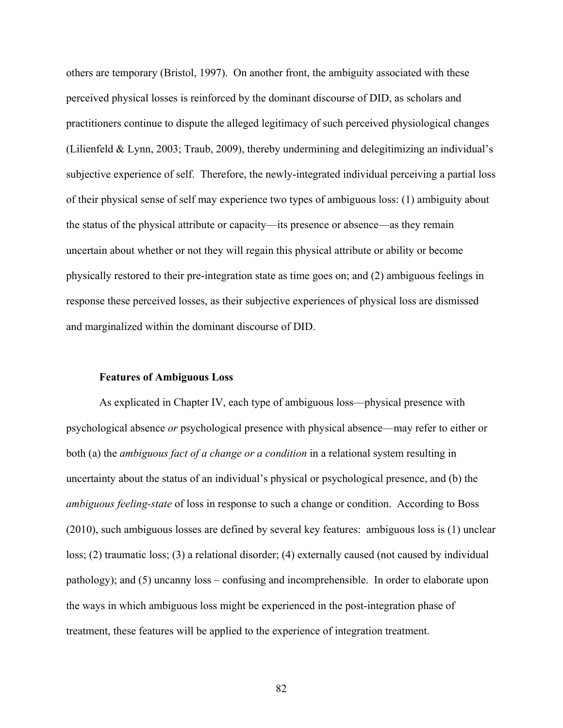others are temporary (Bristol, 1997). On another front, the ambiguity associated with these perceived physical losses is reinforced by the dominant discourse of DID, as scholars and practitioners continue to dispute the alleged legitimacy of such perceived physiological changes (Lilienfeld & Lynn, 2003; Traub, 2009), thereby undermining and delegitimizing an individual's subjective experience of self. Therefore, the newly-integrated individual perceiving a partial loss of their physical sense of self may experience two types of ambiguous loss: (1) ambiguity about the status of the physical attribute or capacity—its presence or absence—as they remain uncertain about whether or not they will regain this physical attribute or ability or become physically restored to their pre-integration state as time goes on; and (2) ambiguous feelings in response these perceived losses, as their subjective experiences of physical loss are dismissed and marginalized within the dominant discourse of DID.

### Features of Ambiguous Loss

As explicated in Chapter IV, each type of ambiguous loss—physical presence with psychological absence *or* psychological presence with physical absence—may refer to either or both (a) the *ambiguous fact of a change or a condition* in a relational system resulting in uncertainty about the status of an individual's physical or psychological presence, and (b) the *ambiguous feeling-state* of loss in response to such a change or condition. According to Boss (2010), such ambiguous losses are defined by several key features: ambiguous loss is (1) unclear loss; (2) traumatic loss; (3) a relational disorder; (4) externally caused (not caused by individual pathology); and (5) uncanny loss – confusing and incomprehensible. In order to elaborate upon the ways in which ambiguous loss might be experienced in the post-integration phase of treatment, these features will be applied to the experience of integration treatment.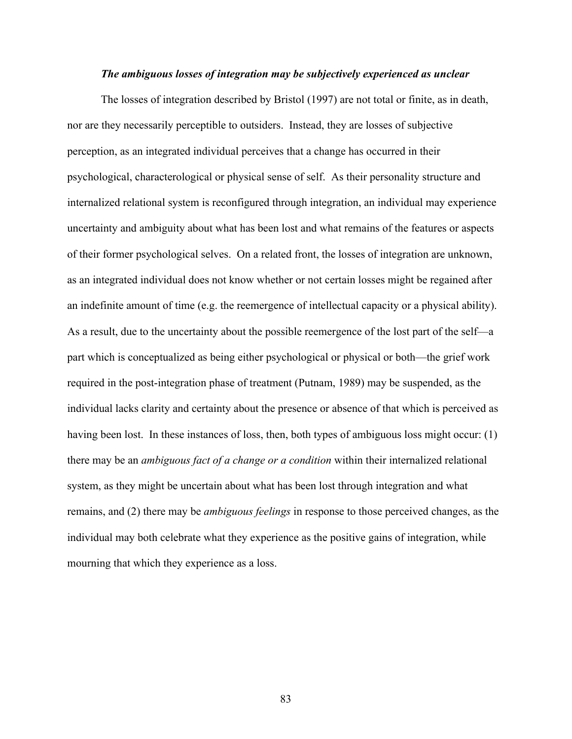***The ambiguous losses of integration may be subjectively experienced as unclear***

The losses of integration described by Bristol (1997) are not total or finite, as in death, nor are they necessarily perceptible to outsiders. Instead, they are losses of subjective perception, as an integrated individual perceives that a change has occurred in their psychological, characterological or physical sense of self. As their personality structure and internalized relational system is reconfigured through integration, an individual may experience uncertainty and ambiguity about what has been lost and what remains of the features or aspects of their former psychological selves. On a related front, the losses of integration are unknown, as an integrated individual does not know whether or not certain losses might be regained after an indefinite amount of time (e.g. the reemergence of intellectual capacity or a physical ability). As a result, due to the uncertainty about the possible reemergence of the lost part of the self—a part which is conceptualized as being either psychological or physical or both—the grief work required in the post-integration phase of treatment (Putnam, 1989) may be suspended, as the individual lacks clarity and certainty about the presence or absence of that which is perceived as having been lost. In these instances of loss, then, both types of ambiguous loss might occur: (1) there may be an *ambiguous fact of a change or a condition* within their internalized relational system, as they might be uncertain about what has been lost through integration and what remains, and (2) there may be *ambiguous feelings* in response to those perceived changes, as the individual may both celebrate what they experience as the positive gains of integration, while mourning that which they experience as a loss.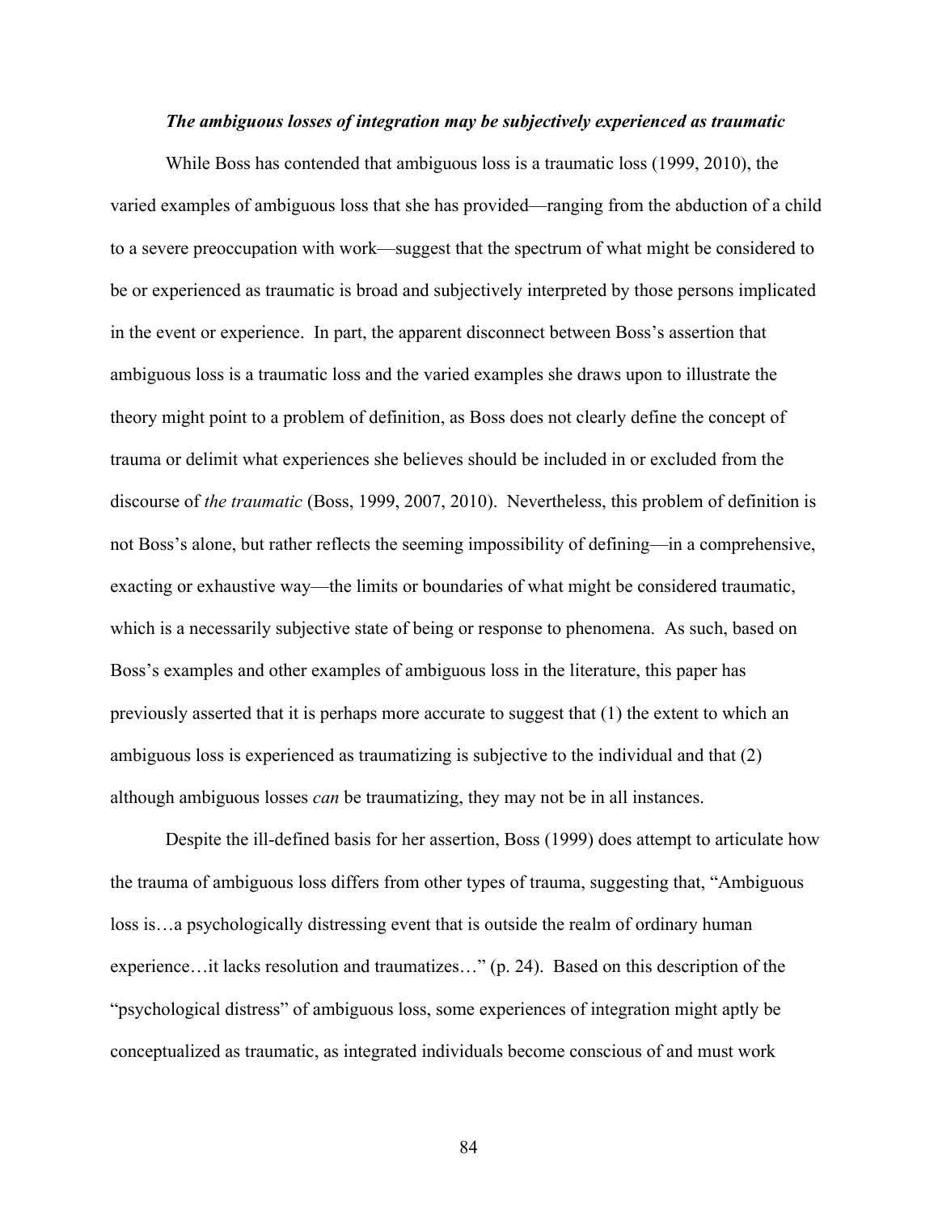### *The ambiguous losses of integration may be subjectively experienced as traumatic*

While Boss has contended that ambiguous loss is a traumatic loss (1999, 2010), the varied examples of ambiguous loss that she has provided—ranging from the abduction of a child to a severe preoccupation with work—suggest that the spectrum of what might be considered to be or experienced as traumatic is broad and subjectively interpreted by those persons implicated in the event or experience. In part, the apparent disconnect between Boss's assertion that ambiguous loss is a traumatic loss and the varied examples she draws upon to illustrate the theory might point to a problem of definition, as Boss does not clearly define the concept of trauma or delimit what experiences she believes should be included in or excluded from the discourse of *the traumatic* (Boss, 1999, 2007, 2010). Nevertheless, this problem of definition is not Boss's alone, but rather reflects the seeming impossibility of defining—in a comprehensive, exacting or exhaustive way—the limits or boundaries of what might be considered traumatic, which is a necessarily subjective state of being or response to phenomena. As such, based on Boss's examples and other examples of ambiguous loss in the literature, this paper has previously asserted that it is perhaps more accurate to suggest that (1) the extent to which an ambiguous loss is experienced as traumatizing is subjective to the individual and that (2) although ambiguous losses *can* be traumatizing, they may not be in all instances.

Despite the ill-defined basis for her assertion, Boss (1999) does attempt to articulate how the trauma of ambiguous loss differs from other types of trauma, suggesting that, "Ambiguous loss is…a psychologically distressing event that is outside the realm of ordinary human experience…it lacks resolution and traumatizes…" (p. 24). Based on this description of the "psychological distress" of ambiguous loss, some experiences of integration might aptly be conceptualized as traumatic, as integrated individuals become conscious of and must work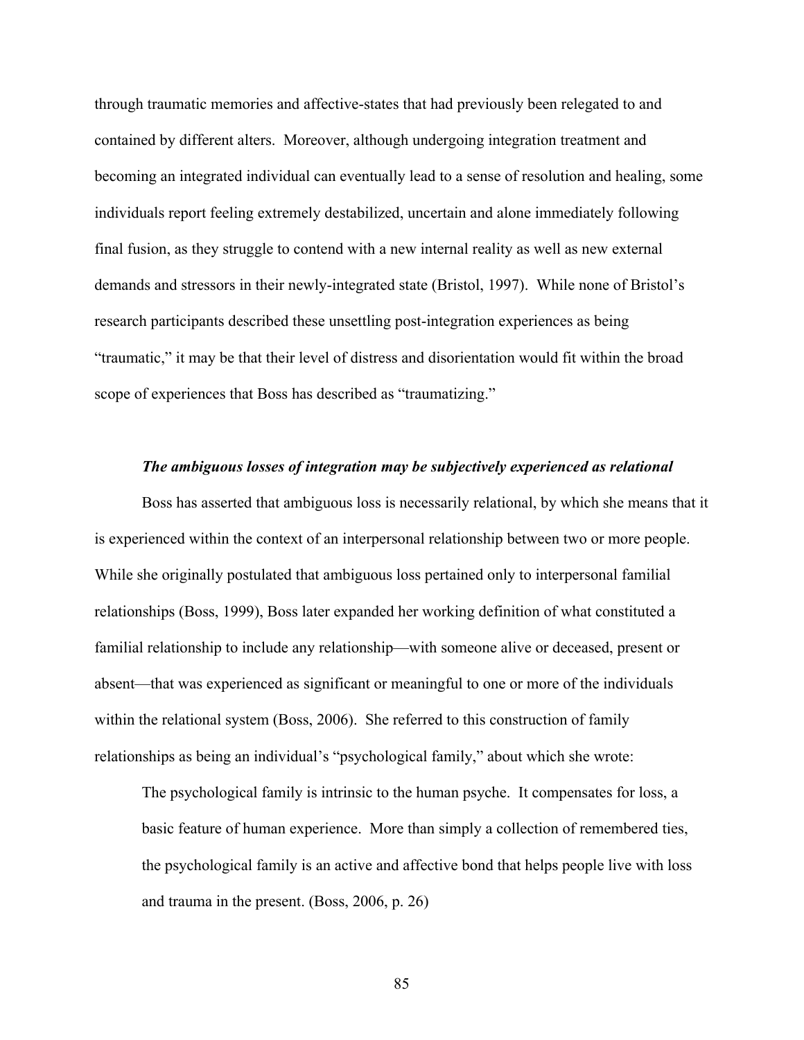through traumatic memories and affective-states that had previously been relegated to and contained by different alters. Moreover, although undergoing integration treatment and becoming an integrated individual can eventually lead to a sense of resolution and healing, some individuals report feeling extremely destabilized, uncertain and alone immediately following final fusion, as they struggle to contend with a new internal reality as well as new external demands and stressors in their newly-integrated state (Bristol, 1997). While none of Bristol's research participants described these unsettling post-integration experiences as being "traumatic," it may be that their level of distress and disorientation would fit within the broad scope of experiences that Boss has described as "traumatizing."

***The ambiguous losses of integration may be subjectively experienced as relational***

Boss has asserted that ambiguous loss is necessarily relational, by which she means that it is experienced within the context of an interpersonal relationship between two or more people. While she originally postulated that ambiguous loss pertained only to interpersonal familial relationships (Boss, 1999), Boss later expanded her working definition of what constituted a familial relationship to include any relationship—with someone alive or deceased, present or absent—that was experienced as significant or meaningful to one or more of the individuals within the relational system (Boss, 2006). She referred to this construction of family relationships as being an individual's "psychological family," about which she wrote:

> The psychological family is intrinsic to the human psyche. It compensates for loss, a basic feature of human experience. More than simply a collection of remembered ties, the psychological family is an active and affective bond that helps people live with loss and trauma in the present. (Boss, 2006, p. 26)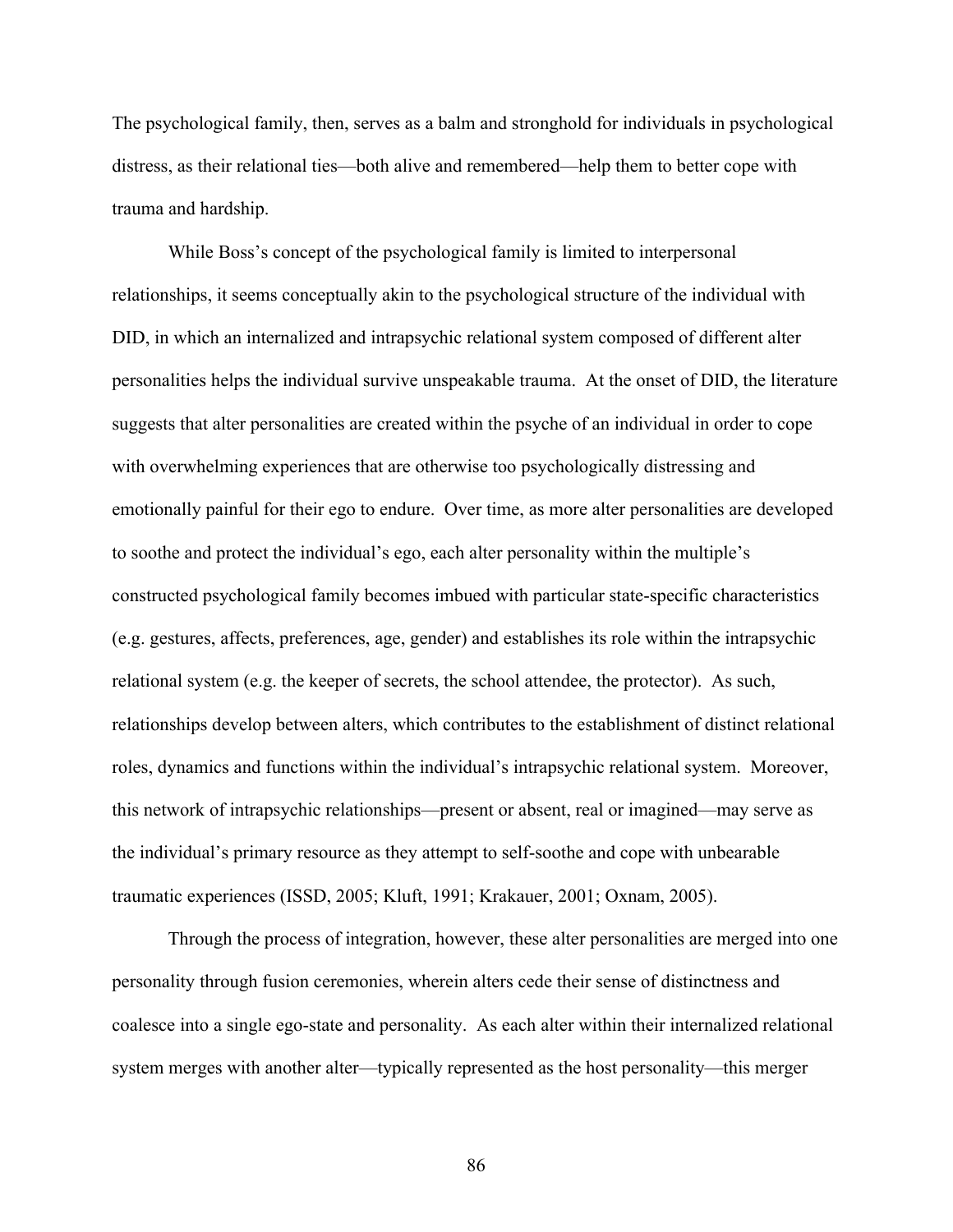The psychological family, then, serves as a balm and stronghold for individuals in psychological distress, as their relational ties—both alive and remembered—help them to better cope with trauma and hardship.

While Boss's concept of the psychological family is limited to interpersonal relationships, it seems conceptually akin to the psychological structure of the individual with DID, in which an internalized and intrapsychic relational system composed of different alter personalities helps the individual survive unspeakable trauma. At the onset of DID, the literature suggests that alter personalities are created within the psyche of an individual in order to cope with overwhelming experiences that are otherwise too psychologically distressing and emotionally painful for their ego to endure. Over time, as more alter personalities are developed to soothe and protect the individual's ego, each alter personality within the multiple's constructed psychological family becomes imbued with particular state-specific characteristics (e.g. gestures, affects, preferences, age, gender) and establishes its role within the intrapsychic relational system (e.g. the keeper of secrets, the school attendee, the protector). As such, relationships develop between alters, which contributes to the establishment of distinct relational roles, dynamics and functions within the individual's intrapsychic relational system. Moreover, this network of intrapsychic relationships—present or absent, real or imagined—may serve as the individual's primary resource as they attempt to self-soothe and cope with unbearable traumatic experiences (ISSD, 2005; Kluft, 1991; Krakauer, 2001; Oxnam, 2005).

Through the process of integration, however, these alter personalities are merged into one personality through fusion ceremonies, wherein alters cede their sense of distinctness and coalesce into a single ego-state and personality. As each alter within their internalized relational system merges with another alter—typically represented as the host personality—this merger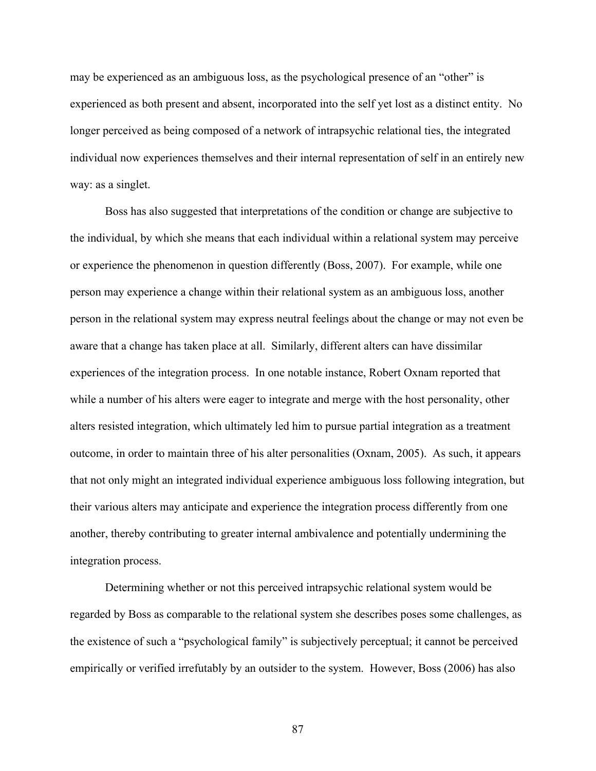may be experienced as an ambiguous loss, as the psychological presence of an "other" is experienced as both present and absent, incorporated into the self yet lost as a distinct entity. No longer perceived as being composed of a network of intrapsychic relational ties, the integrated individual now experiences themselves and their internal representation of self in an entirely new way: as a singlet.

Boss has also suggested that interpretations of the condition or change are subjective to the individual, by which she means that each individual within a relational system may perceive or experience the phenomenon in question differently (Boss, 2007). For example, while one person may experience a change within their relational system as an ambiguous loss, another person in the relational system may express neutral feelings about the change or may not even be aware that a change has taken place at all. Similarly, different alters can have dissimilar experiences of the integration process. In one notable instance, Robert Oxnam reported that while a number of his alters were eager to integrate and merge with the host personality, other alters resisted integration, which ultimately led him to pursue partial integration as a treatment outcome, in order to maintain three of his alter personalities (Oxnam, 2005). As such, it appears that not only might an integrated individual experience ambiguous loss following integration, but their various alters may anticipate and experience the integration process differently from one another, thereby contributing to greater internal ambivalence and potentially undermining the integration process.

Determining whether or not this perceived intrapsychic relational system would be regarded by Boss as comparable to the relational system she describes poses some challenges, as the existence of such a "psychological family" is subjectively perceptual; it cannot be perceived empirically or verified irrefutably by an outsider to the system. However, Boss (2006) has also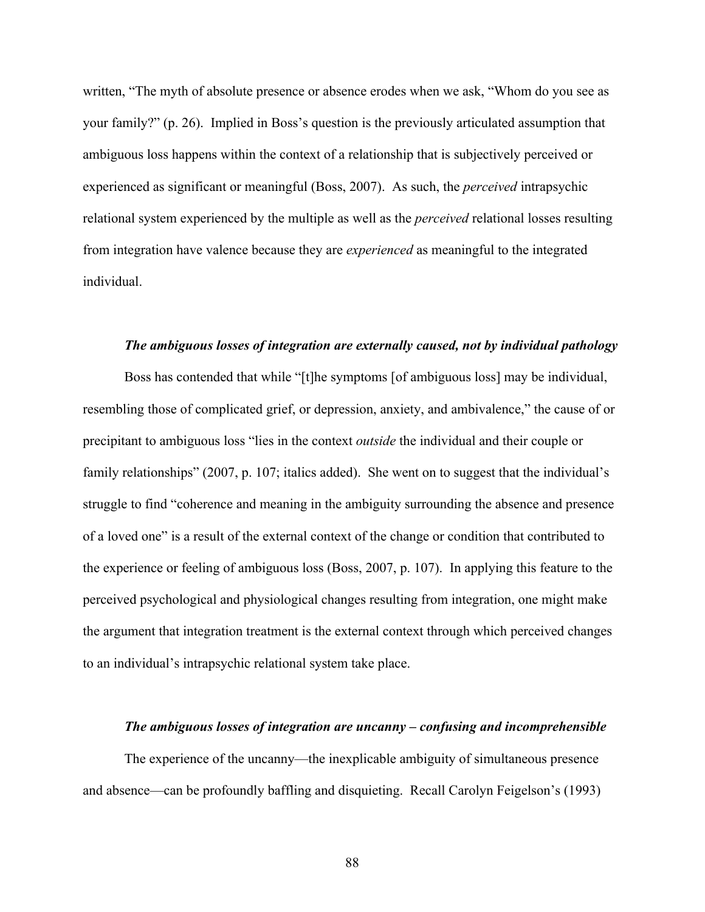written, “The myth of absolute presence or absence erodes when we ask, “Whom do you see as your family?” (p. 26). Implied in Boss’s question is the previously articulated assumption that ambiguous loss happens within the context of a relationship that is subjectively perceived or experienced as significant or meaningful (Boss, 2007). As such, the *perceived* intrapsychic relational system experienced by the multiple as well as the *perceived* relational losses resulting from integration have valence because they are *experienced* as meaningful to the integrated individual.

#### ***The ambiguous losses of integration are externally caused, not by individual pathology***

Boss has contended that while “[t]he symptoms [of ambiguous loss] may be individual, resembling those of complicated grief, or depression, anxiety, and ambivalence,” the cause of or precipitant to ambiguous loss “lies in the context *outside* the individual and their couple or family relationships” (2007, p. 107; italics added). She went on to suggest that the individual’s struggle to find “coherence and meaning in the ambiguity surrounding the absence and presence of a loved one” is a result of the external context of the change or condition that contributed to the experience or feeling of ambiguous loss (Boss, 2007, p. 107). In applying this feature to the perceived psychological and physiological changes resulting from integration, one might make the argument that integration treatment is the external context through which perceived changes to an individual’s intrapsychic relational system take place.

#### ***The ambiguous losses of integration are uncanny – confusing and incomprehensible***

The experience of the uncanny—the inexplicable ambiguity of simultaneous presence and absence—can be profoundly baffling and disquieting. Recall Carolyn Feigelson’s (1993)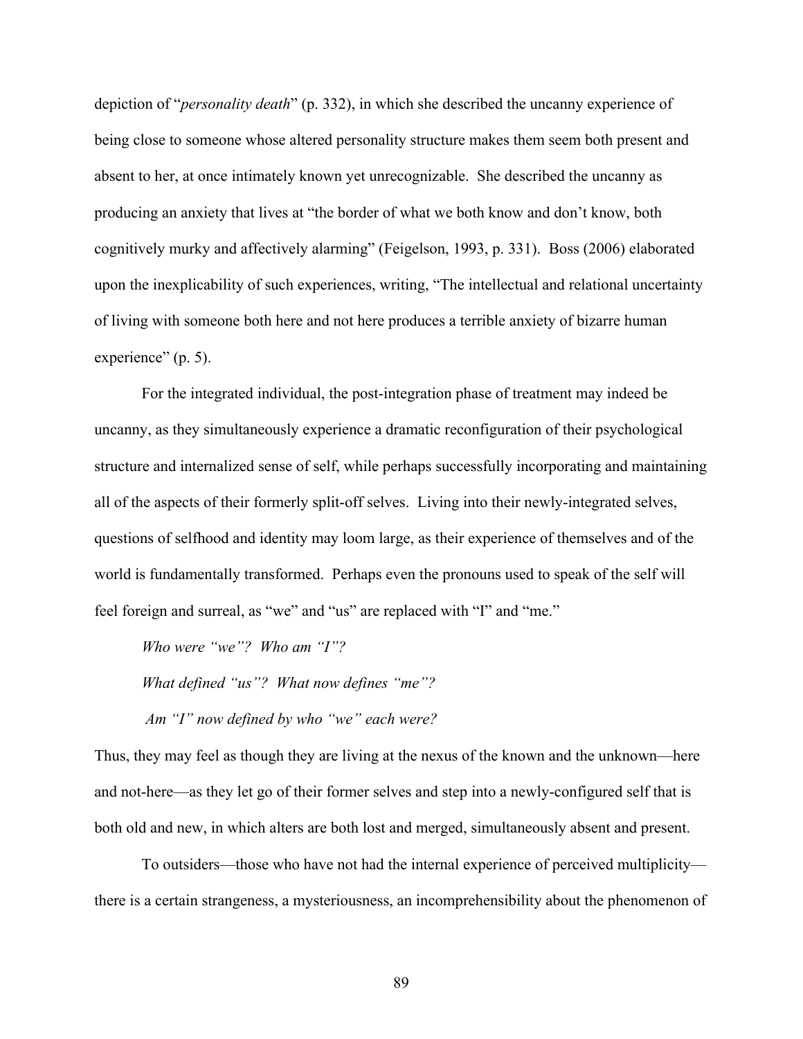depiction of "*personality death*" (p. 332), in which she described the uncanny experience of being close to someone whose altered personality structure makes them seem both present and absent to her, at once intimately known yet unrecognizable. She described the uncanny as producing an anxiety that lives at "the border of what we both know and don't know, both cognitively murky and affectively alarming" (Feigelson, 1993, p. 331). Boss (2006) elaborated upon the inexplicability of such experiences, writing, "The intellectual and relational uncertainty of living with someone both here and not here produces a terrible anxiety of bizarre human experience" (p. 5).

For the integrated individual, the post-integration phase of treatment may indeed be uncanny, as they simultaneously experience a dramatic reconfiguration of their psychological structure and internalized sense of self, while perhaps successfully incorporating and maintaining all of the aspects of their formerly split-off selves. Living into their newly-integrated selves, questions of selfhood and identity may loom large, as their experience of themselves and of the world is fundamentally transformed. Perhaps even the pronouns used to speak of the self will feel foreign and surreal, as "we" and "us" are replaced with "I" and "me."

*Who were "we"? Who am "I"?*

*What defined "us"? What now defines "me"?*

*Am "I" now defined by who "we" each were?*

Thus, they may feel as though they are living at the nexus of the known and the unknown—here and not-here—as they let go of their former selves and step into a newly-configured self that is both old and new, in which alters are both lost and merged, simultaneously absent and present.

To outsiders—those who have not had the internal experience of perceived multiplicity—there is a certain strangeness, a mysteriousness, an incomprehensibility about the phenomenon of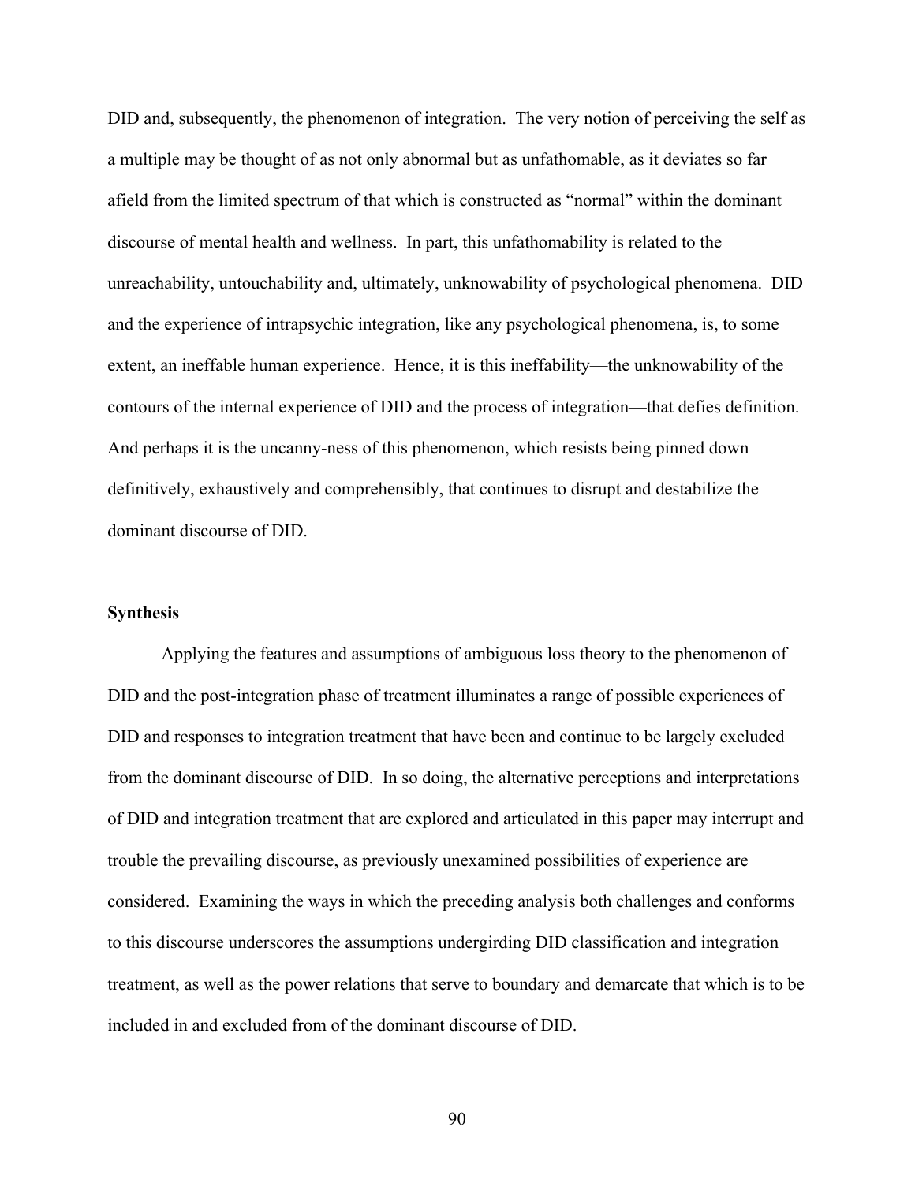DID and, subsequently, the phenomenon of integration. The very notion of perceiving the self as a multiple may be thought of as not only abnormal but as unfathomable, as it deviates so far afield from the limited spectrum of that which is constructed as "normal" within the dominant discourse of mental health and wellness. In part, this unfathomability is related to the unreachability, untouchability and, ultimately, unknowability of psychological phenomena. DID and the experience of intrapsychic integration, like any psychological phenomena, is, to some extent, an ineffable human experience. Hence, it is this ineffability—the unknowability of the contours of the internal experience of DID and the process of integration—that defies definition. And perhaps it is the uncanny-ness of this phenomenon, which resists being pinned down definitively, exhaustively and comprehensibly, that continues to disrupt and destabilize the dominant discourse of DID.

**Synthesis**

Applying the features and assumptions of ambiguous loss theory to the phenomenon of DID and the post-integration phase of treatment illuminates a range of possible experiences of DID and responses to integration treatment that have been and continue to be largely excluded from the dominant discourse of DID. In so doing, the alternative perceptions and interpretations of DID and integration treatment that are explored and articulated in this paper may interrupt and trouble the prevailing discourse, as previously unexamined possibilities of experience are considered. Examining the ways in which the preceding analysis both challenges and conforms to this discourse underscores the assumptions undergirding DID classification and integration treatment, as well as the power relations that serve to boundary and demarcate that which is to be included in and excluded from of the dominant discourse of DID.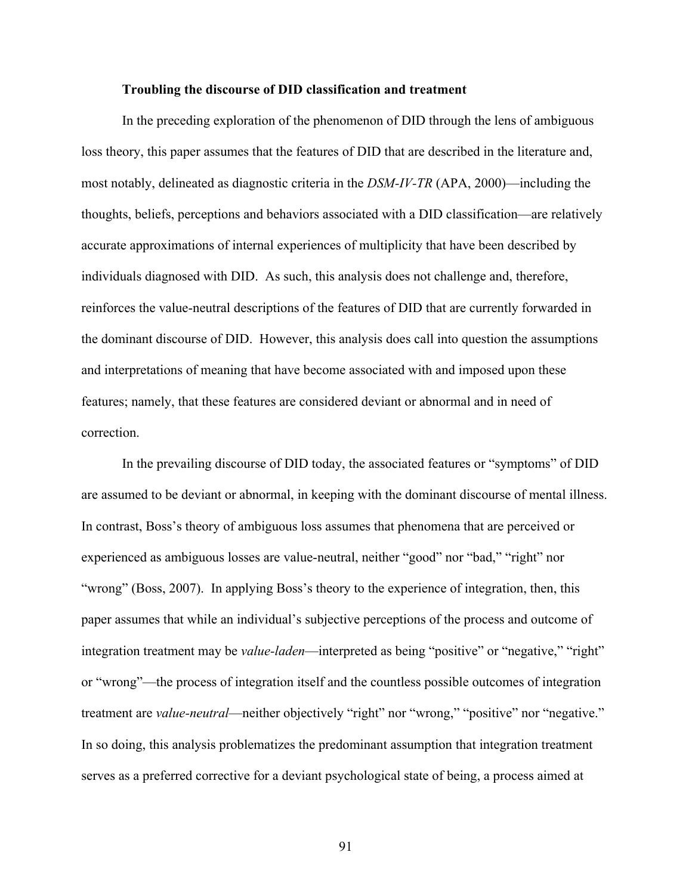### Troubling the discourse of DID classification and treatment

In the preceding exploration of the phenomenon of DID through the lens of ambiguous loss theory, this paper assumes that the features of DID that are described in the literature and, most notably, delineated as diagnostic criteria in the *DSM-IV-TR* (APA, 2000)—including the thoughts, beliefs, perceptions and behaviors associated with a DID classification—are relatively accurate approximations of internal experiences of multiplicity that have been described by individuals diagnosed with DID. As such, this analysis does not challenge and, therefore, reinforces the value-neutral descriptions of the features of DID that are currently forwarded in the dominant discourse of DID. However, this analysis does call into question the assumptions and interpretations of meaning that have become associated with and imposed upon these features; namely, that these features are considered deviant or abnormal and in need of correction.

In the prevailing discourse of DID today, the associated features or "symptoms" of DID are assumed to be deviant or abnormal, in keeping with the dominant discourse of mental illness. In contrast, Boss's theory of ambiguous loss assumes that phenomena that are perceived or experienced as ambiguous losses are value-neutral, neither "good" nor "bad," "right" nor "wrong" (Boss, 2007). In applying Boss's theory to the experience of integration, then, this paper assumes that while an individual's subjective perceptions of the process and outcome of integration treatment may be *value-laden*—interpreted as being "positive" or "negative," "right" or "wrong"—the process of integration itself and the countless possible outcomes of integration treatment are *value-neutral*—neither objectively "right" nor "wrong," "positive" nor "negative." In so doing, this analysis problematizes the predominant assumption that integration treatment serves as a preferred corrective for a deviant psychological state of being, a process aimed at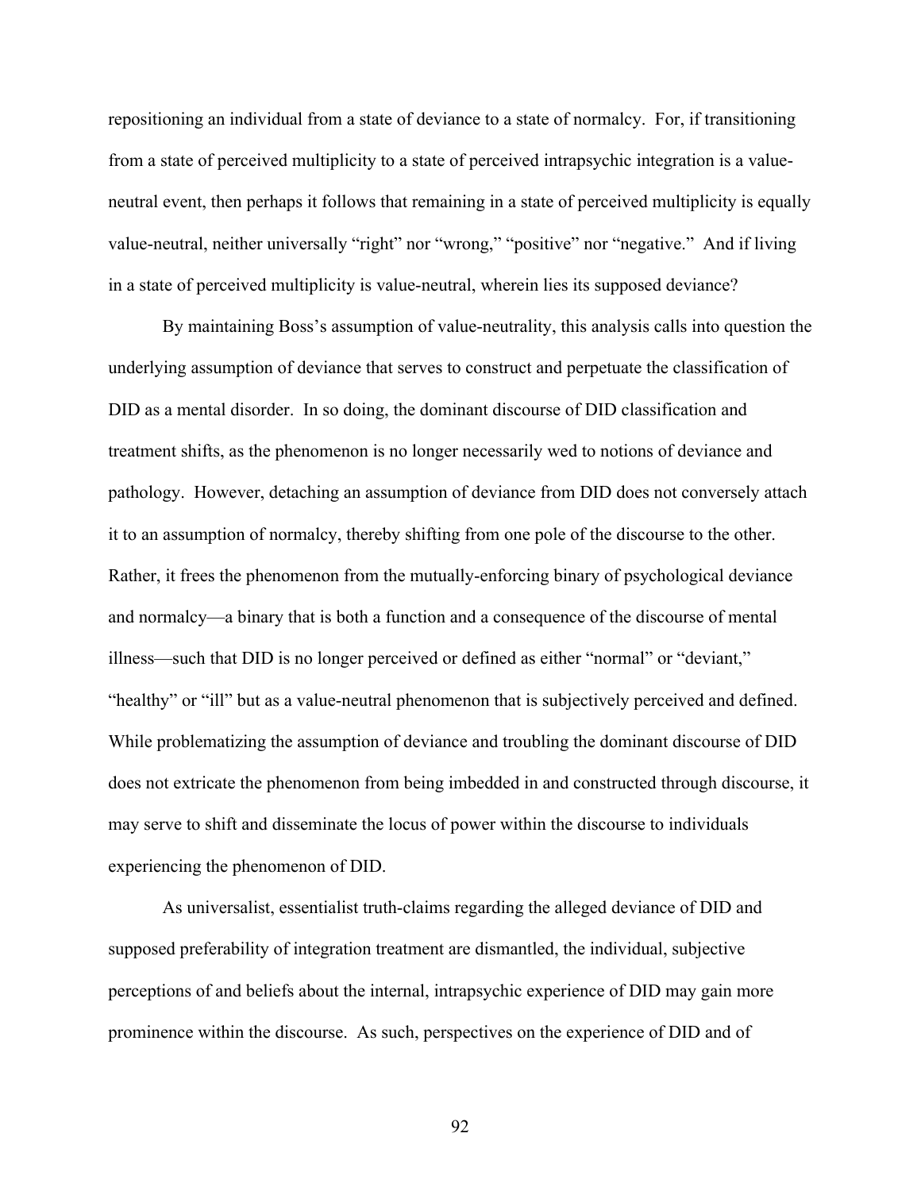repositioning an individual from a state of deviance to a state of normalcy. For, if transitioning from a state of perceived multiplicity to a state of perceived intrapsychic integration is a value-neutral event, then perhaps it follows that remaining in a state of perceived multiplicity is equally value-neutral, neither universally "right" nor "wrong," "positive" nor "negative." And if living in a state of perceived multiplicity is value-neutral, wherein lies its supposed deviance?

By maintaining Boss's assumption of value-neutrality, this analysis calls into question the underlying assumption of deviance that serves to construct and perpetuate the classification of DID as a mental disorder. In so doing, the dominant discourse of DID classification and treatment shifts, as the phenomenon is no longer necessarily wed to notions of deviance and pathology. However, detaching an assumption of deviance from DID does not conversely attach it to an assumption of normalcy, thereby shifting from one pole of the discourse to the other. Rather, it frees the phenomenon from the mutually-enforcing binary of psychological deviance and normalcy—a binary that is both a function and a consequence of the discourse of mental illness—such that DID is no longer perceived or defined as either "normal" or "deviant," "healthy" or "ill" but as a value-neutral phenomenon that is subjectively perceived and defined. While problematizing the assumption of deviance and troubling the dominant discourse of DID does not extricate the phenomenon from being imbedded in and constructed through discourse, it may serve to shift and disseminate the locus of power within the discourse to individuals experiencing the phenomenon of DID.

As universalist, essentialist truth-claims regarding the alleged deviance of DID and supposed preferability of integration treatment are dismantled, the individual, subjective perceptions of and beliefs about the internal, intrapsychic experience of DID may gain more prominence within the discourse. As such, perspectives on the experience of DID and of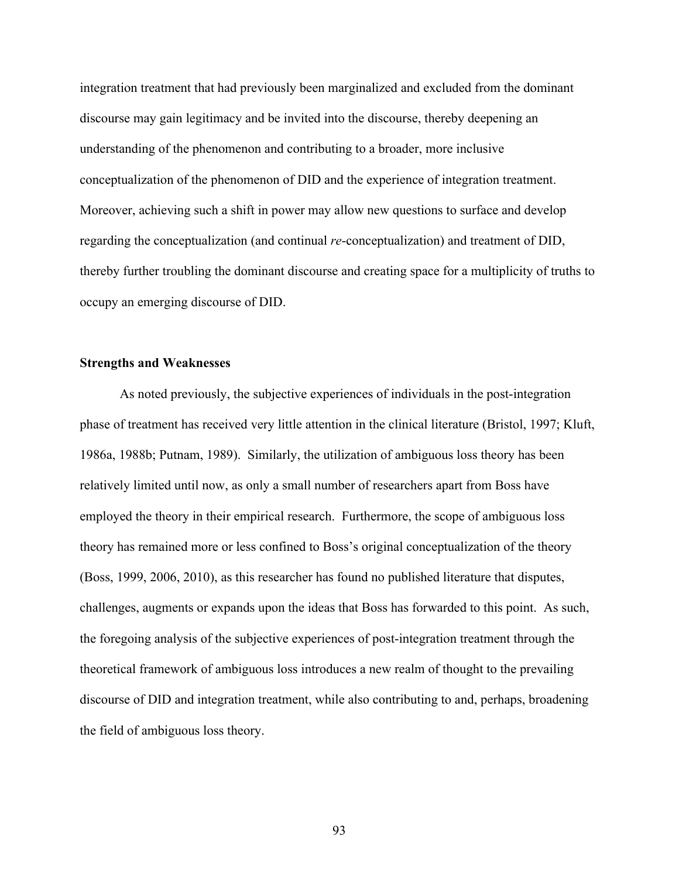integration treatment that had previously been marginalized and excluded from the dominant discourse may gain legitimacy and be invited into the discourse, thereby deepening an understanding of the phenomenon and contributing to a broader, more inclusive conceptualization of the phenomenon of DID and the experience of integration treatment. Moreover, achieving such a shift in power may allow new questions to surface and develop regarding the conceptualization (and continual *re*-conceptualization) and treatment of DID, thereby further troubling the dominant discourse and creating space for a multiplicity of truths to occupy an emerging discourse of DID.

**Strengths and Weaknesses**

As noted previously, the subjective experiences of individuals in the post-integration phase of treatment has received very little attention in the clinical literature (Bristol, 1997; Kluft, 1986a, 1988b; Putnam, 1989). Similarly, the utilization of ambiguous loss theory has been relatively limited until now, as only a small number of researchers apart from Boss have employed the theory in their empirical research. Furthermore, the scope of ambiguous loss theory has remained more or less confined to Boss's original conceptualization of the theory (Boss, 1999, 2006, 2010), as this researcher has found no published literature that disputes, challenges, augments or expands upon the ideas that Boss has forwarded to this point. As such, the foregoing analysis of the subjective experiences of post-integration treatment through the theoretical framework of ambiguous loss introduces a new realm of thought to the prevailing discourse of DID and integration treatment, while also contributing to and, perhaps, broadening the field of ambiguous loss theory.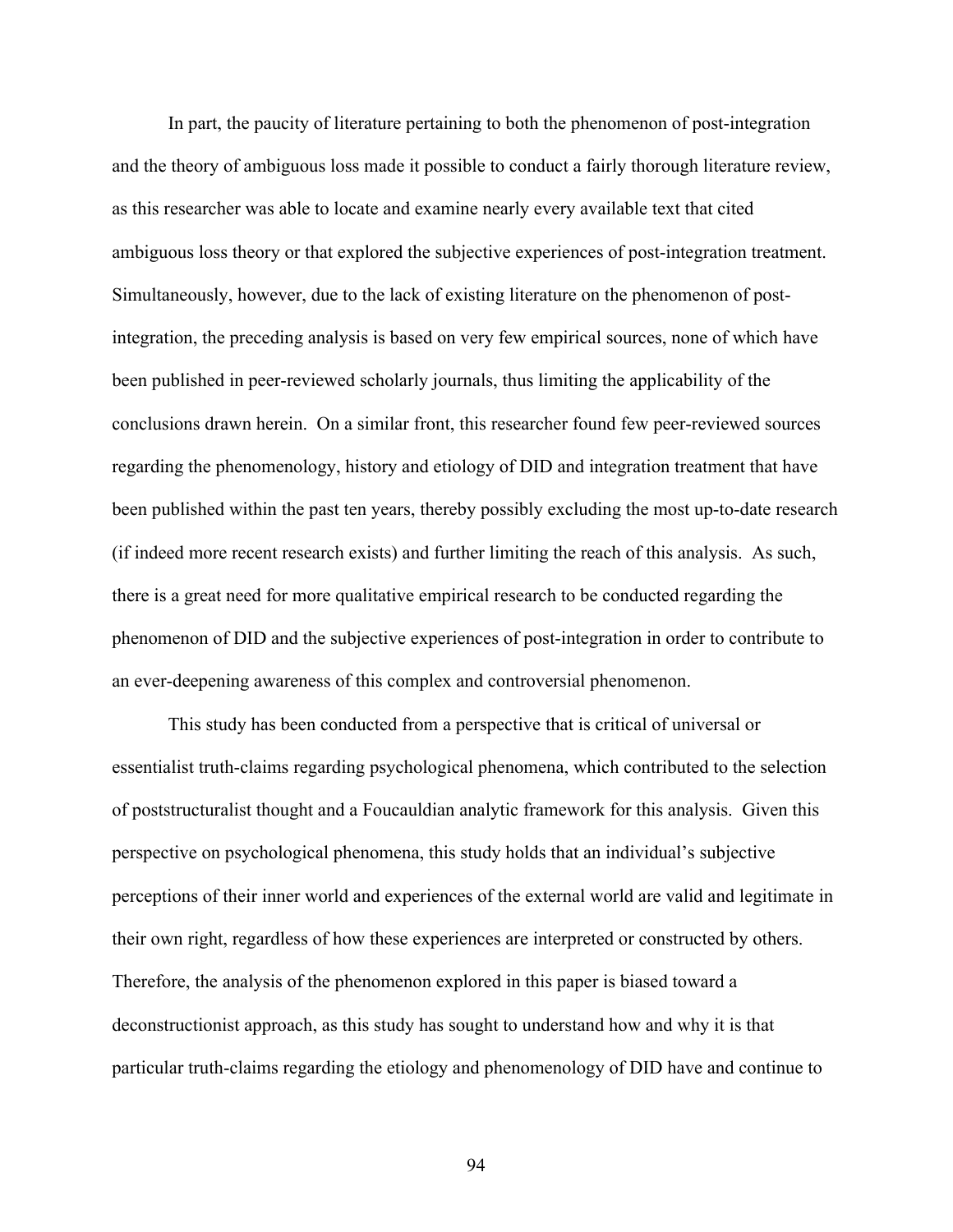In part, the paucity of literature pertaining to both the phenomenon of post-integration and the theory of ambiguous loss made it possible to conduct a fairly thorough literature review, as this researcher was able to locate and examine nearly every available text that cited ambiguous loss theory or that explored the subjective experiences of post-integration treatment. Simultaneously, however, due to the lack of existing literature on the phenomenon of post-integration, the preceding analysis is based on very few empirical sources, none of which have been published in peer-reviewed scholarly journals, thus limiting the applicability of the conclusions drawn herein. On a similar front, this researcher found few peer-reviewed sources regarding the phenomenology, history and etiology of DID and integration treatment that have been published within the past ten years, thereby possibly excluding the most up-to-date research (if indeed more recent research exists) and further limiting the reach of this analysis. As such, there is a great need for more qualitative empirical research to be conducted regarding the phenomenon of DID and the subjective experiences of post-integration in order to contribute to an ever-deepening awareness of this complex and controversial phenomenon.

This study has been conducted from a perspective that is critical of universal or essentialist truth-claims regarding psychological phenomena, which contributed to the selection of poststructuralist thought and a Foucauldian analytic framework for this analysis. Given this perspective on psychological phenomena, this study holds that an individual's subjective perceptions of their inner world and experiences of the external world are valid and legitimate in their own right, regardless of how these experiences are interpreted or constructed by others. Therefore, the analysis of the phenomenon explored in this paper is biased toward a deconstructionist approach, as this study has sought to understand how and why it is that particular truth-claims regarding the etiology and phenomenology of DID have and continue to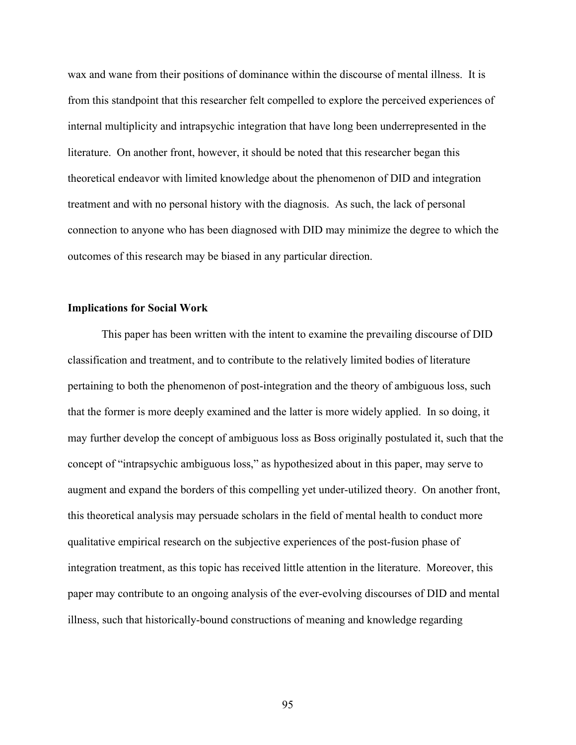wax and wane from their positions of dominance within the discourse of mental illness. It is from this standpoint that this researcher felt compelled to explore the perceived experiences of internal multiplicity and intrapsychic integration that have long been underrepresented in the literature. On another front, however, it should be noted that this researcher began this theoretical endeavor with limited knowledge about the phenomenon of DID and integration treatment and with no personal history with the diagnosis. As such, the lack of personal connection to anyone who has been diagnosed with DID may minimize the degree to which the outcomes of this research may be biased in any particular direction.

**Implications for Social Work**

This paper has been written with the intent to examine the prevailing discourse of DID classification and treatment, and to contribute to the relatively limited bodies of literature pertaining to both the phenomenon of post-integration and the theory of ambiguous loss, such that the former is more deeply examined and the latter is more widely applied. In so doing, it may further develop the concept of ambiguous loss as Boss originally postulated it, such that the concept of "intrapsychic ambiguous loss," as hypothesized about in this paper, may serve to augment and expand the borders of this compelling yet under-utilized theory. On another front, this theoretical analysis may persuade scholars in the field of mental health to conduct more qualitative empirical research on the subjective experiences of the post-fusion phase of integration treatment, as this topic has received little attention in the literature. Moreover, this paper may contribute to an ongoing analysis of the ever-evolving discourses of DID and mental illness, such that historically-bound constructions of meaning and knowledge regarding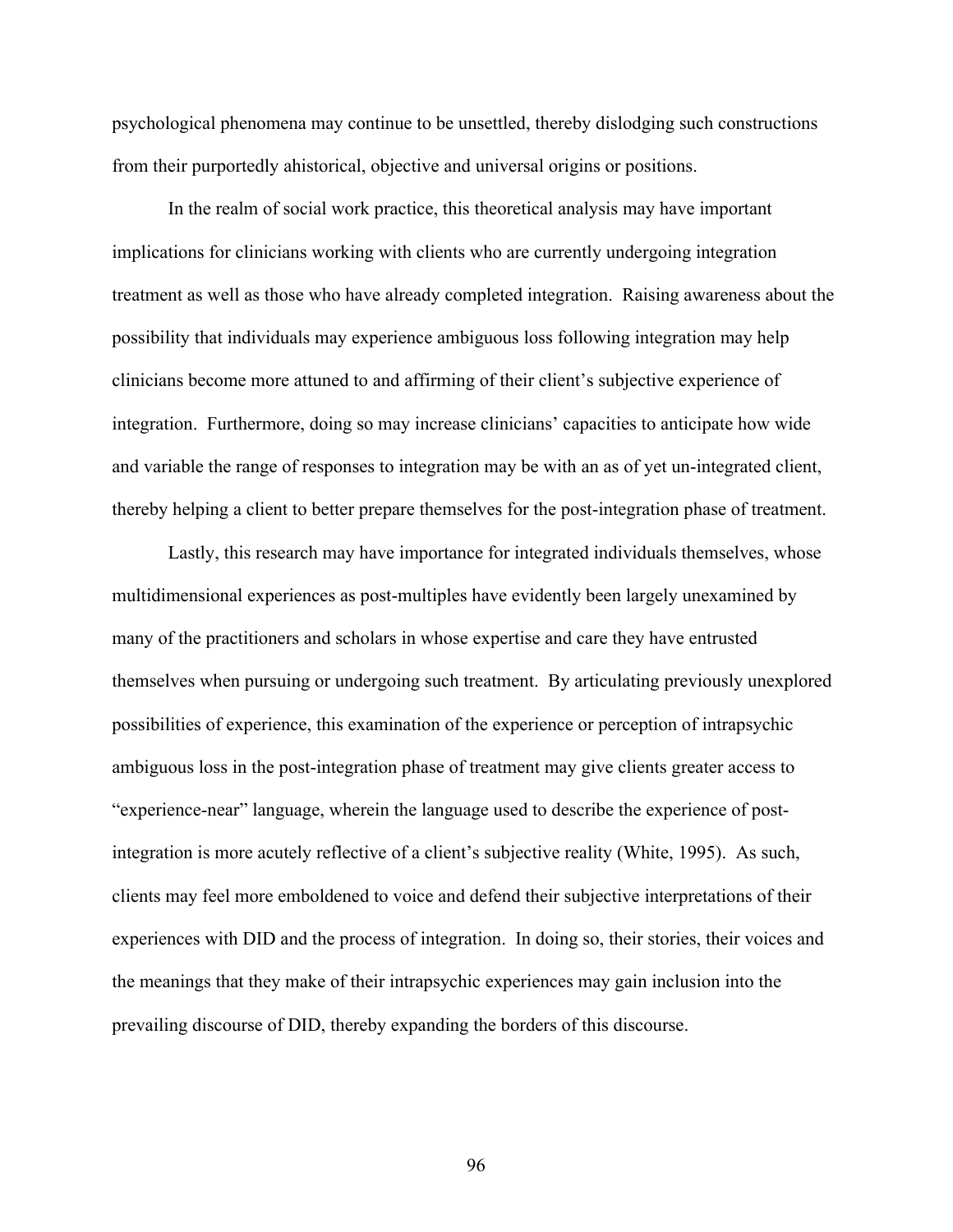psychological phenomena may continue to be unsettled, thereby dislodging such constructions from their purportedly ahistorical, objective and universal origins or positions.

In the realm of social work practice, this theoretical analysis may have important implications for clinicians working with clients who are currently undergoing integration treatment as well as those who have already completed integration. Raising awareness about the possibility that individuals may experience ambiguous loss following integration may help clinicians become more attuned to and affirming of their client's subjective experience of integration. Furthermore, doing so may increase clinicians' capacities to anticipate how wide and variable the range of responses to integration may be with an as of yet un-integrated client, thereby helping a client to better prepare themselves for the post-integration phase of treatment.

Lastly, this research may have importance for integrated individuals themselves, whose multidimensional experiences as post-multiples have evidently been largely unexamined by many of the practitioners and scholars in whose expertise and care they have entrusted themselves when pursuing or undergoing such treatment. By articulating previously unexplored possibilities of experience, this examination of the experience or perception of intrapsychic ambiguous loss in the post-integration phase of treatment may give clients greater access to "experience-near" language, wherein the language used to describe the experience of post-integration is more acutely reflective of a client's subjective reality (White, 1995). As such, clients may feel more emboldened to voice and defend their subjective interpretations of their experiences with DID and the process of integration. In doing so, their stories, their voices and the meanings that they make of their intrapsychic experiences may gain inclusion into the prevailing discourse of DID, thereby expanding the borders of this discourse.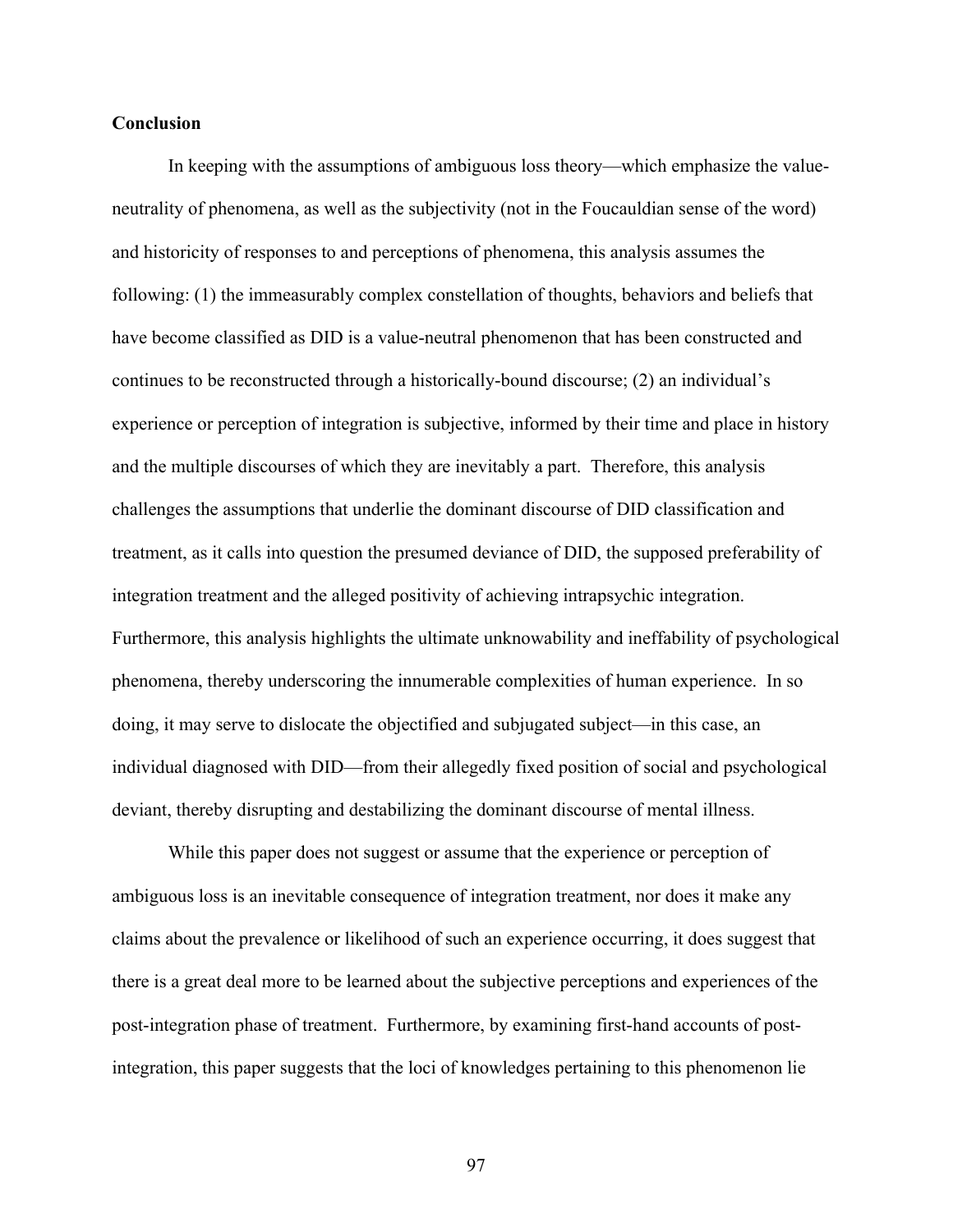**Conclusion**

In keeping with the assumptions of ambiguous loss theory—which emphasize the value-neutrality of phenomena, as well as the subjectivity (not in the Foucauldian sense of the word) and historicity of responses to and perceptions of phenomena, this analysis assumes the following: (1) the immeasurably complex constellation of thoughts, behaviors and beliefs that have become classified as DID is a value-neutral phenomenon that has been constructed and continues to be reconstructed through a historically-bound discourse; (2) an individual's experience or perception of integration is subjective, informed by their time and place in history and the multiple discourses of which they are inevitably a part. Therefore, this analysis challenges the assumptions that underlie the dominant discourse of DID classification and treatment, as it calls into question the presumed deviance of DID, the supposed preferability of integration treatment and the alleged positivity of achieving intrapsychic integration. Furthermore, this analysis highlights the ultimate unknowability and ineffability of psychological phenomena, thereby underscoring the innumerable complexities of human experience. In so doing, it may serve to dislocate the objectified and subjugated subject—in this case, an individual diagnosed with DID—from their allegedly fixed position of social and psychological deviant, thereby disrupting and destabilizing the dominant discourse of mental illness.

While this paper does not suggest or assume that the experience or perception of ambiguous loss is an inevitable consequence of integration treatment, nor does it make any claims about the prevalence or likelihood of such an experience occurring, it does suggest that there is a great deal more to be learned about the subjective perceptions and experiences of the post-integration phase of treatment. Furthermore, by examining first-hand accounts of post-integration, this paper suggests that the loci of knowledges pertaining to this phenomenon lie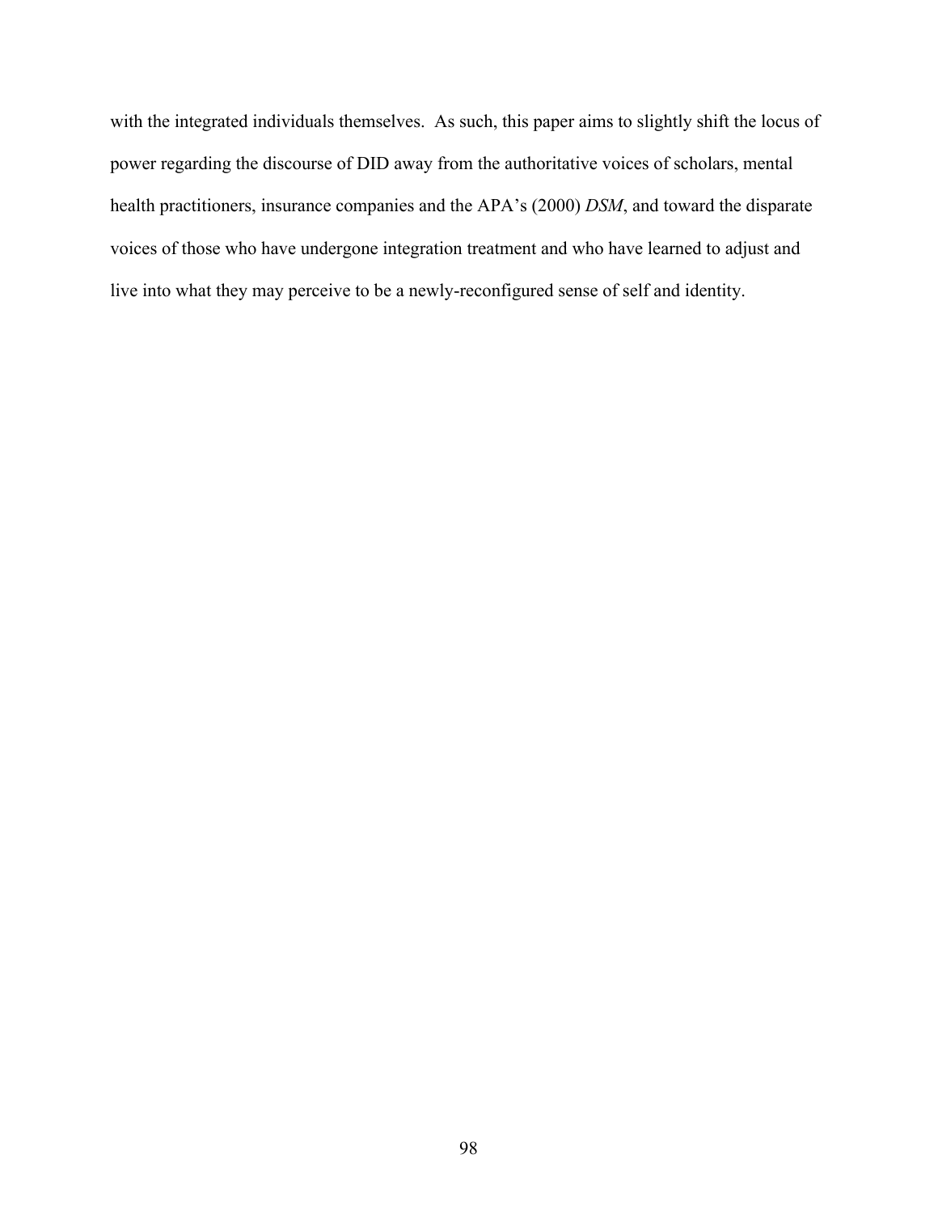with the integrated individuals themselves. As such, this paper aims to slightly shift the locus of power regarding the discourse of DID away from the authoritative voices of scholars, mental health practitioners, insurance companies and the APA's (2000) *DSM*, and toward the disparate voices of those who have undergone integration treatment and who have learned to adjust and live into what they may perceive to be a newly-reconfigured sense of self and identity.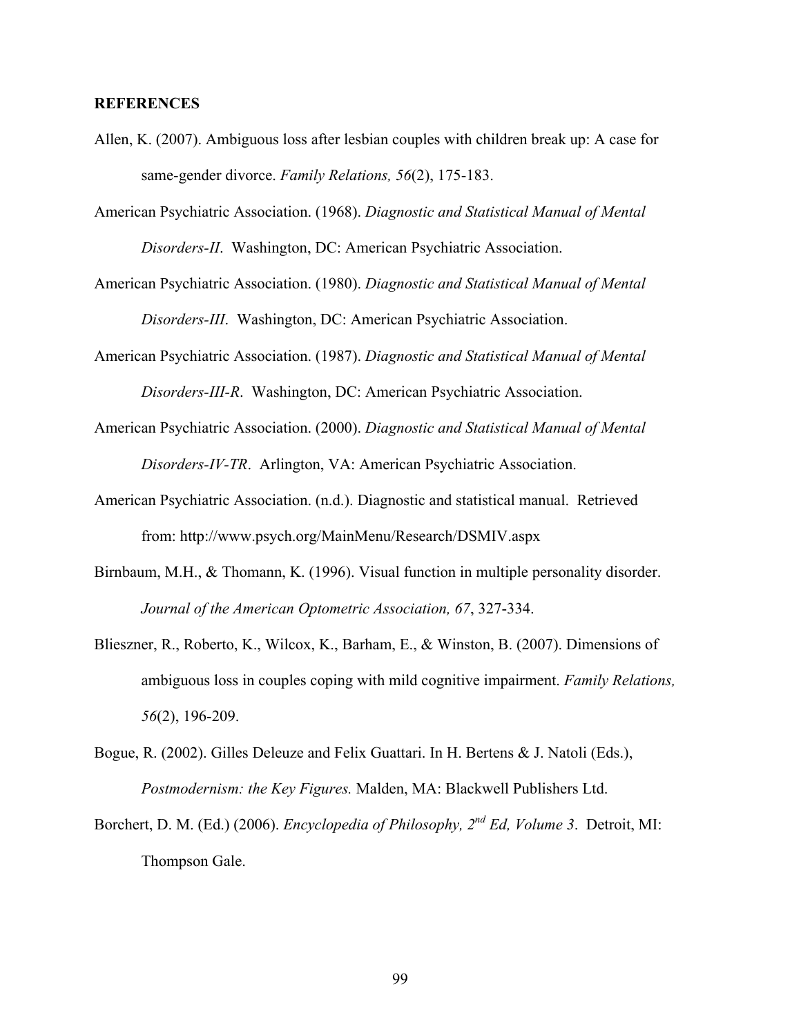**REFERENCES**

Allen, K. (2007). Ambiguous loss after lesbian couples with children break up: A case for same-gender divorce. *Family Relations, 56*(2), 175-183.

American Psychiatric Association. (1968). *Diagnostic and Statistical Manual of Mental Disorders-II*. Washington, DC: American Psychiatric Association.

American Psychiatric Association. (1980). *Diagnostic and Statistical Manual of Mental Disorders-III*. Washington, DC: American Psychiatric Association.

American Psychiatric Association. (1987). *Diagnostic and Statistical Manual of Mental Disorders-III-R*. Washington, DC: American Psychiatric Association.

American Psychiatric Association. (2000). *Diagnostic and Statistical Manual of Mental Disorders-IV-TR*. Arlington, VA: American Psychiatric Association.

American Psychiatric Association. (n.d.). Diagnostic and statistical manual. Retrieved from: http://www.psych.org/MainMenu/Research/DSMIV.aspx

Birnbaum, M.H., & Thomann, K. (1996). Visual function in multiple personality disorder. *Journal of the American Optometric Association, 67*, 327-334.

Blieszner, R., Roberto, K., Wilcox, K., Barham, E., & Winston, B. (2007). Dimensions of ambiguous loss in couples coping with mild cognitive impairment. *Family Relations, 56*(2), 196-209.

Bogue, R. (2002). Gilles Deleuze and Felix Guattari. In H. Bertens & J. Natoli (Eds.), *Postmodernism: the Key Figures.* Malden, MA: Blackwell Publishers Ltd.

Borchert, D. M. (Ed.) (2006). *Encyclopedia of Philosophy, 2nd Ed, Volume 3*. Detroit, MI: Thompson Gale.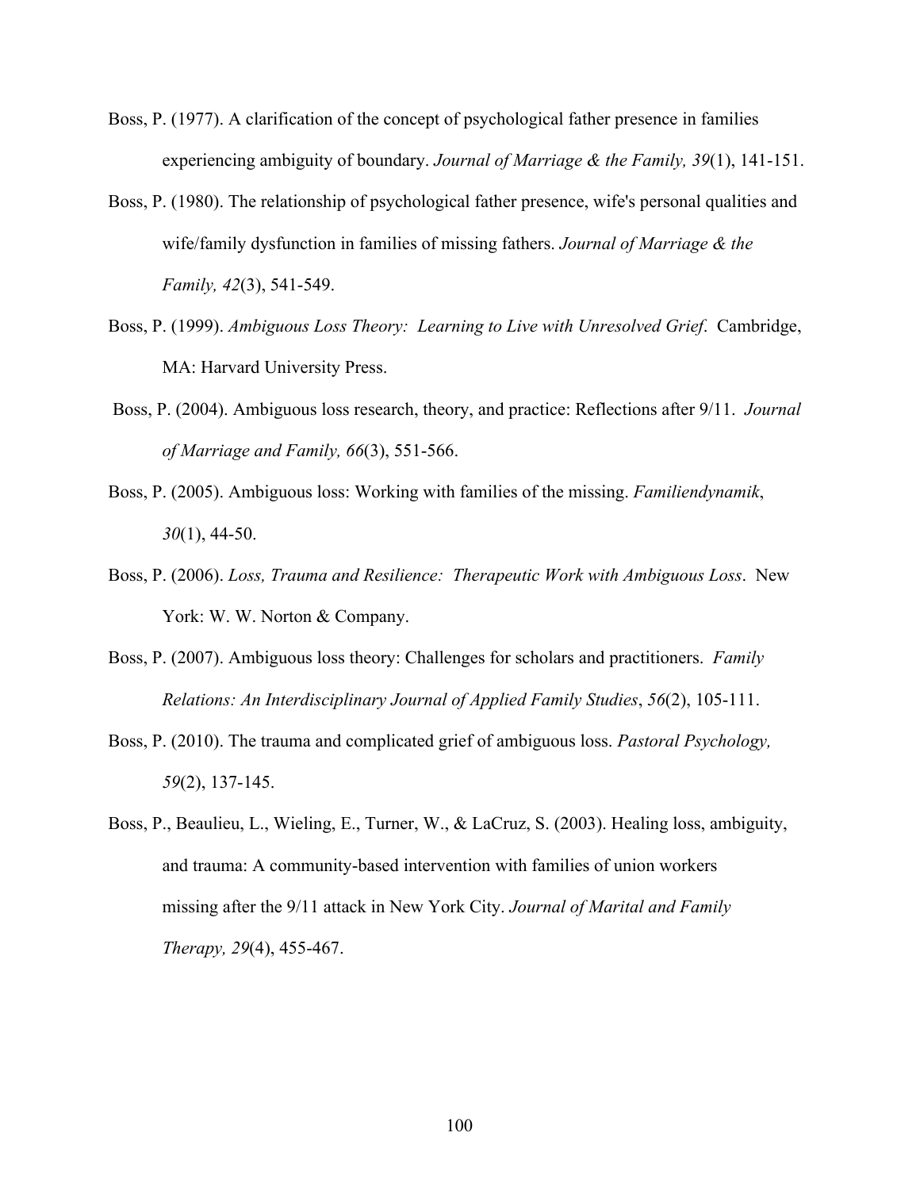Boss, P. (1977). A clarification of the concept of psychological father presence in families experiencing ambiguity of boundary. *Journal of Marriage & the Family, 39*(1), 141-151.

Boss, P. (1980). The relationship of psychological father presence, wife's personal qualities and wife/family dysfunction in families of missing fathers. *Journal of Marriage & the Family, 42*(3), 541-549.

Boss, P. (1999). *Ambiguous Loss Theory: Learning to Live with Unresolved Grief*. Cambridge, MA: Harvard University Press.

Boss, P. (2004). Ambiguous loss research, theory, and practice: Reflections after 9/11. *Journal of Marriage and Family, 66*(3), 551-566.

Boss, P. (2005). Ambiguous loss: Working with families of the missing. *Familiendynamik*, *30*(1), 44-50.

Boss, P. (2006). *Loss, Trauma and Resilience: Therapeutic Work with Ambiguous Loss*. New York: W. W. Norton & Company.

Boss, P. (2007). Ambiguous loss theory: Challenges for scholars and practitioners. *Family Relations: An Interdisciplinary Journal of Applied Family Studies*, *56*(2), 105-111.

Boss, P. (2010). The trauma and complicated grief of ambiguous loss. *Pastoral Psychology, 59*(2), 137-145.

Boss, P., Beaulieu, L., Wieling, E., Turner, W., & LaCruz, S. (2003). Healing loss, ambiguity, and trauma: A community-based intervention with families of union workers missing after the 9/11 attack in New York City. *Journal of Marital and Family Therapy, 29*(4), 455-467.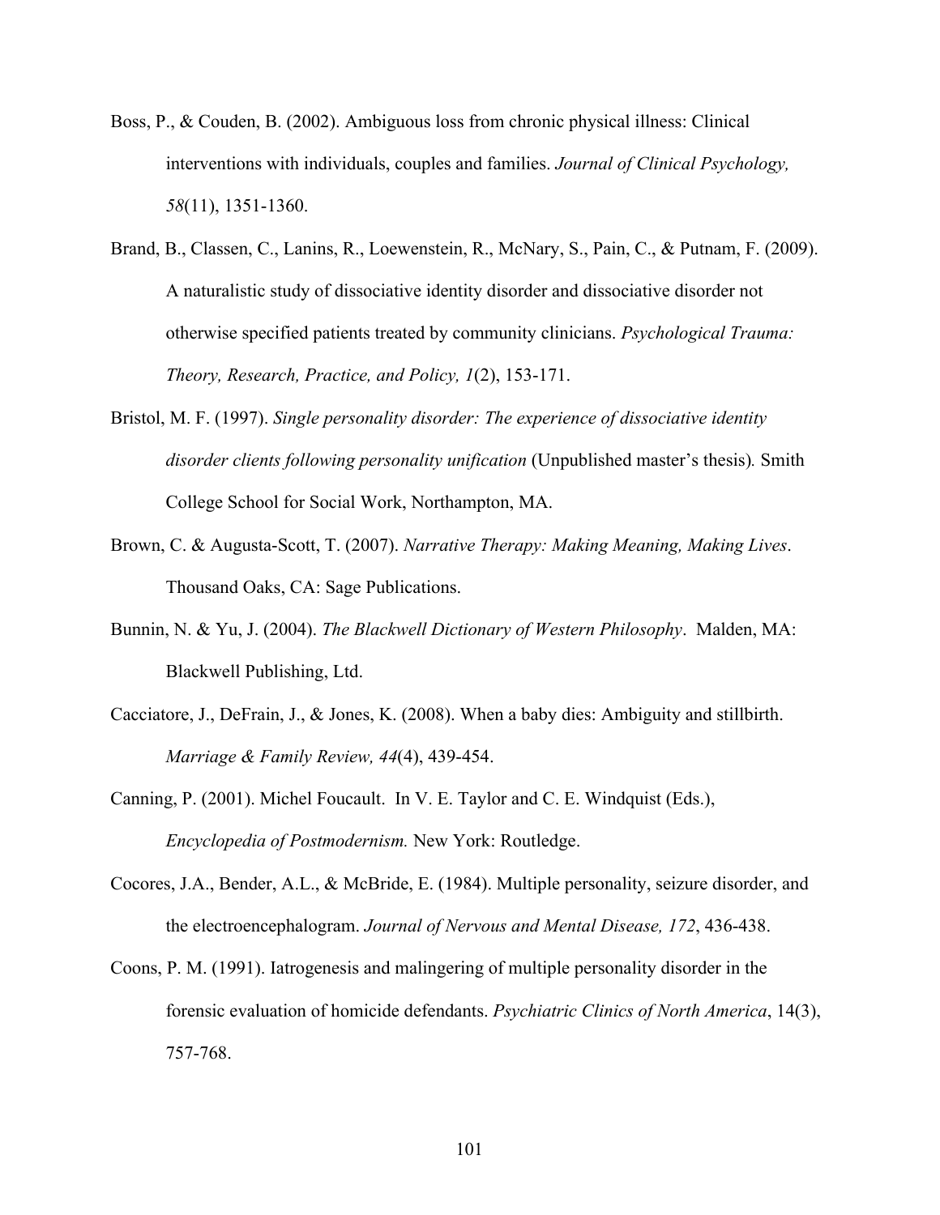Boss, P., & Couden, B. (2002). Ambiguous loss from chronic physical illness: Clinical interventions with individuals, couples and families. *Journal of Clinical Psychology, 58*(11), 1351-1360.

Brand, B., Classen, C., Lanins, R., Loewenstein, R., McNary, S., Pain, C., & Putnam, F. (2009). A naturalistic study of dissociative identity disorder and dissociative disorder not otherwise specified patients treated by community clinicians. *Psychological Trauma: Theory, Research, Practice, and Policy, 1*(2), 153-171.

Bristol, M. F. (1997). *Single personality disorder: The experience of dissociative identity disorder clients following personality unification* (Unpublished master's thesis)*.* Smith College School for Social Work, Northampton, MA.

Brown, C. & Augusta-Scott, T. (2007). *Narrative Therapy: Making Meaning, Making Lives*. Thousand Oaks, CA: Sage Publications.

Bunnin, N. & Yu, J. (2004). *The Blackwell Dictionary of Western Philosophy*. Malden, MA: Blackwell Publishing, Ltd.

Cacciatore, J., DeFrain, J., & Jones, K. (2008). When a baby dies: Ambiguity and stillbirth. *Marriage & Family Review, 44*(4), 439-454.

Canning, P. (2001). Michel Foucault. In V. E. Taylor and C. E. Windquist (Eds.), *Encyclopedia of Postmodernism.* New York: Routledge.

Cocores, J.A., Bender, A.L., & McBride, E. (1984). Multiple personality, seizure disorder, and the electroencephalogram. *Journal of Nervous and Mental Disease, 172*, 436-438.

Coons, P. M. (1991). Iatrogenesis and malingering of multiple personality disorder in the forensic evaluation of homicide defendants. *Psychiatric Clinics of North America*, 14(3), 757-768.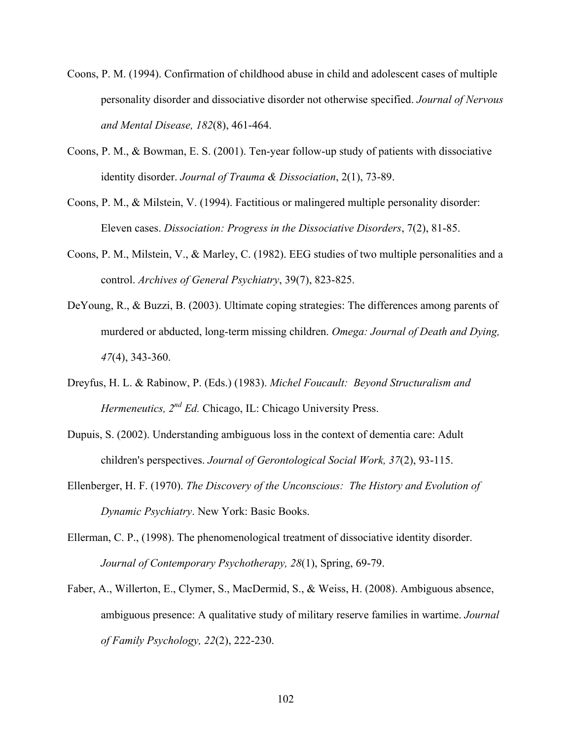Coons, P. M. (1994). Confirmation of childhood abuse in child and adolescent cases of multiple personality disorder and dissociative disorder not otherwise specified. *Journal of Nervous and Mental Disease, 182*(8), 461-464.

Coons, P. M., & Bowman, E. S. (2001). Ten-year follow-up study of patients with dissociative identity disorder. *Journal of Trauma & Dissociation*, 2(1), 73-89.

Coons, P. M., & Milstein, V. (1994). Factitious or malingered multiple personality disorder: Eleven cases. *Dissociation: Progress in the Dissociative Disorders*, 7(2), 81-85.

Coons, P. M., Milstein, V., & Marley, C. (1982). EEG studies of two multiple personalities and a control. *Archives of General Psychiatry*, 39(7), 823-825.

DeYoung, R., & Buzzi, B. (2003). Ultimate coping strategies: The differences among parents of murdered or abducted, long-term missing children. *Omega: Journal of Death and Dying, 47*(4), 343-360.

Dreyfus, H. L. & Rabinow, P. (Eds.) (1983). *Michel Foucault: Beyond Structuralism and Hermeneutics, 2nd Ed.* Chicago, IL: Chicago University Press.

Dupuis, S. (2002). Understanding ambiguous loss in the context of dementia care: Adult children's perspectives. *Journal of Gerontological Social Work, 37*(2), 93-115.

Ellenberger, H. F. (1970). *The Discovery of the Unconscious: The History and Evolution of Dynamic Psychiatry*. New York: Basic Books.

Ellerman, C. P., (1998). The phenomenological treatment of dissociative identity disorder. *Journal of Contemporary Psychotherapy, 28*(1), Spring, 69-79.

Faber, A., Willerton, E., Clymer, S., MacDermid, S., & Weiss, H. (2008). Ambiguous absence, ambiguous presence: A qualitative study of military reserve families in wartime. *Journal of Family Psychology, 22*(2), 222-230.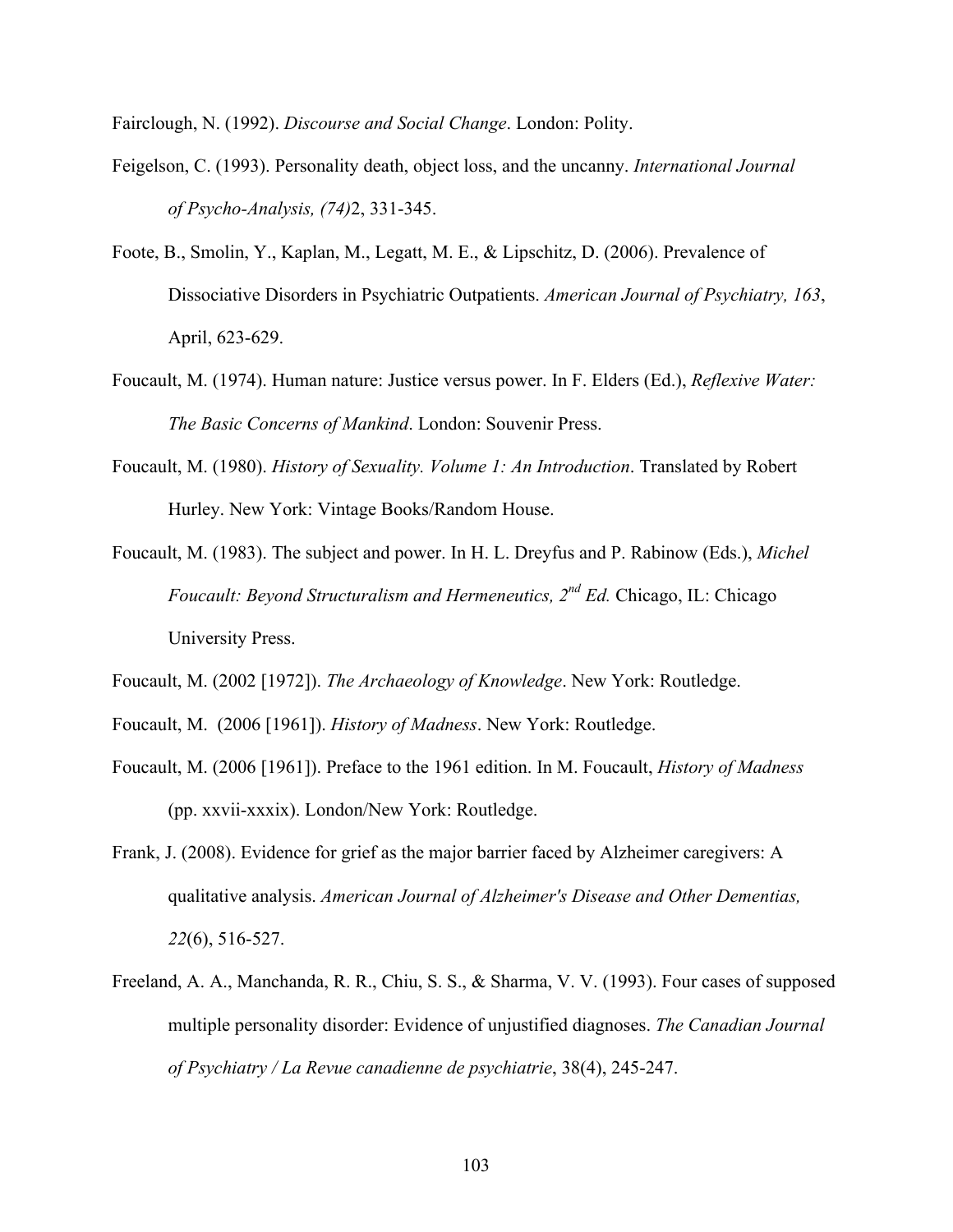Fairclough, N. (1992). *Discourse and Social Change*. London: Polity.

Feigelson, C. (1993). Personality death, object loss, and the uncanny. *International Journal of Psycho-Analysis, (74)*2, 331-345.

Foote, B., Smolin, Y., Kaplan, M., Legatt, M. E., & Lipschitz, D. (2006). Prevalence of Dissociative Disorders in Psychiatric Outpatients. *American Journal of Psychiatry, 163*, April, 623-629.

Foucault, M. (1974). Human nature: Justice versus power. In F. Elders (Ed.), *Reflexive Water: The Basic Concerns of Mankind*. London: Souvenir Press.

Foucault, M. (1980). *History of Sexuality. Volume 1: An Introduction*. Translated by Robert Hurley. New York: Vintage Books/Random House.

Foucault, M. (1983). The subject and power. In H. L. Dreyfus and P. Rabinow (Eds.), *Michel Foucault: Beyond Structuralism and Hermeneutics, 2nd Ed.* Chicago, IL: Chicago University Press.

Foucault, M. (2002 [1972]). *The Archaeology of Knowledge*. New York: Routledge.

Foucault, M. (2006 [1961]). *History of Madness*. New York: Routledge.

Foucault, M. (2006 [1961]). Preface to the 1961 edition. In M. Foucault, *History of Madness* (pp. xxvii-xxxix). London/New York: Routledge.

Frank, J. (2008). Evidence for grief as the major barrier faced by Alzheimer caregivers: A qualitative analysis. *American Journal of Alzheimer's Disease and Other Dementias, 22*(6), 516-527.

Freeland, A. A., Manchanda, R. R., Chiu, S. S., & Sharma, V. V. (1993). Four cases of supposed multiple personality disorder: Evidence of unjustified diagnoses. *The Canadian Journal of Psychiatry / La Revue canadienne de psychiatrie*, 38(4), 245-247.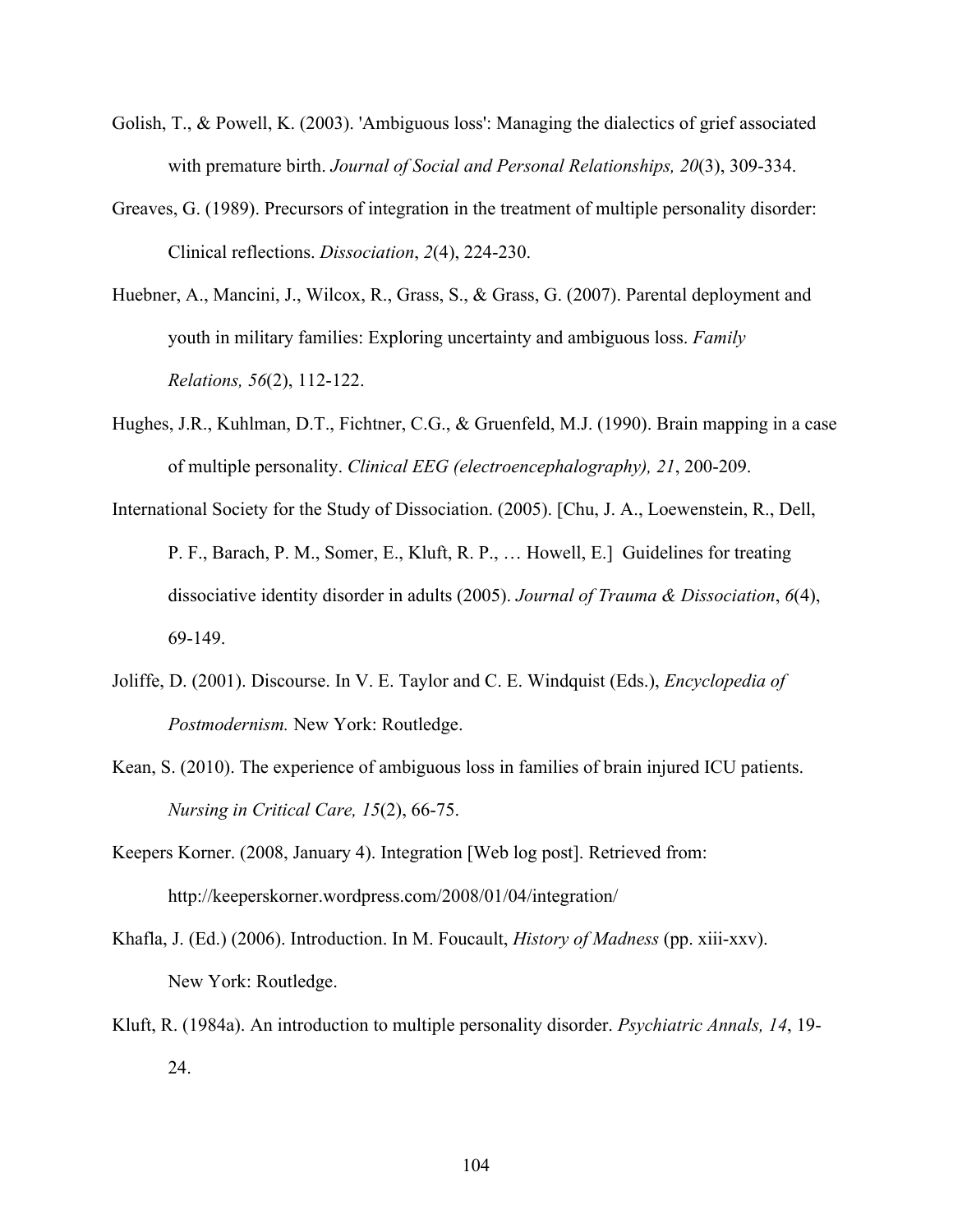Golish, T., & Powell, K. (2003). 'Ambiguous loss': Managing the dialectics of grief associated with premature birth. *Journal of Social and Personal Relationships, 20*(3), 309-334.

Greaves, G. (1989). Precursors of integration in the treatment of multiple personality disorder: Clinical reflections. *Dissociation*, *2*(4), 224-230.

Huebner, A., Mancini, J., Wilcox, R., Grass, S., & Grass, G. (2007). Parental deployment and youth in military families: Exploring uncertainty and ambiguous loss. *Family Relations, 56*(2), 112-122.

Hughes, J.R., Kuhlman, D.T., Fichtner, C.G., & Gruenfeld, M.J. (1990). Brain mapping in a case of multiple personality. *Clinical EEG (electroencephalography), 21*, 200-209.

International Society for the Study of Dissociation. (2005). [Chu, J. A., Loewenstein, R., Dell, P. F., Barach, P. M., Somer, E., Kluft, R. P., … Howell, E.] Guidelines for treating dissociative identity disorder in adults (2005). *Journal of Trauma & Dissociation*, *6*(4), 69-149.

Joliffe, D. (2001). Discourse. In V. E. Taylor and C. E. Windquist (Eds.), *Encyclopedia of Postmodernism.* New York: Routledge.

Kean, S. (2010). The experience of ambiguous loss in families of brain injured ICU patients. *Nursing in Critical Care, 15*(2), 66-75.

Keepers Korner. (2008, January 4). Integration [Web log post]. Retrieved from: http://keeperskorner.wordpress.com/2008/01/04/integration/

Khafla, J. (Ed.) (2006). Introduction. In M. Foucault, *History of Madness* (pp. xiii-xxv). New York: Routledge.

Kluft, R. (1984a). An introduction to multiple personality disorder. *Psychiatric Annals, 14*, 19-24.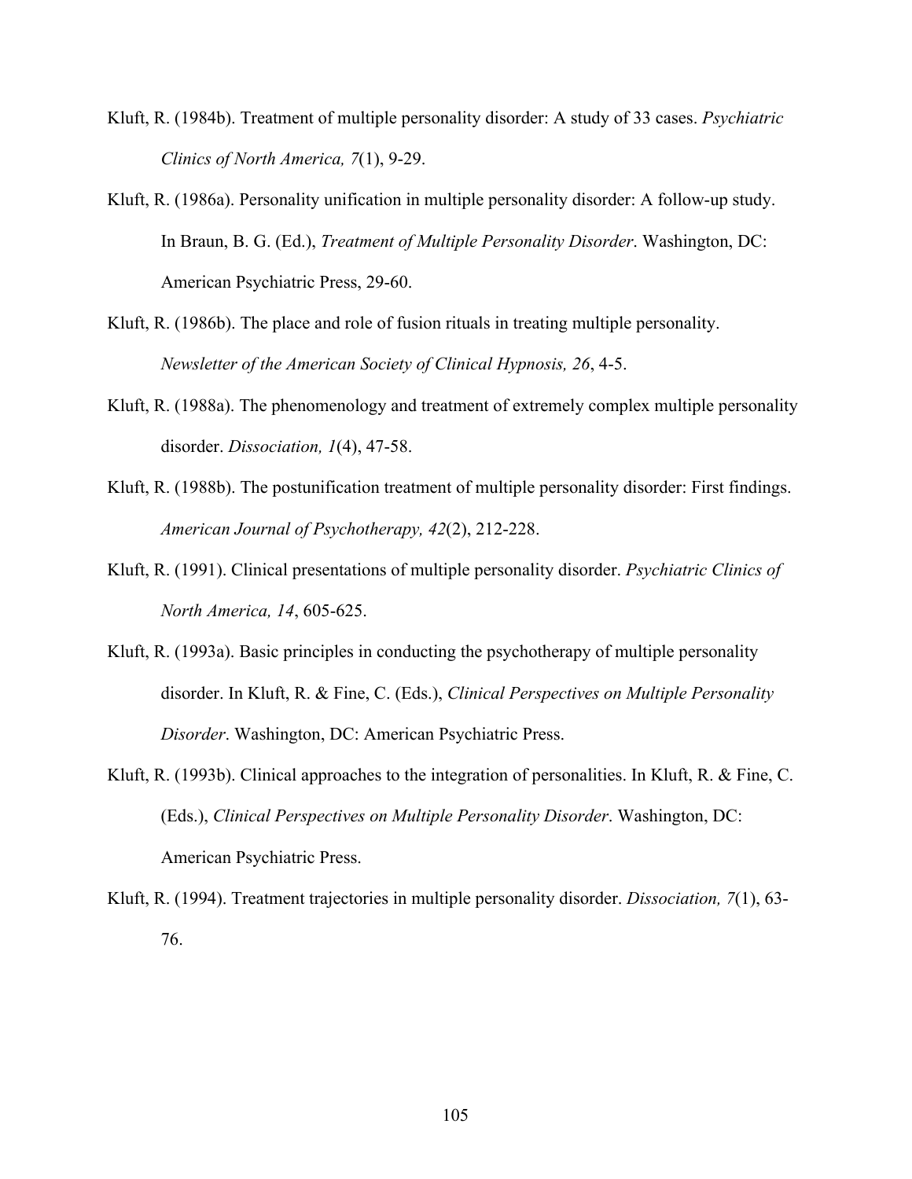Kluft, R. (1984b). Treatment of multiple personality disorder: A study of 33 cases. *Psychiatric Clinics of North America, 7*(1), 9-29.

Kluft, R. (1986a). Personality unification in multiple personality disorder: A follow-up study. In Braun, B. G. (Ed.), *Treatment of Multiple Personality Disorder*. Washington, DC: American Psychiatric Press, 29-60.

Kluft, R. (1986b). The place and role of fusion rituals in treating multiple personality. *Newsletter of the American Society of Clinical Hypnosis, 26*, 4-5.

Kluft, R. (1988a). The phenomenology and treatment of extremely complex multiple personality disorder. *Dissociation, 1*(4), 47-58.

Kluft, R. (1988b). The postunification treatment of multiple personality disorder: First findings. *American Journal of Psychotherapy, 42*(2), 212-228.

Kluft, R. (1991). Clinical presentations of multiple personality disorder. *Psychiatric Clinics of North America, 14*, 605-625.

Kluft, R. (1993a). Basic principles in conducting the psychotherapy of multiple personality disorder. In Kluft, R. & Fine, C. (Eds.), *Clinical Perspectives on Multiple Personality Disorder*. Washington, DC: American Psychiatric Press.

Kluft, R. (1993b). Clinical approaches to the integration of personalities. In Kluft, R. & Fine, C. (Eds.), *Clinical Perspectives on Multiple Personality Disorder*. Washington, DC: American Psychiatric Press.

Kluft, R. (1994). Treatment trajectories in multiple personality disorder. *Dissociation, 7*(1), 63-76.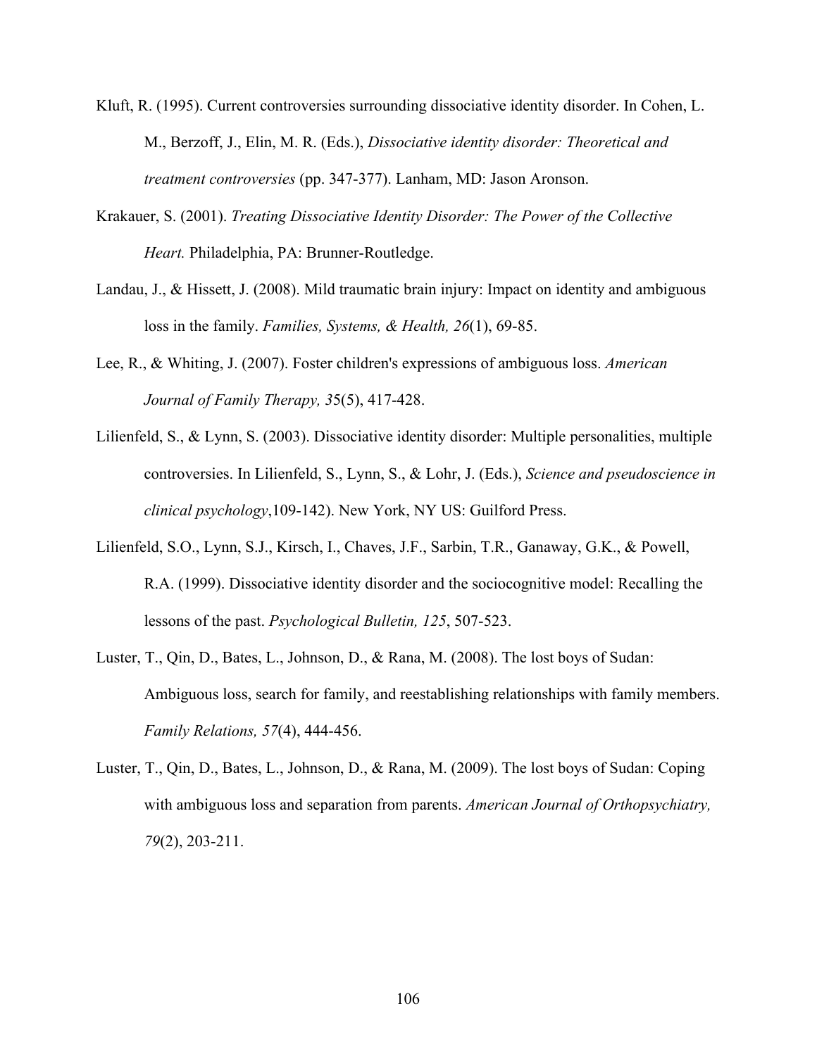Kluft, R. (1995). Current controversies surrounding dissociative identity disorder. In Cohen, L. M., Berzoff, J., Elin, M. R. (Eds.), *Dissociative identity disorder: Theoretical and treatment controversies* (pp. 347-377). Lanham, MD: Jason Aronson.

Krakauer, S. (2001). *Treating Dissociative Identity Disorder: The Power of the Collective Heart.* Philadelphia, PA: Brunner-Routledge.

Landau, J., & Hissett, J. (2008). Mild traumatic brain injury: Impact on identity and ambiguous loss in the family. *Families, Systems, & Health, 26*(1), 69-85.

Lee, R., & Whiting, J. (2007). Foster children's expressions of ambiguous loss. *American Journal of Family Therapy, 35*(5), 417-428.

Lilienfeld, S., & Lynn, S. (2003). Dissociative identity disorder: Multiple personalities, multiple controversies. In Lilienfeld, S., Lynn, S., & Lohr, J. (Eds.), *Science and pseudoscience in clinical psychology*,109-142). New York, NY US: Guilford Press.

Lilienfeld, S.O., Lynn, S.J., Kirsch, I., Chaves, J.F., Sarbin, T.R., Ganaway, G.K., & Powell, R.A. (1999). Dissociative identity disorder and the sociocognitive model: Recalling the lessons of the past. *Psychological Bulletin, 125*, 507-523.

Luster, T., Qin, D., Bates, L., Johnson, D., & Rana, M. (2008). The lost boys of Sudan: Ambiguous loss, search for family, and reestablishing relationships with family members. *Family Relations, 57*(4), 444-456.

Luster, T., Qin, D., Bates, L., Johnson, D., & Rana, M. (2009). The lost boys of Sudan: Coping with ambiguous loss and separation from parents. *American Journal of Orthopsychiatry, 79*(2), 203-211.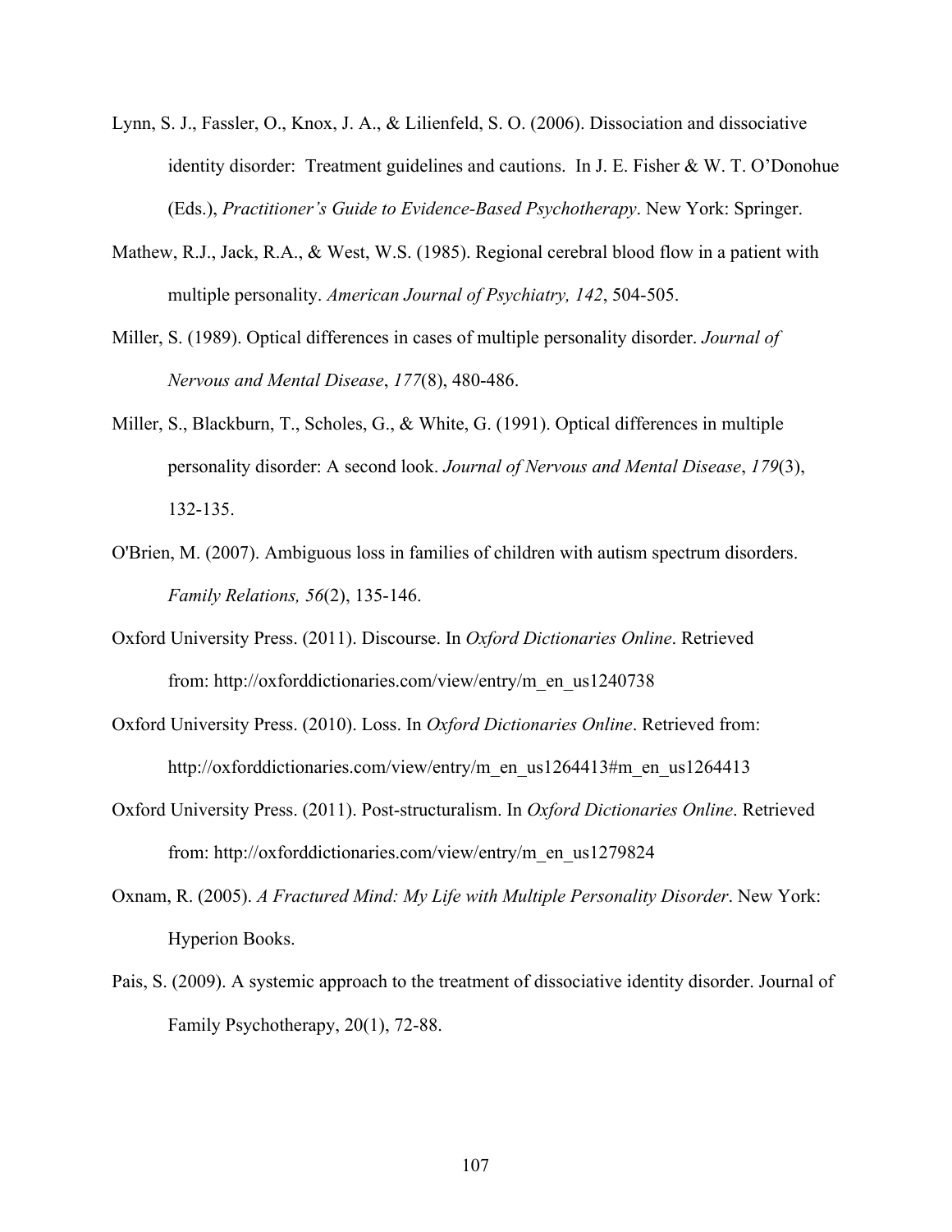Lynn, S. J., Fassler, O., Knox, J. A., & Lilienfeld, S. O. (2006). Dissociation and dissociative identity disorder: Treatment guidelines and cautions. In J. E. Fisher & W. T. O'Donohue (Eds.), *Practitioner's Guide to Evidence-Based Psychotherapy*. New York: Springer.

Mathew, R.J., Jack, R.A., & West, W.S. (1985). Regional cerebral blood flow in a patient with multiple personality. *American Journal of Psychiatry, 142*, 504-505.

Miller, S. (1989). Optical differences in cases of multiple personality disorder. *Journal of Nervous and Mental Disease*, *177*(8), 480-486.

Miller, S., Blackburn, T., Scholes, G., & White, G. (1991). Optical differences in multiple personality disorder: A second look. *Journal of Nervous and Mental Disease*, *179*(3), 132-135.

O'Brien, M. (2007). Ambiguous loss in families of children with autism spectrum disorders. *Family Relations, 56*(2), 135-146.

Oxford University Press. (2011). Discourse. In *Oxford Dictionaries Online*. Retrieved from: http://oxforddictionaries.com/view/entry/m_en_us1240738

Oxford University Press. (2010). Loss. In *Oxford Dictionaries Online*. Retrieved from: http://oxforddictionaries.com/view/entry/m_en_us1264413#m_en_us1264413

Oxford University Press. (2011). Post-structuralism. In *Oxford Dictionaries Online*. Retrieved from: http://oxforddictionaries.com/view/entry/m_en_us1279824

Oxnam, R. (2005). *A Fractured Mind: My Life with Multiple Personality Disorder*. New York: Hyperion Books.

Pais, S. (2009). A systemic approach to the treatment of dissociative identity disorder. Journal of Family Psychotherapy, 20(1), 72-88.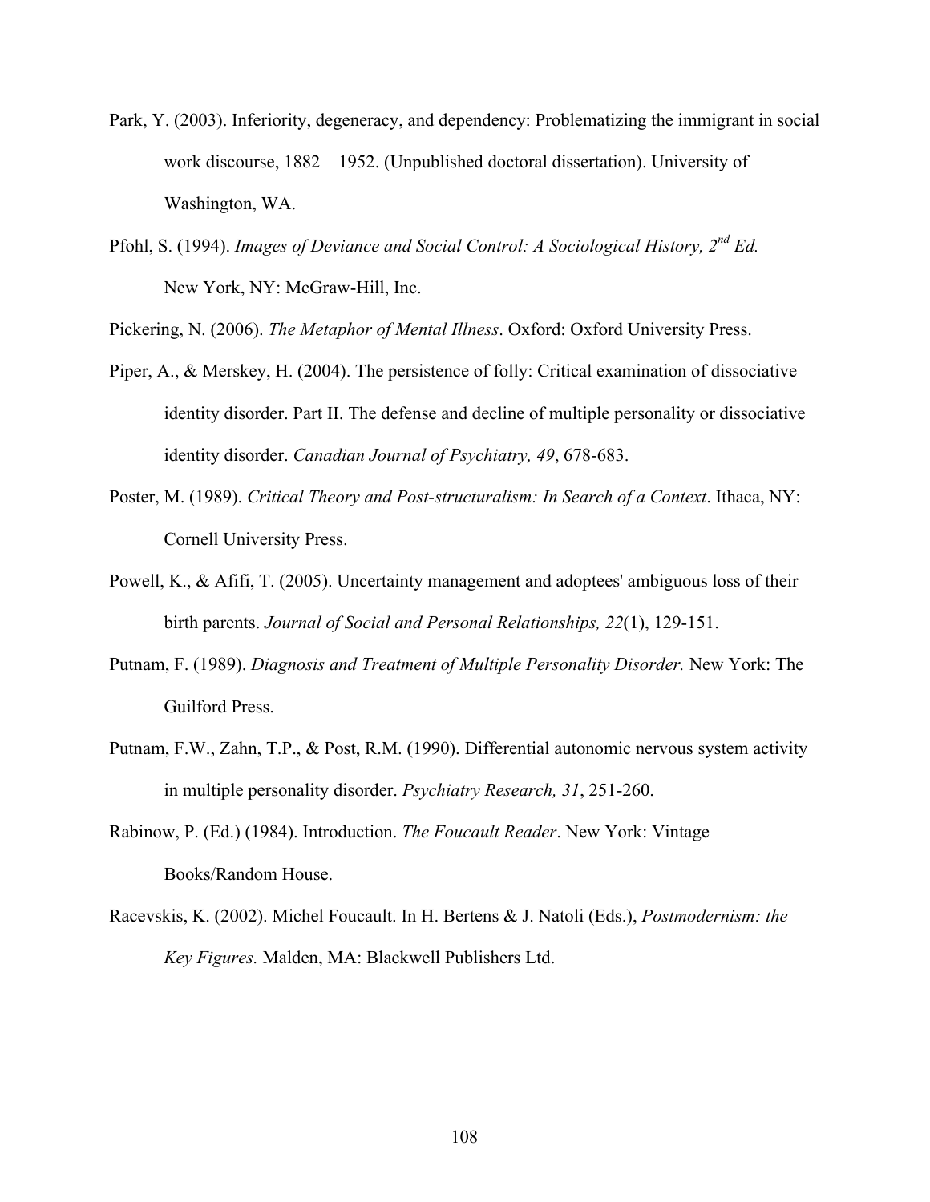Park, Y. (2003). Inferiority, degeneracy, and dependency: Problematizing the immigrant in social work discourse, 1882—1952. (Unpublished doctoral dissertation). University of Washington, WA.

Pfohl, S. (1994). *Images of Deviance and Social Control: A Sociological History, 2nd Ed.* New York, NY: McGraw-Hill, Inc.

Pickering, N. (2006). *The Metaphor of Mental Illness*. Oxford: Oxford University Press.

Piper, A., & Merskey, H. (2004). The persistence of folly: Critical examination of dissociative identity disorder. Part II. The defense and decline of multiple personality or dissociative identity disorder. *Canadian Journal of Psychiatry, 49*, 678-683.

Poster, M. (1989). *Critical Theory and Post-structuralism: In Search of a Context*. Ithaca, NY: Cornell University Press.

Powell, K., & Afifi, T. (2005). Uncertainty management and adoptees' ambiguous loss of their birth parents. *Journal of Social and Personal Relationships, 22*(1), 129-151.

Putnam, F. (1989). *Diagnosis and Treatment of Multiple Personality Disorder.* New York: The Guilford Press.

Putnam, F.W., Zahn, T.P., & Post, R.M. (1990). Differential autonomic nervous system activity in multiple personality disorder. *Psychiatry Research, 31*, 251-260.

Rabinow, P. (Ed.) (1984). Introduction. *The Foucault Reader*. New York: Vintage Books/Random House.

Racevskis, K. (2002). Michel Foucault. In H. Bertens & J. Natoli (Eds.), *Postmodernism: the Key Figures.* Malden, MA: Blackwell Publishers Ltd.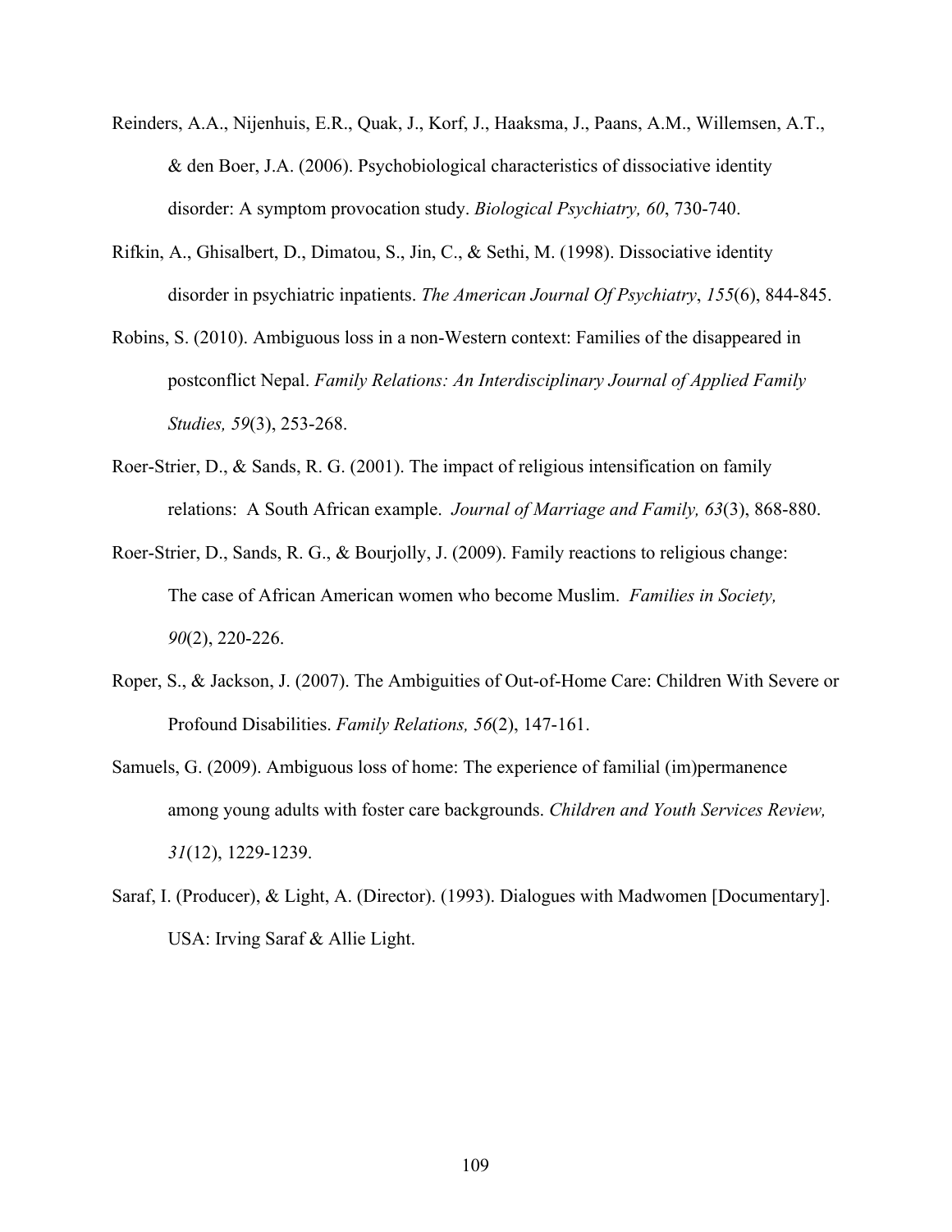Reinders, A.A., Nijenhuis, E.R., Quak, J., Korf, J., Haaksma, J., Paans, A.M., Willemsen, A.T., & den Boer, J.A. (2006). Psychobiological characteristics of dissociative identity disorder: A symptom provocation study. *Biological Psychiatry, 60*, 730-740.

Rifkin, A., Ghisalbert, D., Dimatou, S., Jin, C., & Sethi, M. (1998). Dissociative identity disorder in psychiatric inpatients. *The American Journal Of Psychiatry*, *155*(6), 844-845.

Robins, S. (2010). Ambiguous loss in a non-Western context: Families of the disappeared in postconflict Nepal. *Family Relations: An Interdisciplinary Journal of Applied Family Studies, 59*(3), 253-268.

Roer-Strier, D., & Sands, R. G. (2001). The impact of religious intensification on family relations: A South African example. *Journal of Marriage and Family, 63*(3), 868-880.

Roer-Strier, D., Sands, R. G., & Bourjolly, J. (2009). Family reactions to religious change: The case of African American women who become Muslim. *Families in Society, 90*(2), 220-226.

Roper, S., & Jackson, J. (2007). The Ambiguities of Out-of-Home Care: Children With Severe or Profound Disabilities. *Family Relations, 56*(2), 147-161.

Samuels, G. (2009). Ambiguous loss of home: The experience of familial (im)permanence among young adults with foster care backgrounds. *Children and Youth Services Review, 31*(12), 1229-1239.

Saraf, I. (Producer), & Light, A. (Director). (1993). Dialogues with Madwomen [Documentary]. USA: Irving Saraf & Allie Light.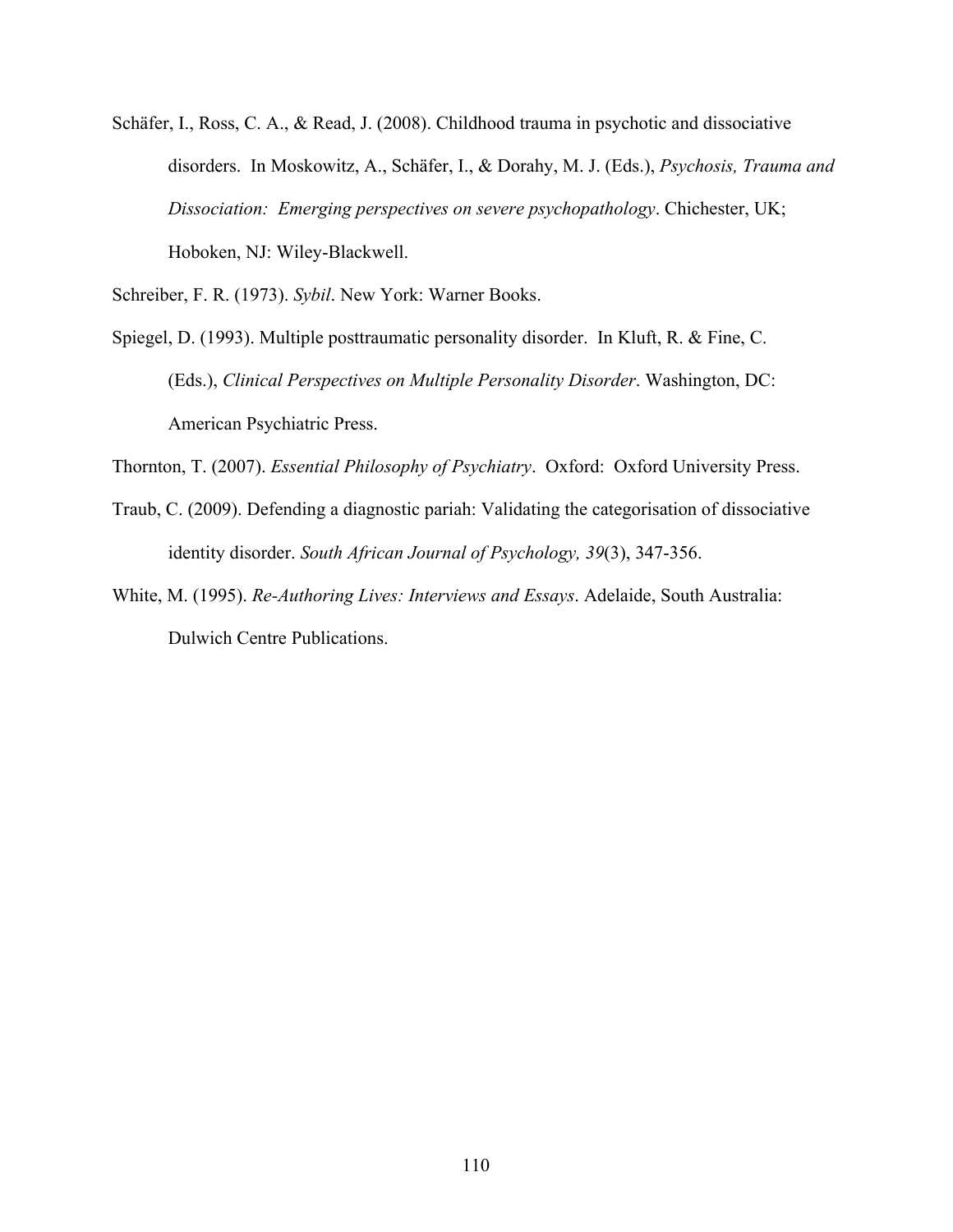Schäfer, I., Ross, C. A., & Read, J. (2008). Childhood trauma in psychotic and dissociative disorders. In Moskowitz, A., Schäfer, I., & Dorahy, M. J. (Eds.), *Psychosis, Trauma and Dissociation: Emerging perspectives on severe psychopathology*. Chichester, UK; Hoboken, NJ: Wiley-Blackwell.

Schreiber, F. R. (1973). *Sybil*. New York: Warner Books.

Spiegel, D. (1993). Multiple posttraumatic personality disorder. In Kluft, R. & Fine, C. (Eds.), *Clinical Perspectives on Multiple Personality Disorder*. Washington, DC: American Psychiatric Press.

Thornton, T. (2007). *Essential Philosophy of Psychiatry*. Oxford: Oxford University Press.

Traub, C. (2009). Defending a diagnostic pariah: Validating the categorisation of dissociative identity disorder. *South African Journal of Psychology, 39*(3), 347-356.

White, M. (1995). *Re-Authoring Lives: Interviews and Essays*. Adelaide, South Australia: Dulwich Centre Publications.